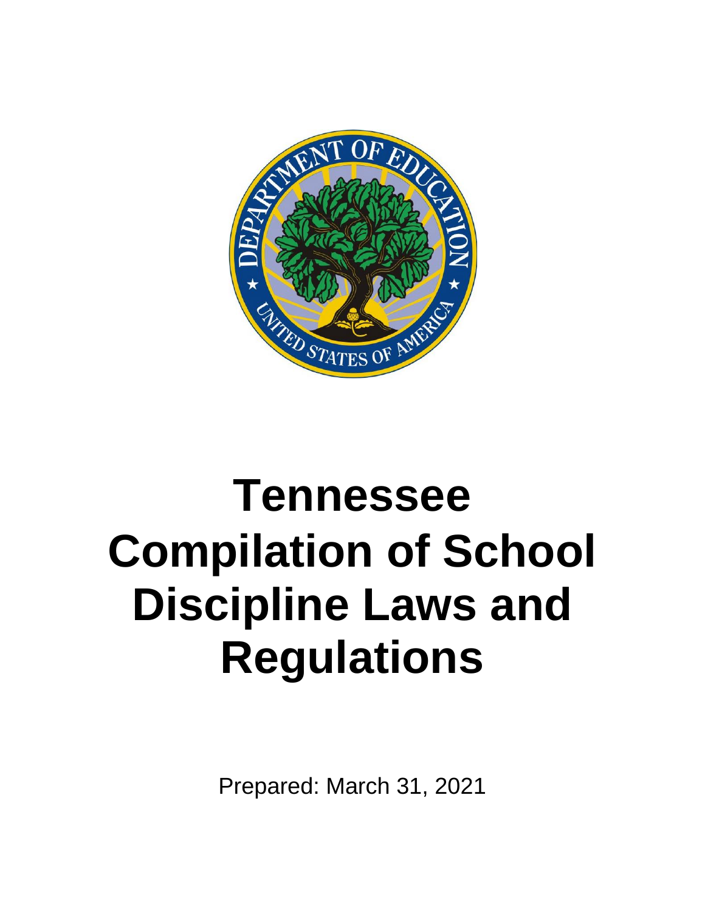# Tennessee Compilation of School Discipline Laws and Regulations

Prepared: March 31, 2021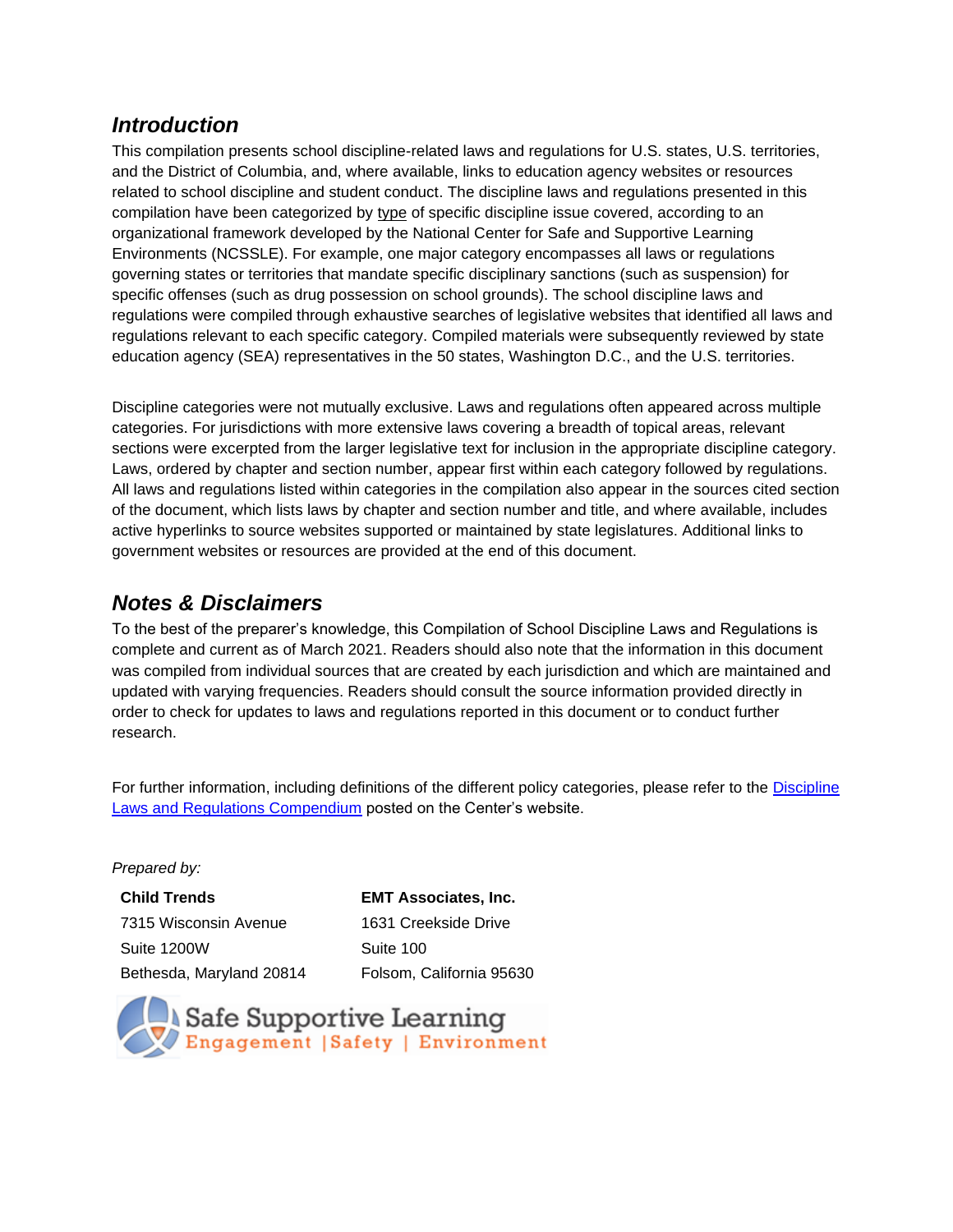## *Introduction*

This compilation presents school discipline-related laws and regulations for U.S. states, U.S. territories, and the District of Columbia, and, where available, links to education agency websites or resources related to school discipline and student conduct. The discipline laws and regulations presented in this compilation have been categorized by type of specific discipline issue covered, according to an organizational framework developed by the National Center for Safe and Supportive Learning Environments (NCSSLE). For example, one major category encompasses all laws or regulations governing states or territories that mandate specific disciplinary sanctions (such as suspension) for specific offenses (such as drug possession on school grounds). The school discipline laws and regulations were compiled through exhaustive searches of legislative websites that identified all laws and regulations relevant to each specific category. Compiled materials were subsequently reviewed by state education agency (SEA) representatives in the 50 states, Washington D.C., and the U.S. territories.

Discipline categories were not mutually exclusive. Laws and regulations often appeared across multiple categories. For jurisdictions with more extensive laws covering a breadth of topical areas, relevant sections were excerpted from the larger legislative text for inclusion in the appropriate discipline category. Laws, ordered by chapter and section number, appear first within each category followed by regulations. All laws and regulations listed within categories in the compilation also appear in the sources cited section of the document, which lists laws by chapter and section number and title, and where available, includes active hyperlinks to source websites supported or maintained by state legislatures. Additional links to government websites or resources are provided at the end of this document.

## *Notes & Disclaimers*

To the best of the preparer's knowledge, this Compilation of School Discipline Laws and Regulations is complete and current as of March 2021. Readers should also note that the information in this document was compiled from individual sources that are created by each jurisdiction and which are maintained and updated with varying frequencies. Readers should consult the source information provided directly in order to check for updates to laws and regulations reported in this document or to conduct further research.

For further information, including definitions of the different policy categories, please refer to the Discipline Laws and Regulations Compendium posted on the Center's website.

*Prepared by:*

**Child Trends**
7315 Wisconsin Avenue
Suite 1200W
Bethesda, Maryland 20814

**EMT Associates, Inc.**
1631 Creekside Drive
Suite 100
Folsom, California 95630

Safe Supportive Learning
Engagement | Safety | Environment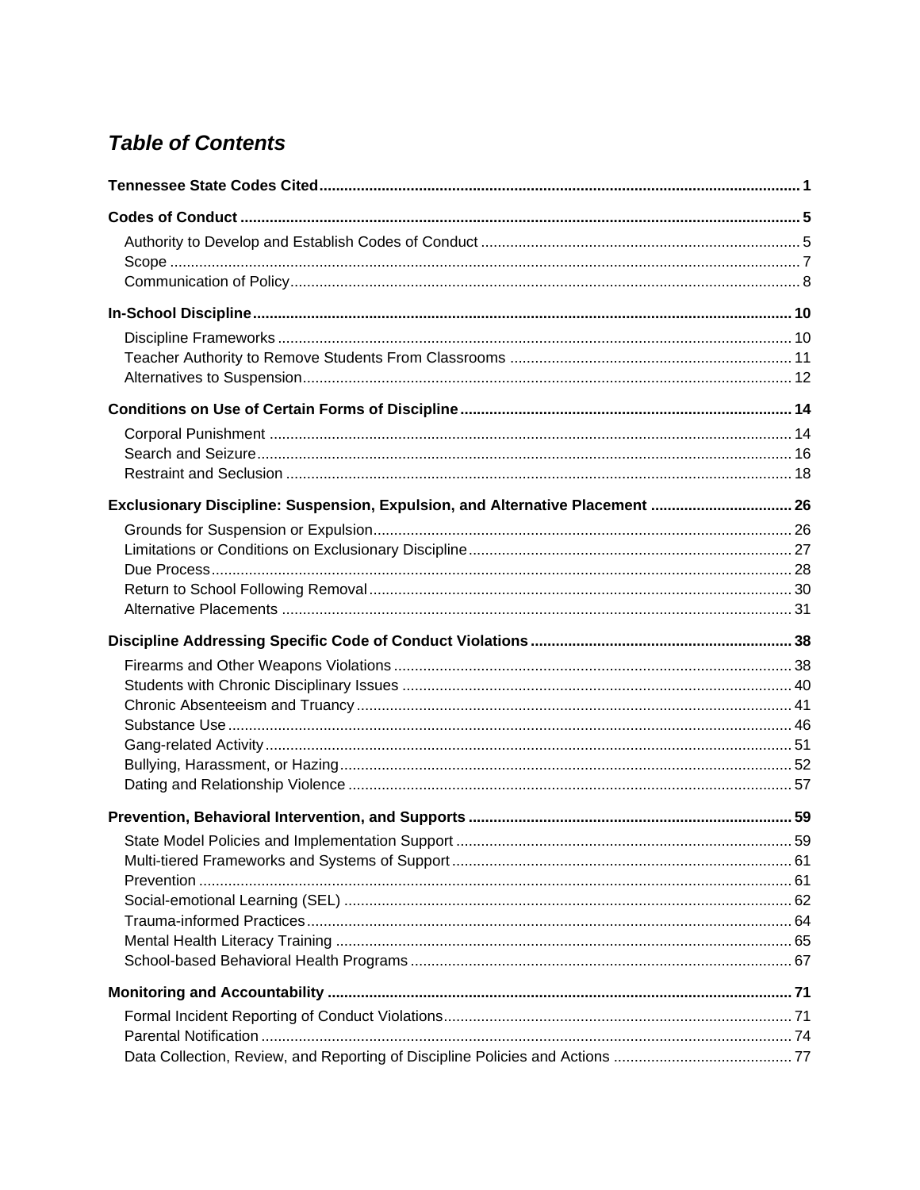## *Table of Contents*

**Tennessee State Codes Cited** .......... **1**

**Codes of Conduct** .......... **5**

- Authority to Develop and Establish Codes of Conduct .......... 5
- Scope .......... 7
- Communication of Policy .......... 8

**In-School Discipline** .......... **10**

- Discipline Frameworks .......... 10
- Teacher Authority to Remove Students From Classrooms .......... 11
- Alternatives to Suspension .......... 12

**Conditions on Use of Certain Forms of Discipline** .......... **14**

- Corporal Punishment .......... 14
- Search and Seizure .......... 16
- Restraint and Seclusion .......... 18

**Exclusionary Discipline: Suspension, Expulsion, and Alternative Placement** .......... **26**

- Grounds for Suspension or Expulsion .......... 26
- Limitations or Conditions on Exclusionary Discipline .......... 27
- Due Process .......... 28
- Return to School Following Removal .......... 30
- Alternative Placements .......... 31

**Discipline Addressing Specific Code of Conduct Violations** .......... **38**

- Firearms and Other Weapons Violations .......... 38
- Students with Chronic Disciplinary Issues .......... 40
- Chronic Absenteeism and Truancy .......... 41
- Substance Use .......... 46
- Gang-related Activity .......... 51
- Bullying, Harassment, or Hazing .......... 52
- Dating and Relationship Violence .......... 57

**Prevention, Behavioral Intervention, and Supports** .......... **59**

- State Model Policies and Implementation Support .......... 59
- Multi-tiered Frameworks and Systems of Support .......... 61
- Prevention .......... 61
- Social-emotional Learning (SEL) .......... 62
- Trauma-informed Practices .......... 64
- Mental Health Literacy Training .......... 65
- School-based Behavioral Health Programs .......... 67

**Monitoring and Accountability** .......... **71**

- Formal Incident Reporting of Conduct Violations .......... 71
- Parental Notification .......... 74
- Data Collection, Review, and Reporting of Discipline Policies and Actions .......... 77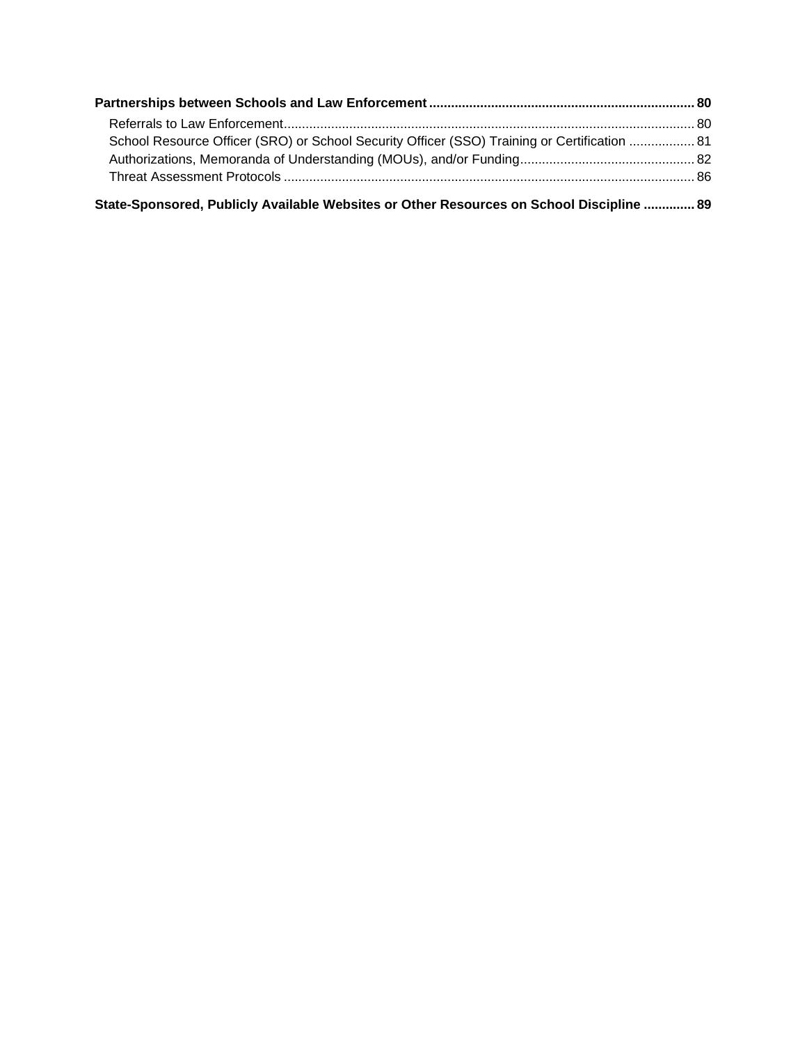**Partnerships between Schools and Law Enforcement** ........................................................................ **80**

- Referrals to Law Enforcement ................................................................................................................ 80
- School Resource Officer (SRO) or School Security Officer (SSO) Training or Certification .................. 81
- Authorizations, Memoranda of Understanding (MOUs), and/or Funding ................................................ 82
- Threat Assessment Protocols ................................................................................................................. 86

**State-Sponsored, Publicly Available Websites or Other Resources on School Discipline** ............. **89**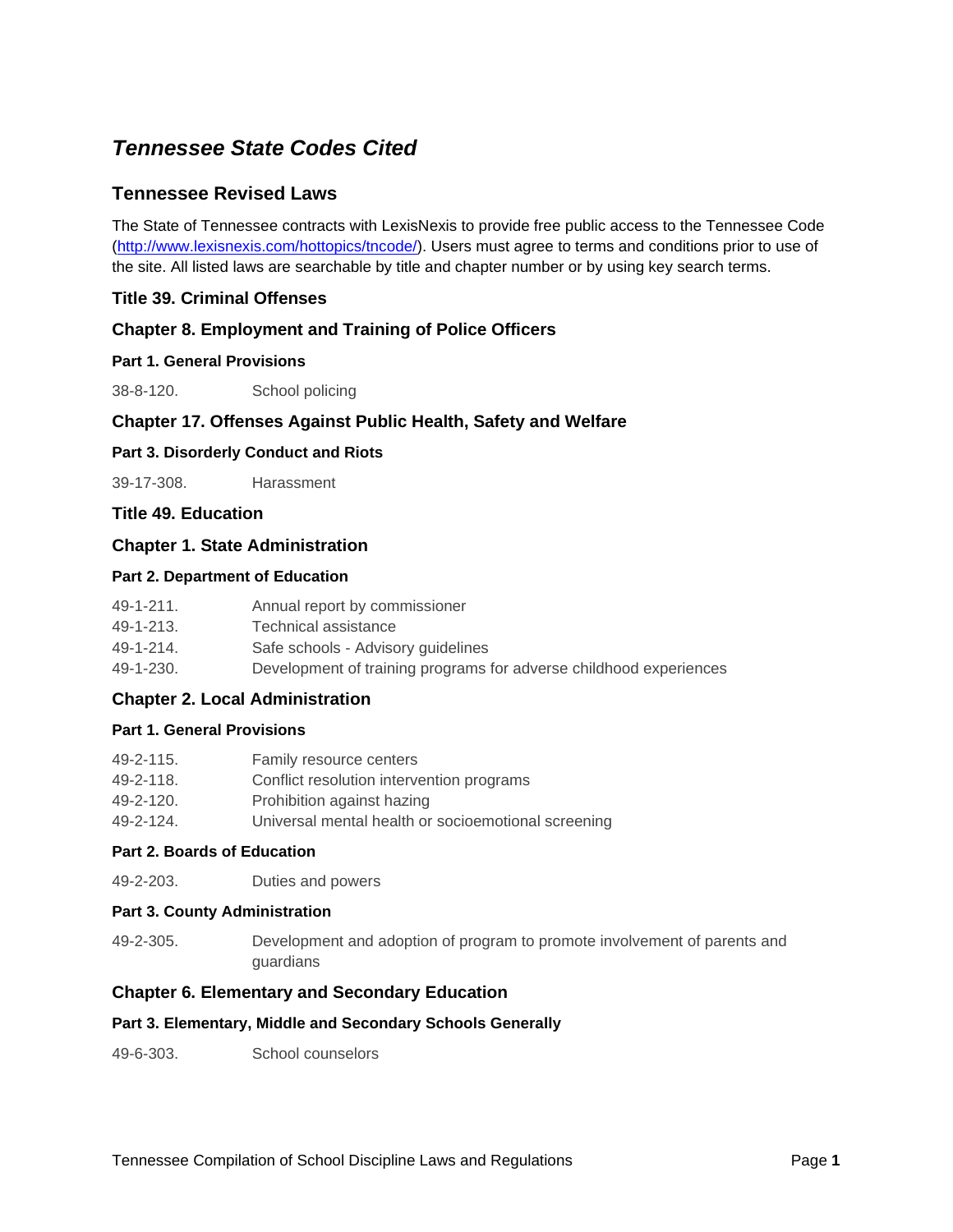# *Tennessee State Codes Cited*

## Tennessee Revised Laws

The State of Tennessee contracts with LexisNexis to provide free public access to the Tennessee Code (http://www.lexisnexis.com/hottopics/tncode/). Users must agree to terms and conditions prior to use of the site. All listed laws are searchable by title and chapter number or by using key search terms.

### Title 39. Criminal Offenses

### Chapter 8. Employment and Training of Police Officers

#### Part 1. General Provisions

38-8-120. School policing

### Chapter 17. Offenses Against Public Health, Safety and Welfare

#### Part 3. Disorderly Conduct and Riots

39-17-308. Harassment

### Title 49. Education

### Chapter 1. State Administration

#### Part 2. Department of Education

49-1-211. Annual report by commissioner
49-1-213. Technical assistance
49-1-214. Safe schools - Advisory guidelines
49-1-230. Development of training programs for adverse childhood experiences

### Chapter 2. Local Administration

#### Part 1. General Provisions

49-2-115. Family resource centers
49-2-118. Conflict resolution intervention programs
49-2-120. Prohibition against hazing
49-2-124. Universal mental health or socioemotional screening

#### Part 2. Boards of Education

49-2-203. Duties and powers

#### Part 3. County Administration

49-2-305. Development and adoption of program to promote involvement of parents and guardians

### Chapter 6. Elementary and Secondary Education

#### Part 3. Elementary, Middle and Secondary Schools Generally

49-6-303. School counselors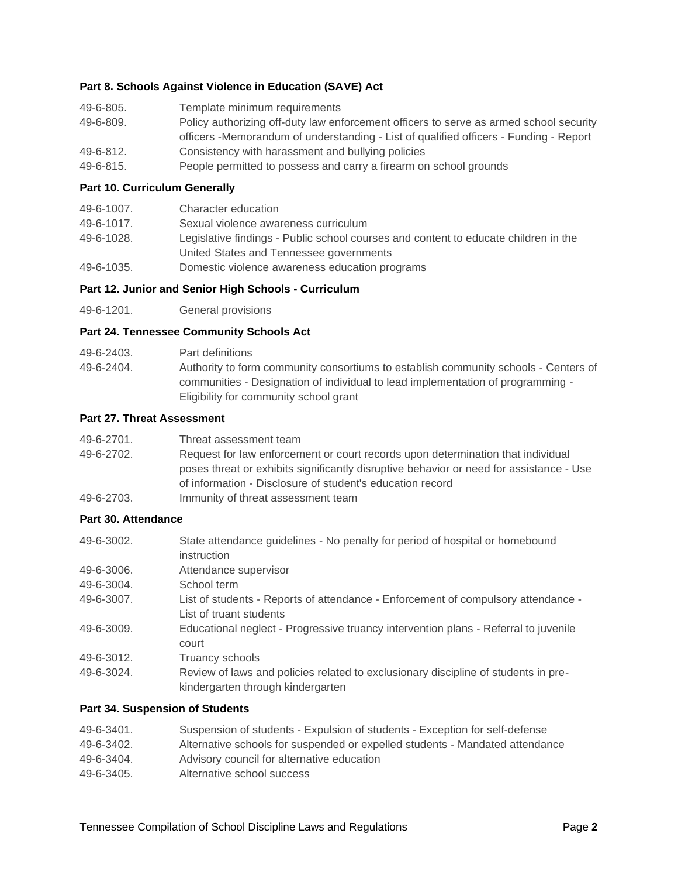**Part 8. Schools Against Violence in Education (SAVE) Act**

| | |
|---|---|
| 49-6-805. | Template minimum requirements |
| 49-6-809. | Policy authorizing off-duty law enforcement officers to serve as armed school security officers -Memorandum of understanding - List of qualified officers - Funding - Report |
| 49-6-812. | Consistency with harassment and bullying policies |
| 49-6-815. | People permitted to possess and carry a firearm on school grounds |

**Part 10. Curriculum Generally**

| | |
|---|---|
| 49-6-1007. | Character education |
| 49-6-1017. | Sexual violence awareness curriculum |
| 49-6-1028. | Legislative findings - Public school courses and content to educate children in the United States and Tennessee governments |
| 49-6-1035. | Domestic violence awareness education programs |

**Part 12. Junior and Senior High Schools - Curriculum**

| | |
|---|---|
| 49-6-1201. | General provisions |

**Part 24. Tennessee Community Schools Act**

| | |
|---|---|
| 49-6-2403. | Part definitions |
| 49-6-2404. | Authority to form community consortiums to establish community schools - Centers of communities - Designation of individual to lead implementation of programming - Eligibility for community school grant |

**Part 27. Threat Assessment**

| | |
|---|---|
| 49-6-2701. | Threat assessment team |
| 49-6-2702. | Request for law enforcement or court records upon determination that individual poses threat or exhibits significantly disruptive behavior or need for assistance - Use of information - Disclosure of student's education record |
| 49-6-2703. | Immunity of threat assessment team |

**Part 30. Attendance**

| | |
|---|---|
| 49-6-3002. | State attendance guidelines - No penalty for period of hospital or homebound instruction |
| 49-6-3006. | Attendance supervisor |
| 49-6-3004. | School term |
| 49-6-3007. | List of students - Reports of attendance - Enforcement of compulsory attendance - List of truant students |
| 49-6-3009. | Educational neglect - Progressive truancy intervention plans - Referral to juvenile court |
| 49-6-3012. | Truancy schools |
| 49-6-3024. | Review of laws and policies related to exclusionary discipline of students in pre-kindergarten through kindergarten |

**Part 34. Suspension of Students**

| | |
|---|---|
| 49-6-3401. | Suspension of students - Expulsion of students - Exception for self-defense |
| 49-6-3402. | Alternative schools for suspended or expelled students - Mandated attendance |
| 49-6-3404. | Advisory council for alternative education |
| 49-6-3405. | Alternative school success |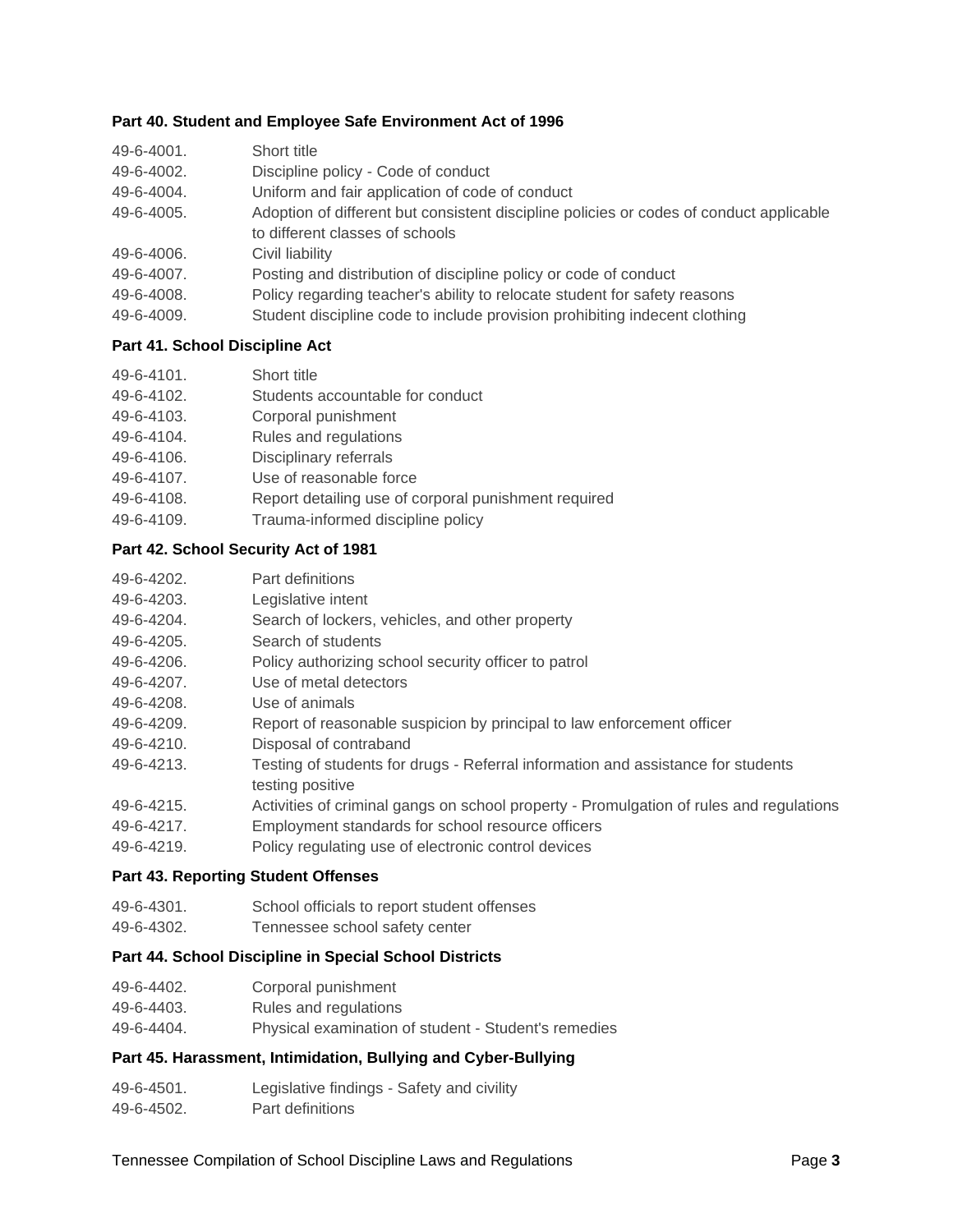**Part 40. Student and Employee Safe Environment Act of 1996**

| | |
|---|---|
| 49-6-4001. | Short title |
| 49-6-4002. | Discipline policy - Code of conduct |
| 49-6-4004. | Uniform and fair application of code of conduct |
| 49-6-4005. | Adoption of different but consistent discipline policies or codes of conduct applicable to different classes of schools |
| 49-6-4006. | Civil liability |
| 49-6-4007. | Posting and distribution of discipline policy or code of conduct |
| 49-6-4008. | Policy regarding teacher's ability to relocate student for safety reasons |
| 49-6-4009. | Student discipline code to include provision prohibiting indecent clothing |

**Part 41. School Discipline Act**

| | |
|---|---|
| 49-6-4101. | Short title |
| 49-6-4102. | Students accountable for conduct |
| 49-6-4103. | Corporal punishment |
| 49-6-4104. | Rules and regulations |
| 49-6-4106. | Disciplinary referrals |
| 49-6-4107. | Use of reasonable force |
| 49-6-4108. | Report detailing use of corporal punishment required |
| 49-6-4109. | Trauma-informed discipline policy |

**Part 42. School Security Act of 1981**

| | |
|---|---|
| 49-6-4202. | Part definitions |
| 49-6-4203. | Legislative intent |
| 49-6-4204. | Search of lockers, vehicles, and other property |
| 49-6-4205. | Search of students |
| 49-6-4206. | Policy authorizing school security officer to patrol |
| 49-6-4207. | Use of metal detectors |
| 49-6-4208. | Use of animals |
| 49-6-4209. | Report of reasonable suspicion by principal to law enforcement officer |
| 49-6-4210. | Disposal of contraband |
| 49-6-4213. | Testing of students for drugs - Referral information and assistance for students testing positive |
| 49-6-4215. | Activities of criminal gangs on school property - Promulgation of rules and regulations |
| 49-6-4217. | Employment standards for school resource officers |
| 49-6-4219. | Policy regulating use of electronic control devices |

**Part 43. Reporting Student Offenses**

| | |
|---|---|
| 49-6-4301. | School officials to report student offenses |
| 49-6-4302. | Tennessee school safety center |

**Part 44. School Discipline in Special School Districts**

| | |
|---|---|
| 49-6-4402. | Corporal punishment |
| 49-6-4403. | Rules and regulations |
| 49-6-4404. | Physical examination of student - Student's remedies |

**Part 45. Harassment, Intimidation, Bullying and Cyber-Bullying**

| | |
|---|---|
| 49-6-4501. | Legislative findings - Safety and civility |
| 49-6-4502. | Part definitions |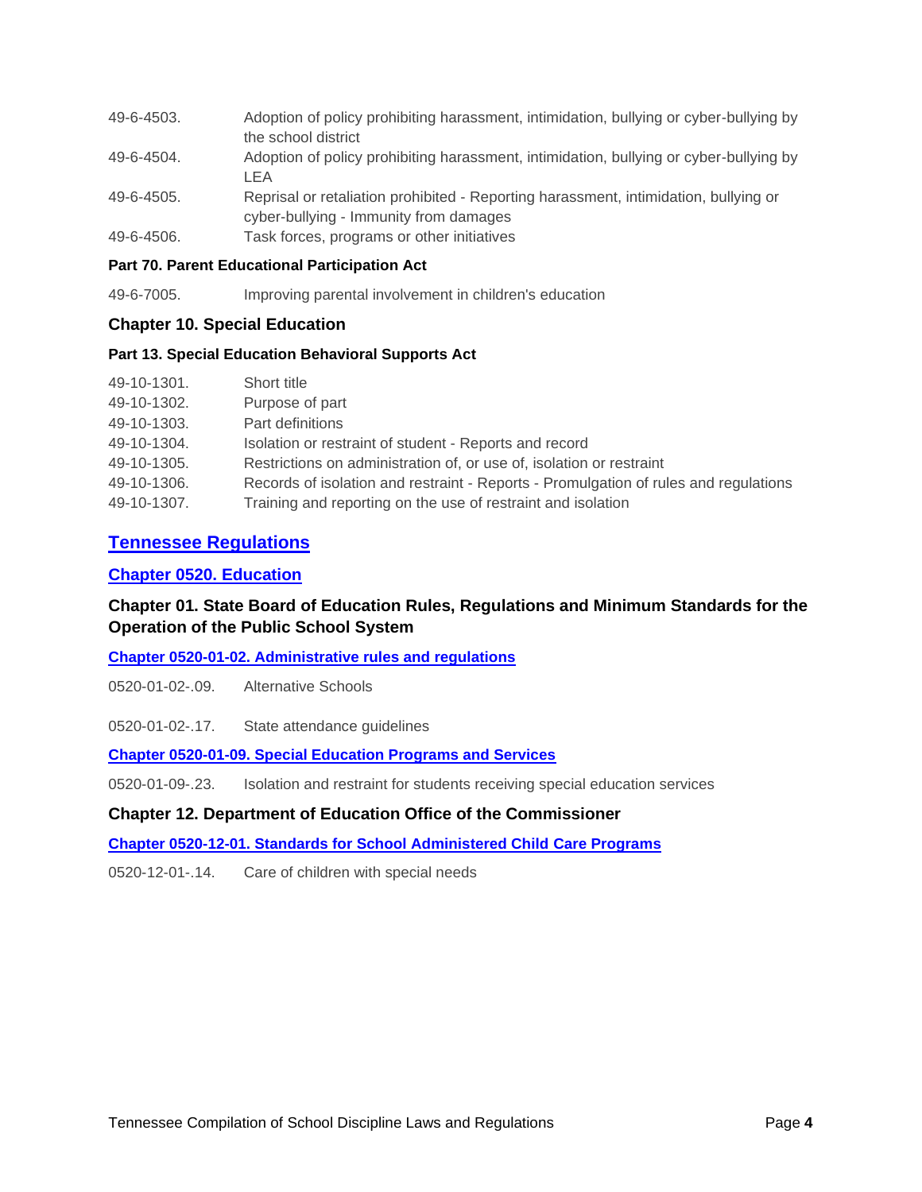| | |
|---|---|
| 49-6-4503. | Adoption of policy prohibiting harassment, intimidation, bullying or cyber-bullying by the school district |
| 49-6-4504. | Adoption of policy prohibiting harassment, intimidation, bullying or cyber-bullying by LEA |
| 49-6-4505. | Reprisal or retaliation prohibited - Reporting harassment, intimidation, bullying or cyber-bullying - Immunity from damages |
| 49-6-4506. | Task forces, programs or other initiatives |

**Part 70. Parent Educational Participation Act**

| | |
|---|---|
| 49-6-7005. | Improving parental involvement in children's education |

### Chapter 10. Special Education

**Part 13. Special Education Behavioral Supports Act**

| | |
|---|---|
| 49-10-1301. | Short title |
| 49-10-1302. | Purpose of part |
| 49-10-1303. | Part definitions |
| 49-10-1304. | Isolation or restraint of student - Reports and record |
| 49-10-1305. | Restrictions on administration of, or use of, isolation or restraint |
| 49-10-1306. | Records of isolation and restraint - Reports - Promulgation of rules and regulations |
| 49-10-1307. | Training and reporting on the use of restraint and isolation |

## Tennessee Regulations

### Chapter 0520. Education

### Chapter 01. State Board of Education Rules, Regulations and Minimum Standards for the Operation of the Public School System

**Chapter 0520-01-02. Administrative rules and regulations**

| | |
|---|---|
| 0520-01-02-.09. | Alternative Schools |
| 0520-01-02-.17. | State attendance guidelines |

**Chapter 0520-01-09. Special Education Programs and Services**

| | |
|---|---|
| 0520-01-09-.23. | Isolation and restraint for students receiving special education services |

### Chapter 12. Department of Education Office of the Commissioner

**Chapter 0520-12-01. Standards for School Administered Child Care Programs**

| | |
|---|---|
| 0520-12-01-.14. | Care of children with special needs |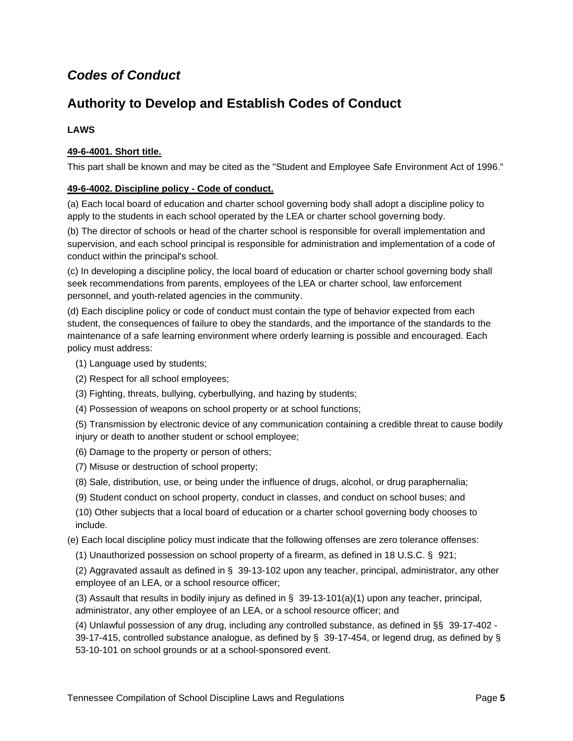## *Codes of Conduct*

## Authority to Develop and Establish Codes of Conduct

**LAWS**

**49-6-4001. Short title.**

This part shall be known and may be cited as the "Student and Employee Safe Environment Act of 1996."

**49-6-4002. Discipline policy - Code of conduct.**

(a) Each local board of education and charter school governing body shall adopt a discipline policy to apply to the students in each school operated by the LEA or charter school governing body.

(b) The director of schools or head of the charter school is responsible for overall implementation and supervision, and each school principal is responsible for administration and implementation of a code of conduct within the principal's school.

(c) In developing a discipline policy, the local board of education or charter school governing body shall seek recommendations from parents, employees of the LEA or charter school, law enforcement personnel, and youth-related agencies in the community.

(d) Each discipline policy or code of conduct must contain the type of behavior expected from each student, the consequences of failure to obey the standards, and the importance of the standards to the maintenance of a safe learning environment where orderly learning is possible and encouraged. Each policy must address:

(1) Language used by students;

(2) Respect for all school employees;

(3) Fighting, threats, bullying, cyberbullying, and hazing by students;

(4) Possession of weapons on school property or at school functions;

(5) Transmission by electronic device of any communication containing a credible threat to cause bodily injury or death to another student or school employee;

(6) Damage to the property or person of others;

(7) Misuse or destruction of school property;

(8) Sale, distribution, use, or being under the influence of drugs, alcohol, or drug paraphernalia;

(9) Student conduct on school property, conduct in classes, and conduct on school buses; and

(10) Other subjects that a local board of education or a charter school governing body chooses to include.

(e) Each local discipline policy must indicate that the following offenses are zero tolerance offenses:

(1) Unauthorized possession on school property of a firearm, as defined in 18 U.S.C. § 921;

(2) Aggravated assault as defined in § 39-13-102 upon any teacher, principal, administrator, any other employee of an LEA, or a school resource officer;

(3) Assault that results in bodily injury as defined in § 39-13-101(a)(1) upon any teacher, principal, administrator, any other employee of an LEA, or a school resource officer; and

(4) Unlawful possession of any drug, including any controlled substance, as defined in §§ 39-17-402 - 39-17-415, controlled substance analogue, as defined by § 39-17-454, or legend drug, as defined by § 53-10-101 on school grounds or at a school-sponsored event.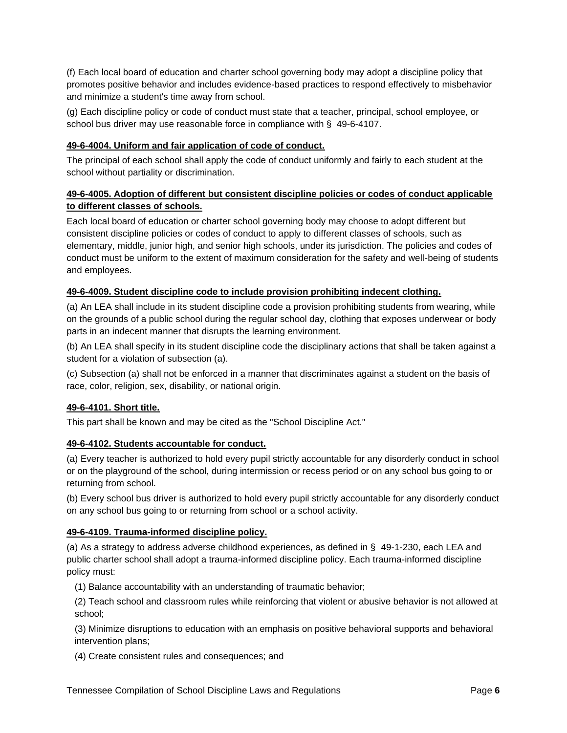(f) Each local board of education and charter school governing body may adopt a discipline policy that promotes positive behavior and includes evidence-based practices to respond effectively to misbehavior and minimize a student's time away from school.

(g) Each discipline policy or code of conduct must state that a teacher, principal, school employee, or school bus driver may use reasonable force in compliance with § 49-6-4107.

### 49-6-4004. Uniform and fair application of code of conduct.

The principal of each school shall apply the code of conduct uniformly and fairly to each student at the school without partiality or discrimination.

### 49-6-4005. Adoption of different but consistent discipline policies or codes of conduct applicable to different classes of schools.

Each local board of education or charter school governing body may choose to adopt different but consistent discipline policies or codes of conduct to apply to different classes of schools, such as elementary, middle, junior high, and senior high schools, under its jurisdiction. The policies and codes of conduct must be uniform to the extent of maximum consideration for the safety and well-being of students and employees.

### 49-6-4009. Student discipline code to include provision prohibiting indecent clothing.

(a) An LEA shall include in its student discipline code a provision prohibiting students from wearing, while on the grounds of a public school during the regular school day, clothing that exposes underwear or body parts in an indecent manner that disrupts the learning environment.

(b) An LEA shall specify in its student discipline code the disciplinary actions that shall be taken against a student for a violation of subsection (a).

(c) Subsection (a) shall not be enforced in a manner that discriminates against a student on the basis of race, color, religion, sex, disability, or national origin.

### 49-6-4101. Short title.

This part shall be known and may be cited as the "School Discipline Act."

### 49-6-4102. Students accountable for conduct.

(a) Every teacher is authorized to hold every pupil strictly accountable for any disorderly conduct in school or on the playground of the school, during intermission or recess period or on any school bus going to or returning from school.

(b) Every school bus driver is authorized to hold every pupil strictly accountable for any disorderly conduct on any school bus going to or returning from school or a school activity.

### 49-6-4109. Trauma-informed discipline policy.

(a) As a strategy to address adverse childhood experiences, as defined in § 49-1-230, each LEA and public charter school shall adopt a trauma-informed discipline policy. Each trauma-informed discipline policy must:

(1) Balance accountability with an understanding of traumatic behavior;

(2) Teach school and classroom rules while reinforcing that violent or abusive behavior is not allowed at school;

(3) Minimize disruptions to education with an emphasis on positive behavioral supports and behavioral intervention plans;

(4) Create consistent rules and consequences; and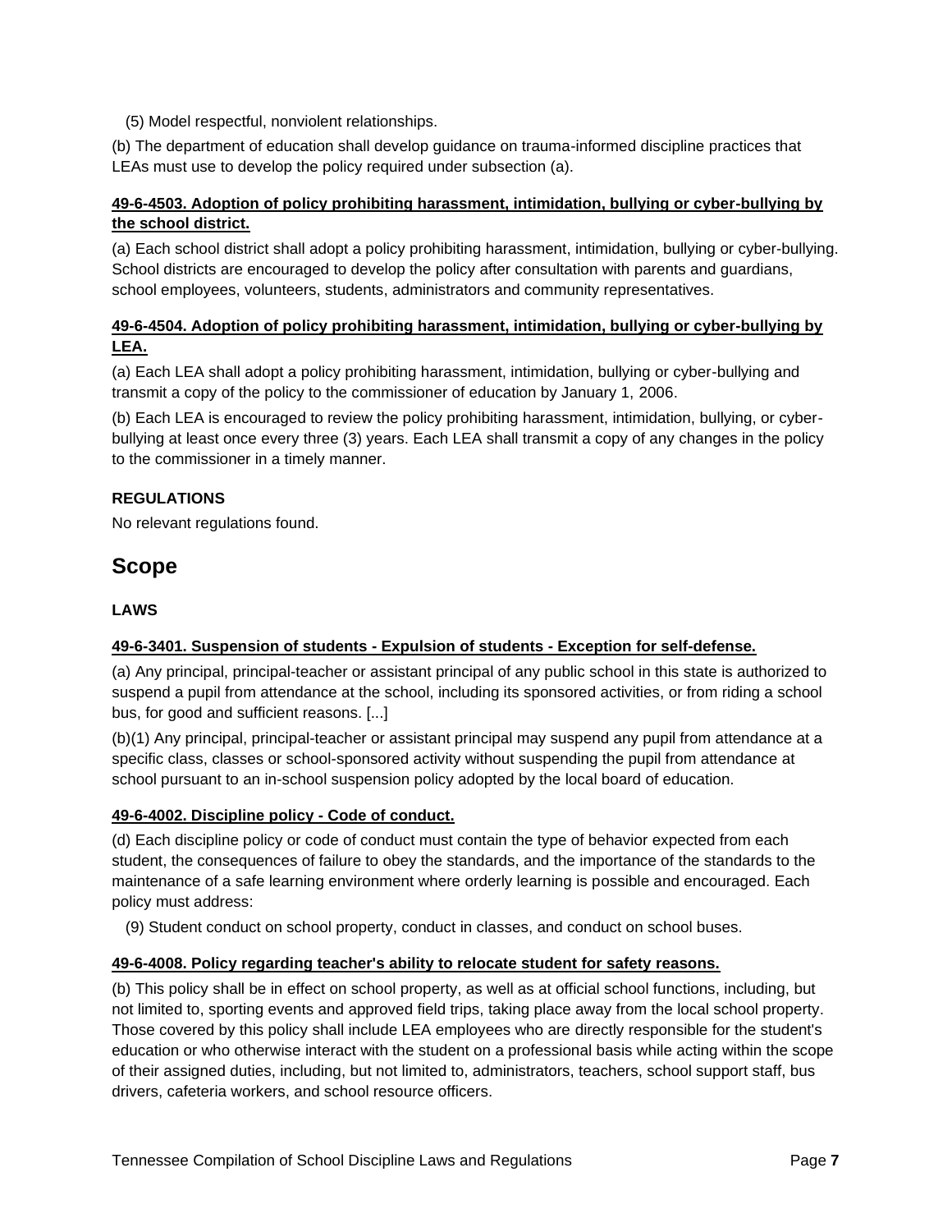(5) Model respectful, nonviolent relationships.

(b) The department of education shall develop guidance on trauma-informed discipline practices that LEAs must use to develop the policy required under subsection (a).

**49-6-4503. Adoption of policy prohibiting harassment, intimidation, bullying or cyber-bullying by the school district.**

(a) Each school district shall adopt a policy prohibiting harassment, intimidation, bullying or cyber-bullying. School districts are encouraged to develop the policy after consultation with parents and guardians, school employees, volunteers, students, administrators and community representatives.

**49-6-4504. Adoption of policy prohibiting harassment, intimidation, bullying or cyber-bullying by LEA.**

(a) Each LEA shall adopt a policy prohibiting harassment, intimidation, bullying or cyber-bullying and transmit a copy of the policy to the commissioner of education by January 1, 2006.

(b) Each LEA is encouraged to review the policy prohibiting harassment, intimidation, bullying, or cyber-bullying at least once every three (3) years. Each LEA shall transmit a copy of any changes in the policy to the commissioner in a timely manner.

**REGULATIONS**

No relevant regulations found.

## Scope

**LAWS**

**49-6-3401. Suspension of students - Expulsion of students - Exception for self-defense.**

(a) Any principal, principal-teacher or assistant principal of any public school in this state is authorized to suspend a pupil from attendance at the school, including its sponsored activities, or from riding a school bus, for good and sufficient reasons. [...]

(b)(1) Any principal, principal-teacher or assistant principal may suspend any pupil from attendance at a specific class, classes or school-sponsored activity without suspending the pupil from attendance at school pursuant to an in-school suspension policy adopted by the local board of education.

**49-6-4002. Discipline policy - Code of conduct.**

(d) Each discipline policy or code of conduct must contain the type of behavior expected from each student, the consequences of failure to obey the standards, and the importance of the standards to the maintenance of a safe learning environment where orderly learning is possible and encouraged. Each policy must address:

(9) Student conduct on school property, conduct in classes, and conduct on school buses.

**49-6-4008. Policy regarding teacher's ability to relocate student for safety reasons.**

(b) This policy shall be in effect on school property, as well as at official school functions, including, but not limited to, sporting events and approved field trips, taking place away from the local school property. Those covered by this policy shall include LEA employees who are directly responsible for the student's education or who otherwise interact with the student on a professional basis while acting within the scope of their assigned duties, including, but not limited to, administrators, teachers, school support staff, bus drivers, cafeteria workers, and school resource officers.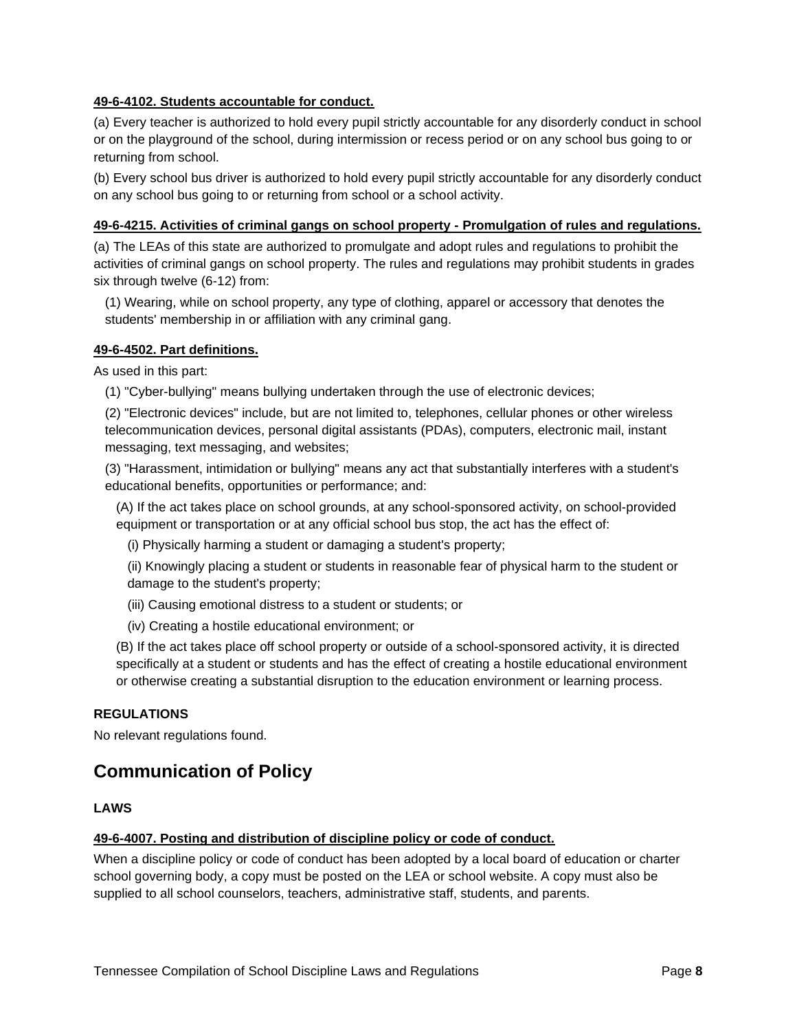**49-6-4102. Students accountable for conduct.**

(a) Every teacher is authorized to hold every pupil strictly accountable for any disorderly conduct in school or on the playground of the school, during intermission or recess period or on any school bus going to or returning from school.

(b) Every school bus driver is authorized to hold every pupil strictly accountable for any disorderly conduct on any school bus going to or returning from school or a school activity.

**49-6-4215. Activities of criminal gangs on school property - Promulgation of rules and regulations.**

(a) The LEAs of this state are authorized to promulgate and adopt rules and regulations to prohibit the activities of criminal gangs on school property. The rules and regulations may prohibit students in grades six through twelve (6-12) from:

(1) Wearing, while on school property, any type of clothing, apparel or accessory that denotes the students' membership in or affiliation with any criminal gang.

**49-6-4502. Part definitions.**

As used in this part:

(1) "Cyber-bullying" means bullying undertaken through the use of electronic devices;

(2) "Electronic devices" include, but are not limited to, telephones, cellular phones or other wireless telecommunication devices, personal digital assistants (PDAs), computers, electronic mail, instant messaging, text messaging, and websites;

(3) "Harassment, intimidation or bullying" means any act that substantially interferes with a student's educational benefits, opportunities or performance; and:

(A) If the act takes place on school grounds, at any school-sponsored activity, on school-provided equipment or transportation or at any official school bus stop, the act has the effect of:

(i) Physically harming a student or damaging a student's property;

(ii) Knowingly placing a student or students in reasonable fear of physical harm to the student or damage to the student's property;

(iii) Causing emotional distress to a student or students; or

(iv) Creating a hostile educational environment; or

(B) If the act takes place off school property or outside of a school-sponsored activity, it is directed specifically at a student or students and has the effect of creating a hostile educational environment or otherwise creating a substantial disruption to the education environment or learning process.

**REGULATIONS**

No relevant regulations found.

## Communication of Policy

**LAWS**

**49-6-4007. Posting and distribution of discipline policy or code of conduct.**

When a discipline policy or code of conduct has been adopted by a local board of education or charter school governing body, a copy must be posted on the LEA or school website. A copy must also be supplied to all school counselors, teachers, administrative staff, students, and parents.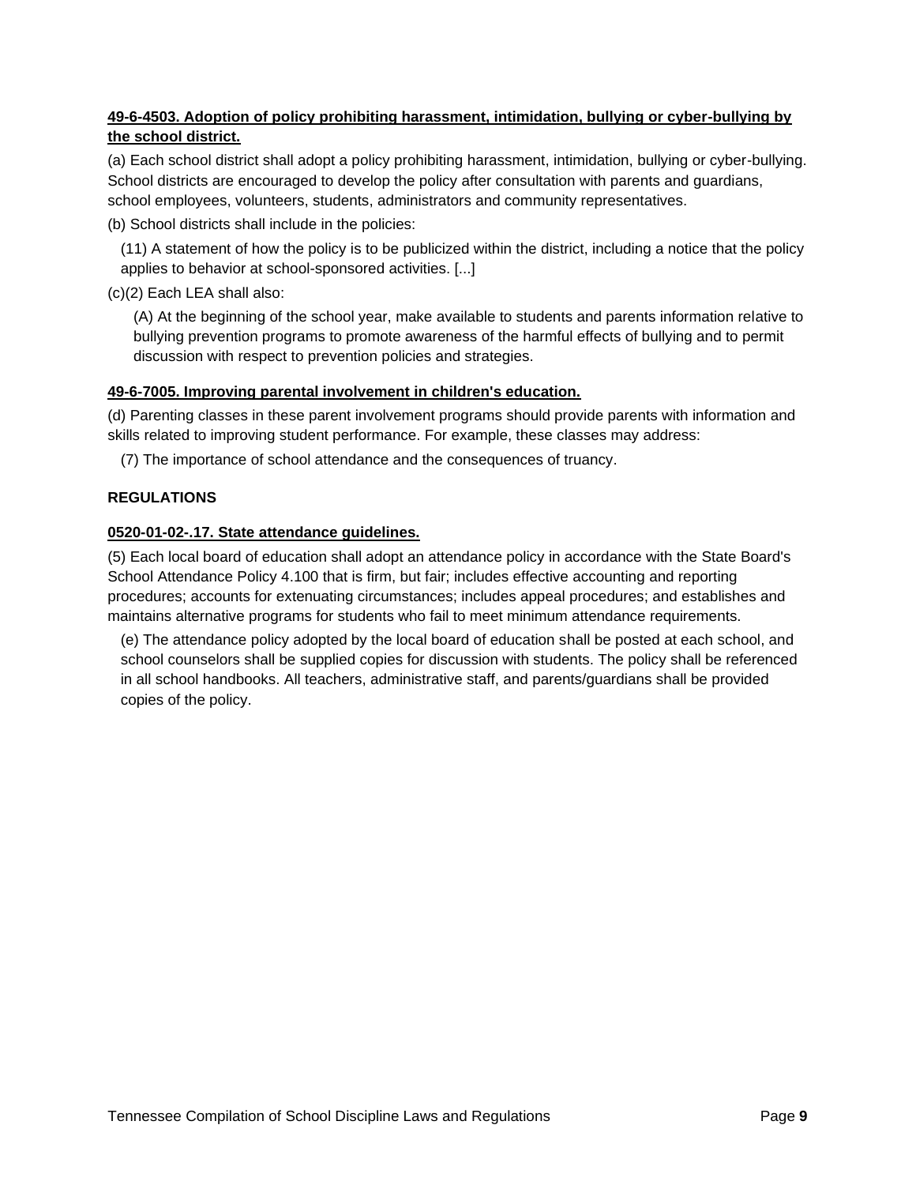**49-6-4503. Adoption of policy prohibiting harassment, intimidation, bullying or cyber-bullying by the school district.**

(a) Each school district shall adopt a policy prohibiting harassment, intimidation, bullying or cyber-bullying. School districts are encouraged to develop the policy after consultation with parents and guardians, school employees, volunteers, students, administrators and community representatives.

(b) School districts shall include in the policies:

(11) A statement of how the policy is to be publicized within the district, including a notice that the policy applies to behavior at school-sponsored activities. [...]

(c)(2) Each LEA shall also:

(A) At the beginning of the school year, make available to students and parents information relative to bullying prevention programs to promote awareness of the harmful effects of bullying and to permit discussion with respect to prevention policies and strategies.

**49-6-7005. Improving parental involvement in children's education.**

(d) Parenting classes in these parent involvement programs should provide parents with information and skills related to improving student performance. For example, these classes may address:

(7) The importance of school attendance and the consequences of truancy.

## REGULATIONS

**0520-01-02-.17. State attendance guidelines.**

(5) Each local board of education shall adopt an attendance policy in accordance with the State Board's School Attendance Policy 4.100 that is firm, but fair; includes effective accounting and reporting procedures; accounts for extenuating circumstances; includes appeal procedures; and establishes and maintains alternative programs for students who fail to meet minimum attendance requirements.

(e) The attendance policy adopted by the local board of education shall be posted at each school, and school counselors shall be supplied copies for discussion with students. The policy shall be referenced in all school handbooks. All teachers, administrative staff, and parents/guardians shall be provided copies of the policy.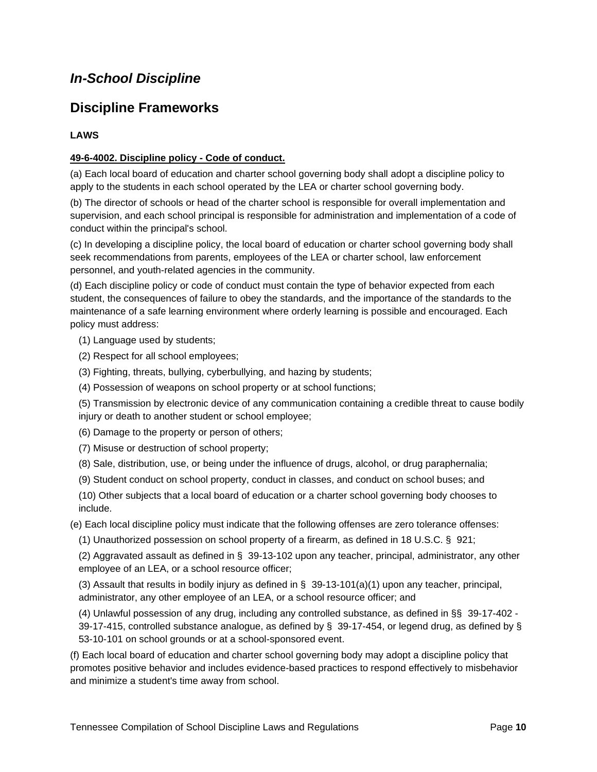## *In-School Discipline*

## Discipline Frameworks

### LAWS

**49-6-4002. Discipline policy - Code of conduct.**

(a) Each local board of education and charter school governing body shall adopt a discipline policy to apply to the students in each school operated by the LEA or charter school governing body.

(b) The director of schools or head of the charter school is responsible for overall implementation and supervision, and each school principal is responsible for administration and implementation of a code of conduct within the principal's school.

(c) In developing a discipline policy, the local board of education or charter school governing body shall seek recommendations from parents, employees of the LEA or charter school, law enforcement personnel, and youth-related agencies in the community.

(d) Each discipline policy or code of conduct must contain the type of behavior expected from each student, the consequences of failure to obey the standards, and the importance of the standards to the maintenance of a safe learning environment where orderly learning is possible and encouraged. Each policy must address:

(1) Language used by students;

(2) Respect for all school employees;

(3) Fighting, threats, bullying, cyberbullying, and hazing by students;

(4) Possession of weapons on school property or at school functions;

(5) Transmission by electronic device of any communication containing a credible threat to cause bodily injury or death to another student or school employee;

(6) Damage to the property or person of others;

(7) Misuse or destruction of school property;

(8) Sale, distribution, use, or being under the influence of drugs, alcohol, or drug paraphernalia;

(9) Student conduct on school property, conduct in classes, and conduct on school buses; and

(10) Other subjects that a local board of education or a charter school governing body chooses to include.

(e) Each local discipline policy must indicate that the following offenses are zero tolerance offenses:

(1) Unauthorized possession on school property of a firearm, as defined in 18 U.S.C. § 921;

(2) Aggravated assault as defined in § 39-13-102 upon any teacher, principal, administrator, any other employee of an LEA, or a school resource officer;

(3) Assault that results in bodily injury as defined in § 39-13-101(a)(1) upon any teacher, principal, administrator, any other employee of an LEA, or a school resource officer; and

(4) Unlawful possession of any drug, including any controlled substance, as defined in §§ 39-17-402 - 39-17-415, controlled substance analogue, as defined by § 39-17-454, or legend drug, as defined by § 53-10-101 on school grounds or at a school-sponsored event.

(f) Each local board of education and charter school governing body may adopt a discipline policy that promotes positive behavior and includes evidence-based practices to respond effectively to misbehavior and minimize a student's time away from school.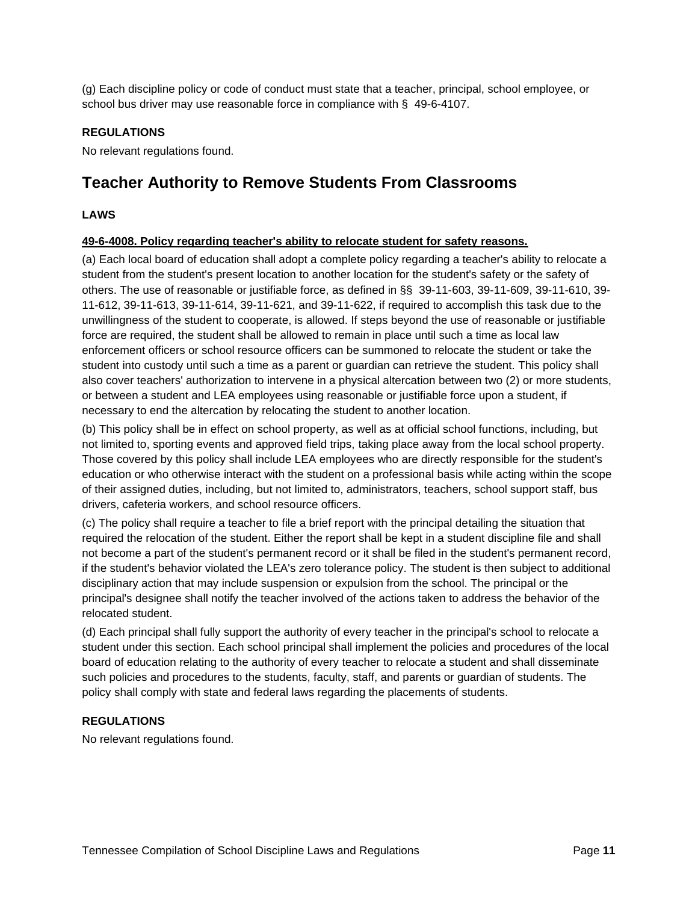(g) Each discipline policy or code of conduct must state that a teacher, principal, school employee, or school bus driver may use reasonable force in compliance with § 49-6-4107.

**REGULATIONS**

No relevant regulations found.

## Teacher Authority to Remove Students From Classrooms

**LAWS**

**49-6-4008. Policy regarding teacher's ability to relocate student for safety reasons.**

(a) Each local board of education shall adopt a complete policy regarding a teacher's ability to relocate a student from the student's present location to another location for the student's safety or the safety of others. The use of reasonable or justifiable force, as defined in §§ 39-11-603, 39-11-609, 39-11-610, 39-11-612, 39-11-613, 39-11-614, 39-11-621, and 39-11-622, if required to accomplish this task due to the unwillingness of the student to cooperate, is allowed. If steps beyond the use of reasonable or justifiable force are required, the student shall be allowed to remain in place until such a time as local law enforcement officers or school resource officers can be summoned to relocate the student or take the student into custody until such a time as a parent or guardian can retrieve the student. This policy shall also cover teachers' authorization to intervene in a physical altercation between two (2) or more students, or between a student and LEA employees using reasonable or justifiable force upon a student, if necessary to end the altercation by relocating the student to another location.

(b) This policy shall be in effect on school property, as well as at official school functions, including, but not limited to, sporting events and approved field trips, taking place away from the local school property. Those covered by this policy shall include LEA employees who are directly responsible for the student's education or who otherwise interact with the student on a professional basis while acting within the scope of their assigned duties, including, but not limited to, administrators, teachers, school support staff, bus drivers, cafeteria workers, and school resource officers.

(c) The policy shall require a teacher to file a brief report with the principal detailing the situation that required the relocation of the student. Either the report shall be kept in a student discipline file and shall not become a part of the student's permanent record or it shall be filed in the student's permanent record, if the student's behavior violated the LEA's zero tolerance policy. The student is then subject to additional disciplinary action that may include suspension or expulsion from the school. The principal or the principal's designee shall notify the teacher involved of the actions taken to address the behavior of the relocated student.

(d) Each principal shall fully support the authority of every teacher in the principal's school to relocate a student under this section. Each school principal shall implement the policies and procedures of the local board of education relating to the authority of every teacher to relocate a student and shall disseminate such policies and procedures to the students, faculty, staff, and parents or guardian of students. The policy shall comply with state and federal laws regarding the placements of students.

**REGULATIONS**

No relevant regulations found.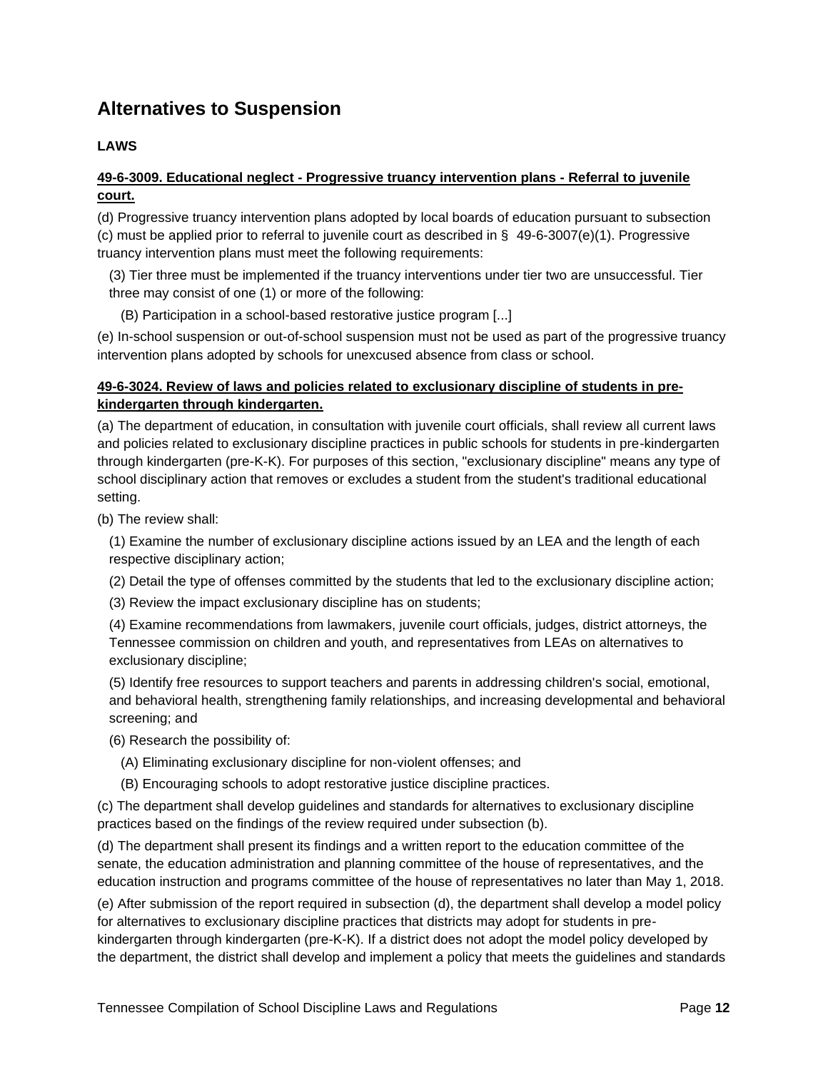## Alternatives to Suspension

### LAWS

**49-6-3009. Educational neglect - Progressive truancy intervention plans - Referral to juvenile court.**

(d) Progressive truancy intervention plans adopted by local boards of education pursuant to subsection (c) must be applied prior to referral to juvenile court as described in § 49-6-3007(e)(1). Progressive truancy intervention plans must meet the following requirements:

(3) Tier three must be implemented if the truancy interventions under tier two are unsuccessful. Tier three may consist of one (1) or more of the following:

(B) Participation in a school-based restorative justice program [...]

(e) In-school suspension or out-of-school suspension must not be used as part of the progressive truancy intervention plans adopted by schools for unexcused absence from class or school.

**49-6-3024. Review of laws and policies related to exclusionary discipline of students in pre-kindergarten through kindergarten.**

(a) The department of education, in consultation with juvenile court officials, shall review all current laws and policies related to exclusionary discipline practices in public schools for students in pre-kindergarten through kindergarten (pre-K-K). For purposes of this section, "exclusionary discipline" means any type of school disciplinary action that removes or excludes a student from the student's traditional educational setting.

(b) The review shall:

(1) Examine the number of exclusionary discipline actions issued by an LEA and the length of each respective disciplinary action;

(2) Detail the type of offenses committed by the students that led to the exclusionary discipline action;

(3) Review the impact exclusionary discipline has on students;

(4) Examine recommendations from lawmakers, juvenile court officials, judges, district attorneys, the Tennessee commission on children and youth, and representatives from LEAs on alternatives to exclusionary discipline;

(5) Identify free resources to support teachers and parents in addressing children's social, emotional, and behavioral health, strengthening family relationships, and increasing developmental and behavioral screening; and

(6) Research the possibility of:

(A) Eliminating exclusionary discipline for non-violent offenses; and

(B) Encouraging schools to adopt restorative justice discipline practices.

(c) The department shall develop guidelines and standards for alternatives to exclusionary discipline practices based on the findings of the review required under subsection (b).

(d) The department shall present its findings and a written report to the education committee of the senate, the education administration and planning committee of the house of representatives, and the education instruction and programs committee of the house of representatives no later than May 1, 2018.

(e) After submission of the report required in subsection (d), the department shall develop a model policy for alternatives to exclusionary discipline practices that districts may adopt for students in pre-kindergarten through kindergarten (pre-K-K). If a district does not adopt the model policy developed by the department, the district shall develop and implement a policy that meets the guidelines and standards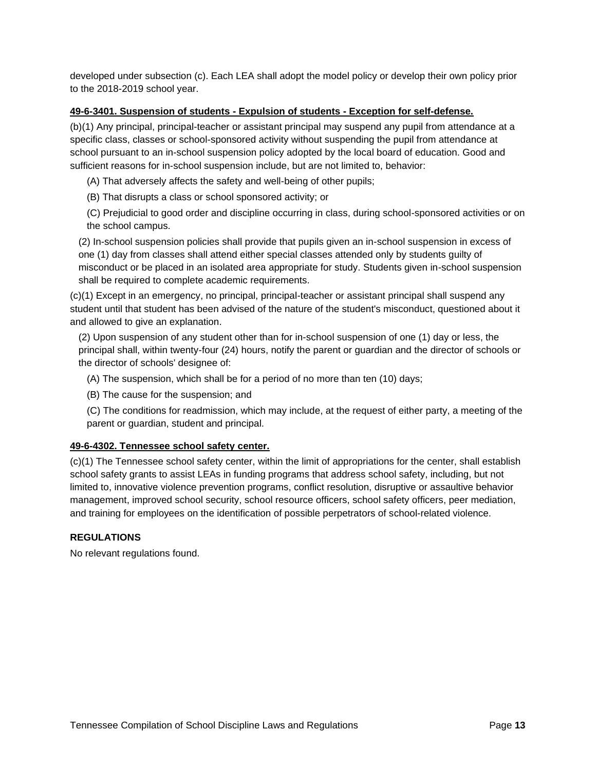developed under subsection (c). Each LEA shall adopt the model policy or develop their own policy prior to the 2018-2019 school year.

**49-6-3401. Suspension of students - Expulsion of students - Exception for self-defense.**

(b)(1) Any principal, principal-teacher or assistant principal may suspend any pupil from attendance at a specific class, classes or school-sponsored activity without suspending the pupil from attendance at school pursuant to an in-school suspension policy adopted by the local board of education. Good and sufficient reasons for in-school suspension include, but are not limited to, behavior:

(A) That adversely affects the safety and well-being of other pupils;

(B) That disrupts a class or school sponsored activity; or

(C) Prejudicial to good order and discipline occurring in class, during school-sponsored activities or on the school campus.

(2) In-school suspension policies shall provide that pupils given an in-school suspension in excess of one (1) day from classes shall attend either special classes attended only by students guilty of misconduct or be placed in an isolated area appropriate for study. Students given in-school suspension shall be required to complete academic requirements.

(c)(1) Except in an emergency, no principal, principal-teacher or assistant principal shall suspend any student until that student has been advised of the nature of the student's misconduct, questioned about it and allowed to give an explanation.

(2) Upon suspension of any student other than for in-school suspension of one (1) day or less, the principal shall, within twenty-four (24) hours, notify the parent or guardian and the director of schools or the director of schools' designee of:

(A) The suspension, which shall be for a period of no more than ten (10) days;

(B) The cause for the suspension; and

(C) The conditions for readmission, which may include, at the request of either party, a meeting of the parent or guardian, student and principal.

**49-6-4302. Tennessee school safety center.**

(c)(1) The Tennessee school safety center, within the limit of appropriations for the center, shall establish school safety grants to assist LEAs in funding programs that address school safety, including, but not limited to, innovative violence prevention programs, conflict resolution, disruptive or assaultive behavior management, improved school security, school resource officers, school safety officers, peer mediation, and training for employees on the identification of possible perpetrators of school-related violence.

**REGULATIONS**

No relevant regulations found.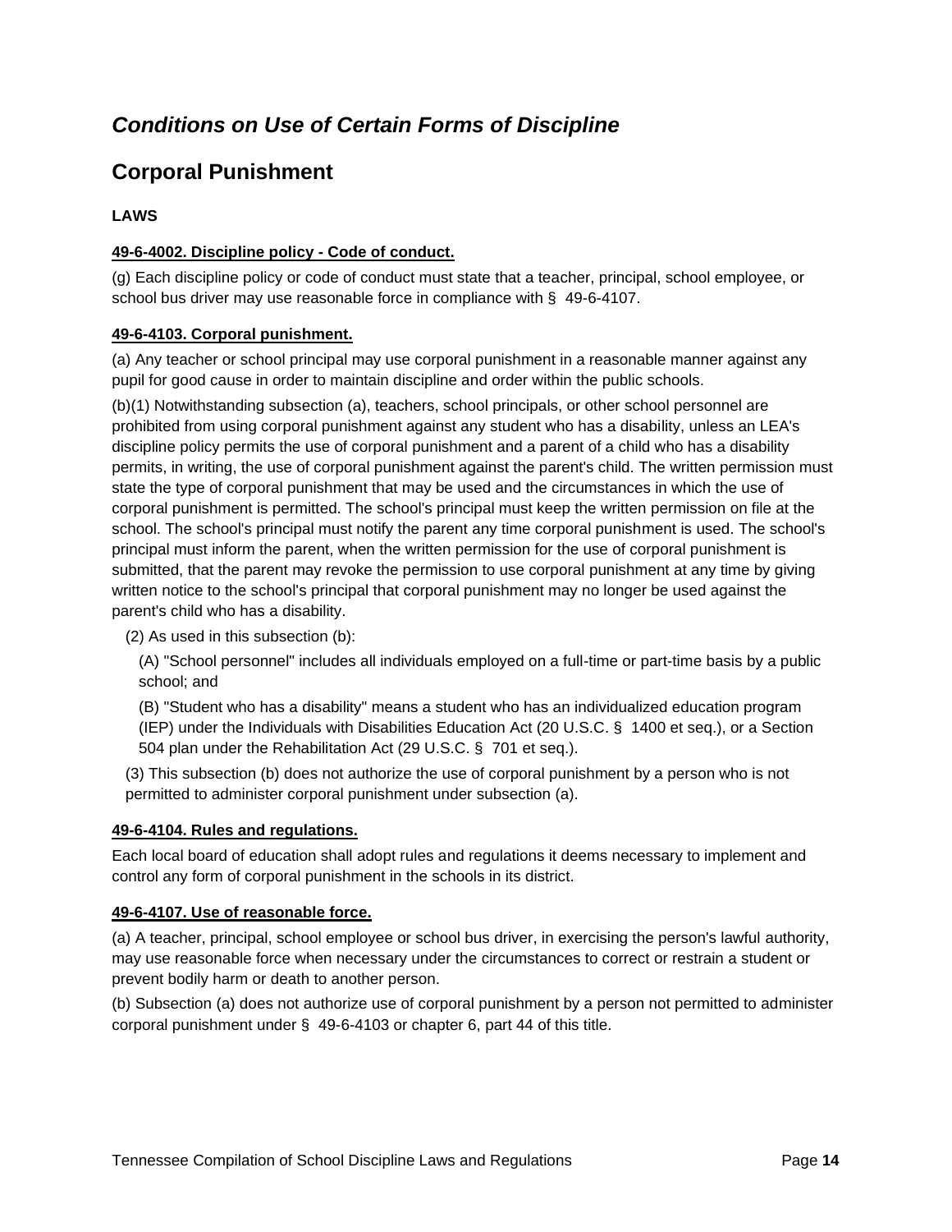## *Conditions on Use of Certain Forms of Discipline*

## Corporal Punishment

**LAWS**

**49-6-4002. Discipline policy - Code of conduct.**

(g) Each discipline policy or code of conduct must state that a teacher, principal, school employee, or school bus driver may use reasonable force in compliance with § 49-6-4107.

**49-6-4103. Corporal punishment.**

(a) Any teacher or school principal may use corporal punishment in a reasonable manner against any pupil for good cause in order to maintain discipline and order within the public schools.

(b)(1) Notwithstanding subsection (a), teachers, school principals, or other school personnel are prohibited from using corporal punishment against any student who has a disability, unless an LEA's discipline policy permits the use of corporal punishment and a parent of a child who has a disability permits, in writing, the use of corporal punishment against the parent's child. The written permission must state the type of corporal punishment that may be used and the circumstances in which the use of corporal punishment is permitted. The school's principal must keep the written permission on file at the school. The school's principal must notify the parent any time corporal punishment is used. The school's principal must inform the parent, when the written permission for the use of corporal punishment is submitted, that the parent may revoke the permission to use corporal punishment at any time by giving written notice to the school's principal that corporal punishment may no longer be used against the parent's child who has a disability.

(2) As used in this subsection (b):

(A) "School personnel" includes all individuals employed on a full-time or part-time basis by a public school; and

(B) "Student who has a disability" means a student who has an individualized education program (IEP) under the Individuals with Disabilities Education Act (20 U.S.C. § 1400 et seq.), or a Section 504 plan under the Rehabilitation Act (29 U.S.C. § 701 et seq.).

(3) This subsection (b) does not authorize the use of corporal punishment by a person who is not permitted to administer corporal punishment under subsection (a).

**49-6-4104. Rules and regulations.**

Each local board of education shall adopt rules and regulations it deems necessary to implement and control any form of corporal punishment in the schools in its district.

**49-6-4107. Use of reasonable force.**

(a) A teacher, principal, school employee or school bus driver, in exercising the person's lawful authority, may use reasonable force when necessary under the circumstances to correct or restrain a student or prevent bodily harm or death to another person.

(b) Subsection (a) does not authorize use of corporal punishment by a person not permitted to administer corporal punishment under § 49-6-4103 or chapter 6, part 44 of this title.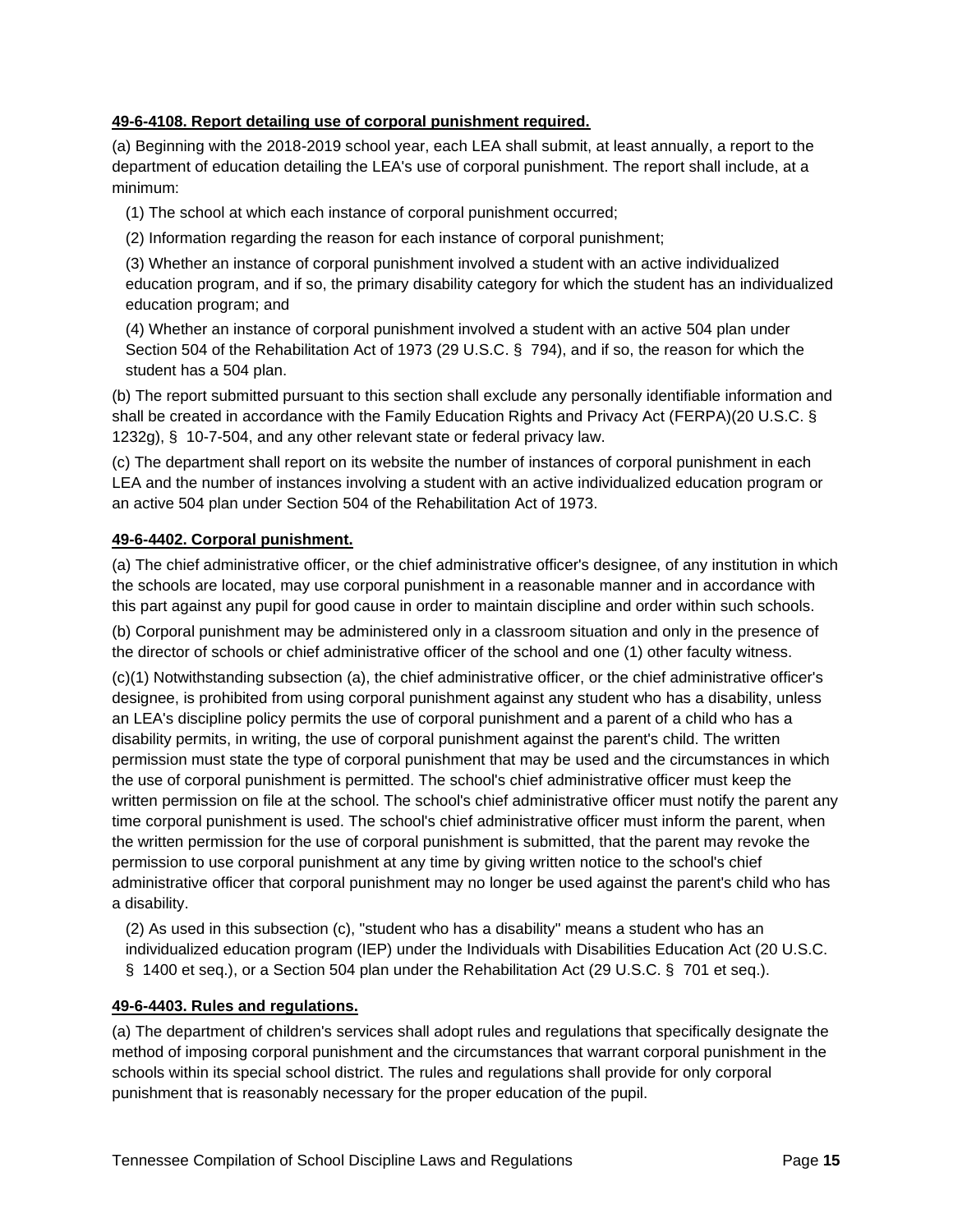**49-6-4108. Report detailing use of corporal punishment required.**

(a) Beginning with the 2018-2019 school year, each LEA shall submit, at least annually, a report to the department of education detailing the LEA's use of corporal punishment. The report shall include, at a minimum:

(1) The school at which each instance of corporal punishment occurred;

(2) Information regarding the reason for each instance of corporal punishment;

(3) Whether an instance of corporal punishment involved a student with an active individualized education program, and if so, the primary disability category for which the student has an individualized education program; and

(4) Whether an instance of corporal punishment involved a student with an active 504 plan under Section 504 of the Rehabilitation Act of 1973 (29 U.S.C. § 794), and if so, the reason for which the student has a 504 plan.

(b) The report submitted pursuant to this section shall exclude any personally identifiable information and shall be created in accordance with the Family Education Rights and Privacy Act (FERPA)(20 U.S.C. § 1232g), § 10-7-504, and any other relevant state or federal privacy law.

(c) The department shall report on its website the number of instances of corporal punishment in each LEA and the number of instances involving a student with an active individualized education program or an active 504 plan under Section 504 of the Rehabilitation Act of 1973.

**49-6-4402. Corporal punishment.**

(a) The chief administrative officer, or the chief administrative officer's designee, of any institution in which the schools are located, may use corporal punishment in a reasonable manner and in accordance with this part against any pupil for good cause in order to maintain discipline and order within such schools.

(b) Corporal punishment may be administered only in a classroom situation and only in the presence of the director of schools or chief administrative officer of the school and one (1) other faculty witness.

(c)(1) Notwithstanding subsection (a), the chief administrative officer, or the chief administrative officer's designee, is prohibited from using corporal punishment against any student who has a disability, unless an LEA's discipline policy permits the use of corporal punishment and a parent of a child who has a disability permits, in writing, the use of corporal punishment against the parent's child. The written permission must state the type of corporal punishment that may be used and the circumstances in which the use of corporal punishment is permitted. The school's chief administrative officer must keep the written permission on file at the school. The school's chief administrative officer must notify the parent any time corporal punishment is used. The school's chief administrative officer must inform the parent, when the written permission for the use of corporal punishment is submitted, that the parent may revoke the permission to use corporal punishment at any time by giving written notice to the school's chief administrative officer that corporal punishment may no longer be used against the parent's child who has a disability.

(2) As used in this subsection (c), "student who has a disability" means a student who has an individualized education program (IEP) under the Individuals with Disabilities Education Act (20 U.S.C. § 1400 et seq.), or a Section 504 plan under the Rehabilitation Act (29 U.S.C. § 701 et seq.).

**49-6-4403. Rules and regulations.**

(a) The department of children's services shall adopt rules and regulations that specifically designate the method of imposing corporal punishment and the circumstances that warrant corporal punishment in the schools within its special school district. The rules and regulations shall provide for only corporal punishment that is reasonably necessary for the proper education of the pupil.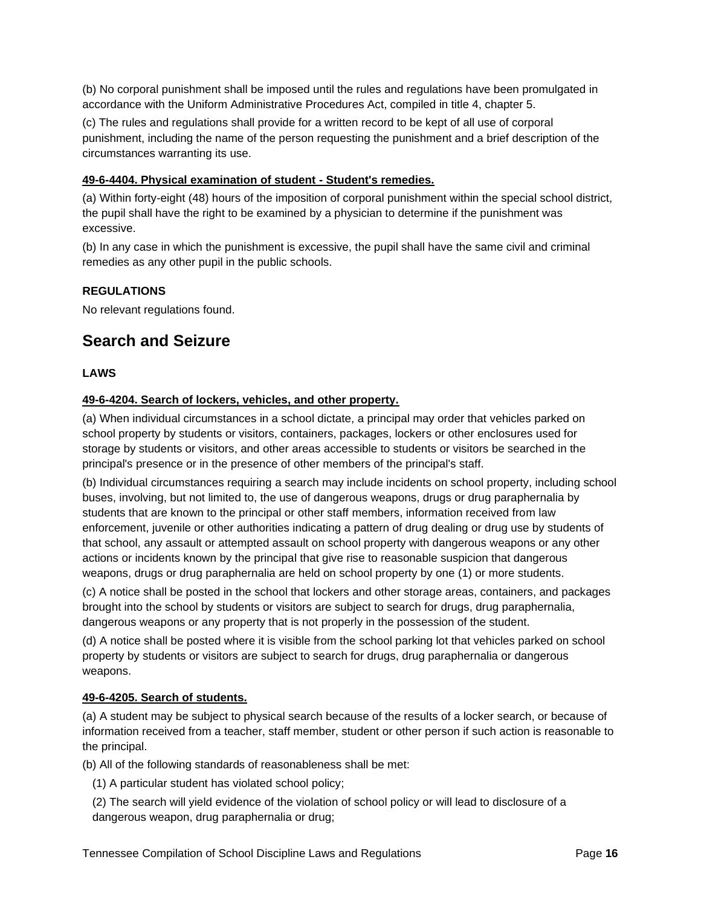(b) No corporal punishment shall be imposed until the rules and regulations have been promulgated in accordance with the Uniform Administrative Procedures Act, compiled in title 4, chapter 5.

(c) The rules and regulations shall provide for a written record to be kept of all use of corporal punishment, including the name of the person requesting the punishment and a brief description of the circumstances warranting its use.

**49-6-4404. Physical examination of student - Student's remedies.**

(a) Within forty-eight (48) hours of the imposition of corporal punishment within the special school district, the pupil shall have the right to be examined by a physician to determine if the punishment was excessive.

(b) In any case in which the punishment is excessive, the pupil shall have the same civil and criminal remedies as any other pupil in the public schools.

**REGULATIONS**

No relevant regulations found.

## Search and Seizure

**LAWS**

**49-6-4204. Search of lockers, vehicles, and other property.**

(a) When individual circumstances in a school dictate, a principal may order that vehicles parked on school property by students or visitors, containers, packages, lockers or other enclosures used for storage by students or visitors, and other areas accessible to students or visitors be searched in the principal's presence or in the presence of other members of the principal's staff.

(b) Individual circumstances requiring a search may include incidents on school property, including school buses, involving, but not limited to, the use of dangerous weapons, drugs or drug paraphernalia by students that are known to the principal or other staff members, information received from law enforcement, juvenile or other authorities indicating a pattern of drug dealing or drug use by students of that school, any assault or attempted assault on school property with dangerous weapons or any other actions or incidents known by the principal that give rise to reasonable suspicion that dangerous weapons, drugs or drug paraphernalia are held on school property by one (1) or more students.

(c) A notice shall be posted in the school that lockers and other storage areas, containers, and packages brought into the school by students or visitors are subject to search for drugs, drug paraphernalia, dangerous weapons or any property that is not properly in the possession of the student.

(d) A notice shall be posted where it is visible from the school parking lot that vehicles parked on school property by students or visitors are subject to search for drugs, drug paraphernalia or dangerous weapons.

**49-6-4205. Search of students.**

(a) A student may be subject to physical search because of the results of a locker search, or because of information received from a teacher, staff member, student or other person if such action is reasonable to the principal.

(b) All of the following standards of reasonableness shall be met:

(1) A particular student has violated school policy;

(2) The search will yield evidence of the violation of school policy or will lead to disclosure of a dangerous weapon, drug paraphernalia or drug;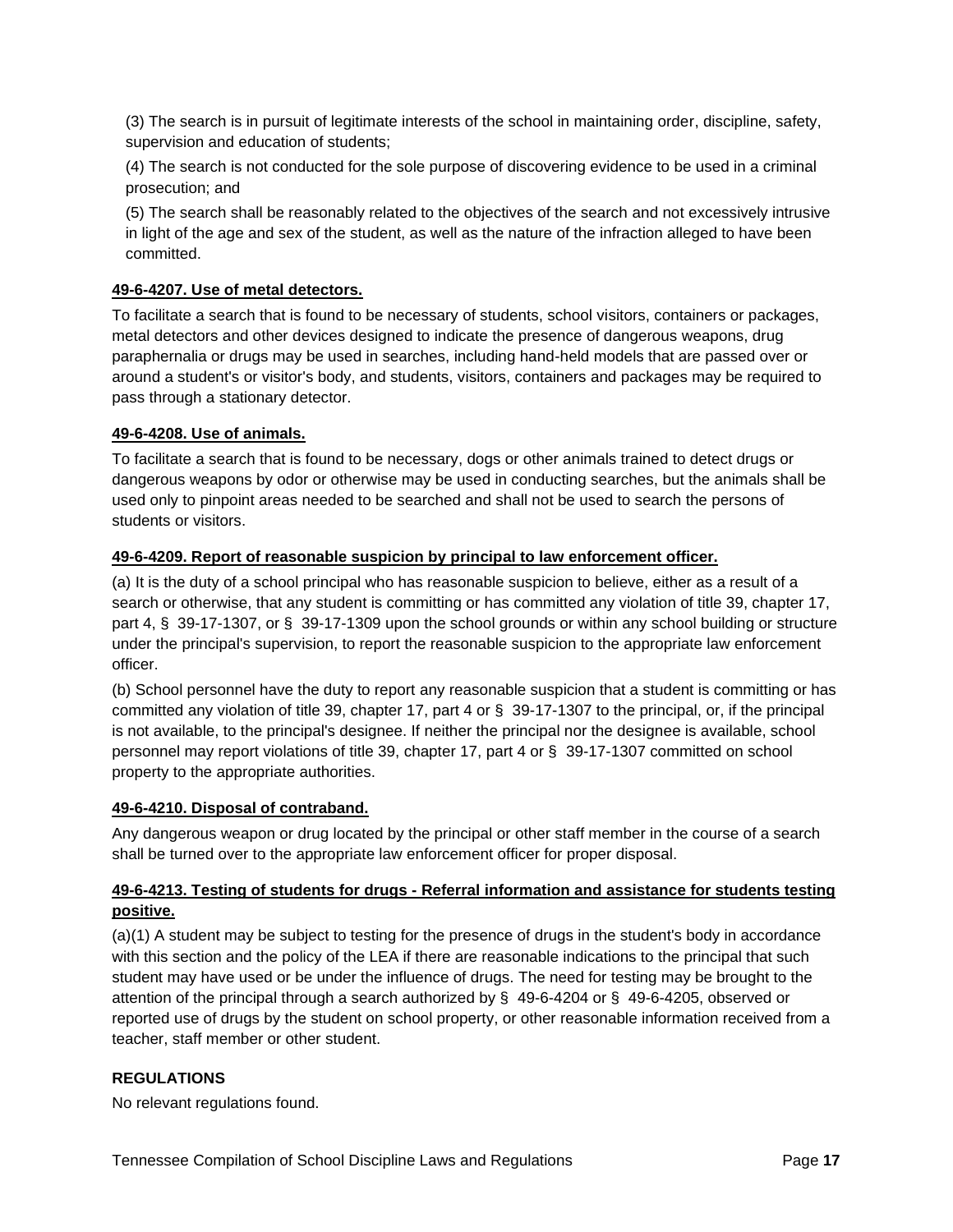(3) The search is in pursuit of legitimate interests of the school in maintaining order, discipline, safety, supervision and education of students;

(4) The search is not conducted for the sole purpose of discovering evidence to be used in a criminal prosecution; and

(5) The search shall be reasonably related to the objectives of the search and not excessively intrusive in light of the age and sex of the student, as well as the nature of the infraction alleged to have been committed.

**49-6-4207. Use of metal detectors.**

To facilitate a search that is found to be necessary of students, school visitors, containers or packages, metal detectors and other devices designed to indicate the presence of dangerous weapons, drug paraphernalia or drugs may be used in searches, including hand-held models that are passed over or around a student's or visitor's body, and students, visitors, containers and packages may be required to pass through a stationary detector.

**49-6-4208. Use of animals.**

To facilitate a search that is found to be necessary, dogs or other animals trained to detect drugs or dangerous weapons by odor or otherwise may be used in conducting searches, but the animals shall be used only to pinpoint areas needed to be searched and shall not be used to search the persons of students or visitors.

**49-6-4209. Report of reasonable suspicion by principal to law enforcement officer.**

(a) It is the duty of a school principal who has reasonable suspicion to believe, either as a result of a search or otherwise, that any student is committing or has committed any violation of title 39, chapter 17, part 4, § 39-17-1307, or § 39-17-1309 upon the school grounds or within any school building or structure under the principal's supervision, to report the reasonable suspicion to the appropriate law enforcement officer.

(b) School personnel have the duty to report any reasonable suspicion that a student is committing or has committed any violation of title 39, chapter 17, part 4 or § 39-17-1307 to the principal, or, if the principal is not available, to the principal's designee. If neither the principal nor the designee is available, school personnel may report violations of title 39, chapter 17, part 4 or § 39-17-1307 committed on school property to the appropriate authorities.

**49-6-4210. Disposal of contraband.**

Any dangerous weapon or drug located by the principal or other staff member in the course of a search shall be turned over to the appropriate law enforcement officer for proper disposal.

**49-6-4213. Testing of students for drugs - Referral information and assistance for students testing positive.**

(a)(1) A student may be subject to testing for the presence of drugs in the student's body in accordance with this section and the policy of the LEA if there are reasonable indications to the principal that such student may have used or be under the influence of drugs. The need for testing may be brought to the attention of the principal through a search authorized by § 49-6-4204 or § 49-6-4205, observed or reported use of drugs by the student on school property, or other reasonable information received from a teacher, staff member or other student.

**REGULATIONS**

No relevant regulations found.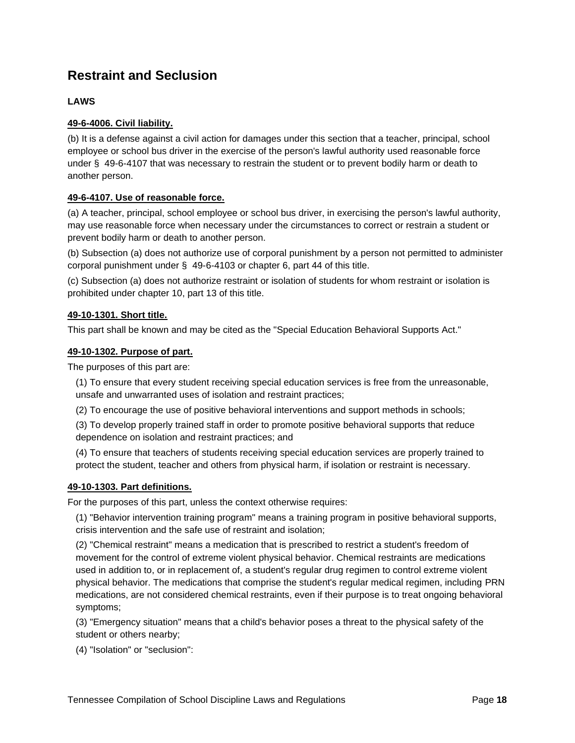# Restraint and Seclusion

## LAWS

### 49-6-4006. Civil liability.

(b) It is a defense against a civil action for damages under this section that a teacher, principal, school employee or school bus driver in the exercise of the person's lawful authority used reasonable force under § 49-6-4107 that was necessary to restrain the student or to prevent bodily harm or death to another person.

### 49-6-4107. Use of reasonable force.

(a) A teacher, principal, school employee or school bus driver, in exercising the person's lawful authority, may use reasonable force when necessary under the circumstances to correct or restrain a student or prevent bodily harm or death to another person.

(b) Subsection (a) does not authorize use of corporal punishment by a person not permitted to administer corporal punishment under § 49-6-4103 or chapter 6, part 44 of this title.

(c) Subsection (a) does not authorize restraint or isolation of students for whom restraint or isolation is prohibited under chapter 10, part 13 of this title.

### 49-10-1301. Short title.

This part shall be known and may be cited as the "Special Education Behavioral Supports Act."

### 49-10-1302. Purpose of part.

The purposes of this part are:

(1) To ensure that every student receiving special education services is free from the unreasonable, unsafe and unwarranted uses of isolation and restraint practices;

(2) To encourage the use of positive behavioral interventions and support methods in schools;

(3) To develop properly trained staff in order to promote positive behavioral supports that reduce dependence on isolation and restraint practices; and

(4) To ensure that teachers of students receiving special education services are properly trained to protect the student, teacher and others from physical harm, if isolation or restraint is necessary.

### 49-10-1303. Part definitions.

For the purposes of this part, unless the context otherwise requires:

(1) "Behavior intervention training program" means a training program in positive behavioral supports, crisis intervention and the safe use of restraint and isolation;

(2) "Chemical restraint" means a medication that is prescribed to restrict a student's freedom of movement for the control of extreme violent physical behavior. Chemical restraints are medications used in addition to, or in replacement of, a student's regular drug regimen to control extreme violent physical behavior. The medications that comprise the student's regular medical regimen, including PRN medications, are not considered chemical restraints, even if their purpose is to treat ongoing behavioral symptoms;

(3) "Emergency situation" means that a child's behavior poses a threat to the physical safety of the student or others nearby;

(4) "Isolation" or "seclusion":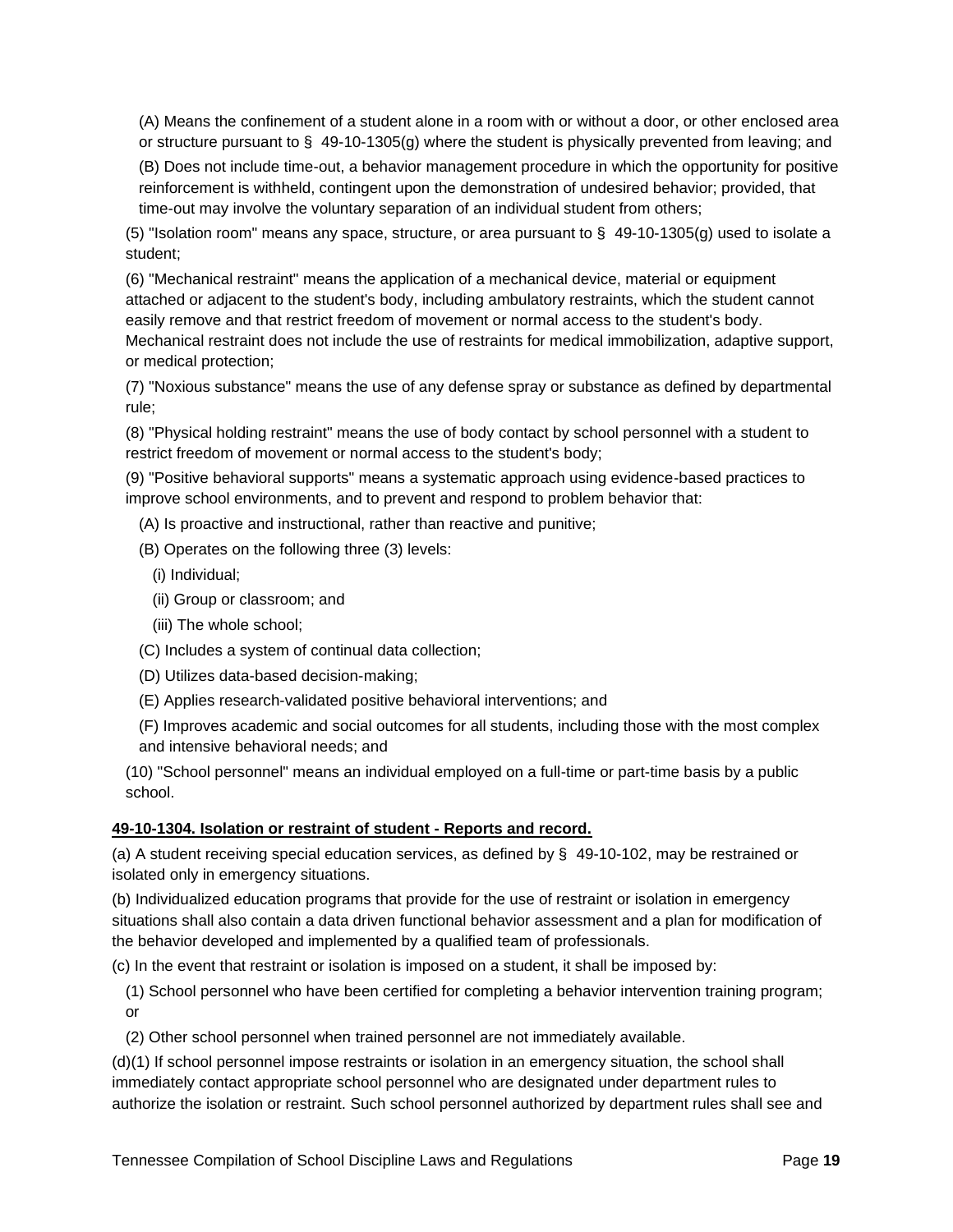(A) Means the confinement of a student alone in a room with or without a door, or other enclosed area or structure pursuant to § 49-10-1305(g) where the student is physically prevented from leaving; and

(B) Does not include time-out, a behavior management procedure in which the opportunity for positive reinforcement is withheld, contingent upon the demonstration of undesired behavior; provided, that time-out may involve the voluntary separation of an individual student from others;

(5) "Isolation room" means any space, structure, or area pursuant to § 49-10-1305(g) used to isolate a student;

(6) "Mechanical restraint" means the application of a mechanical device, material or equipment attached or adjacent to the student's body, including ambulatory restraints, which the student cannot easily remove and that restrict freedom of movement or normal access to the student's body. Mechanical restraint does not include the use of restraints for medical immobilization, adaptive support, or medical protection;

(7) "Noxious substance" means the use of any defense spray or substance as defined by departmental rule;

(8) "Physical holding restraint" means the use of body contact by school personnel with a student to restrict freedom of movement or normal access to the student's body;

(9) "Positive behavioral supports" means a systematic approach using evidence-based practices to improve school environments, and to prevent and respond to problem behavior that:

(A) Is proactive and instructional, rather than reactive and punitive;

(B) Operates on the following three (3) levels:

(i) Individual;

(ii) Group or classroom; and

(iii) The whole school;

(C) Includes a system of continual data collection;

(D) Utilizes data-based decision-making;

(E) Applies research-validated positive behavioral interventions; and

(F) Improves academic and social outcomes for all students, including those with the most complex and intensive behavioral needs; and

(10) "School personnel" means an individual employed on a full-time or part-time basis by a public school.

**49-10-1304. Isolation or restraint of student - Reports and record.**

(a) A student receiving special education services, as defined by § 49-10-102, may be restrained or isolated only in emergency situations.

(b) Individualized education programs that provide for the use of restraint or isolation in emergency situations shall also contain a data driven functional behavior assessment and a plan for modification of the behavior developed and implemented by a qualified team of professionals.

(c) In the event that restraint or isolation is imposed on a student, it shall be imposed by:

(1) School personnel who have been certified for completing a behavior intervention training program; or

(2) Other school personnel when trained personnel are not immediately available.

(d)(1) If school personnel impose restraints or isolation in an emergency situation, the school shall immediately contact appropriate school personnel who are designated under department rules to authorize the isolation or restraint. Such school personnel authorized by department rules shall see and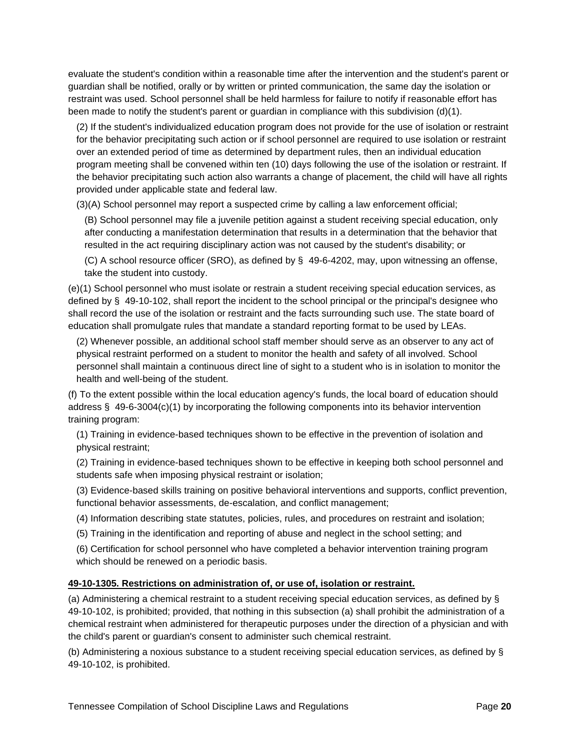evaluate the student's condition within a reasonable time after the intervention and the student's parent or guardian shall be notified, orally or by written or printed communication, the same day the isolation or restraint was used. School personnel shall be held harmless for failure to notify if reasonable effort has been made to notify the student's parent or guardian in compliance with this subdivision (d)(1).

(2) If the student's individualized education program does not provide for the use of isolation or restraint for the behavior precipitating such action or if school personnel are required to use isolation or restraint over an extended period of time as determined by department rules, then an individual education program meeting shall be convened within ten (10) days following the use of the isolation or restraint. If the behavior precipitating such action also warrants a change of placement, the child will have all rights provided under applicable state and federal law.

(3)(A) School personnel may report a suspected crime by calling a law enforcement official;

(B) School personnel may file a juvenile petition against a student receiving special education, only after conducting a manifestation determination that results in a determination that the behavior that resulted in the act requiring disciplinary action was not caused by the student's disability; or

(C) A school resource officer (SRO), as defined by § 49-6-4202, may, upon witnessing an offense, take the student into custody.

(e)(1) School personnel who must isolate or restrain a student receiving special education services, as defined by § 49-10-102, shall report the incident to the school principal or the principal's designee who shall record the use of the isolation or restraint and the facts surrounding such use. The state board of education shall promulgate rules that mandate a standard reporting format to be used by LEAs.

(2) Whenever possible, an additional school staff member should serve as an observer to any act of physical restraint performed on a student to monitor the health and safety of all involved. School personnel shall maintain a continuous direct line of sight to a student who is in isolation to monitor the health and well-being of the student.

(f) To the extent possible within the local education agency's funds, the local board of education should address § 49-6-3004(c)(1) by incorporating the following components into its behavior intervention training program:

(1) Training in evidence-based techniques shown to be effective in the prevention of isolation and physical restraint;

(2) Training in evidence-based techniques shown to be effective in keeping both school personnel and students safe when imposing physical restraint or isolation;

(3) Evidence-based skills training on positive behavioral interventions and supports, conflict prevention, functional behavior assessments, de-escalation, and conflict management;

(4) Information describing state statutes, policies, rules, and procedures on restraint and isolation;

(5) Training in the identification and reporting of abuse and neglect in the school setting; and

(6) Certification for school personnel who have completed a behavior intervention training program which should be renewed on a periodic basis.

**49-10-1305. Restrictions on administration of, or use of, isolation or restraint.**

(a) Administering a chemical restraint to a student receiving special education services, as defined by § 49-10-102, is prohibited; provided, that nothing in this subsection (a) shall prohibit the administration of a chemical restraint when administered for therapeutic purposes under the direction of a physician and with the child's parent or guardian's consent to administer such chemical restraint.

(b) Administering a noxious substance to a student receiving special education services, as defined by § 49-10-102, is prohibited.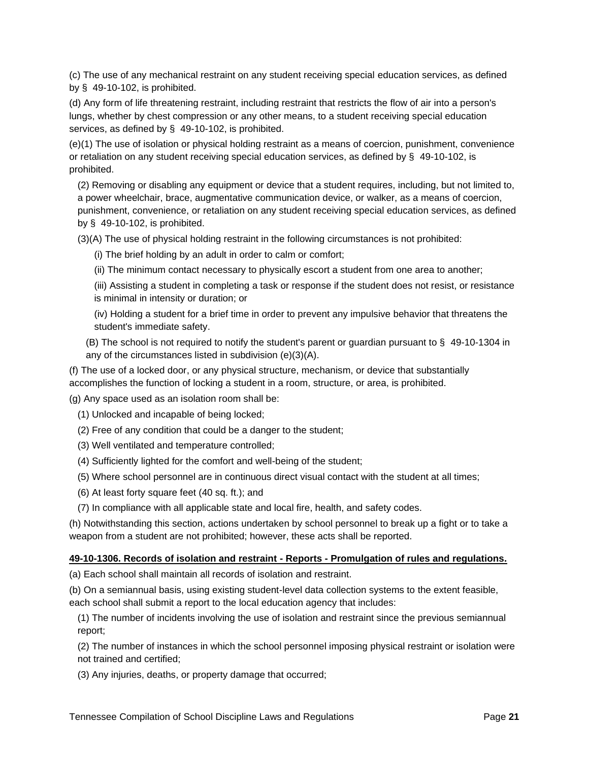(c) The use of any mechanical restraint on any student receiving special education services, as defined by § 49-10-102, is prohibited.

(d) Any form of life threatening restraint, including restraint that restricts the flow of air into a person's lungs, whether by chest compression or any other means, to a student receiving special education services, as defined by § 49-10-102, is prohibited.

(e)(1) The use of isolation or physical holding restraint as a means of coercion, punishment, convenience or retaliation on any student receiving special education services, as defined by § 49-10-102, is prohibited.

(2) Removing or disabling any equipment or device that a student requires, including, but not limited to, a power wheelchair, brace, augmentative communication device, or walker, as a means of coercion, punishment, convenience, or retaliation on any student receiving special education services, as defined by § 49-10-102, is prohibited.

(3)(A) The use of physical holding restraint in the following circumstances is not prohibited:

(i) The brief holding by an adult in order to calm or comfort;

(ii) The minimum contact necessary to physically escort a student from one area to another;

(iii) Assisting a student in completing a task or response if the student does not resist, or resistance is minimal in intensity or duration; or

(iv) Holding a student for a brief time in order to prevent any impulsive behavior that threatens the student's immediate safety.

(B) The school is not required to notify the student's parent or guardian pursuant to § 49-10-1304 in any of the circumstances listed in subdivision (e)(3)(A).

(f) The use of a locked door, or any physical structure, mechanism, or device that substantially accomplishes the function of locking a student in a room, structure, or area, is prohibited.

(g) Any space used as an isolation room shall be:

(1) Unlocked and incapable of being locked;

(2) Free of any condition that could be a danger to the student;

(3) Well ventilated and temperature controlled;

(4) Sufficiently lighted for the comfort and well-being of the student;

(5) Where school personnel are in continuous direct visual contact with the student at all times;

(6) At least forty square feet (40 sq. ft.); and

(7) In compliance with all applicable state and local fire, health, and safety codes.

(h) Notwithstanding this section, actions undertaken by school personnel to break up a fight or to take a weapon from a student are not prohibited; however, these acts shall be reported.

**49-10-1306. Records of isolation and restraint - Reports - Promulgation of rules and regulations.**

(a) Each school shall maintain all records of isolation and restraint.

(b) On a semiannual basis, using existing student-level data collection systems to the extent feasible, each school shall submit a report to the local education agency that includes:

(1) The number of incidents involving the use of isolation and restraint since the previous semiannual report;

(2) The number of instances in which the school personnel imposing physical restraint or isolation were not trained and certified;

(3) Any injuries, deaths, or property damage that occurred;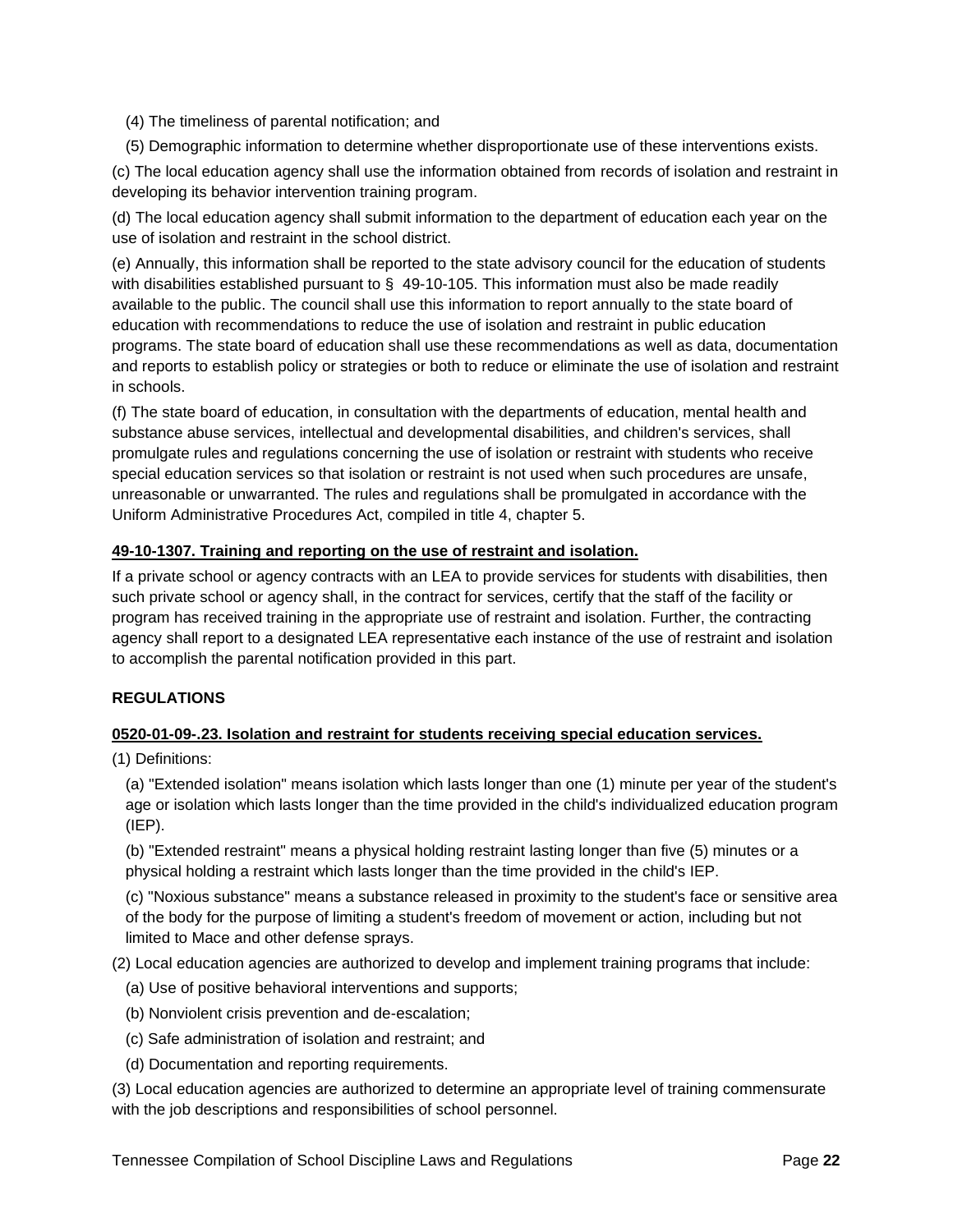(4) The timeliness of parental notification; and

(5) Demographic information to determine whether disproportionate use of these interventions exists.

(c) The local education agency shall use the information obtained from records of isolation and restraint in developing its behavior intervention training program.

(d) The local education agency shall submit information to the department of education each year on the use of isolation and restraint in the school district.

(e) Annually, this information shall be reported to the state advisory council for the education of students with disabilities established pursuant to § 49-10-105. This information must also be made readily available to the public. The council shall use this information to report annually to the state board of education with recommendations to reduce the use of isolation and restraint in public education programs. The state board of education shall use these recommendations as well as data, documentation and reports to establish policy or strategies or both to reduce or eliminate the use of isolation and restraint in schools.

(f) The state board of education, in consultation with the departments of education, mental health and substance abuse services, intellectual and developmental disabilities, and children's services, shall promulgate rules and regulations concerning the use of isolation or restraint with students who receive special education services so that isolation or restraint is not used when such procedures are unsafe, unreasonable or unwarranted. The rules and regulations shall be promulgated in accordance with the Uniform Administrative Procedures Act, compiled in title 4, chapter 5.

**49-10-1307. Training and reporting on the use of restraint and isolation.**

If a private school or agency contracts with an LEA to provide services for students with disabilities, then such private school or agency shall, in the contract for services, certify that the staff of the facility or program has received training in the appropriate use of restraint and isolation. Further, the contracting agency shall report to a designated LEA representative each instance of the use of restraint and isolation to accomplish the parental notification provided in this part.

**REGULATIONS**

**0520-01-09-.23. Isolation and restraint for students receiving special education services.**

(1) Definitions:

(a) "Extended isolation" means isolation which lasts longer than one (1) minute per year of the student's age or isolation which lasts longer than the time provided in the child's individualized education program (IEP).

(b) "Extended restraint" means a physical holding restraint lasting longer than five (5) minutes or a physical holding a restraint which lasts longer than the time provided in the child's IEP.

(c) "Noxious substance" means a substance released in proximity to the student's face or sensitive area of the body for the purpose of limiting a student's freedom of movement or action, including but not limited to Mace and other defense sprays.

(2) Local education agencies are authorized to develop and implement training programs that include:

(a) Use of positive behavioral interventions and supports;

(b) Nonviolent crisis prevention and de-escalation;

(c) Safe administration of isolation and restraint; and

(d) Documentation and reporting requirements.

(3) Local education agencies are authorized to determine an appropriate level of training commensurate with the job descriptions and responsibilities of school personnel.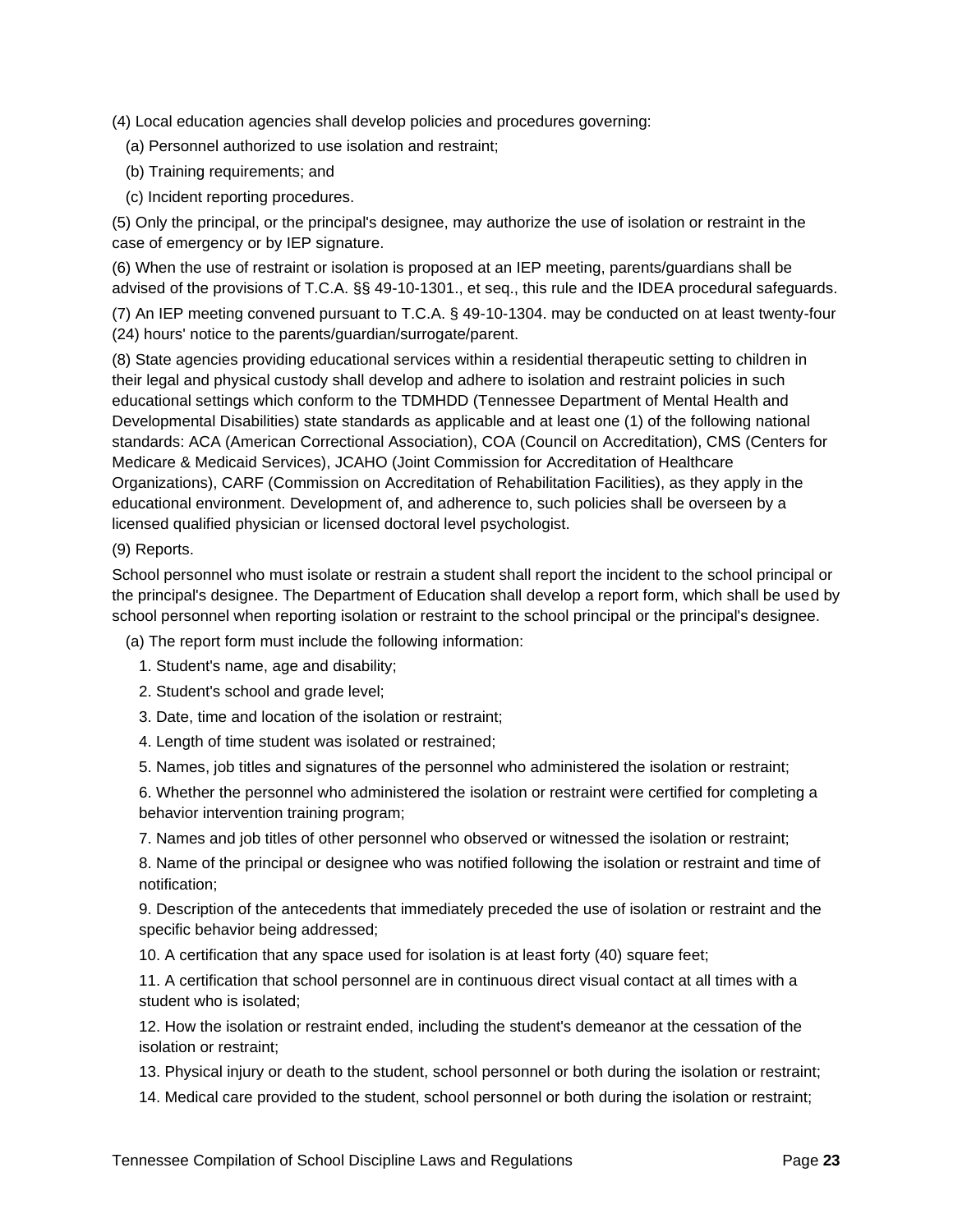(4) Local education agencies shall develop policies and procedures governing:

(a) Personnel authorized to use isolation and restraint;

(b) Training requirements; and

(c) Incident reporting procedures.

(5) Only the principal, or the principal's designee, may authorize the use of isolation or restraint in the case of emergency or by IEP signature.

(6) When the use of restraint or isolation is proposed at an IEP meeting, parents/guardians shall be advised of the provisions of T.C.A. §§ 49-10-1301., et seq., this rule and the IDEA procedural safeguards.

(7) An IEP meeting convened pursuant to T.C.A. § 49-10-1304. may be conducted on at least twenty-four (24) hours' notice to the parents/guardian/surrogate/parent.

(8) State agencies providing educational services within a residential therapeutic setting to children in their legal and physical custody shall develop and adhere to isolation and restraint policies in such educational settings which conform to the TDMHDD (Tennessee Department of Mental Health and Developmental Disabilities) state standards as applicable and at least one (1) of the following national standards: ACA (American Correctional Association), COA (Council on Accreditation), CMS (Centers for Medicare & Medicaid Services), JCAHO (Joint Commission for Accreditation of Healthcare Organizations), CARF (Commission on Accreditation of Rehabilitation Facilities), as they apply in the educational environment. Development of, and adherence to, such policies shall be overseen by a licensed qualified physician or licensed doctoral level psychologist.

(9) Reports.

School personnel who must isolate or restrain a student shall report the incident to the school principal or the principal's designee. The Department of Education shall develop a report form, which shall be used by school personnel when reporting isolation or restraint to the school principal or the principal's designee.

(a) The report form must include the following information:

1. Student's name, age and disability;

2. Student's school and grade level;

3. Date, time and location of the isolation or restraint;

4. Length of time student was isolated or restrained;

5. Names, job titles and signatures of the personnel who administered the isolation or restraint;

6. Whether the personnel who administered the isolation or restraint were certified for completing a behavior intervention training program;

7. Names and job titles of other personnel who observed or witnessed the isolation or restraint;

8. Name of the principal or designee who was notified following the isolation or restraint and time of notification;

9. Description of the antecedents that immediately preceded the use of isolation or restraint and the specific behavior being addressed;

10. A certification that any space used for isolation is at least forty (40) square feet;

11. A certification that school personnel are in continuous direct visual contact at all times with a student who is isolated;

12. How the isolation or restraint ended, including the student's demeanor at the cessation of the isolation or restraint;

13. Physical injury or death to the student, school personnel or both during the isolation or restraint;

14. Medical care provided to the student, school personnel or both during the isolation or restraint;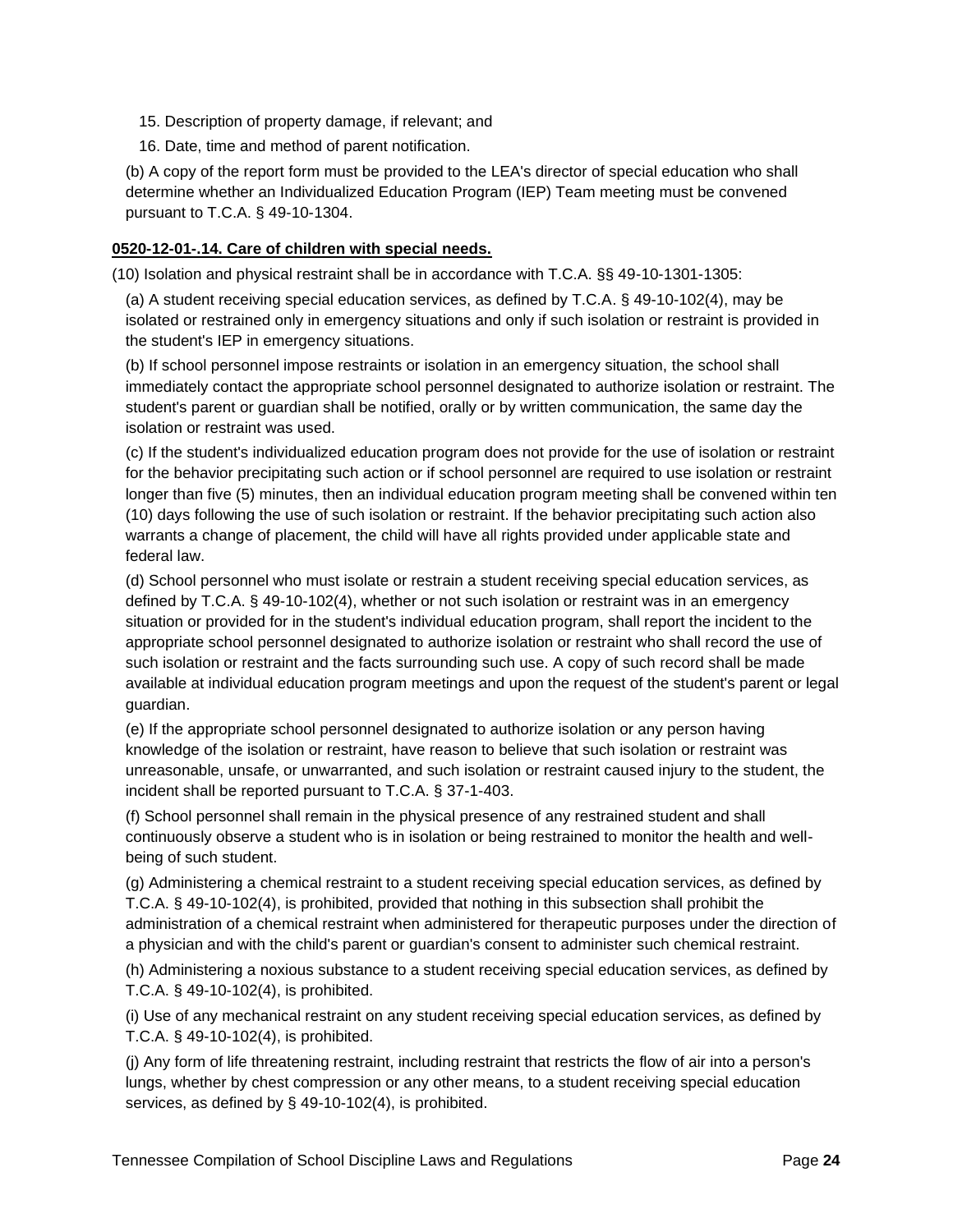15. Description of property damage, if relevant; and
16. Date, time and method of parent notification.

(b) A copy of the report form must be provided to the LEA's director of special education who shall determine whether an Individualized Education Program (IEP) Team meeting must be convened pursuant to T.C.A. § 49-10-1304.

**0520-12-01-.14. Care of children with special needs.**

(10) Isolation and physical restraint shall be in accordance with T.C.A. §§ 49-10-1301-1305:

(a) A student receiving special education services, as defined by T.C.A. § 49-10-102(4), may be isolated or restrained only in emergency situations and only if such isolation or restraint is provided in the student's IEP in emergency situations.

(b) If school personnel impose restraints or isolation in an emergency situation, the school shall immediately contact the appropriate school personnel designated to authorize isolation or restraint. The student's parent or guardian shall be notified, orally or by written communication, the same day the isolation or restraint was used.

(c) If the student's individualized education program does not provide for the use of isolation or restraint for the behavior precipitating such action or if school personnel are required to use isolation or restraint longer than five (5) minutes, then an individual education program meeting shall be convened within ten (10) days following the use of such isolation or restraint. If the behavior precipitating such action also warrants a change of placement, the child will have all rights provided under applicable state and federal law.

(d) School personnel who must isolate or restrain a student receiving special education services, as defined by T.C.A. § 49-10-102(4), whether or not such isolation or restraint was in an emergency situation or provided for in the student's individual education program, shall report the incident to the appropriate school personnel designated to authorize isolation or restraint who shall record the use of such isolation or restraint and the facts surrounding such use. A copy of such record shall be made available at individual education program meetings and upon the request of the student's parent or legal guardian.

(e) If the appropriate school personnel designated to authorize isolation or any person having knowledge of the isolation or restraint, have reason to believe that such isolation or restraint was unreasonable, unsafe, or unwarranted, and such isolation or restraint caused injury to the student, the incident shall be reported pursuant to T.C.A. § 37-1-403.

(f) School personnel shall remain in the physical presence of any restrained student and shall continuously observe a student who is in isolation or being restrained to monitor the health and well-being of such student.

(g) Administering a chemical restraint to a student receiving special education services, as defined by T.C.A. § 49-10-102(4), is prohibited, provided that nothing in this subsection shall prohibit the administration of a chemical restraint when administered for therapeutic purposes under the direction of a physician and with the child's parent or guardian's consent to administer such chemical restraint.

(h) Administering a noxious substance to a student receiving special education services, as defined by T.C.A. § 49-10-102(4), is prohibited.

(i) Use of any mechanical restraint on any student receiving special education services, as defined by T.C.A. § 49-10-102(4), is prohibited.

(j) Any form of life threatening restraint, including restraint that restricts the flow of air into a person's lungs, whether by chest compression or any other means, to a student receiving special education services, as defined by § 49-10-102(4), is prohibited.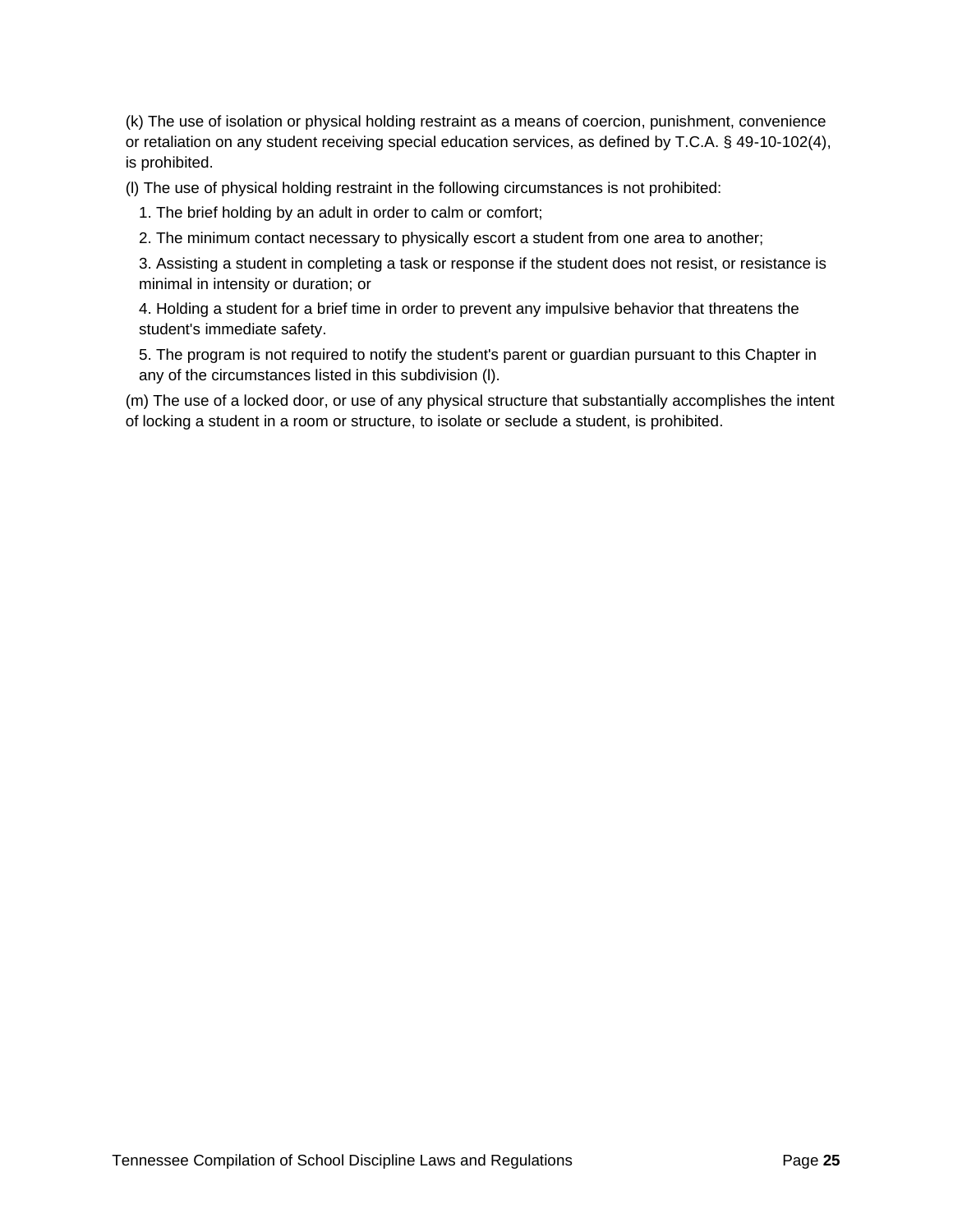(k) The use of isolation or physical holding restraint as a means of coercion, punishment, convenience or retaliation on any student receiving special education services, as defined by T.C.A. § 49-10-102(4), is prohibited.

(l) The use of physical holding restraint in the following circumstances is not prohibited:

1. The brief holding by an adult in order to calm or comfort;
2. The minimum contact necessary to physically escort a student from one area to another;
3. Assisting a student in completing a task or response if the student does not resist, or resistance is minimal in intensity or duration; or
4. Holding a student for a brief time in order to prevent any impulsive behavior that threatens the student's immediate safety.
5. The program is not required to notify the student's parent or guardian pursuant to this Chapter in any of the circumstances listed in this subdivision (l).

(m) The use of a locked door, or use of any physical structure that substantially accomplishes the intent of locking a student in a room or structure, to isolate or seclude a student, is prohibited.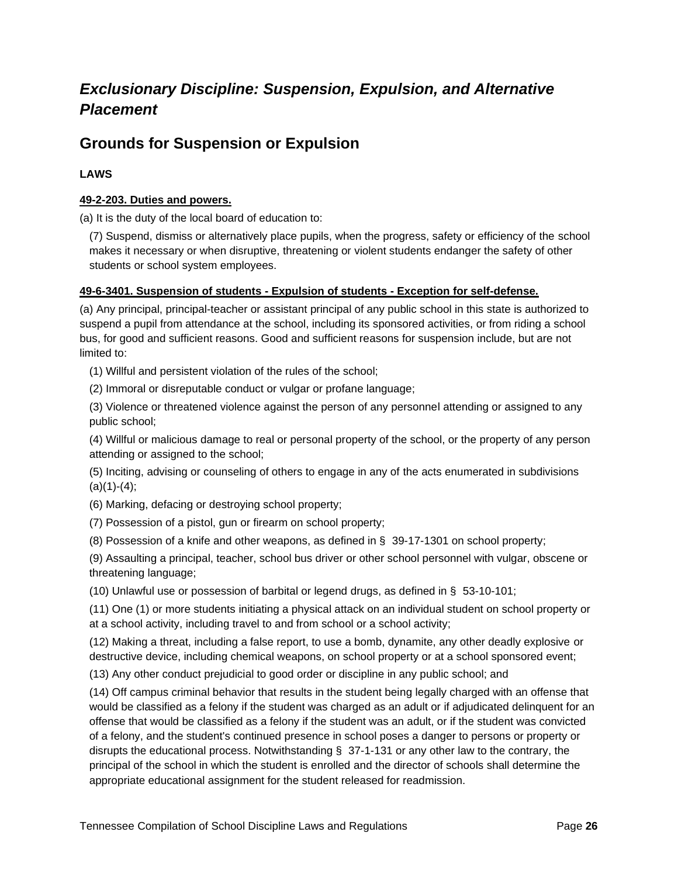## *Exclusionary Discipline: Suspension, Expulsion, and Alternative Placement*

## Grounds for Suspension or Expulsion

**LAWS**

**49-2-203. Duties and powers.**

(a) It is the duty of the local board of education to:

(7) Suspend, dismiss or alternatively place pupils, when the progress, safety or efficiency of the school makes it necessary or when disruptive, threatening or violent students endanger the safety of other students or school system employees.

**49-6-3401. Suspension of students - Expulsion of students - Exception for self-defense.**

(a) Any principal, principal-teacher or assistant principal of any public school in this state is authorized to suspend a pupil from attendance at the school, including its sponsored activities, or from riding a school bus, for good and sufficient reasons. Good and sufficient reasons for suspension include, but are not limited to:

(1) Willful and persistent violation of the rules of the school;

(2) Immoral or disreputable conduct or vulgar or profane language;

(3) Violence or threatened violence against the person of any personnel attending or assigned to any public school;

(4) Willful or malicious damage to real or personal property of the school, or the property of any person attending or assigned to the school;

(5) Inciting, advising or counseling of others to engage in any of the acts enumerated in subdivisions (a)(1)-(4);

(6) Marking, defacing or destroying school property;

(7) Possession of a pistol, gun or firearm on school property;

(8) Possession of a knife and other weapons, as defined in § 39-17-1301 on school property;

(9) Assaulting a principal, teacher, school bus driver or other school personnel with vulgar, obscene or threatening language;

(10) Unlawful use or possession of barbital or legend drugs, as defined in § 53-10-101;

(11) One (1) or more students initiating a physical attack on an individual student on school property or at a school activity, including travel to and from school or a school activity;

(12) Making a threat, including a false report, to use a bomb, dynamite, any other deadly explosive or destructive device, including chemical weapons, on school property or at a school sponsored event;

(13) Any other conduct prejudicial to good order or discipline in any public school; and

(14) Off campus criminal behavior that results in the student being legally charged with an offense that would be classified as a felony if the student was charged as an adult or if adjudicated delinquent for an offense that would be classified as a felony if the student was an adult, or if the student was convicted of a felony, and the student's continued presence in school poses a danger to persons or property or disrupts the educational process. Notwithstanding § 37-1-131 or any other law to the contrary, the principal of the school in which the student is enrolled and the director of schools shall determine the appropriate educational assignment for the student released for readmission.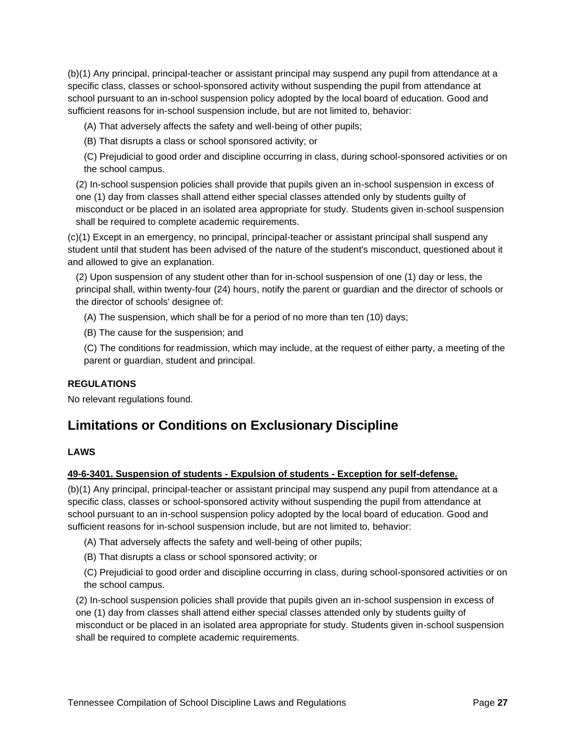(b)(1) Any principal, principal-teacher or assistant principal may suspend any pupil from attendance at a specific class, classes or school-sponsored activity without suspending the pupil from attendance at school pursuant to an in-school suspension policy adopted by the local board of education. Good and sufficient reasons for in-school suspension include, but are not limited to, behavior:

(A) That adversely affects the safety and well-being of other pupils;

(B) That disrupts a class or school sponsored activity; or

(C) Prejudicial to good order and discipline occurring in class, during school-sponsored activities or on the school campus.

(2) In-school suspension policies shall provide that pupils given an in-school suspension in excess of one (1) day from classes shall attend either special classes attended only by students guilty of misconduct or be placed in an isolated area appropriate for study. Students given in-school suspension shall be required to complete academic requirements.

(c)(1) Except in an emergency, no principal, principal-teacher or assistant principal shall suspend any student until that student has been advised of the nature of the student's misconduct, questioned about it and allowed to give an explanation.

(2) Upon suspension of any student other than for in-school suspension of one (1) day or less, the principal shall, within twenty-four (24) hours, notify the parent or guardian and the director of schools or the director of schools' designee of:

(A) The suspension, which shall be for a period of no more than ten (10) days;

(B) The cause for the suspension; and

(C) The conditions for readmission, which may include, at the request of either party, a meeting of the parent or guardian, student and principal.

**REGULATIONS**

No relevant regulations found.

## Limitations or Conditions on Exclusionary Discipline

**LAWS**

**49-6-3401. Suspension of students - Expulsion of students - Exception for self-defense.**

(b)(1) Any principal, principal-teacher or assistant principal may suspend any pupil from attendance at a specific class, classes or school-sponsored activity without suspending the pupil from attendance at school pursuant to an in-school suspension policy adopted by the local board of education. Good and sufficient reasons for in-school suspension include, but are not limited to, behavior:

(A) That adversely affects the safety and well-being of other pupils;

(B) That disrupts a class or school sponsored activity; or

(C) Prejudicial to good order and discipline occurring in class, during school-sponsored activities or on the school campus.

(2) In-school suspension policies shall provide that pupils given an in-school suspension in excess of one (1) day from classes shall attend either special classes attended only by students guilty of misconduct or be placed in an isolated area appropriate for study. Students given in-school suspension shall be required to complete academic requirements.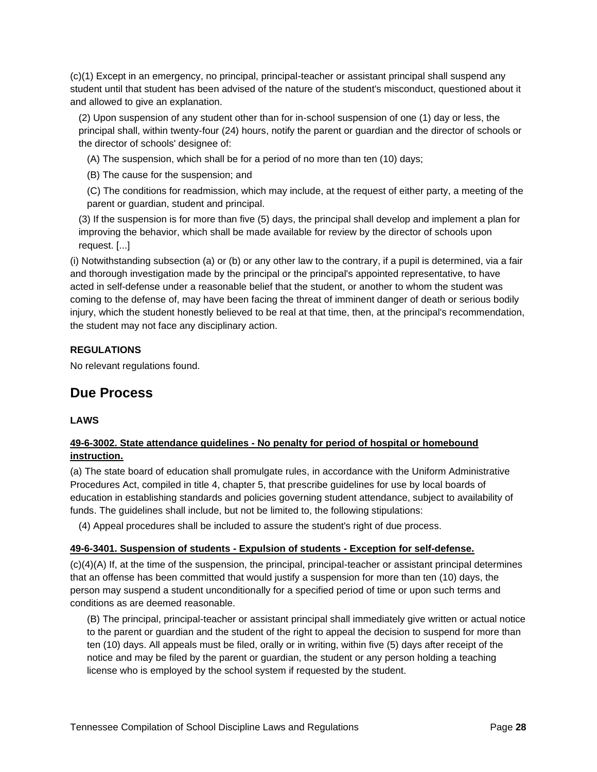(c)(1) Except in an emergency, no principal, principal-teacher or assistant principal shall suspend any student until that student has been advised of the nature of the student's misconduct, questioned about it and allowed to give an explanation.

(2) Upon suspension of any student other than for in-school suspension of one (1) day or less, the principal shall, within twenty-four (24) hours, notify the parent or guardian and the director of schools or the director of schools' designee of:

(A) The suspension, which shall be for a period of no more than ten (10) days;

(B) The cause for the suspension; and

(C) The conditions for readmission, which may include, at the request of either party, a meeting of the parent or guardian, student and principal.

(3) If the suspension is for more than five (5) days, the principal shall develop and implement a plan for improving the behavior, which shall be made available for review by the director of schools upon request. [...]

(i) Notwithstanding subsection (a) or (b) or any other law to the contrary, if a pupil is determined, via a fair and thorough investigation made by the principal or the principal's appointed representative, to have acted in self-defense under a reasonable belief that the student, or another to whom the student was coming to the defense of, may have been facing the threat of imminent danger of death or serious bodily injury, which the student honestly believed to be real at that time, then, at the principal's recommendation, the student may not face any disciplinary action.

**REGULATIONS**

No relevant regulations found.

## Due Process

**LAWS**

**49-6-3002. State attendance guidelines - No penalty for period of hospital or homebound instruction.**

(a) The state board of education shall promulgate rules, in accordance with the Uniform Administrative Procedures Act, compiled in title 4, chapter 5, that prescribe guidelines for use by local boards of education in establishing standards and policies governing student attendance, subject to availability of funds. The guidelines shall include, but not be limited to, the following stipulations:

(4) Appeal procedures shall be included to assure the student's right of due process.

**49-6-3401. Suspension of students - Expulsion of students - Exception for self-defense.**

(c)(4)(A) If, at the time of the suspension, the principal, principal-teacher or assistant principal determines that an offense has been committed that would justify a suspension for more than ten (10) days, the person may suspend a student unconditionally for a specified period of time or upon such terms and conditions as are deemed reasonable.

(B) The principal, principal-teacher or assistant principal shall immediately give written or actual notice to the parent or guardian and the student of the right to appeal the decision to suspend for more than ten (10) days. All appeals must be filed, orally or in writing, within five (5) days after receipt of the notice and may be filed by the parent or guardian, the student or any person holding a teaching license who is employed by the school system if requested by the student.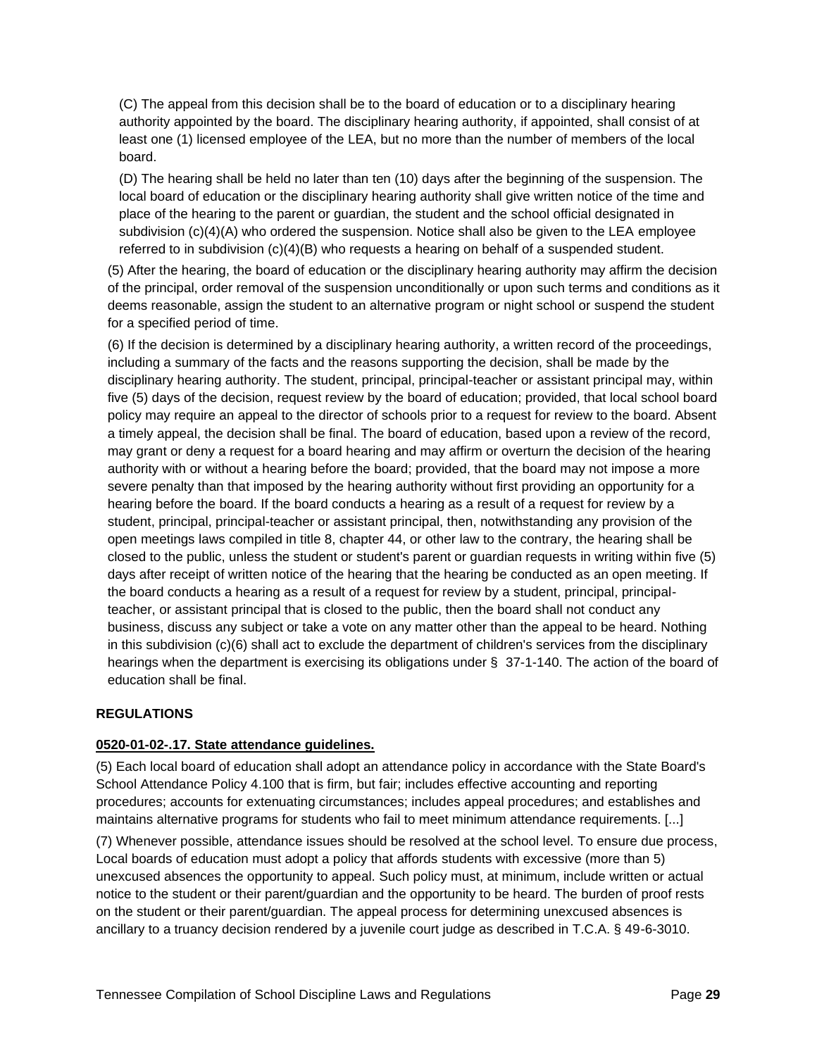(C) The appeal from this decision shall be to the board of education or to a disciplinary hearing authority appointed by the board. The disciplinary hearing authority, if appointed, shall consist of at least one (1) licensed employee of the LEA, but no more than the number of members of the local board.

(D) The hearing shall be held no later than ten (10) days after the beginning of the suspension. The local board of education or the disciplinary hearing authority shall give written notice of the time and place of the hearing to the parent or guardian, the student and the school official designated in subdivision (c)(4)(A) who ordered the suspension. Notice shall also be given to the LEA employee referred to in subdivision (c)(4)(B) who requests a hearing on behalf of a suspended student.

(5) After the hearing, the board of education or the disciplinary hearing authority may affirm the decision of the principal, order removal of the suspension unconditionally or upon such terms and conditions as it deems reasonable, assign the student to an alternative program or night school or suspend the student for a specified period of time.

(6) If the decision is determined by a disciplinary hearing authority, a written record of the proceedings, including a summary of the facts and the reasons supporting the decision, shall be made by the disciplinary hearing authority. The student, principal, principal-teacher or assistant principal may, within five (5) days of the decision, request review by the board of education; provided, that local school board policy may require an appeal to the director of schools prior to a request for review to the board. Absent a timely appeal, the decision shall be final. The board of education, based upon a review of the record, may grant or deny a request for a board hearing and may affirm or overturn the decision of the hearing authority with or without a hearing before the board; provided, that the board may not impose a more severe penalty than that imposed by the hearing authority without first providing an opportunity for a hearing before the board. If the board conducts a hearing as a result of a request for review by a student, principal, principal-teacher or assistant principal, then, notwithstanding any provision of the open meetings laws compiled in title 8, chapter 44, or other law to the contrary, the hearing shall be closed to the public, unless the student or student's parent or guardian requests in writing within five (5) days after receipt of written notice of the hearing that the hearing be conducted as an open meeting. If the board conducts a hearing as a result of a request for review by a student, principal, principal-teacher, or assistant principal that is closed to the public, then the board shall not conduct any business, discuss any subject or take a vote on any matter other than the appeal to be heard. Nothing in this subdivision (c)(6) shall act to exclude the department of children's services from the disciplinary hearings when the department is exercising its obligations under § 37-1-140. The action of the board of education shall be final.

### REGULATIONS

**0520-01-02-.17. State attendance guidelines.**

(5) Each local board of education shall adopt an attendance policy in accordance with the State Board's School Attendance Policy 4.100 that is firm, but fair; includes effective accounting and reporting procedures; accounts for extenuating circumstances; includes appeal procedures; and establishes and maintains alternative programs for students who fail to meet minimum attendance requirements. [...]

(7) Whenever possible, attendance issues should be resolved at the school level. To ensure due process, Local boards of education must adopt a policy that affords students with excessive (more than 5) unexcused absences the opportunity to appeal. Such policy must, at minimum, include written or actual notice to the student or their parent/guardian and the opportunity to be heard. The burden of proof rests on the student or their parent/guardian. The appeal process for determining unexcused absences is ancillary to a truancy decision rendered by a juvenile court judge as described in T.C.A. § 49-6-3010.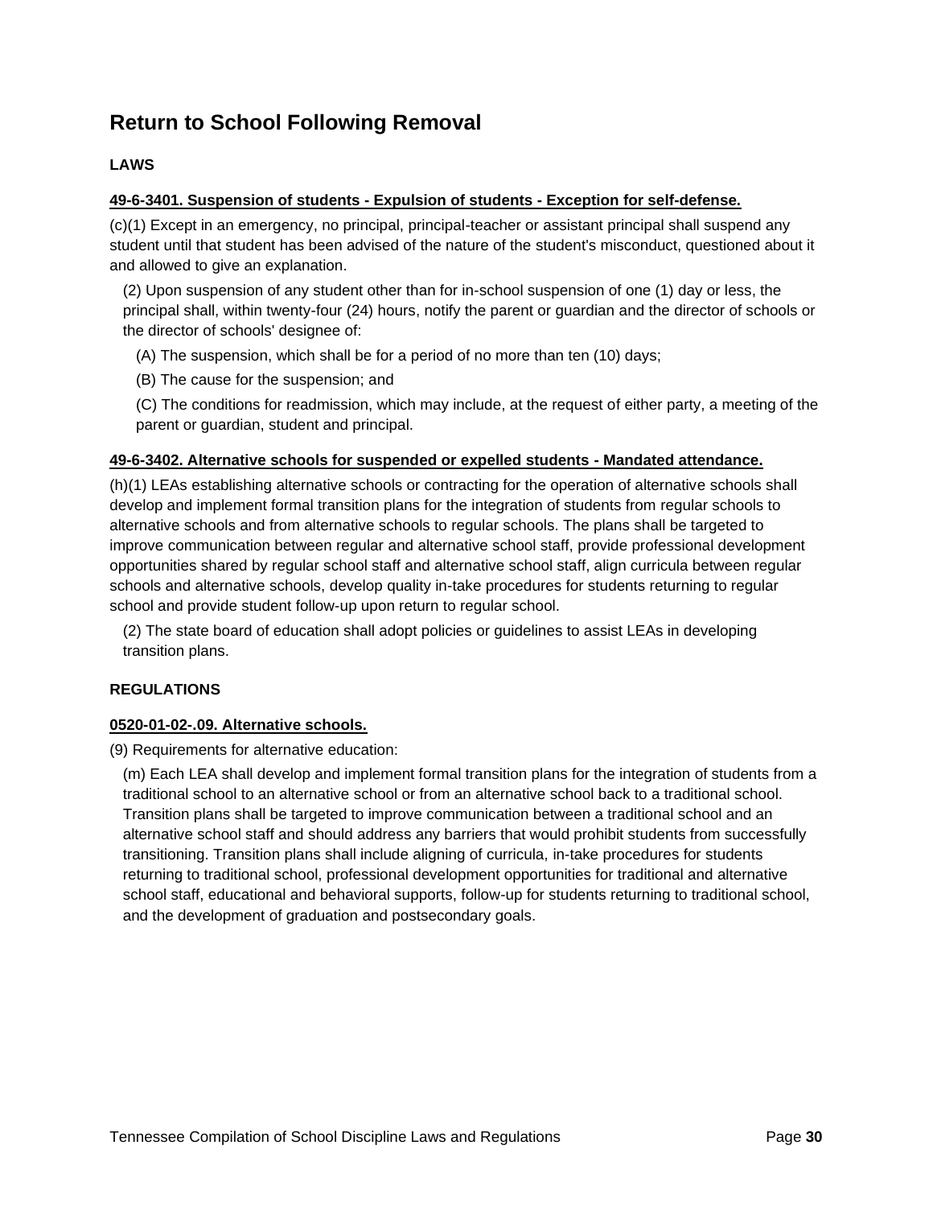## Return to School Following Removal

### LAWS

**49-6-3401. Suspension of students - Expulsion of students - Exception for self-defense.**

(c)(1) Except in an emergency, no principal, principal-teacher or assistant principal shall suspend any student until that student has been advised of the nature of the student's misconduct, questioned about it and allowed to give an explanation.

(2) Upon suspension of any student other than for in-school suspension of one (1) day or less, the principal shall, within twenty-four (24) hours, notify the parent or guardian and the director of schools or the director of schools' designee of:

(A) The suspension, which shall be for a period of no more than ten (10) days;

(B) The cause for the suspension; and

(C) The conditions for readmission, which may include, at the request of either party, a meeting of the parent or guardian, student and principal.

**49-6-3402. Alternative schools for suspended or expelled students - Mandated attendance.**

(h)(1) LEAs establishing alternative schools or contracting for the operation of alternative schools shall develop and implement formal transition plans for the integration of students from regular schools to alternative schools and from alternative schools to regular schools. The plans shall be targeted to improve communication between regular and alternative school staff, provide professional development opportunities shared by regular school staff and alternative school staff, align curricula between regular schools and alternative schools, develop quality in-take procedures for students returning to regular school and provide student follow-up upon return to regular school.

(2) The state board of education shall adopt policies or guidelines to assist LEAs in developing transition plans.

### REGULATIONS

**0520-01-02-.09. Alternative schools.**

(9) Requirements for alternative education:

(m) Each LEA shall develop and implement formal transition plans for the integration of students from a traditional school to an alternative school or from an alternative school back to a traditional school. Transition plans shall be targeted to improve communication between a traditional school and an alternative school staff and should address any barriers that would prohibit students from successfully transitioning. Transition plans shall include aligning of curricula, in-take procedures for students returning to traditional school, professional development opportunities for traditional and alternative school staff, educational and behavioral supports, follow-up for students returning to traditional school, and the development of graduation and postsecondary goals.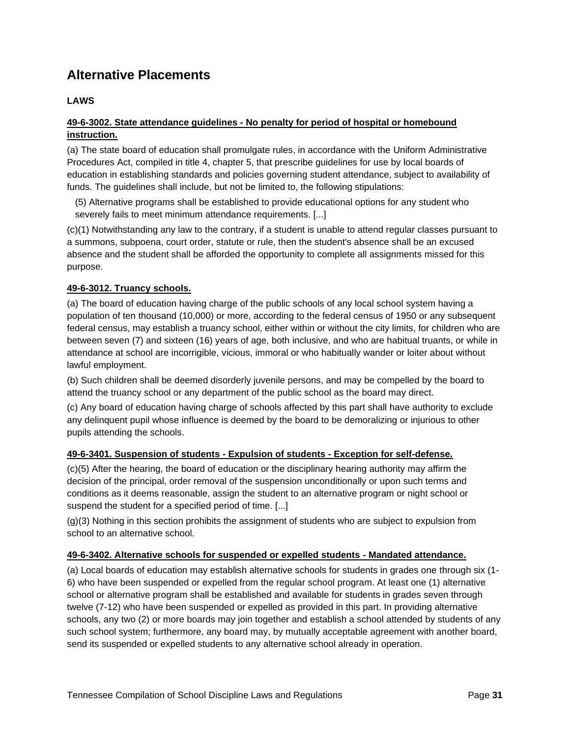## Alternative Placements

### LAWS

**49-6-3002. State attendance guidelines - No penalty for period of hospital or homebound instruction.**

(a) The state board of education shall promulgate rules, in accordance with the Uniform Administrative Procedures Act, compiled in title 4, chapter 5, that prescribe guidelines for use by local boards of education in establishing standards and policies governing student attendance, subject to availability of funds. The guidelines shall include, but not be limited to, the following stipulations:

(5) Alternative programs shall be established to provide educational options for any student who severely fails to meet minimum attendance requirements. [...]

(c)(1) Notwithstanding any law to the contrary, if a student is unable to attend regular classes pursuant to a summons, subpoena, court order, statute or rule, then the student's absence shall be an excused absence and the student shall be afforded the opportunity to complete all assignments missed for this purpose.

**49-6-3012. Truancy schools.**

(a) The board of education having charge of the public schools of any local school system having a population of ten thousand (10,000) or more, according to the federal census of 1950 or any subsequent federal census, may establish a truancy school, either within or without the city limits, for children who are between seven (7) and sixteen (16) years of age, both inclusive, and who are habitual truants, or while in attendance at school are incorrigible, vicious, immoral or who habitually wander or loiter about without lawful employment.

(b) Such children shall be deemed disorderly juvenile persons, and may be compelled by the board to attend the truancy school or any department of the public school as the board may direct.

(c) Any board of education having charge of schools affected by this part shall have authority to exclude any delinquent pupil whose influence is deemed by the board to be demoralizing or injurious to other pupils attending the schools.

**49-6-3401. Suspension of students - Expulsion of students - Exception for self-defense.**

(c)(5) After the hearing, the board of education or the disciplinary hearing authority may affirm the decision of the principal, order removal of the suspension unconditionally or upon such terms and conditions as it deems reasonable, assign the student to an alternative program or night school or suspend the student for a specified period of time. [...]

(g)(3) Nothing in this section prohibits the assignment of students who are subject to expulsion from school to an alternative school.

**49-6-3402. Alternative schools for suspended or expelled students - Mandated attendance.**

(a) Local boards of education may establish alternative schools for students in grades one through six (1-6) who have been suspended or expelled from the regular school program. At least one (1) alternative school or alternative program shall be established and available for students in grades seven through twelve (7-12) who have been suspended or expelled as provided in this part. In providing alternative schools, any two (2) or more boards may join together and establish a school attended by students of any such school system; furthermore, any board may, by mutually acceptable agreement with another board, send its suspended or expelled students to any alternative school already in operation.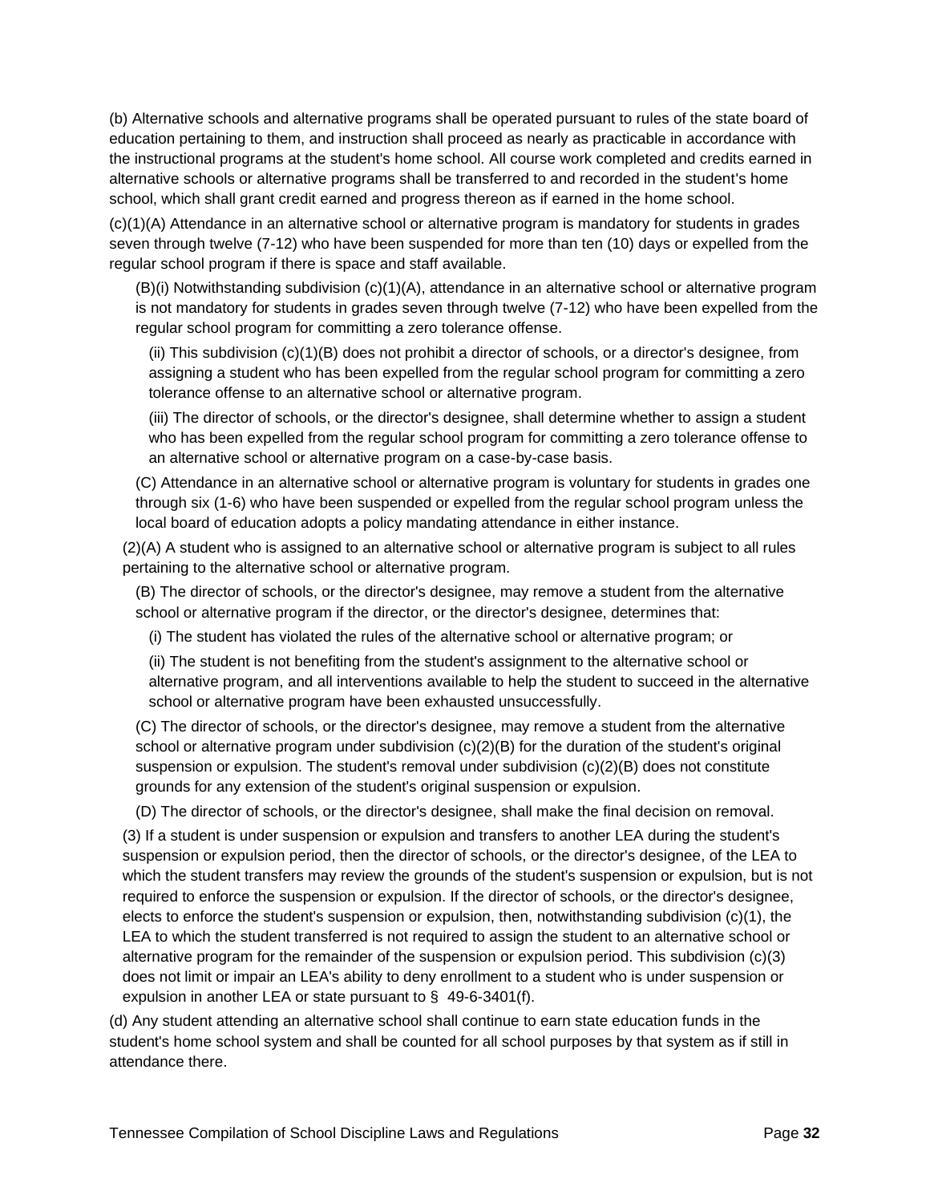(b) Alternative schools and alternative programs shall be operated pursuant to rules of the state board of education pertaining to them, and instruction shall proceed as nearly as practicable in accordance with the instructional programs at the student's home school. All course work completed and credits earned in alternative schools or alternative programs shall be transferred to and recorded in the student's home school, which shall grant credit earned and progress thereon as if earned in the home school.

(c)(1)(A) Attendance in an alternative school or alternative program is mandatory for students in grades seven through twelve (7-12) who have been suspended for more than ten (10) days or expelled from the regular school program if there is space and staff available.

(B)(i) Notwithstanding subdivision (c)(1)(A), attendance in an alternative school or alternative program is not mandatory for students in grades seven through twelve (7-12) who have been expelled from the regular school program for committing a zero tolerance offense.

(ii) This subdivision (c)(1)(B) does not prohibit a director of schools, or a director's designee, from assigning a student who has been expelled from the regular school program for committing a zero tolerance offense to an alternative school or alternative program.

(iii) The director of schools, or the director's designee, shall determine whether to assign a student who has been expelled from the regular school program for committing a zero tolerance offense to an alternative school or alternative program on a case-by-case basis.

(C) Attendance in an alternative school or alternative program is voluntary for students in grades one through six (1-6) who have been suspended or expelled from the regular school program unless the local board of education adopts a policy mandating attendance in either instance.

(2)(A) A student who is assigned to an alternative school or alternative program is subject to all rules pertaining to the alternative school or alternative program.

(B) The director of schools, or the director's designee, may remove a student from the alternative school or alternative program if the director, or the director's designee, determines that:

(i) The student has violated the rules of the alternative school or alternative program; or

(ii) The student is not benefiting from the student's assignment to the alternative school or alternative program, and all interventions available to help the student to succeed in the alternative school or alternative program have been exhausted unsuccessfully.

(C) The director of schools, or the director's designee, may remove a student from the alternative school or alternative program under subdivision (c)(2)(B) for the duration of the student's original suspension or expulsion. The student's removal under subdivision (c)(2)(B) does not constitute grounds for any extension of the student's original suspension or expulsion.

(D) The director of schools, or the director's designee, shall make the final decision on removal.

(3) If a student is under suspension or expulsion and transfers to another LEA during the student's suspension or expulsion period, then the director of schools, or the director's designee, of the LEA to which the student transfers may review the grounds of the student's suspension or expulsion, but is not required to enforce the suspension or expulsion. If the director of schools, or the director's designee, elects to enforce the student's suspension or expulsion, then, notwithstanding subdivision (c)(1), the LEA to which the student transferred is not required to assign the student to an alternative school or alternative program for the remainder of the suspension or expulsion period. This subdivision (c)(3) does not limit or impair an LEA's ability to deny enrollment to a student who is under suspension or expulsion in another LEA or state pursuant to § 49-6-3401(f).

(d) Any student attending an alternative school shall continue to earn state education funds in the student's home school system and shall be counted for all school purposes by that system as if still in attendance there.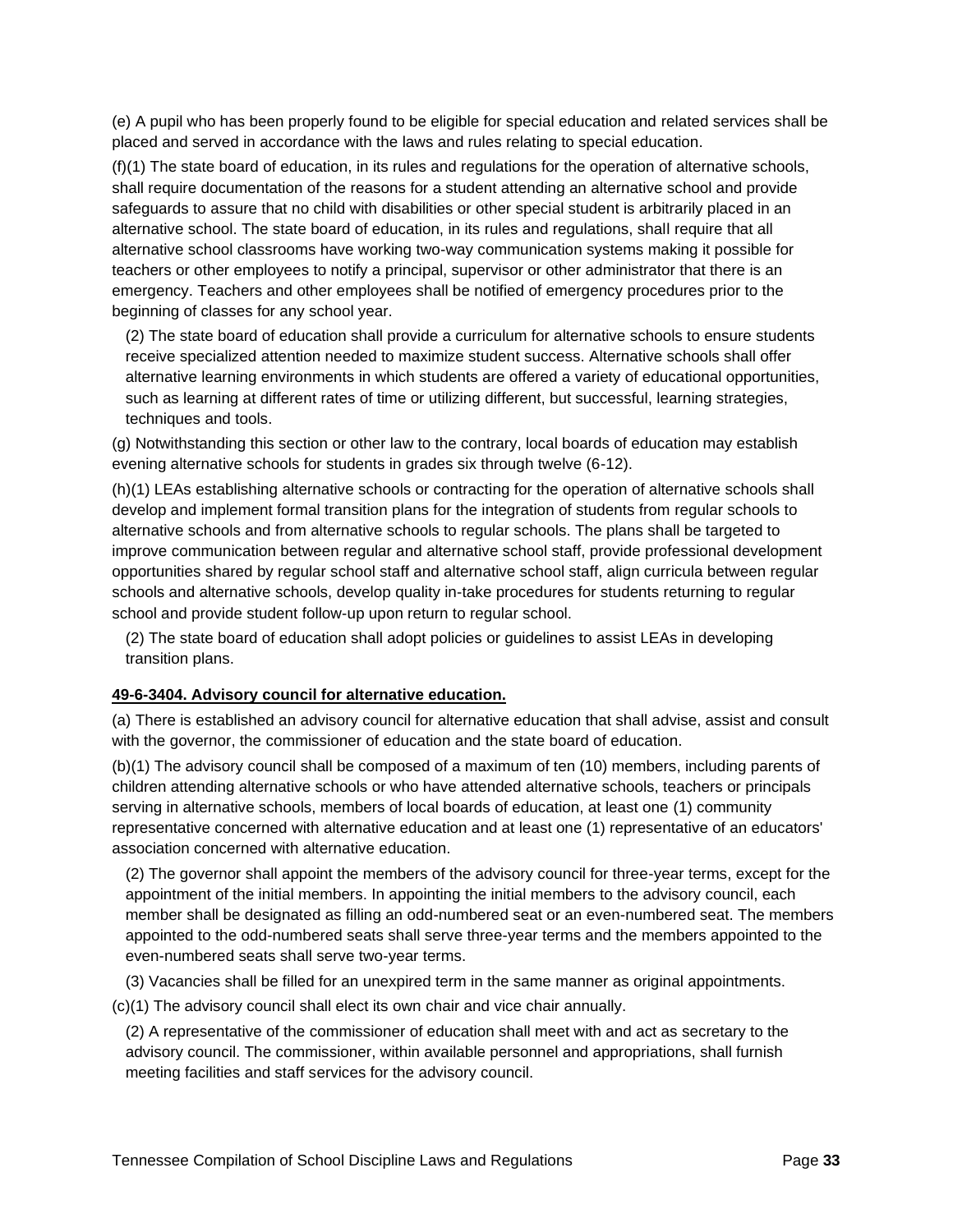(e) A pupil who has been properly found to be eligible for special education and related services shall be placed and served in accordance with the laws and rules relating to special education.

(f)(1) The state board of education, in its rules and regulations for the operation of alternative schools, shall require documentation of the reasons for a student attending an alternative school and provide safeguards to assure that no child with disabilities or other special student is arbitrarily placed in an alternative school. The state board of education, in its rules and regulations, shall require that all alternative school classrooms have working two-way communication systems making it possible for teachers or other employees to notify a principal, supervisor or other administrator that there is an emergency. Teachers and other employees shall be notified of emergency procedures prior to the beginning of classes for any school year.

(2) The state board of education shall provide a curriculum for alternative schools to ensure students receive specialized attention needed to maximize student success. Alternative schools shall offer alternative learning environments in which students are offered a variety of educational opportunities, such as learning at different rates of time or utilizing different, but successful, learning strategies, techniques and tools.

(g) Notwithstanding this section or other law to the contrary, local boards of education may establish evening alternative schools for students in grades six through twelve (6-12).

(h)(1) LEAs establishing alternative schools or contracting for the operation of alternative schools shall develop and implement formal transition plans for the integration of students from regular schools to alternative schools and from alternative schools to regular schools. The plans shall be targeted to improve communication between regular and alternative school staff, provide professional development opportunities shared by regular school staff and alternative school staff, align curricula between regular schools and alternative schools, develop quality in-take procedures for students returning to regular school and provide student follow-up upon return to regular school.

(2) The state board of education shall adopt policies or guidelines to assist LEAs in developing transition plans.

**49-6-3404. Advisory council for alternative education.**

(a) There is established an advisory council for alternative education that shall advise, assist and consult with the governor, the commissioner of education and the state board of education.

(b)(1) The advisory council shall be composed of a maximum of ten (10) members, including parents of children attending alternative schools or who have attended alternative schools, teachers or principals serving in alternative schools, members of local boards of education, at least one (1) community representative concerned with alternative education and at least one (1) representative of an educators' association concerned with alternative education.

(2) The governor shall appoint the members of the advisory council for three-year terms, except for the appointment of the initial members. In appointing the initial members to the advisory council, each member shall be designated as filling an odd-numbered seat or an even-numbered seat. The members appointed to the odd-numbered seats shall serve three-year terms and the members appointed to the even-numbered seats shall serve two-year terms.

(3) Vacancies shall be filled for an unexpired term in the same manner as original appointments.

(c)(1) The advisory council shall elect its own chair and vice chair annually.

(2) A representative of the commissioner of education shall meet with and act as secretary to the advisory council. The commissioner, within available personnel and appropriations, shall furnish meeting facilities and staff services for the advisory council.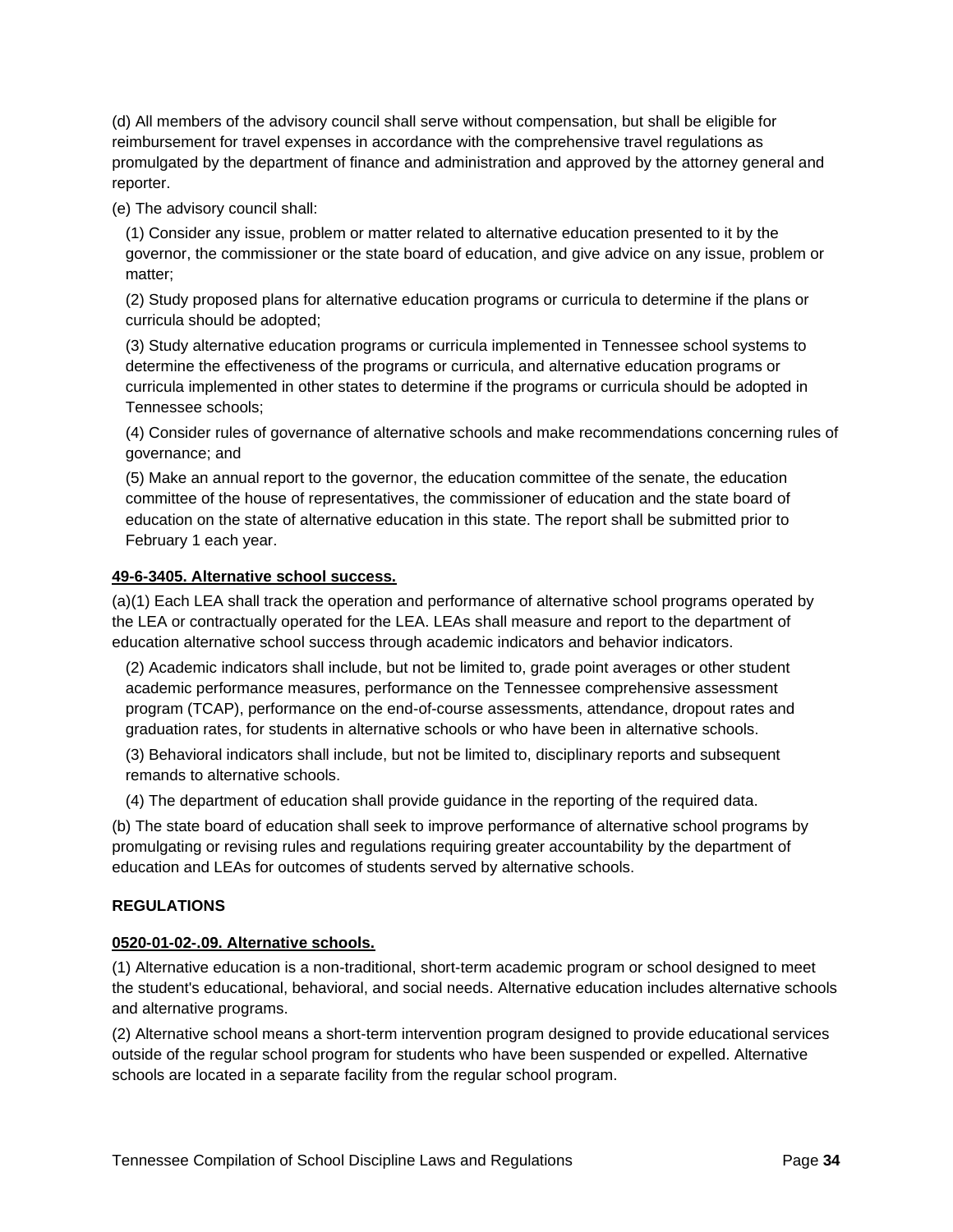(d) All members of the advisory council shall serve without compensation, but shall be eligible for reimbursement for travel expenses in accordance with the comprehensive travel regulations as promulgated by the department of finance and administration and approved by the attorney general and reporter.

(e) The advisory council shall:

(1) Consider any issue, problem or matter related to alternative education presented to it by the governor, the commissioner or the state board of education, and give advice on any issue, problem or matter;

(2) Study proposed plans for alternative education programs or curricula to determine if the plans or curricula should be adopted;

(3) Study alternative education programs or curricula implemented in Tennessee school systems to determine the effectiveness of the programs or curricula, and alternative education programs or curricula implemented in other states to determine if the programs or curricula should be adopted in Tennessee schools;

(4) Consider rules of governance of alternative schools and make recommendations concerning rules of governance; and

(5) Make an annual report to the governor, the education committee of the senate, the education committee of the house of representatives, the commissioner of education and the state board of education on the state of alternative education in this state. The report shall be submitted prior to February 1 each year.

**49-6-3405. Alternative school success.**

(a)(1) Each LEA shall track the operation and performance of alternative school programs operated by the LEA or contractually operated for the LEA. LEAs shall measure and report to the department of education alternative school success through academic indicators and behavior indicators.

(2) Academic indicators shall include, but not be limited to, grade point averages or other student academic performance measures, performance on the Tennessee comprehensive assessment program (TCAP), performance on the end-of-course assessments, attendance, dropout rates and graduation rates, for students in alternative schools or who have been in alternative schools.

(3) Behavioral indicators shall include, but not be limited to, disciplinary reports and subsequent remands to alternative schools.

(4) The department of education shall provide guidance in the reporting of the required data.

(b) The state board of education shall seek to improve performance of alternative school programs by promulgating or revising rules and regulations requiring greater accountability by the department of education and LEAs for outcomes of students served by alternative schools.

**REGULATIONS**

**0520-01-02-.09. Alternative schools.**

(1) Alternative education is a non-traditional, short-term academic program or school designed to meet the student's educational, behavioral, and social needs. Alternative education includes alternative schools and alternative programs.

(2) Alternative school means a short-term intervention program designed to provide educational services outside of the regular school program for students who have been suspended or expelled. Alternative schools are located in a separate facility from the regular school program.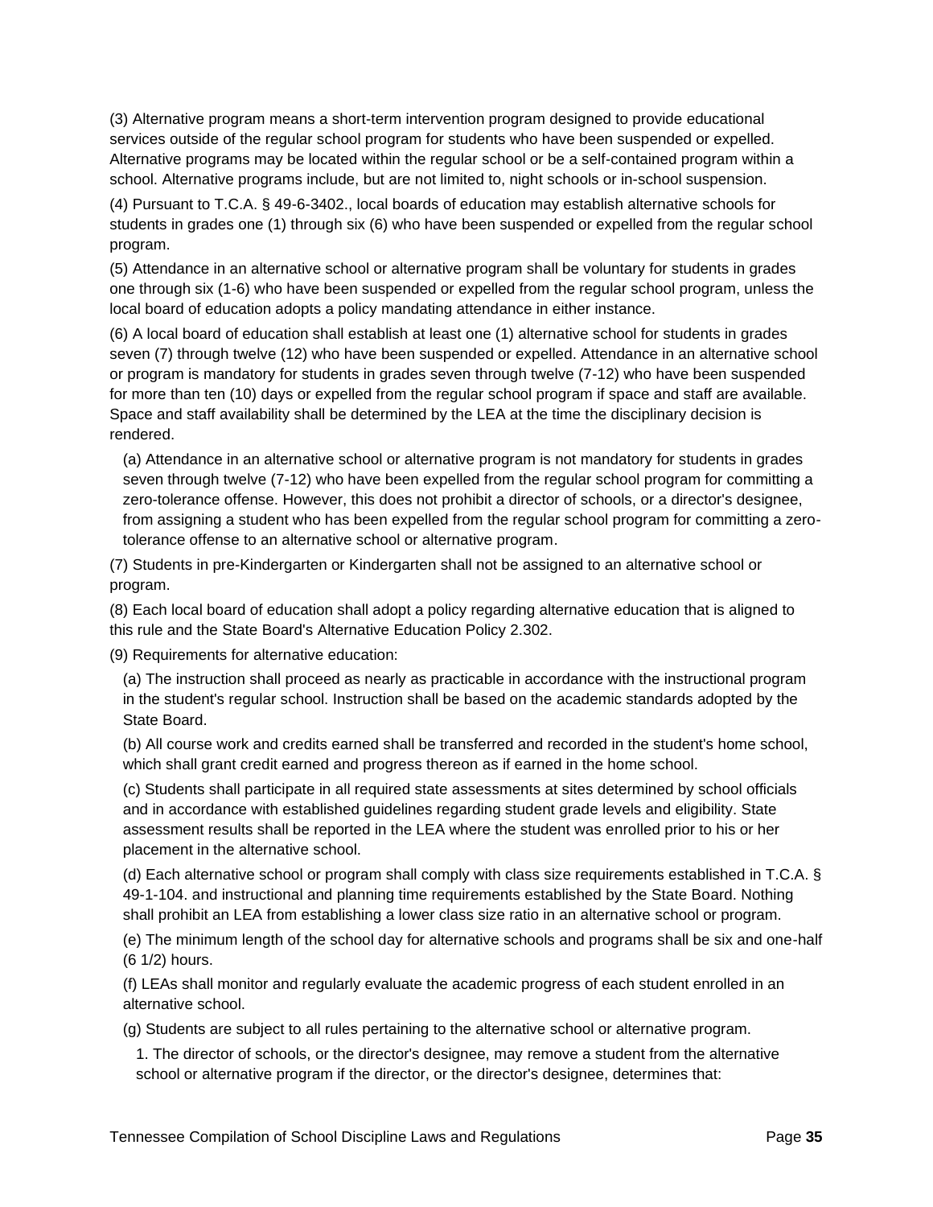(3) Alternative program means a short-term intervention program designed to provide educational services outside of the regular school program for students who have been suspended or expelled. Alternative programs may be located within the regular school or be a self-contained program within a school. Alternative programs include, but are not limited to, night schools or in-school suspension.

(4) Pursuant to T.C.A. § 49-6-3402., local boards of education may establish alternative schools for students in grades one (1) through six (6) who have been suspended or expelled from the regular school program.

(5) Attendance in an alternative school or alternative program shall be voluntary for students in grades one through six (1-6) who have been suspended or expelled from the regular school program, unless the local board of education adopts a policy mandating attendance in either instance.

(6) A local board of education shall establish at least one (1) alternative school for students in grades seven (7) through twelve (12) who have been suspended or expelled. Attendance in an alternative school or program is mandatory for students in grades seven through twelve (7-12) who have been suspended for more than ten (10) days or expelled from the regular school program if space and staff are available. Space and staff availability shall be determined by the LEA at the time the disciplinary decision is rendered.

(a) Attendance in an alternative school or alternative program is not mandatory for students in grades seven through twelve (7-12) who have been expelled from the regular school program for committing a zero-tolerance offense. However, this does not prohibit a director of schools, or a director's designee, from assigning a student who has been expelled from the regular school program for committing a zero-tolerance offense to an alternative school or alternative program.

(7) Students in pre-Kindergarten or Kindergarten shall not be assigned to an alternative school or program.

(8) Each local board of education shall adopt a policy regarding alternative education that is aligned to this rule and the State Board's Alternative Education Policy 2.302.

(9) Requirements for alternative education:

(a) The instruction shall proceed as nearly as practicable in accordance with the instructional program in the student's regular school. Instruction shall be based on the academic standards adopted by the State Board.

(b) All course work and credits earned shall be transferred and recorded in the student's home school, which shall grant credit earned and progress thereon as if earned in the home school.

(c) Students shall participate in all required state assessments at sites determined by school officials and in accordance with established guidelines regarding student grade levels and eligibility. State assessment results shall be reported in the LEA where the student was enrolled prior to his or her placement in the alternative school.

(d) Each alternative school or program shall comply with class size requirements established in T.C.A. § 49-1-104. and instructional and planning time requirements established by the State Board. Nothing shall prohibit an LEA from establishing a lower class size ratio in an alternative school or program.

(e) The minimum length of the school day for alternative schools and programs shall be six and one-half (6 1/2) hours.

(f) LEAs shall monitor and regularly evaluate the academic progress of each student enrolled in an alternative school.

(g) Students are subject to all rules pertaining to the alternative school or alternative program.

1. The director of schools, or the director's designee, may remove a student from the alternative school or alternative program if the director, or the director's designee, determines that: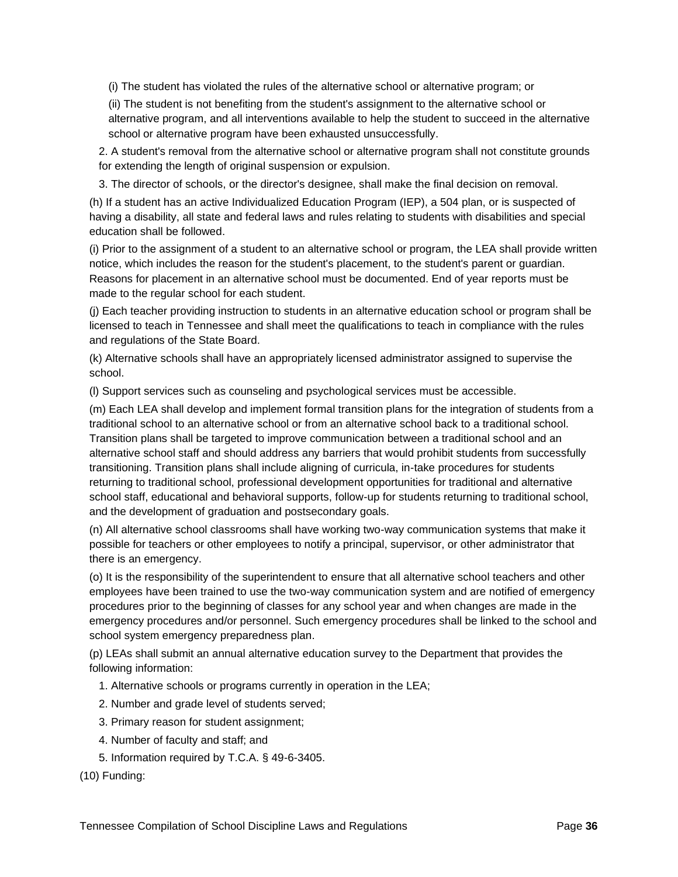(i) The student has violated the rules of the alternative school or alternative program; or

(ii) The student is not benefiting from the student's assignment to the alternative school or alternative program, and all interventions available to help the student to succeed in the alternative school or alternative program have been exhausted unsuccessfully.

2. A student's removal from the alternative school or alternative program shall not constitute grounds for extending the length of original suspension or expulsion.

3. The director of schools, or the director's designee, shall make the final decision on removal.

(h) If a student has an active Individualized Education Program (IEP), a 504 plan, or is suspected of having a disability, all state and federal laws and rules relating to students with disabilities and special education shall be followed.

(i) Prior to the assignment of a student to an alternative school or program, the LEA shall provide written notice, which includes the reason for the student's placement, to the student's parent or guardian. Reasons for placement in an alternative school must be documented. End of year reports must be made to the regular school for each student.

(j) Each teacher providing instruction to students in an alternative education school or program shall be licensed to teach in Tennessee and shall meet the qualifications to teach in compliance with the rules and regulations of the State Board.

(k) Alternative schools shall have an appropriately licensed administrator assigned to supervise the school.

(l) Support services such as counseling and psychological services must be accessible.

(m) Each LEA shall develop and implement formal transition plans for the integration of students from a traditional school to an alternative school or from an alternative school back to a traditional school. Transition plans shall be targeted to improve communication between a traditional school and an alternative school staff and should address any barriers that would prohibit students from successfully transitioning. Transition plans shall include aligning of curricula, in-take procedures for students returning to traditional school, professional development opportunities for traditional and alternative school staff, educational and behavioral supports, follow-up for students returning to traditional school, and the development of graduation and postsecondary goals.

(n) All alternative school classrooms shall have working two-way communication systems that make it possible for teachers or other employees to notify a principal, supervisor, or other administrator that there is an emergency.

(o) It is the responsibility of the superintendent to ensure that all alternative school teachers and other employees have been trained to use the two-way communication system and are notified of emergency procedures prior to the beginning of classes for any school year and when changes are made in the emergency procedures and/or personnel. Such emergency procedures shall be linked to the school and school system emergency preparedness plan.

(p) LEAs shall submit an annual alternative education survey to the Department that provides the following information:

1. Alternative schools or programs currently in operation in the LEA;

2. Number and grade level of students served;

3. Primary reason for student assignment;

4. Number of faculty and staff; and

5. Information required by T.C.A. § 49-6-3405.

(10) Funding: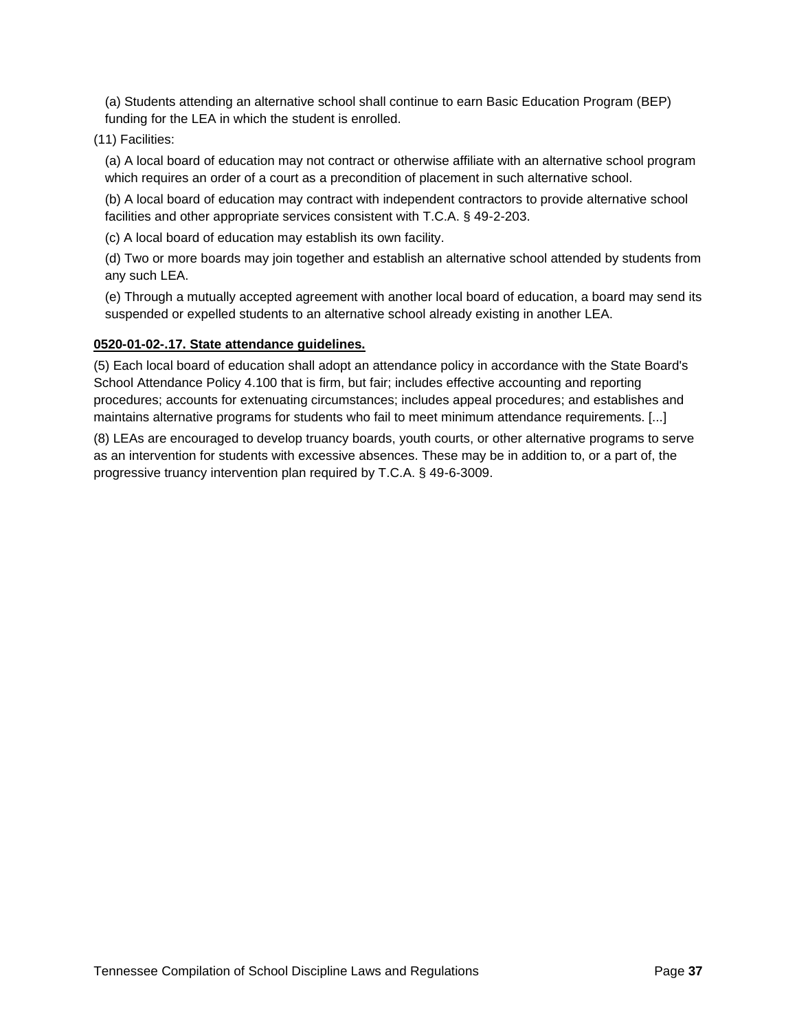(a) Students attending an alternative school shall continue to earn Basic Education Program (BEP) funding for the LEA in which the student is enrolled.

(11) Facilities:

(a) A local board of education may not contract or otherwise affiliate with an alternative school program which requires an order of a court as a precondition of placement in such alternative school.

(b) A local board of education may contract with independent contractors to provide alternative school facilities and other appropriate services consistent with T.C.A. § 49-2-203.

(c) A local board of education may establish its own facility.

(d) Two or more boards may join together and establish an alternative school attended by students from any such LEA.

(e) Through a mutually accepted agreement with another local board of education, a board may send its suspended or expelled students to an alternative school already existing in another LEA.

**0520-01-02-.17. State attendance guidelines.**

(5) Each local board of education shall adopt an attendance policy in accordance with the State Board's School Attendance Policy 4.100 that is firm, but fair; includes effective accounting and reporting procedures; accounts for extenuating circumstances; includes appeal procedures; and establishes and maintains alternative programs for students who fail to meet minimum attendance requirements. [...]

(8) LEAs are encouraged to develop truancy boards, youth courts, or other alternative programs to serve as an intervention for students with excessive absences. These may be in addition to, or a part of, the progressive truancy intervention plan required by T.C.A. § 49-6-3009.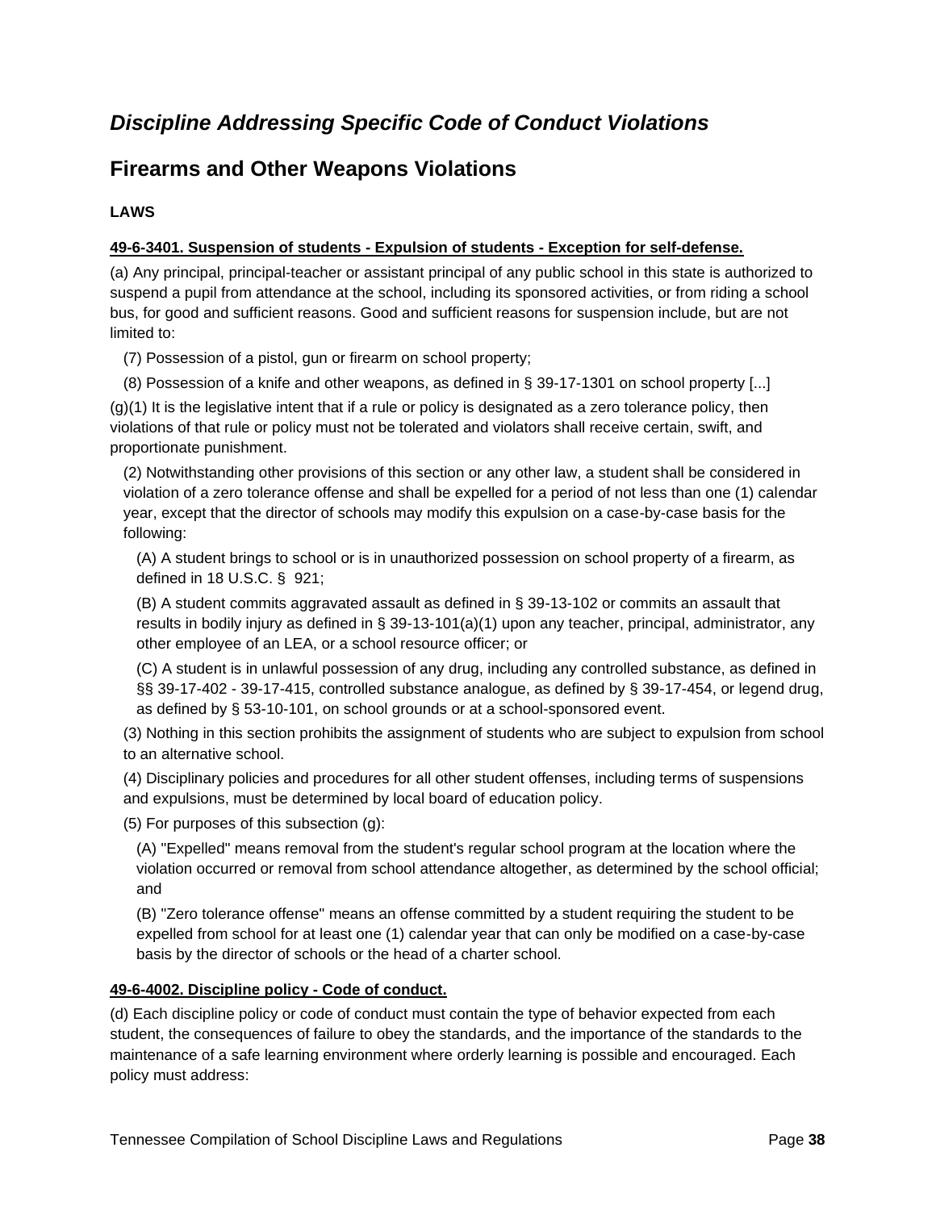## *Discipline Addressing Specific Code of Conduct Violations*

## Firearms and Other Weapons Violations

**LAWS**

**49-6-3401. Suspension of students - Expulsion of students - Exception for self-defense.**

(a) Any principal, principal-teacher or assistant principal of any public school in this state is authorized to suspend a pupil from attendance at the school, including its sponsored activities, or from riding a school bus, for good and sufficient reasons. Good and sufficient reasons for suspension include, but are not limited to:

(7) Possession of a pistol, gun or firearm on school property;

(8) Possession of a knife and other weapons, as defined in § 39-17-1301 on school property [...]

(g)(1) It is the legislative intent that if a rule or policy is designated as a zero tolerance policy, then violations of that rule or policy must not be tolerated and violators shall receive certain, swift, and proportionate punishment.

(2) Notwithstanding other provisions of this section or any other law, a student shall be considered in violation of a zero tolerance offense and shall be expelled for a period of not less than one (1) calendar year, except that the director of schools may modify this expulsion on a case-by-case basis for the following:

(A) A student brings to school or is in unauthorized possession on school property of a firearm, as defined in 18 U.S.C. § 921;

(B) A student commits aggravated assault as defined in § 39-13-102 or commits an assault that results in bodily injury as defined in § 39-13-101(a)(1) upon any teacher, principal, administrator, any other employee of an LEA, or a school resource officer; or

(C) A student is in unlawful possession of any drug, including any controlled substance, as defined in §§ 39-17-402 - 39-17-415, controlled substance analogue, as defined by § 39-17-454, or legend drug, as defined by § 53-10-101, on school grounds or at a school-sponsored event.

(3) Nothing in this section prohibits the assignment of students who are subject to expulsion from school to an alternative school.

(4) Disciplinary policies and procedures for all other student offenses, including terms of suspensions and expulsions, must be determined by local board of education policy.

(5) For purposes of this subsection (g):

(A) "Expelled" means removal from the student's regular school program at the location where the violation occurred or removal from school attendance altogether, as determined by the school official; and

(B) "Zero tolerance offense" means an offense committed by a student requiring the student to be expelled from school for at least one (1) calendar year that can only be modified on a case-by-case basis by the director of schools or the head of a charter school.

**49-6-4002. Discipline policy - Code of conduct.**

(d) Each discipline policy or code of conduct must contain the type of behavior expected from each student, the consequences of failure to obey the standards, and the importance of the standards to the maintenance of a safe learning environment where orderly learning is possible and encouraged. Each policy must address: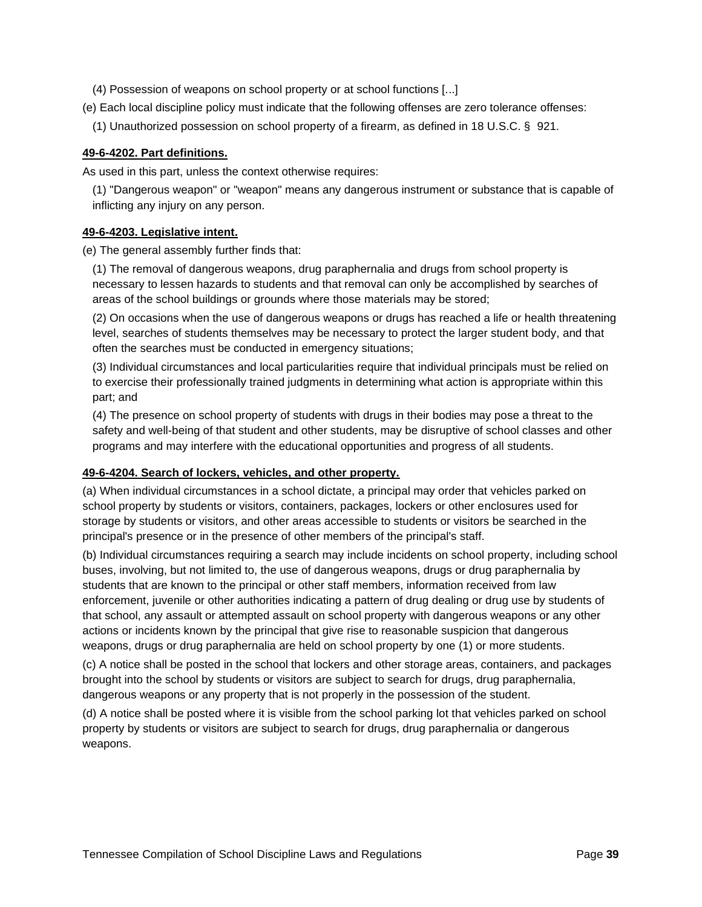(4) Possession of weapons on school property or at school functions [...]

(e) Each local discipline policy must indicate that the following offenses are zero tolerance offenses:

(1) Unauthorized possession on school property of a firearm, as defined in 18 U.S.C. § 921.

**49-6-4202. Part definitions.**

As used in this part, unless the context otherwise requires:

(1) "Dangerous weapon" or "weapon" means any dangerous instrument or substance that is capable of inflicting any injury on any person.

**49-6-4203. Legislative intent.**

(e) The general assembly further finds that:

(1) The removal of dangerous weapons, drug paraphernalia and drugs from school property is necessary to lessen hazards to students and that removal can only be accomplished by searches of areas of the school buildings or grounds where those materials may be stored;

(2) On occasions when the use of dangerous weapons or drugs has reached a life or health threatening level, searches of students themselves may be necessary to protect the larger student body, and that often the searches must be conducted in emergency situations;

(3) Individual circumstances and local particularities require that individual principals must be relied on to exercise their professionally trained judgments in determining what action is appropriate within this part; and

(4) The presence on school property of students with drugs in their bodies may pose a threat to the safety and well-being of that student and other students, may be disruptive of school classes and other programs and may interfere with the educational opportunities and progress of all students.

**49-6-4204. Search of lockers, vehicles, and other property.**

(a) When individual circumstances in a school dictate, a principal may order that vehicles parked on school property by students or visitors, containers, packages, lockers or other enclosures used for storage by students or visitors, and other areas accessible to students or visitors be searched in the principal's presence or in the presence of other members of the principal's staff.

(b) Individual circumstances requiring a search may include incidents on school property, including school buses, involving, but not limited to, the use of dangerous weapons, drugs or drug paraphernalia by students that are known to the principal or other staff members, information received from law enforcement, juvenile or other authorities indicating a pattern of drug dealing or drug use by students of that school, any assault or attempted assault on school property with dangerous weapons or any other actions or incidents known by the principal that give rise to reasonable suspicion that dangerous weapons, drugs or drug paraphernalia are held on school property by one (1) or more students.

(c) A notice shall be posted in the school that lockers and other storage areas, containers, and packages brought into the school by students or visitors are subject to search for drugs, drug paraphernalia, dangerous weapons or any property that is not properly in the possession of the student.

(d) A notice shall be posted where it is visible from the school parking lot that vehicles parked on school property by students or visitors are subject to search for drugs, drug paraphernalia or dangerous weapons.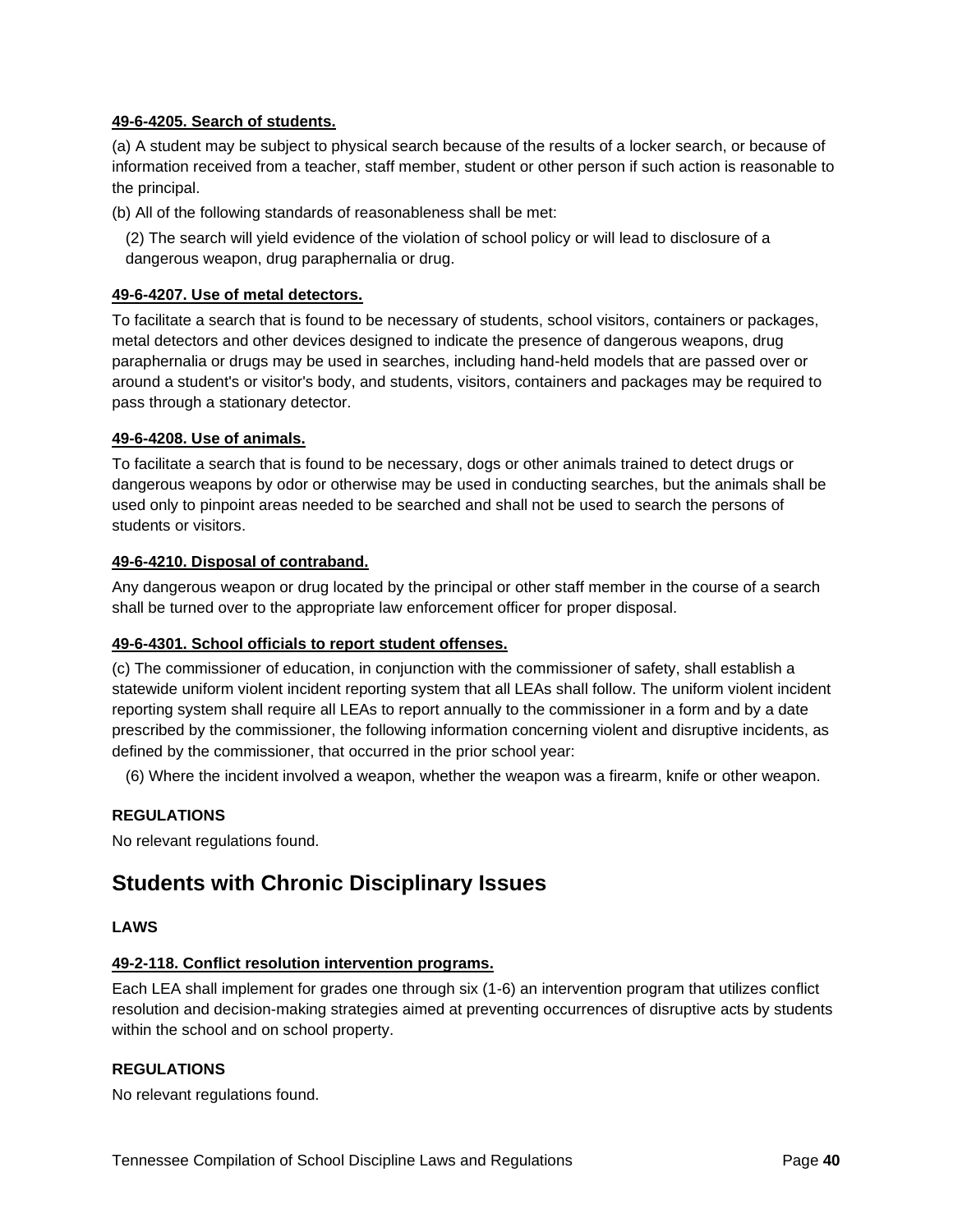**49-6-4205. Search of students.**

(a) A student may be subject to physical search because of the results of a locker search, or because of information received from a teacher, staff member, student or other person if such action is reasonable to the principal.

(b) All of the following standards of reasonableness shall be met:

(2) The search will yield evidence of the violation of school policy or will lead to disclosure of a dangerous weapon, drug paraphernalia or drug.

**49-6-4207. Use of metal detectors.**

To facilitate a search that is found to be necessary of students, school visitors, containers or packages, metal detectors and other devices designed to indicate the presence of dangerous weapons, drug paraphernalia or drugs may be used in searches, including hand-held models that are passed over or around a student's or visitor's body, and students, visitors, containers and packages may be required to pass through a stationary detector.

**49-6-4208. Use of animals.**

To facilitate a search that is found to be necessary, dogs or other animals trained to detect drugs or dangerous weapons by odor or otherwise may be used in conducting searches, but the animals shall be used only to pinpoint areas needed to be searched and shall not be used to search the persons of students or visitors.

**49-6-4210. Disposal of contraband.**

Any dangerous weapon or drug located by the principal or other staff member in the course of a search shall be turned over to the appropriate law enforcement officer for proper disposal.

**49-6-4301. School officials to report student offenses.**

(c) The commissioner of education, in conjunction with the commissioner of safety, shall establish a statewide uniform violent incident reporting system that all LEAs shall follow. The uniform violent incident reporting system shall require all LEAs to report annually to the commissioner in a form and by a date prescribed by the commissioner, the following information concerning violent and disruptive incidents, as defined by the commissioner, that occurred in the prior school year:

(6) Where the incident involved a weapon, whether the weapon was a firearm, knife or other weapon.

**REGULATIONS**

No relevant regulations found.

## Students with Chronic Disciplinary Issues

**LAWS**

**49-2-118. Conflict resolution intervention programs.**

Each LEA shall implement for grades one through six (1-6) an intervention program that utilizes conflict resolution and decision-making strategies aimed at preventing occurrences of disruptive acts by students within the school and on school property.

**REGULATIONS**

No relevant regulations found.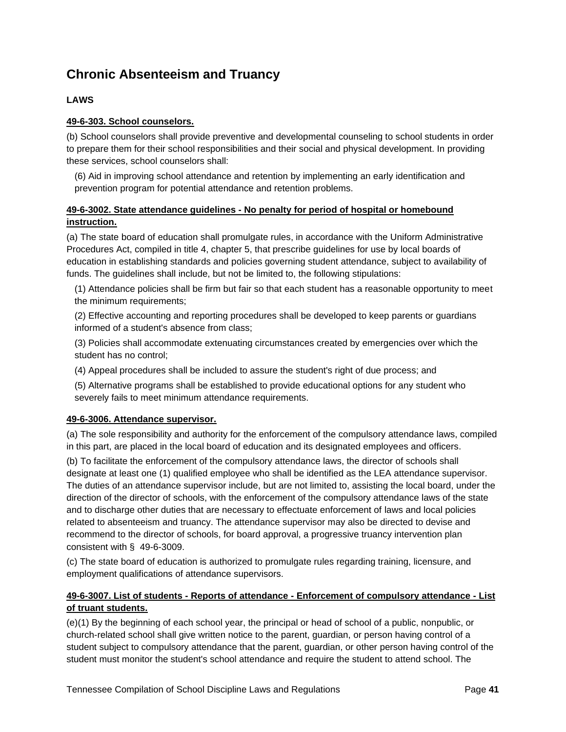# Chronic Absenteeism and Truancy

## LAWS

### 49-6-303. School counselors.

(b) School counselors shall provide preventive and developmental counseling to school students in order to prepare them for their school responsibilities and their social and physical development. In providing these services, school counselors shall:

(6) Aid in improving school attendance and retention by implementing an early identification and prevention program for potential attendance and retention problems.

### 49-6-3002. State attendance guidelines - No penalty for period of hospital or homebound instruction.

(a) The state board of education shall promulgate rules, in accordance with the Uniform Administrative Procedures Act, compiled in title 4, chapter 5, that prescribe guidelines for use by local boards of education in establishing standards and policies governing student attendance, subject to availability of funds. The guidelines shall include, but not be limited to, the following stipulations:

(1) Attendance policies shall be firm but fair so that each student has a reasonable opportunity to meet the minimum requirements;

(2) Effective accounting and reporting procedures shall be developed to keep parents or guardians informed of a student's absence from class;

(3) Policies shall accommodate extenuating circumstances created by emergencies over which the student has no control;

(4) Appeal procedures shall be included to assure the student's right of due process; and

(5) Alternative programs shall be established to provide educational options for any student who severely fails to meet minimum attendance requirements.

### 49-6-3006. Attendance supervisor.

(a) The sole responsibility and authority for the enforcement of the compulsory attendance laws, compiled in this part, are placed in the local board of education and its designated employees and officers.

(b) To facilitate the enforcement of the compulsory attendance laws, the director of schools shall designate at least one (1) qualified employee who shall be identified as the LEA attendance supervisor. The duties of an attendance supervisor include, but are not limited to, assisting the local board, under the direction of the director of schools, with the enforcement of the compulsory attendance laws of the state and to discharge other duties that are necessary to effectuate enforcement of laws and local policies related to absenteeism and truancy. The attendance supervisor may also be directed to devise and recommend to the director of schools, for board approval, a progressive truancy intervention plan consistent with § 49-6-3009.

(c) The state board of education is authorized to promulgate rules regarding training, licensure, and employment qualifications of attendance supervisors.

### 49-6-3007. List of students - Reports of attendance - Enforcement of compulsory attendance - List of truant students.

(e)(1) By the beginning of each school year, the principal or head of school of a public, nonpublic, or church-related school shall give written notice to the parent, guardian, or person having control of a student subject to compulsory attendance that the parent, guardian, or other person having control of the student must monitor the student's school attendance and require the student to attend school. The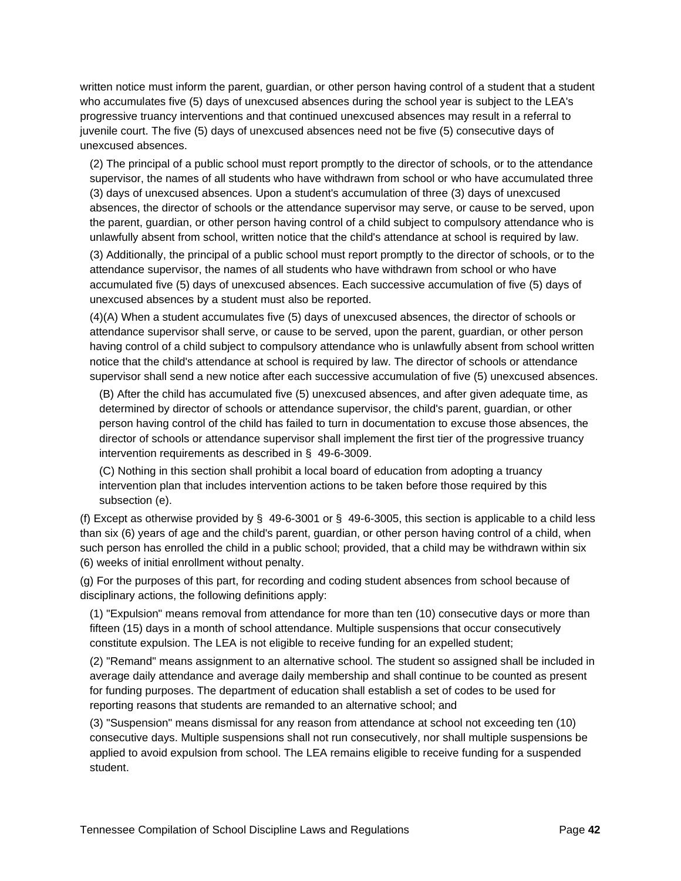written notice must inform the parent, guardian, or other person having control of a student that a student who accumulates five (5) days of unexcused absences during the school year is subject to the LEA's progressive truancy interventions and that continued unexcused absences may result in a referral to juvenile court. The five (5) days of unexcused absences need not be five (5) consecutive days of unexcused absences.

(2) The principal of a public school must report promptly to the director of schools, or to the attendance supervisor, the names of all students who have withdrawn from school or who have accumulated three (3) days of unexcused absences. Upon a student's accumulation of three (3) days of unexcused absences, the director of schools or the attendance supervisor may serve, or cause to be served, upon the parent, guardian, or other person having control of a child subject to compulsory attendance who is unlawfully absent from school, written notice that the child's attendance at school is required by law.

(3) Additionally, the principal of a public school must report promptly to the director of schools, or to the attendance supervisor, the names of all students who have withdrawn from school or who have accumulated five (5) days of unexcused absences. Each successive accumulation of five (5) days of unexcused absences by a student must also be reported.

(4)(A) When a student accumulates five (5) days of unexcused absences, the director of schools or attendance supervisor shall serve, or cause to be served, upon the parent, guardian, or other person having control of a child subject to compulsory attendance who is unlawfully absent from school written notice that the child's attendance at school is required by law. The director of schools or attendance supervisor shall send a new notice after each successive accumulation of five (5) unexcused absences.

(B) After the child has accumulated five (5) unexcused absences, and after given adequate time, as determined by director of schools or attendance supervisor, the child's parent, guardian, or other person having control of the child has failed to turn in documentation to excuse those absences, the director of schools or attendance supervisor shall implement the first tier of the progressive truancy intervention requirements as described in § 49-6-3009.

(C) Nothing in this section shall prohibit a local board of education from adopting a truancy intervention plan that includes intervention actions to be taken before those required by this subsection (e).

(f) Except as otherwise provided by § 49-6-3001 or § 49-6-3005, this section is applicable to a child less than six (6) years of age and the child's parent, guardian, or other person having control of a child, when such person has enrolled the child in a public school; provided, that a child may be withdrawn within six (6) weeks of initial enrollment without penalty.

(g) For the purposes of this part, for recording and coding student absences from school because of disciplinary actions, the following definitions apply:

(1) "Expulsion" means removal from attendance for more than ten (10) consecutive days or more than fifteen (15) days in a month of school attendance. Multiple suspensions that occur consecutively constitute expulsion. The LEA is not eligible to receive funding for an expelled student;

(2) "Remand" means assignment to an alternative school. The student so assigned shall be included in average daily attendance and average daily membership and shall continue to be counted as present for funding purposes. The department of education shall establish a set of codes to be used for reporting reasons that students are remanded to an alternative school; and

(3) "Suspension" means dismissal for any reason from attendance at school not exceeding ten (10) consecutive days. Multiple suspensions shall not run consecutively, nor shall multiple suspensions be applied to avoid expulsion from school. The LEA remains eligible to receive funding for a suspended student.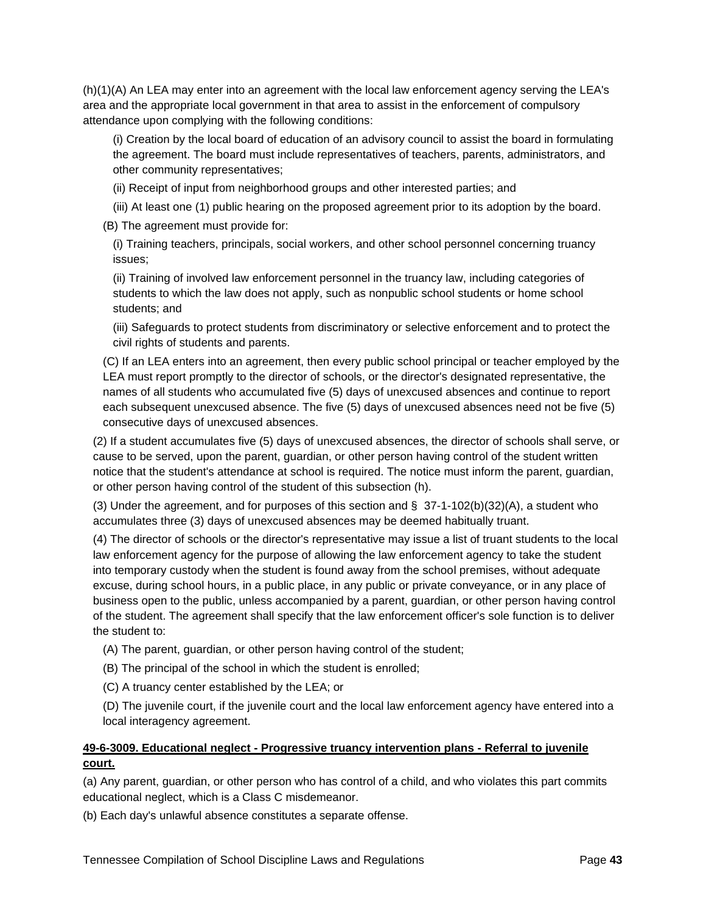(h)(1)(A) An LEA may enter into an agreement with the local law enforcement agency serving the LEA's area and the appropriate local government in that area to assist in the enforcement of compulsory attendance upon complying with the following conditions:

(i) Creation by the local board of education of an advisory council to assist the board in formulating the agreement. The board must include representatives of teachers, parents, administrators, and other community representatives;

(ii) Receipt of input from neighborhood groups and other interested parties; and

(iii) At least one (1) public hearing on the proposed agreement prior to its adoption by the board.

(B) The agreement must provide for:

(i) Training teachers, principals, social workers, and other school personnel concerning truancy issues;

(ii) Training of involved law enforcement personnel in the truancy law, including categories of students to which the law does not apply, such as nonpublic school students or home school students; and

(iii) Safeguards to protect students from discriminatory or selective enforcement and to protect the civil rights of students and parents.

(C) If an LEA enters into an agreement, then every public school principal or teacher employed by the LEA must report promptly to the director of schools, or the director's designated representative, the names of all students who accumulated five (5) days of unexcused absences and continue to report each subsequent unexcused absence. The five (5) days of unexcused absences need not be five (5) consecutive days of unexcused absences.

(2) If a student accumulates five (5) days of unexcused absences, the director of schools shall serve, or cause to be served, upon the parent, guardian, or other person having control of the student written notice that the student's attendance at school is required. The notice must inform the parent, guardian, or other person having control of the student of this subsection (h).

(3) Under the agreement, and for purposes of this section and § 37-1-102(b)(32)(A), a student who accumulates three (3) days of unexcused absences may be deemed habitually truant.

(4) The director of schools or the director's representative may issue a list of truant students to the local law enforcement agency for the purpose of allowing the law enforcement agency to take the student into temporary custody when the student is found away from the school premises, without adequate excuse, during school hours, in a public place, in any public or private conveyance, or in any place of business open to the public, unless accompanied by a parent, guardian, or other person having control of the student. The agreement shall specify that the law enforcement officer's sole function is to deliver the student to:

(A) The parent, guardian, or other person having control of the student;

(B) The principal of the school in which the student is enrolled;

(C) A truancy center established by the LEA; or

(D) The juvenile court, if the juvenile court and the local law enforcement agency have entered into a local interagency agreement.

**49-6-3009. Educational neglect - Progressive truancy intervention plans - Referral to juvenile court.**

(a) Any parent, guardian, or other person who has control of a child, and who violates this part commits educational neglect, which is a Class C misdemeanor.

(b) Each day's unlawful absence constitutes a separate offense.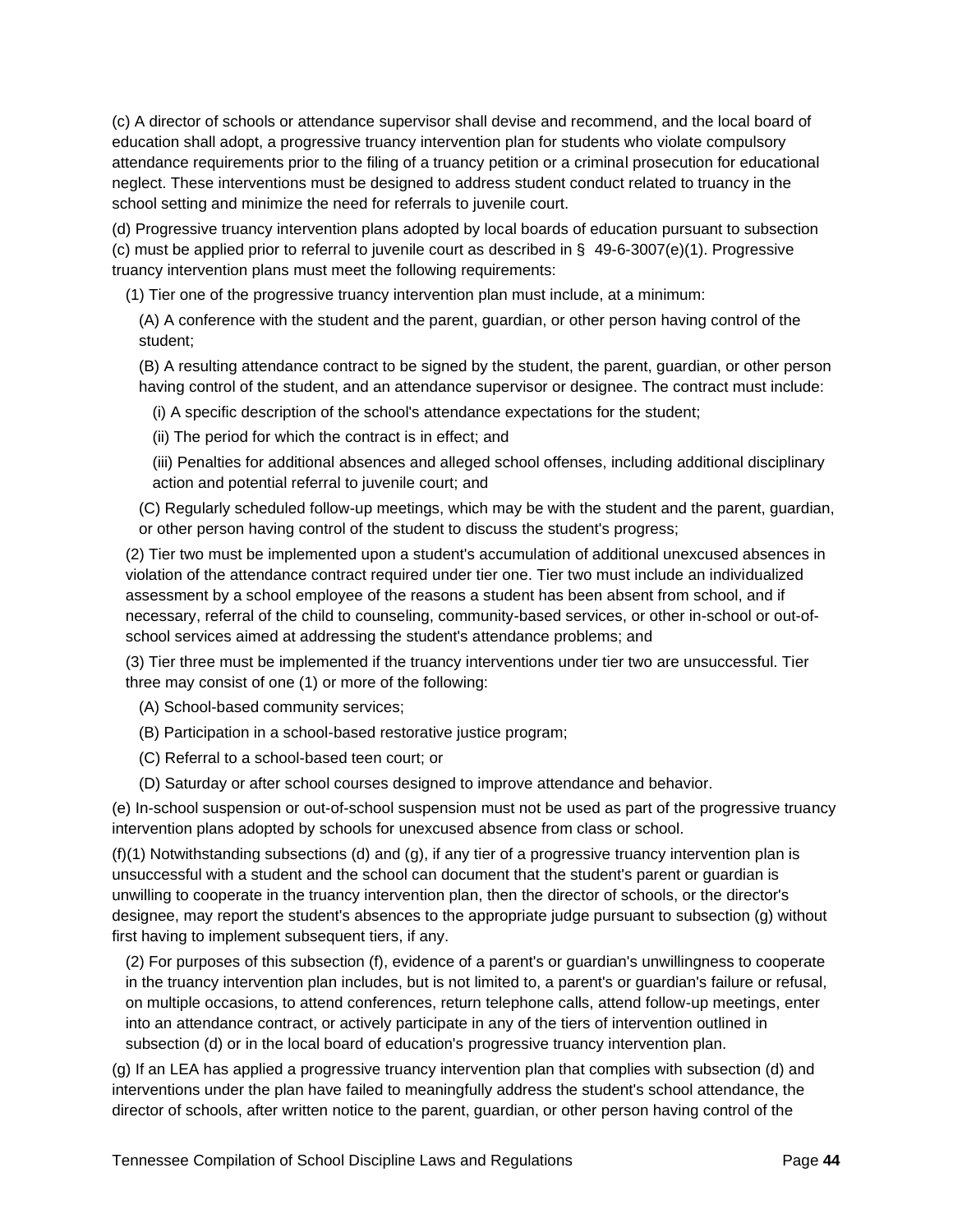(c) A director of schools or attendance supervisor shall devise and recommend, and the local board of education shall adopt, a progressive truancy intervention plan for students who violate compulsory attendance requirements prior to the filing of a truancy petition or a criminal prosecution for educational neglect. These interventions must be designed to address student conduct related to truancy in the school setting and minimize the need for referrals to juvenile court.

(d) Progressive truancy intervention plans adopted by local boards of education pursuant to subsection (c) must be applied prior to referral to juvenile court as described in § 49-6-3007(e)(1). Progressive truancy intervention plans must meet the following requirements:

(1) Tier one of the progressive truancy intervention plan must include, at a minimum:

(A) A conference with the student and the parent, guardian, or other person having control of the student;

(B) A resulting attendance contract to be signed by the student, the parent, guardian, or other person having control of the student, and an attendance supervisor or designee. The contract must include:

(i) A specific description of the school's attendance expectations for the student;

(ii) The period for which the contract is in effect; and

(iii) Penalties for additional absences and alleged school offenses, including additional disciplinary action and potential referral to juvenile court; and

(C) Regularly scheduled follow-up meetings, which may be with the student and the parent, guardian, or other person having control of the student to discuss the student's progress;

(2) Tier two must be implemented upon a student's accumulation of additional unexcused absences in violation of the attendance contract required under tier one. Tier two must include an individualized assessment by a school employee of the reasons a student has been absent from school, and if necessary, referral of the child to counseling, community-based services, or other in-school or out-of-school services aimed at addressing the student's attendance problems; and

(3) Tier three must be implemented if the truancy interventions under tier two are unsuccessful. Tier three may consist of one (1) or more of the following:

(A) School-based community services;

(B) Participation in a school-based restorative justice program;

(C) Referral to a school-based teen court; or

(D) Saturday or after school courses designed to improve attendance and behavior.

(e) In-school suspension or out-of-school suspension must not be used as part of the progressive truancy intervention plans adopted by schools for unexcused absence from class or school.

(f)(1) Notwithstanding subsections (d) and (g), if any tier of a progressive truancy intervention plan is unsuccessful with a student and the school can document that the student's parent or guardian is unwilling to cooperate in the truancy intervention plan, then the director of schools, or the director's designee, may report the student's absences to the appropriate judge pursuant to subsection (g) without first having to implement subsequent tiers, if any.

(2) For purposes of this subsection (f), evidence of a parent's or guardian's unwillingness to cooperate in the truancy intervention plan includes, but is not limited to, a parent's or guardian's failure or refusal, on multiple occasions, to attend conferences, return telephone calls, attend follow-up meetings, enter into an attendance contract, or actively participate in any of the tiers of intervention outlined in subsection (d) or in the local board of education's progressive truancy intervention plan.

(g) If an LEA has applied a progressive truancy intervention plan that complies with subsection (d) and interventions under the plan have failed to meaningfully address the student's school attendance, the director of schools, after written notice to the parent, guardian, or other person having control of the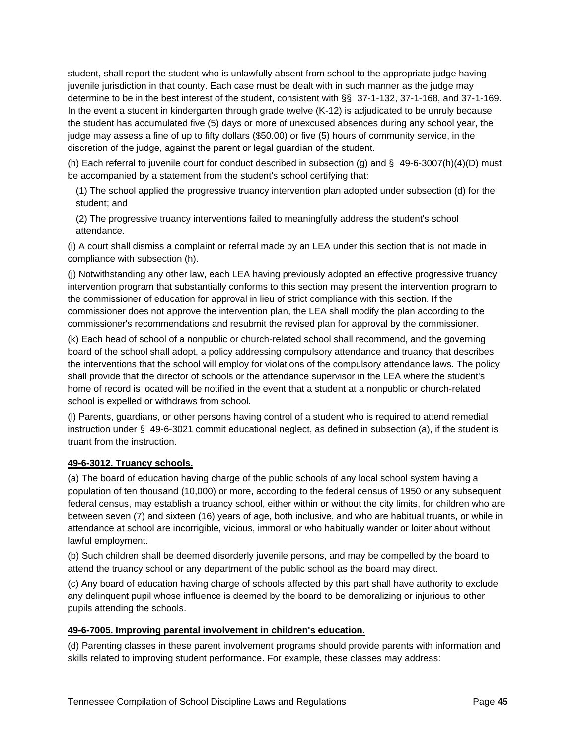student, shall report the student who is unlawfully absent from school to the appropriate judge having juvenile jurisdiction in that county. Each case must be dealt with in such manner as the judge may determine to be in the best interest of the student, consistent with §§ 37-1-132, 37-1-168, and 37-1-169. In the event a student in kindergarten through grade twelve (K-12) is adjudicated to be unruly because the student has accumulated five (5) days or more of unexcused absences during any school year, the judge may assess a fine of up to fifty dollars ($50.00) or five (5) hours of community service, in the discretion of the judge, against the parent or legal guardian of the student.

(h) Each referral to juvenile court for conduct described in subsection (g) and § 49-6-3007(h)(4)(D) must be accompanied by a statement from the student's school certifying that:

(1) The school applied the progressive truancy intervention plan adopted under subsection (d) for the student; and

(2) The progressive truancy interventions failed to meaningfully address the student's school attendance.

(i) A court shall dismiss a complaint or referral made by an LEA under this section that is not made in compliance with subsection (h).

(j) Notwithstanding any other law, each LEA having previously adopted an effective progressive truancy intervention program that substantially conforms to this section may present the intervention program to the commissioner of education for approval in lieu of strict compliance with this section. If the commissioner does not approve the intervention plan, the LEA shall modify the plan according to the commissioner's recommendations and resubmit the revised plan for approval by the commissioner.

(k) Each head of school of a nonpublic or church-related school shall recommend, and the governing board of the school shall adopt, a policy addressing compulsory attendance and truancy that describes the interventions that the school will employ for violations of the compulsory attendance laws. The policy shall provide that the director of schools or the attendance supervisor in the LEA where the student's home of record is located will be notified in the event that a student at a nonpublic or church-related school is expelled or withdraws from school.

(l) Parents, guardians, or other persons having control of a student who is required to attend remedial instruction under § 49-6-3021 commit educational neglect, as defined in subsection (a), if the student is truant from the instruction.

**49-6-3012. Truancy schools.**

(a) The board of education having charge of the public schools of any local school system having a population of ten thousand (10,000) or more, according to the federal census of 1950 or any subsequent federal census, may establish a truancy school, either within or without the city limits, for children who are between seven (7) and sixteen (16) years of age, both inclusive, and who are habitual truants, or while in attendance at school are incorrigible, vicious, immoral or who habitually wander or loiter about without lawful employment.

(b) Such children shall be deemed disorderly juvenile persons, and may be compelled by the board to attend the truancy school or any department of the public school as the board may direct.

(c) Any board of education having charge of schools affected by this part shall have authority to exclude any delinquent pupil whose influence is deemed by the board to be demoralizing or injurious to other pupils attending the schools.

**49-6-7005. Improving parental involvement in children's education.**

(d) Parenting classes in these parent involvement programs should provide parents with information and skills related to improving student performance. For example, these classes may address: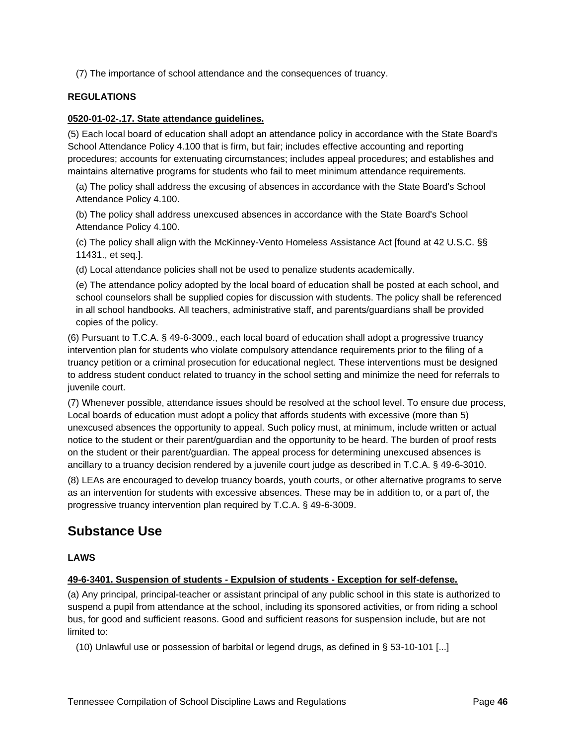(7) The importance of school attendance and the consequences of truancy.

**REGULATIONS**

**0520-01-02-.17. State attendance guidelines.**

(5) Each local board of education shall adopt an attendance policy in accordance with the State Board's School Attendance Policy 4.100 that is firm, but fair; includes effective accounting and reporting procedures; accounts for extenuating circumstances; includes appeal procedures; and establishes and maintains alternative programs for students who fail to meet minimum attendance requirements.

(a) The policy shall address the excusing of absences in accordance with the State Board's School Attendance Policy 4.100.

(b) The policy shall address unexcused absences in accordance with the State Board's School Attendance Policy 4.100.

(c) The policy shall align with the McKinney-Vento Homeless Assistance Act [found at 42 U.S.C. §§ 11431., et seq.].

(d) Local attendance policies shall not be used to penalize students academically.

(e) The attendance policy adopted by the local board of education shall be posted at each school, and school counselors shall be supplied copies for discussion with students. The policy shall be referenced in all school handbooks. All teachers, administrative staff, and parents/guardians shall be provided copies of the policy.

(6) Pursuant to T.C.A. § 49-6-3009., each local board of education shall adopt a progressive truancy intervention plan for students who violate compulsory attendance requirements prior to the filing of a truancy petition or a criminal prosecution for educational neglect. These interventions must be designed to address student conduct related to truancy in the school setting and minimize the need for referrals to juvenile court.

(7) Whenever possible, attendance issues should be resolved at the school level. To ensure due process, Local boards of education must adopt a policy that affords students with excessive (more than 5) unexcused absences the opportunity to appeal. Such policy must, at minimum, include written or actual notice to the student or their parent/guardian and the opportunity to be heard. The burden of proof rests on the student or their parent/guardian. The appeal process for determining unexcused absences is ancillary to a truancy decision rendered by a juvenile court judge as described in T.C.A. § 49-6-3010.

(8) LEAs are encouraged to develop truancy boards, youth courts, or other alternative programs to serve as an intervention for students with excessive absences. These may be in addition to, or a part of, the progressive truancy intervention plan required by T.C.A. § 49-6-3009.

## Substance Use

**LAWS**

**49-6-3401. Suspension of students - Expulsion of students - Exception for self-defense.**

(a) Any principal, principal-teacher or assistant principal of any public school in this state is authorized to suspend a pupil from attendance at the school, including its sponsored activities, or from riding a school bus, for good and sufficient reasons. Good and sufficient reasons for suspension include, but are not limited to:

(10) Unlawful use or possession of barbital or legend drugs, as defined in § 53-10-101 [...]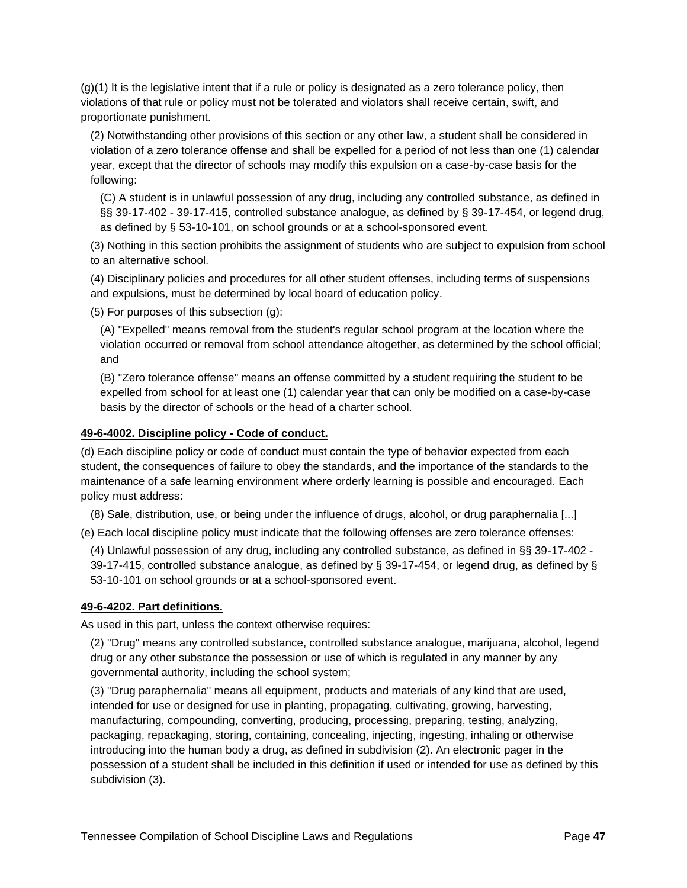(g)(1) It is the legislative intent that if a rule or policy is designated as a zero tolerance policy, then violations of that rule or policy must not be tolerated and violators shall receive certain, swift, and proportionate punishment.

(2) Notwithstanding other provisions of this section or any other law, a student shall be considered in violation of a zero tolerance offense and shall be expelled for a period of not less than one (1) calendar year, except that the director of schools may modify this expulsion on a case-by-case basis for the following:

(C) A student is in unlawful possession of any drug, including any controlled substance, as defined in §§ 39-17-402 - 39-17-415, controlled substance analogue, as defined by § 39-17-454, or legend drug, as defined by § 53-10-101, on school grounds or at a school-sponsored event.

(3) Nothing in this section prohibits the assignment of students who are subject to expulsion from school to an alternative school.

(4) Disciplinary policies and procedures for all other student offenses, including terms of suspensions and expulsions, must be determined by local board of education policy.

(5) For purposes of this subsection (g):

(A) "Expelled" means removal from the student's regular school program at the location where the violation occurred or removal from school attendance altogether, as determined by the school official; and

(B) "Zero tolerance offense" means an offense committed by a student requiring the student to be expelled from school for at least one (1) calendar year that can only be modified on a case-by-case basis by the director of schools or the head of a charter school.

**49-6-4002. Discipline policy - Code of conduct.**

(d) Each discipline policy or code of conduct must contain the type of behavior expected from each student, the consequences of failure to obey the standards, and the importance of the standards to the maintenance of a safe learning environment where orderly learning is possible and encouraged. Each policy must address:

(8) Sale, distribution, use, or being under the influence of drugs, alcohol, or drug paraphernalia [...]

(e) Each local discipline policy must indicate that the following offenses are zero tolerance offenses:

(4) Unlawful possession of any drug, including any controlled substance, as defined in §§ 39-17-402 - 39-17-415, controlled substance analogue, as defined by § 39-17-454, or legend drug, as defined by § 53-10-101 on school grounds or at a school-sponsored event.

**49-6-4202. Part definitions.**

As used in this part, unless the context otherwise requires:

(2) "Drug" means any controlled substance, controlled substance analogue, marijuana, alcohol, legend drug or any other substance the possession or use of which is regulated in any manner by any governmental authority, including the school system;

(3) "Drug paraphernalia" means all equipment, products and materials of any kind that are used, intended for use or designed for use in planting, propagating, cultivating, growing, harvesting, manufacturing, compounding, converting, producing, processing, preparing, testing, analyzing, packaging, repackaging, storing, containing, concealing, injecting, ingesting, inhaling or otherwise introducing into the human body a drug, as defined in subdivision (2). An electronic pager in the possession of a student shall be included in this definition if used or intended for use as defined by this subdivision (3).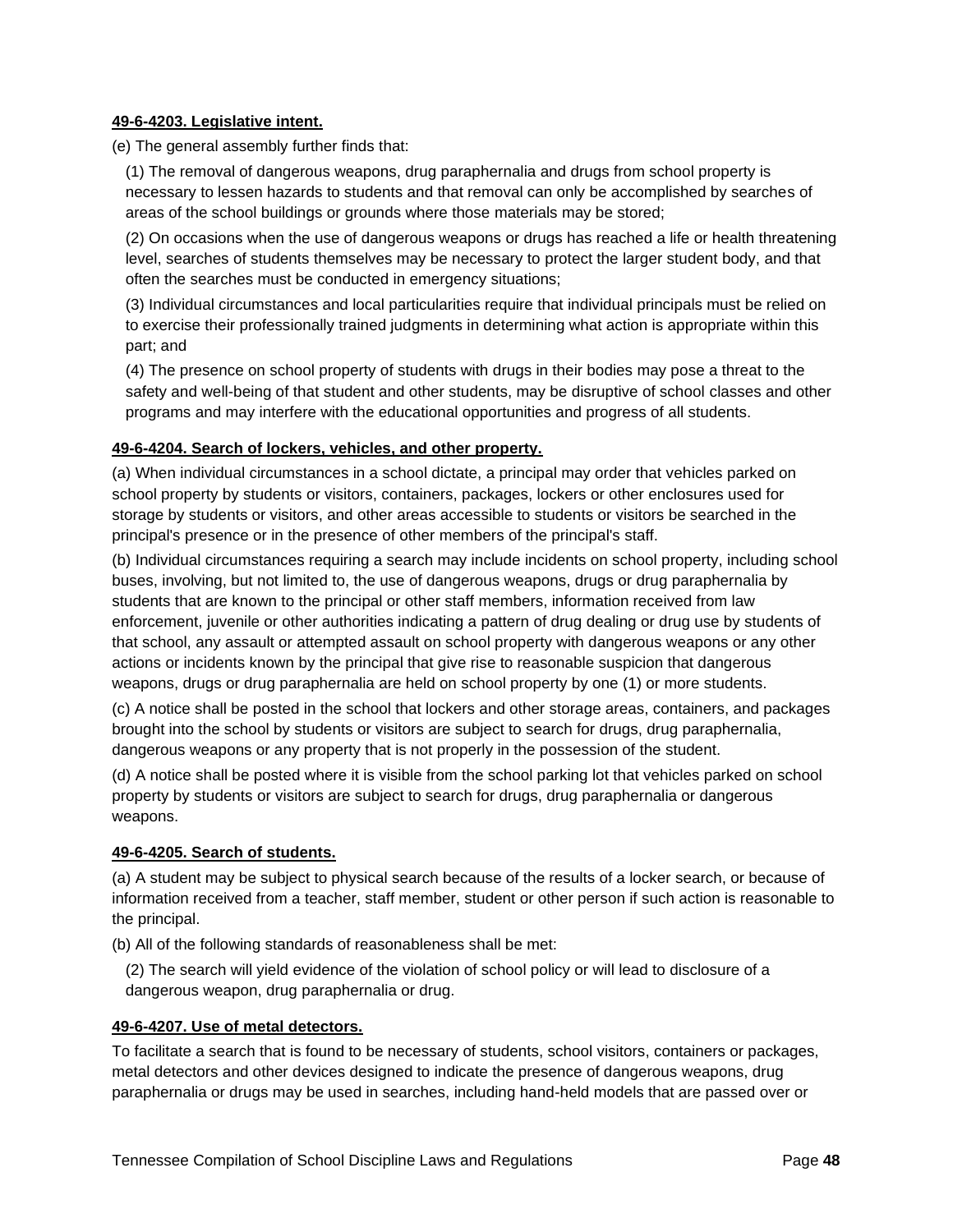**49-6-4203. Legislative intent.**

(e) The general assembly further finds that:

(1) The removal of dangerous weapons, drug paraphernalia and drugs from school property is necessary to lessen hazards to students and that removal can only be accomplished by searches of areas of the school buildings or grounds where those materials may be stored;

(2) On occasions when the use of dangerous weapons or drugs has reached a life or health threatening level, searches of students themselves may be necessary to protect the larger student body, and that often the searches must be conducted in emergency situations;

(3) Individual circumstances and local particularities require that individual principals must be relied on to exercise their professionally trained judgments in determining what action is appropriate within this part; and

(4) The presence on school property of students with drugs in their bodies may pose a threat to the safety and well-being of that student and other students, may be disruptive of school classes and other programs and may interfere with the educational opportunities and progress of all students.

**49-6-4204. Search of lockers, vehicles, and other property.**

(a) When individual circumstances in a school dictate, a principal may order that vehicles parked on school property by students or visitors, containers, packages, lockers or other enclosures used for storage by students or visitors, and other areas accessible to students or visitors be searched in the principal's presence or in the presence of other members of the principal's staff.

(b) Individual circumstances requiring a search may include incidents on school property, including school buses, involving, but not limited to, the use of dangerous weapons, drugs or drug paraphernalia by students that are known to the principal or other staff members, information received from law enforcement, juvenile or other authorities indicating a pattern of drug dealing or drug use by students of that school, any assault or attempted assault on school property with dangerous weapons or any other actions or incidents known by the principal that give rise to reasonable suspicion that dangerous weapons, drugs or drug paraphernalia are held on school property by one (1) or more students.

(c) A notice shall be posted in the school that lockers and other storage areas, containers, and packages brought into the school by students or visitors are subject to search for drugs, drug paraphernalia, dangerous weapons or any property that is not properly in the possession of the student.

(d) A notice shall be posted where it is visible from the school parking lot that vehicles parked on school property by students or visitors are subject to search for drugs, drug paraphernalia or dangerous weapons.

**49-6-4205. Search of students.**

(a) A student may be subject to physical search because of the results of a locker search, or because of information received from a teacher, staff member, student or other person if such action is reasonable to the principal.

(b) All of the following standards of reasonableness shall be met:

(2) The search will yield evidence of the violation of school policy or will lead to disclosure of a dangerous weapon, drug paraphernalia or drug.

**49-6-4207. Use of metal detectors.**

To facilitate a search that is found to be necessary of students, school visitors, containers or packages, metal detectors and other devices designed to indicate the presence of dangerous weapons, drug paraphernalia or drugs may be used in searches, including hand-held models that are passed over or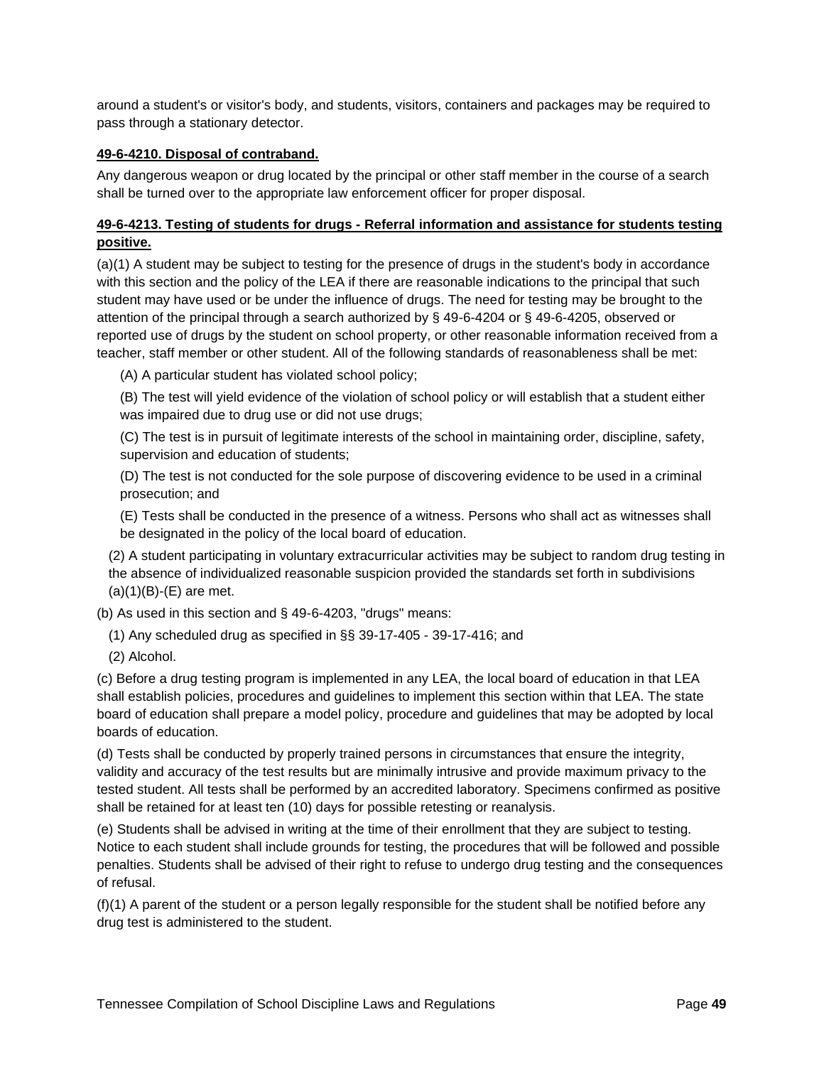around a student's or visitor's body, and students, visitors, containers and packages may be required to pass through a stationary detector.

**49-6-4210. Disposal of contraband.**

Any dangerous weapon or drug located by the principal or other staff member in the course of a search shall be turned over to the appropriate law enforcement officer for proper disposal.

**49-6-4213. Testing of students for drugs - Referral information and assistance for students testing positive.**

(a)(1) A student may be subject to testing for the presence of drugs in the student's body in accordance with this section and the policy of the LEA if there are reasonable indications to the principal that such student may have used or be under the influence of drugs. The need for testing may be brought to the attention of the principal through a search authorized by § 49-6-4204 or § 49-6-4205, observed or reported use of drugs by the student on school property, or other reasonable information received from a teacher, staff member or other student. All of the following standards of reasonableness shall be met:

(A) A particular student has violated school policy;

(B) The test will yield evidence of the violation of school policy or will establish that a student either was impaired due to drug use or did not use drugs;

(C) The test is in pursuit of legitimate interests of the school in maintaining order, discipline, safety, supervision and education of students;

(D) The test is not conducted for the sole purpose of discovering evidence to be used in a criminal prosecution; and

(E) Tests shall be conducted in the presence of a witness. Persons who shall act as witnesses shall be designated in the policy of the local board of education.

(2) A student participating in voluntary extracurricular activities may be subject to random drug testing in the absence of individualized reasonable suspicion provided the standards set forth in subdivisions (a)(1)(B)-(E) are met.

(b) As used in this section and § 49-6-4203, "drugs" means:

(1) Any scheduled drug as specified in §§ 39-17-405 - 39-17-416; and

(2) Alcohol.

(c) Before a drug testing program is implemented in any LEA, the local board of education in that LEA shall establish policies, procedures and guidelines to implement this section within that LEA. The state board of education shall prepare a model policy, procedure and guidelines that may be adopted by local boards of education.

(d) Tests shall be conducted by properly trained persons in circumstances that ensure the integrity, validity and accuracy of the test results but are minimally intrusive and provide maximum privacy to the tested student. All tests shall be performed by an accredited laboratory. Specimens confirmed as positive shall be retained for at least ten (10) days for possible retesting or reanalysis.

(e) Students shall be advised in writing at the time of their enrollment that they are subject to testing. Notice to each student shall include grounds for testing, the procedures that will be followed and possible penalties. Students shall be advised of their right to refuse to undergo drug testing and the consequences of refusal.

(f)(1) A parent of the student or a person legally responsible for the student shall be notified before any drug test is administered to the student.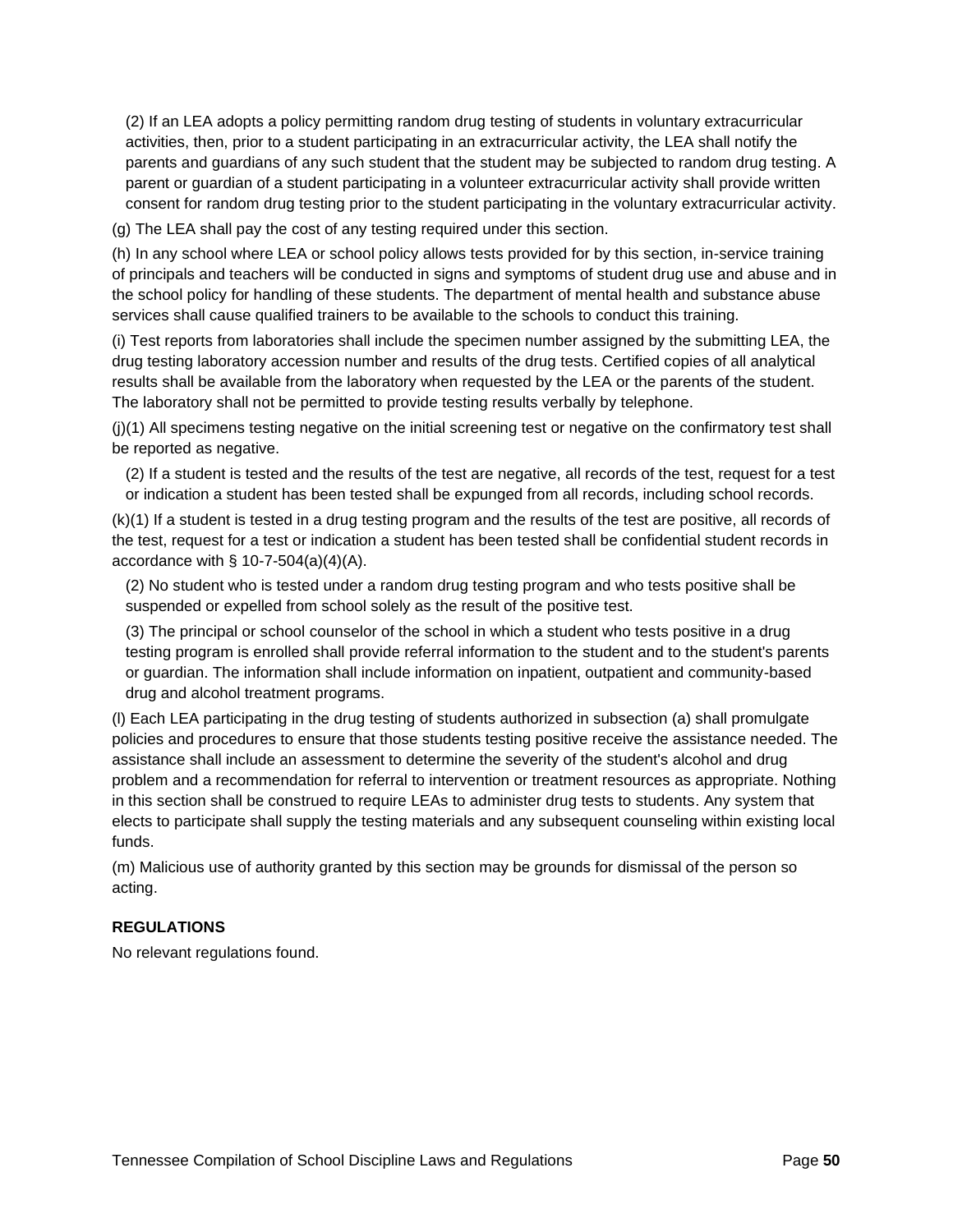(2) If an LEA adopts a policy permitting random drug testing of students in voluntary extracurricular activities, then, prior to a student participating in an extracurricular activity, the LEA shall notify the parents and guardians of any such student that the student may be subjected to random drug testing. A parent or guardian of a student participating in a volunteer extracurricular activity shall provide written consent for random drug testing prior to the student participating in the voluntary extracurricular activity.

(g) The LEA shall pay the cost of any testing required under this section.

(h) In any school where LEA or school policy allows tests provided for by this section, in-service training of principals and teachers will be conducted in signs and symptoms of student drug use and abuse and in the school policy for handling of these students. The department of mental health and substance abuse services shall cause qualified trainers to be available to the schools to conduct this training.

(i) Test reports from laboratories shall include the specimen number assigned by the submitting LEA, the drug testing laboratory accession number and results of the drug tests. Certified copies of all analytical results shall be available from the laboratory when requested by the LEA or the parents of the student. The laboratory shall not be permitted to provide testing results verbally by telephone.

(j)(1) All specimens testing negative on the initial screening test or negative on the confirmatory test shall be reported as negative.

(2) If a student is tested and the results of the test are negative, all records of the test, request for a test or indication a student has been tested shall be expunged from all records, including school records.

(k)(1) If a student is tested in a drug testing program and the results of the test are positive, all records of the test, request for a test or indication a student has been tested shall be confidential student records in accordance with § 10-7-504(a)(4)(A).

(2) No student who is tested under a random drug testing program and who tests positive shall be suspended or expelled from school solely as the result of the positive test.

(3) The principal or school counselor of the school in which a student who tests positive in a drug testing program is enrolled shall provide referral information to the student and to the student's parents or guardian. The information shall include information on inpatient, outpatient and community-based drug and alcohol treatment programs.

(l) Each LEA participating in the drug testing of students authorized in subsection (a) shall promulgate policies and procedures to ensure that those students testing positive receive the assistance needed. The assistance shall include an assessment to determine the severity of the student's alcohol and drug problem and a recommendation for referral to intervention or treatment resources as appropriate. Nothing in this section shall be construed to require LEAs to administer drug tests to students. Any system that elects to participate shall supply the testing materials and any subsequent counseling within existing local funds.

(m) Malicious use of authority granted by this section may be grounds for dismissal of the person so acting.

**REGULATIONS**

No relevant regulations found.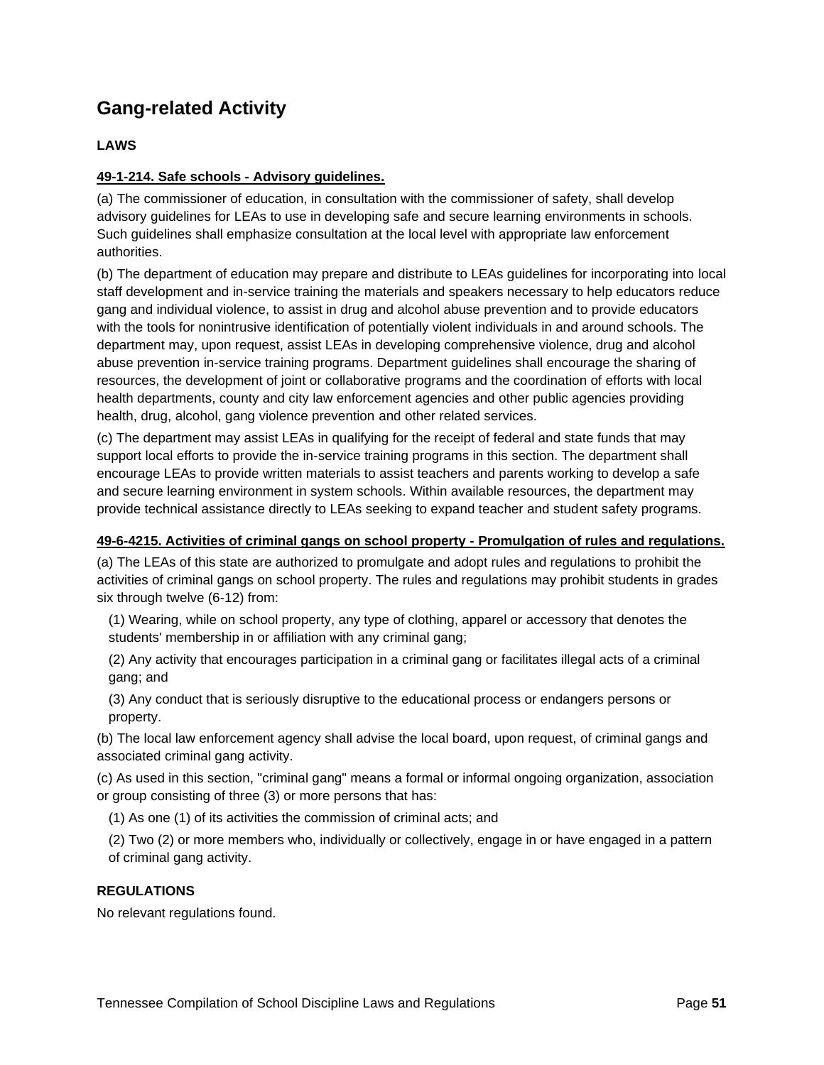# Gang-related Activity

### LAWS

**49-1-214. Safe schools - Advisory guidelines.**

(a) The commissioner of education, in consultation with the commissioner of safety, shall develop advisory guidelines for LEAs to use in developing safe and secure learning environments in schools. Such guidelines shall emphasize consultation at the local level with appropriate law enforcement authorities.

(b) The department of education may prepare and distribute to LEAs guidelines for incorporating into local staff development and in-service training the materials and speakers necessary to help educators reduce gang and individual violence, to assist in drug and alcohol abuse prevention and to provide educators with the tools for nonintrusive identification of potentially violent individuals in and around schools. The department may, upon request, assist LEAs in developing comprehensive violence, drug and alcohol abuse prevention in-service training programs. Department guidelines shall encourage the sharing of resources, the development of joint or collaborative programs and the coordination of efforts with local health departments, county and city law enforcement agencies and other public agencies providing health, drug, alcohol, gang violence prevention and other related services.

(c) The department may assist LEAs in qualifying for the receipt of federal and state funds that may support local efforts to provide the in-service training programs in this section. The department shall encourage LEAs to provide written materials to assist teachers and parents working to develop a safe and secure learning environment in system schools. Within available resources, the department may provide technical assistance directly to LEAs seeking to expand teacher and student safety programs.

**49-6-4215. Activities of criminal gangs on school property - Promulgation of rules and regulations.**

(a) The LEAs of this state are authorized to promulgate and adopt rules and regulations to prohibit the activities of criminal gangs on school property. The rules and regulations may prohibit students in grades six through twelve (6-12) from:

(1) Wearing, while on school property, any type of clothing, apparel or accessory that denotes the students' membership in or affiliation with any criminal gang;

(2) Any activity that encourages participation in a criminal gang or facilitates illegal acts of a criminal gang; and

(3) Any conduct that is seriously disruptive to the educational process or endangers persons or property.

(b) The local law enforcement agency shall advise the local board, upon request, of criminal gangs and associated criminal gang activity.

(c) As used in this section, "criminal gang" means a formal or informal ongoing organization, association or group consisting of three (3) or more persons that has:

(1) As one (1) of its activities the commission of criminal acts; and

(2) Two (2) or more members who, individually or collectively, engage in or have engaged in a pattern of criminal gang activity.

### REGULATIONS

No relevant regulations found.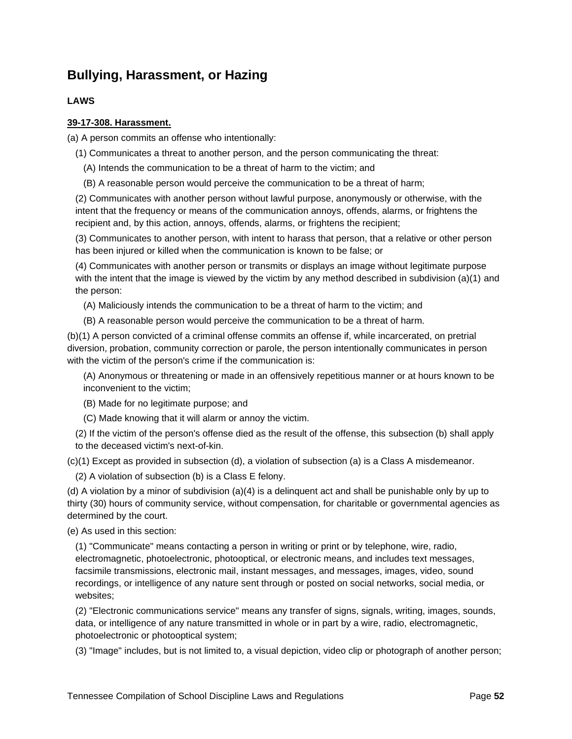## Bullying, Harassment, or Hazing

### LAWS

**39-17-308. Harassment.**

(a) A person commits an offense who intentionally:

(1) Communicates a threat to another person, and the person communicating the threat:

(A) Intends the communication to be a threat of harm to the victim; and

(B) A reasonable person would perceive the communication to be a threat of harm;

(2) Communicates with another person without lawful purpose, anonymously or otherwise, with the intent that the frequency or means of the communication annoys, offends, alarms, or frightens the recipient and, by this action, annoys, offends, alarms, or frightens the recipient;

(3) Communicates to another person, with intent to harass that person, that a relative or other person has been injured or killed when the communication is known to be false; or

(4) Communicates with another person or transmits or displays an image without legitimate purpose with the intent that the image is viewed by the victim by any method described in subdivision (a)(1) and the person:

(A) Maliciously intends the communication to be a threat of harm to the victim; and

(B) A reasonable person would perceive the communication to be a threat of harm.

(b)(1) A person convicted of a criminal offense commits an offense if, while incarcerated, on pretrial diversion, probation, community correction or parole, the person intentionally communicates in person with the victim of the person's crime if the communication is:

(A) Anonymous or threatening or made in an offensively repetitious manner or at hours known to be inconvenient to the victim;

(B) Made for no legitimate purpose; and

(C) Made knowing that it will alarm or annoy the victim.

(2) If the victim of the person's offense died as the result of the offense, this subsection (b) shall apply to the deceased victim's next-of-kin.

(c)(1) Except as provided in subsection (d), a violation of subsection (a) is a Class A misdemeanor.

(2) A violation of subsection (b) is a Class E felony.

(d) A violation by a minor of subdivision (a)(4) is a delinquent act and shall be punishable only by up to thirty (30) hours of community service, without compensation, for charitable or governmental agencies as determined by the court.

(e) As used in this section:

(1) "Communicate" means contacting a person in writing or print or by telephone, wire, radio, electromagnetic, photoelectronic, photooptical, or electronic means, and includes text messages, facsimile transmissions, electronic mail, instant messages, and messages, images, video, sound recordings, or intelligence of any nature sent through or posted on social networks, social media, or websites;

(2) "Electronic communications service" means any transfer of signs, signals, writing, images, sounds, data, or intelligence of any nature transmitted in whole or in part by a wire, radio, electromagnetic, photoelectronic or photooptical system;

(3) "Image" includes, but is not limited to, a visual depiction, video clip or photograph of another person;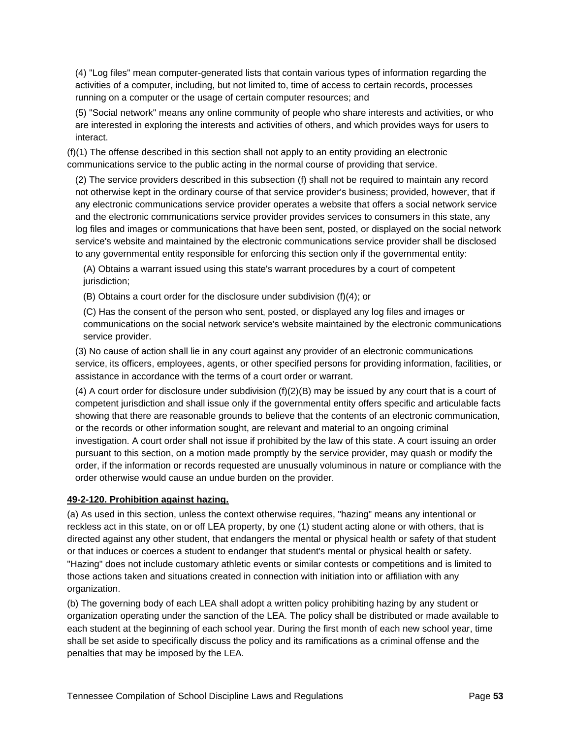(4) "Log files" mean computer-generated lists that contain various types of information regarding the activities of a computer, including, but not limited to, time of access to certain records, processes running on a computer or the usage of certain computer resources; and

(5) "Social network" means any online community of people who share interests and activities, or who are interested in exploring the interests and activities of others, and which provides ways for users to interact.

(f)(1) The offense described in this section shall not apply to an entity providing an electronic communications service to the public acting in the normal course of providing that service.

(2) The service providers described in this subsection (f) shall not be required to maintain any record not otherwise kept in the ordinary course of that service provider's business; provided, however, that if any electronic communications service provider operates a website that offers a social network service and the electronic communications service provider provides services to consumers in this state, any log files and images or communications that have been sent, posted, or displayed on the social network service's website and maintained by the electronic communications service provider shall be disclosed to any governmental entity responsible for enforcing this section only if the governmental entity:

(A) Obtains a warrant issued using this state's warrant procedures by a court of competent jurisdiction;

(B) Obtains a court order for the disclosure under subdivision (f)(4); or

(C) Has the consent of the person who sent, posted, or displayed any log files and images or communications on the social network service's website maintained by the electronic communications service provider.

(3) No cause of action shall lie in any court against any provider of an electronic communications service, its officers, employees, agents, or other specified persons for providing information, facilities, or assistance in accordance with the terms of a court order or warrant.

(4) A court order for disclosure under subdivision (f)(2)(B) may be issued by any court that is a court of competent jurisdiction and shall issue only if the governmental entity offers specific and articulable facts showing that there are reasonable grounds to believe that the contents of an electronic communication, or the records or other information sought, are relevant and material to an ongoing criminal investigation. A court order shall not issue if prohibited by the law of this state. A court issuing an order pursuant to this section, on a motion made promptly by the service provider, may quash or modify the order, if the information or records requested are unusually voluminous in nature or compliance with the order otherwise would cause an undue burden on the provider.

**49-2-120. Prohibition against hazing.**

(a) As used in this section, unless the context otherwise requires, "hazing" means any intentional or reckless act in this state, on or off LEA property, by one (1) student acting alone or with others, that is directed against any other student, that endangers the mental or physical health or safety of that student or that induces or coerces a student to endanger that student's mental or physical health or safety. "Hazing" does not include customary athletic events or similar contests or competitions and is limited to those actions taken and situations created in connection with initiation into or affiliation with any organization.

(b) The governing body of each LEA shall adopt a written policy prohibiting hazing by any student or organization operating under the sanction of the LEA. The policy shall be distributed or made available to each student at the beginning of each school year. During the first month of each new school year, time shall be set aside to specifically discuss the policy and its ramifications as a criminal offense and the penalties that may be imposed by the LEA.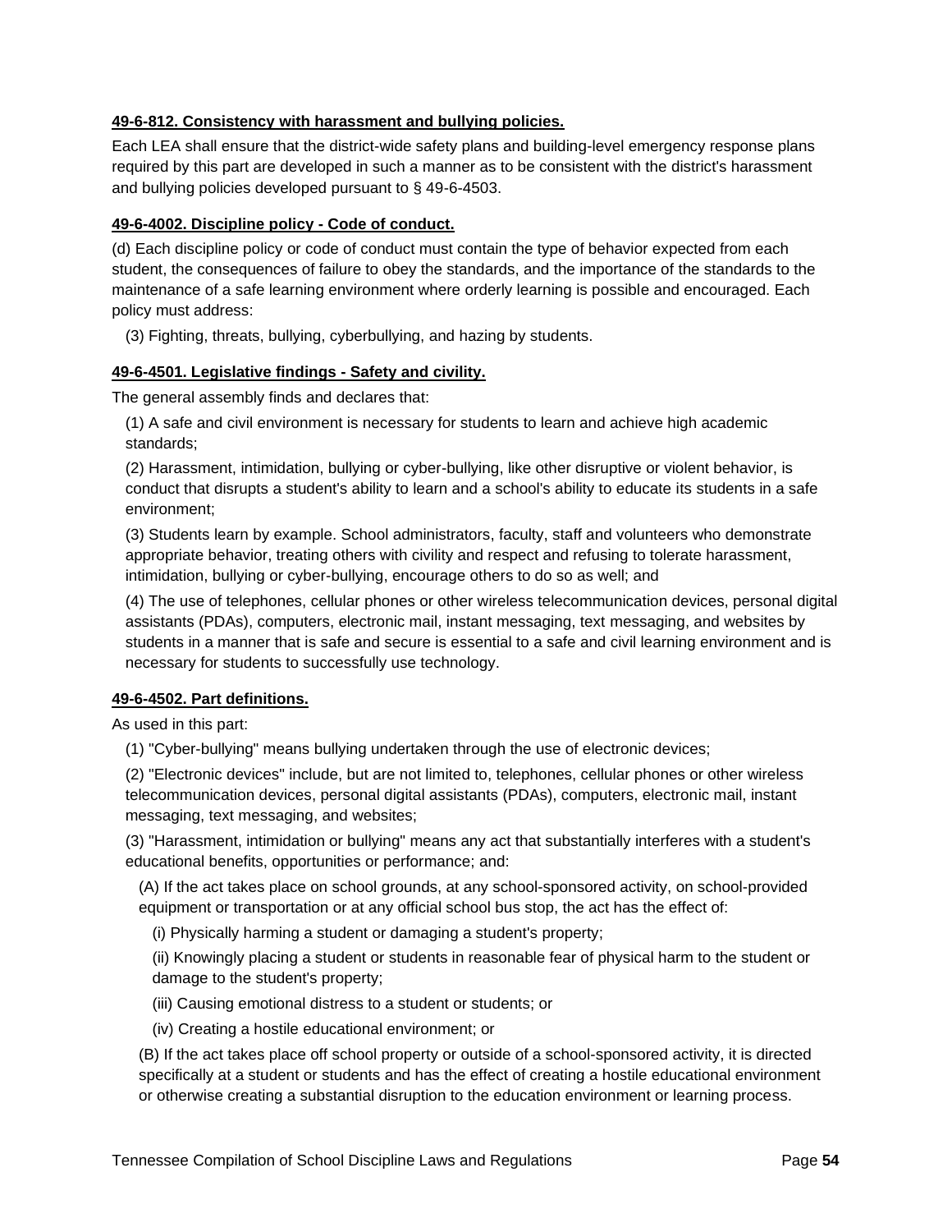**49-6-812. Consistency with harassment and bullying policies.**

Each LEA shall ensure that the district-wide safety plans and building-level emergency response plans required by this part are developed in such a manner as to be consistent with the district's harassment and bullying policies developed pursuant to § 49-6-4503.

**49-6-4002. Discipline policy - Code of conduct.**

(d) Each discipline policy or code of conduct must contain the type of behavior expected from each student, the consequences of failure to obey the standards, and the importance of the standards to the maintenance of a safe learning environment where orderly learning is possible and encouraged. Each policy must address:

(3) Fighting, threats, bullying, cyberbullying, and hazing by students.

**49-6-4501. Legislative findings - Safety and civility.**

The general assembly finds and declares that:

(1) A safe and civil environment is necessary for students to learn and achieve high academic standards;

(2) Harassment, intimidation, bullying or cyber-bullying, like other disruptive or violent behavior, is conduct that disrupts a student's ability to learn and a school's ability to educate its students in a safe environment;

(3) Students learn by example. School administrators, faculty, staff and volunteers who demonstrate appropriate behavior, treating others with civility and respect and refusing to tolerate harassment, intimidation, bullying or cyber-bullying, encourage others to do so as well; and

(4) The use of telephones, cellular phones or other wireless telecommunication devices, personal digital assistants (PDAs), computers, electronic mail, instant messaging, text messaging, and websites by students in a manner that is safe and secure is essential to a safe and civil learning environment and is necessary for students to successfully use technology.

**49-6-4502. Part definitions.**

As used in this part:

(1) "Cyber-bullying" means bullying undertaken through the use of electronic devices;

(2) "Electronic devices" include, but are not limited to, telephones, cellular phones or other wireless telecommunication devices, personal digital assistants (PDAs), computers, electronic mail, instant messaging, text messaging, and websites;

(3) "Harassment, intimidation or bullying" means any act that substantially interferes with a student's educational benefits, opportunities or performance; and:

(A) If the act takes place on school grounds, at any school-sponsored activity, on school-provided equipment or transportation or at any official school bus stop, the act has the effect of:

(i) Physically harming a student or damaging a student's property;

(ii) Knowingly placing a student or students in reasonable fear of physical harm to the student or damage to the student's property;

(iii) Causing emotional distress to a student or students; or

(iv) Creating a hostile educational environment; or

(B) If the act takes place off school property or outside of a school-sponsored activity, it is directed specifically at a student or students and has the effect of creating a hostile educational environment or otherwise creating a substantial disruption to the education environment or learning process.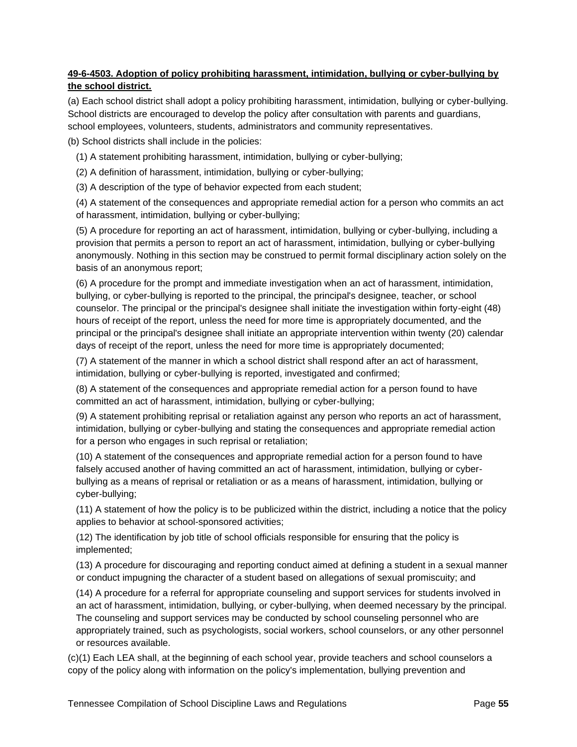**49-6-4503. Adoption of policy prohibiting harassment, intimidation, bullying or cyber-bullying by the school district.**

(a) Each school district shall adopt a policy prohibiting harassment, intimidation, bullying or cyber-bullying. School districts are encouraged to develop the policy after consultation with parents and guardians, school employees, volunteers, students, administrators and community representatives.

(b) School districts shall include in the policies:

(1) A statement prohibiting harassment, intimidation, bullying or cyber-bullying;

(2) A definition of harassment, intimidation, bullying or cyber-bullying;

(3) A description of the type of behavior expected from each student;

(4) A statement of the consequences and appropriate remedial action for a person who commits an act of harassment, intimidation, bullying or cyber-bullying;

(5) A procedure for reporting an act of harassment, intimidation, bullying or cyber-bullying, including a provision that permits a person to report an act of harassment, intimidation, bullying or cyber-bullying anonymously. Nothing in this section may be construed to permit formal disciplinary action solely on the basis of an anonymous report;

(6) A procedure for the prompt and immediate investigation when an act of harassment, intimidation, bullying, or cyber-bullying is reported to the principal, the principal's designee, teacher, or school counselor. The principal or the principal's designee shall initiate the investigation within forty-eight (48) hours of receipt of the report, unless the need for more time is appropriately documented, and the principal or the principal's designee shall initiate an appropriate intervention within twenty (20) calendar days of receipt of the report, unless the need for more time is appropriately documented;

(7) A statement of the manner in which a school district shall respond after an act of harassment, intimidation, bullying or cyber-bullying is reported, investigated and confirmed;

(8) A statement of the consequences and appropriate remedial action for a person found to have committed an act of harassment, intimidation, bullying or cyber-bullying;

(9) A statement prohibiting reprisal or retaliation against any person who reports an act of harassment, intimidation, bullying or cyber-bullying and stating the consequences and appropriate remedial action for a person who engages in such reprisal or retaliation;

(10) A statement of the consequences and appropriate remedial action for a person found to have falsely accused another of having committed an act of harassment, intimidation, bullying or cyber-bullying as a means of reprisal or retaliation or as a means of harassment, intimidation, bullying or cyber-bullying;

(11) A statement of how the policy is to be publicized within the district, including a notice that the policy applies to behavior at school-sponsored activities;

(12) The identification by job title of school officials responsible for ensuring that the policy is implemented;

(13) A procedure for discouraging and reporting conduct aimed at defining a student in a sexual manner or conduct impugning the character of a student based on allegations of sexual promiscuity; and

(14) A procedure for a referral for appropriate counseling and support services for students involved in an act of harassment, intimidation, bullying, or cyber-bullying, when deemed necessary by the principal. The counseling and support services may be conducted by school counseling personnel who are appropriately trained, such as psychologists, social workers, school counselors, or any other personnel or resources available.

(c)(1) Each LEA shall, at the beginning of each school year, provide teachers and school counselors a copy of the policy along with information on the policy's implementation, bullying prevention and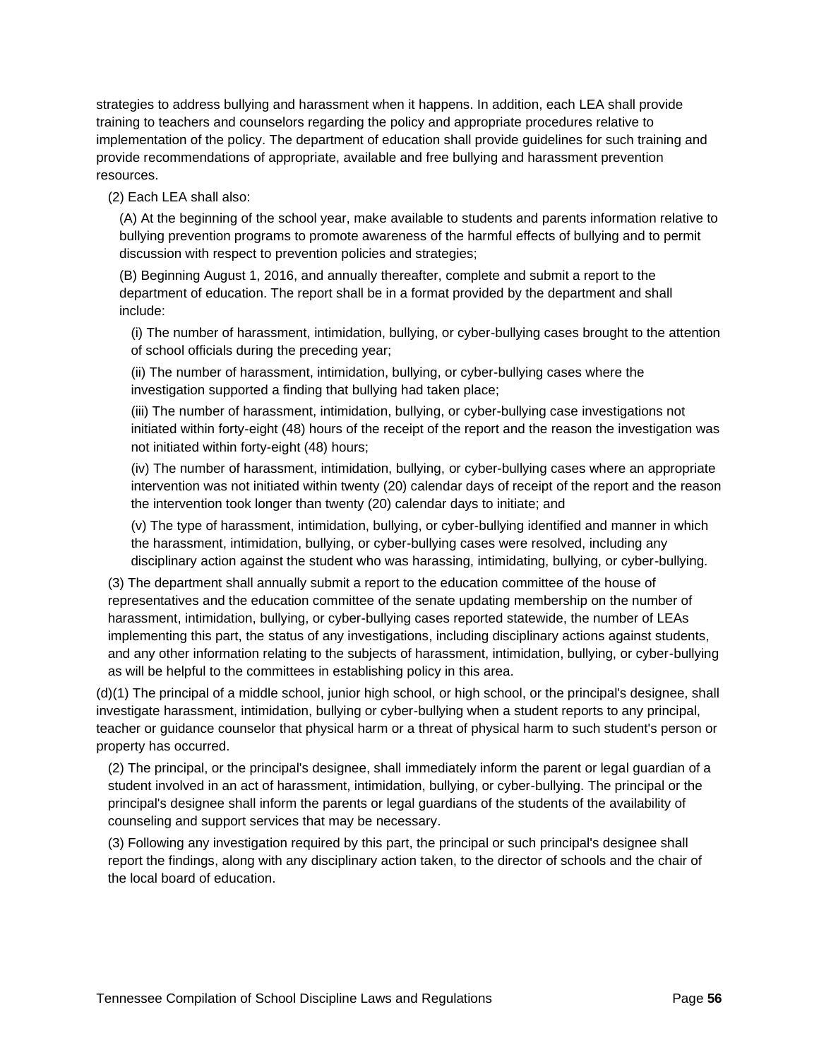strategies to address bullying and harassment when it happens. In addition, each LEA shall provide training to teachers and counselors regarding the policy and appropriate procedures relative to implementation of the policy. The department of education shall provide guidelines for such training and provide recommendations of appropriate, available and free bullying and harassment prevention resources.

(2) Each LEA shall also:

(A) At the beginning of the school year, make available to students and parents information relative to bullying prevention programs to promote awareness of the harmful effects of bullying and to permit discussion with respect to prevention policies and strategies;

(B) Beginning August 1, 2016, and annually thereafter, complete and submit a report to the department of education. The report shall be in a format provided by the department and shall include:

(i) The number of harassment, intimidation, bullying, or cyber-bullying cases brought to the attention of school officials during the preceding year;

(ii) The number of harassment, intimidation, bullying, or cyber-bullying cases where the investigation supported a finding that bullying had taken place;

(iii) The number of harassment, intimidation, bullying, or cyber-bullying case investigations not initiated within forty-eight (48) hours of the receipt of the report and the reason the investigation was not initiated within forty-eight (48) hours;

(iv) The number of harassment, intimidation, bullying, or cyber-bullying cases where an appropriate intervention was not initiated within twenty (20) calendar days of receipt of the report and the reason the intervention took longer than twenty (20) calendar days to initiate; and

(v) The type of harassment, intimidation, bullying, or cyber-bullying identified and manner in which the harassment, intimidation, bullying, or cyber-bullying cases were resolved, including any disciplinary action against the student who was harassing, intimidating, bullying, or cyber-bullying.

(3) The department shall annually submit a report to the education committee of the house of representatives and the education committee of the senate updating membership on the number of harassment, intimidation, bullying, or cyber-bullying cases reported statewide, the number of LEAs implementing this part, the status of any investigations, including disciplinary actions against students, and any other information relating to the subjects of harassment, intimidation, bullying, or cyber-bullying as will be helpful to the committees in establishing policy in this area.

(d)(1) The principal of a middle school, junior high school, or high school, or the principal's designee, shall investigate harassment, intimidation, bullying or cyber-bullying when a student reports to any principal, teacher or guidance counselor that physical harm or a threat of physical harm to such student's person or property has occurred.

(2) The principal, or the principal's designee, shall immediately inform the parent or legal guardian of a student involved in an act of harassment, intimidation, bullying, or cyber-bullying. The principal or the principal's designee shall inform the parents or legal guardians of the students of the availability of counseling and support services that may be necessary.

(3) Following any investigation required by this part, the principal or such principal's designee shall report the findings, along with any disciplinary action taken, to the director of schools and the chair of the local board of education.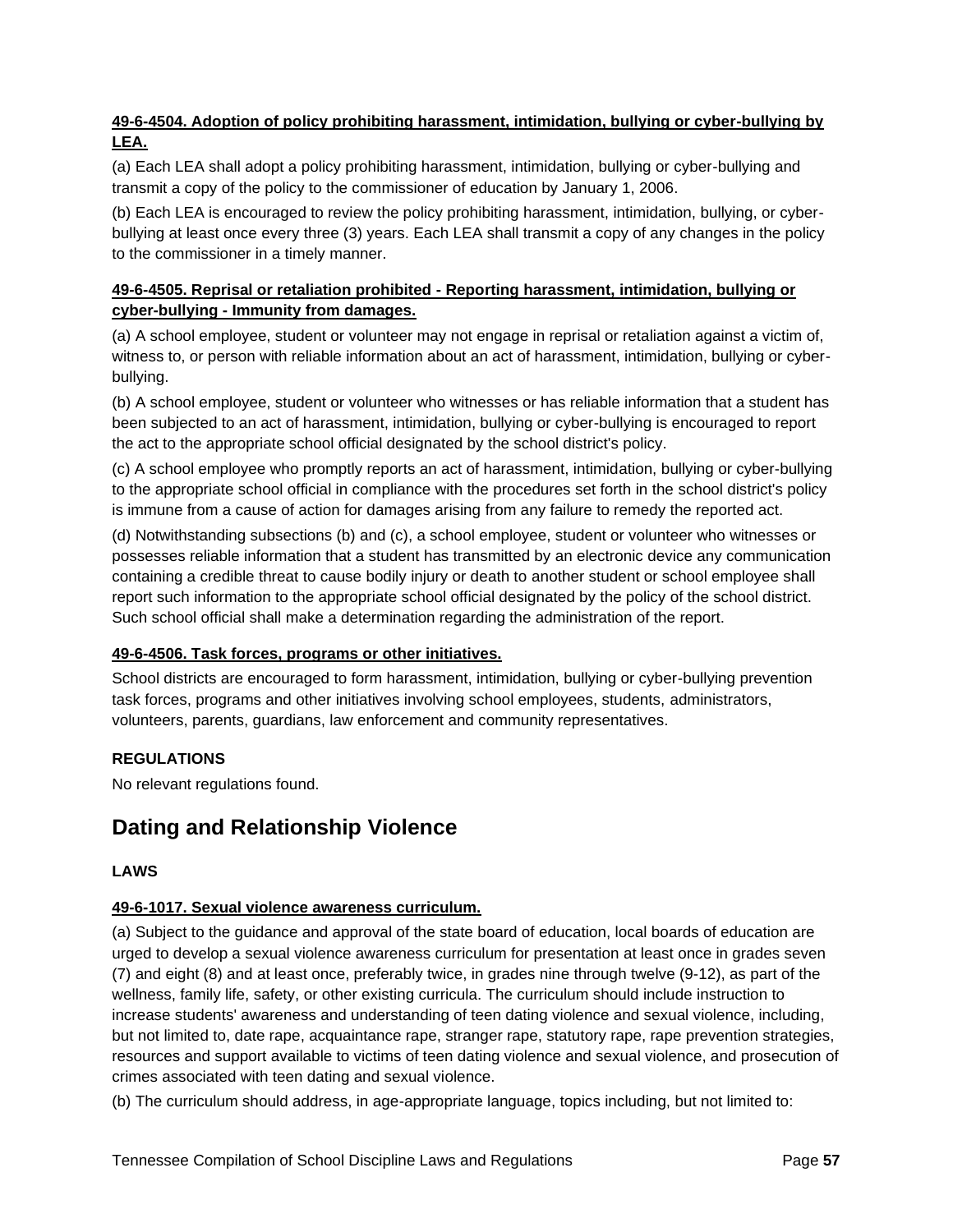**49-6-4504. Adoption of policy prohibiting harassment, intimidation, bullying or cyber-bullying by LEA.**

(a) Each LEA shall adopt a policy prohibiting harassment, intimidation, bullying or cyber-bullying and transmit a copy of the policy to the commissioner of education by January 1, 2006.

(b) Each LEA is encouraged to review the policy prohibiting harassment, intimidation, bullying, or cyber-bullying at least once every three (3) years. Each LEA shall transmit a copy of any changes in the policy to the commissioner in a timely manner.

**49-6-4505. Reprisal or retaliation prohibited - Reporting harassment, intimidation, bullying or cyber-bullying - Immunity from damages.**

(a) A school employee, student or volunteer may not engage in reprisal or retaliation against a victim of, witness to, or person with reliable information about an act of harassment, intimidation, bullying or cyber-bullying.

(b) A school employee, student or volunteer who witnesses or has reliable information that a student has been subjected to an act of harassment, intimidation, bullying or cyber-bullying is encouraged to report the act to the appropriate school official designated by the school district's policy.

(c) A school employee who promptly reports an act of harassment, intimidation, bullying or cyber-bullying to the appropriate school official in compliance with the procedures set forth in the school district's policy is immune from a cause of action for damages arising from any failure to remedy the reported act.

(d) Notwithstanding subsections (b) and (c), a school employee, student or volunteer who witnesses or possesses reliable information that a student has transmitted by an electronic device any communication containing a credible threat to cause bodily injury or death to another student or school employee shall report such information to the appropriate school official designated by the policy of the school district. Such school official shall make a determination regarding the administration of the report.

**49-6-4506. Task forces, programs or other initiatives.**

School districts are encouraged to form harassment, intimidation, bullying or cyber-bullying prevention task forces, programs and other initiatives involving school employees, students, administrators, volunteers, parents, guardians, law enforcement and community representatives.

**REGULATIONS**

No relevant regulations found.

## Dating and Relationship Violence

**LAWS**

**49-6-1017. Sexual violence awareness curriculum.**

(a) Subject to the guidance and approval of the state board of education, local boards of education are urged to develop a sexual violence awareness curriculum for presentation at least once in grades seven (7) and eight (8) and at least once, preferably twice, in grades nine through twelve (9-12), as part of the wellness, family life, safety, or other existing curricula. The curriculum should include instruction to increase students' awareness and understanding of teen dating violence and sexual violence, including, but not limited to, date rape, acquaintance rape, stranger rape, statutory rape, rape prevention strategies, resources and support available to victims of teen dating violence and sexual violence, and prosecution of crimes associated with teen dating and sexual violence.

(b) The curriculum should address, in age-appropriate language, topics including, but not limited to: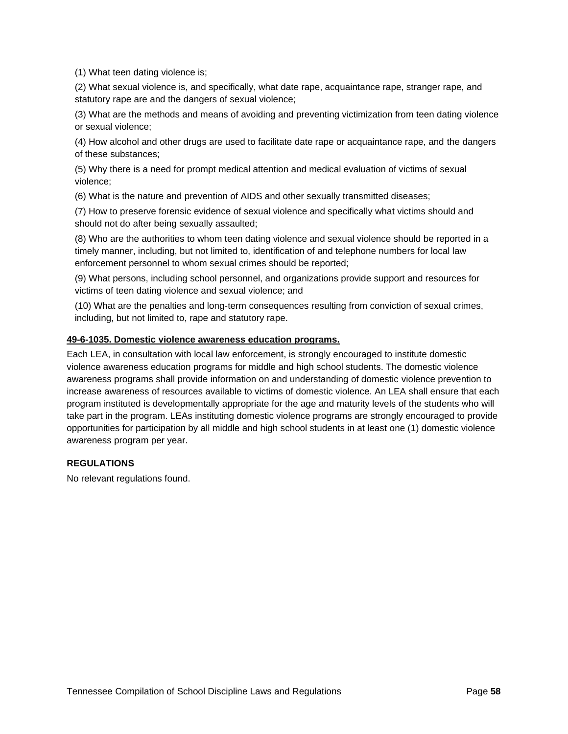(1) What teen dating violence is;

(2) What sexual violence is, and specifically, what date rape, acquaintance rape, stranger rape, and statutory rape are and the dangers of sexual violence;

(3) What are the methods and means of avoiding and preventing victimization from teen dating violence or sexual violence;

(4) How alcohol and other drugs are used to facilitate date rape or acquaintance rape, and the dangers of these substances;

(5) Why there is a need for prompt medical attention and medical evaluation of victims of sexual violence;

(6) What is the nature and prevention of AIDS and other sexually transmitted diseases;

(7) How to preserve forensic evidence of sexual violence and specifically what victims should and should not do after being sexually assaulted;

(8) Who are the authorities to whom teen dating violence and sexual violence should be reported in a timely manner, including, but not limited to, identification of and telephone numbers for local law enforcement personnel to whom sexual crimes should be reported;

(9) What persons, including school personnel, and organizations provide support and resources for victims of teen dating violence and sexual violence; and

(10) What are the penalties and long-term consequences resulting from conviction of sexual crimes, including, but not limited to, rape and statutory rape.

**49-6-1035. Domestic violence awareness education programs.**

Each LEA, in consultation with local law enforcement, is strongly encouraged to institute domestic violence awareness education programs for middle and high school students. The domestic violence awareness programs shall provide information on and understanding of domestic violence prevention to increase awareness of resources available to victims of domestic violence. An LEA shall ensure that each program instituted is developmentally appropriate for the age and maturity levels of the students who will take part in the program. LEAs instituting domestic violence programs are strongly encouraged to provide opportunities for participation by all middle and high school students in at least one (1) domestic violence awareness program per year.

**REGULATIONS**

No relevant regulations found.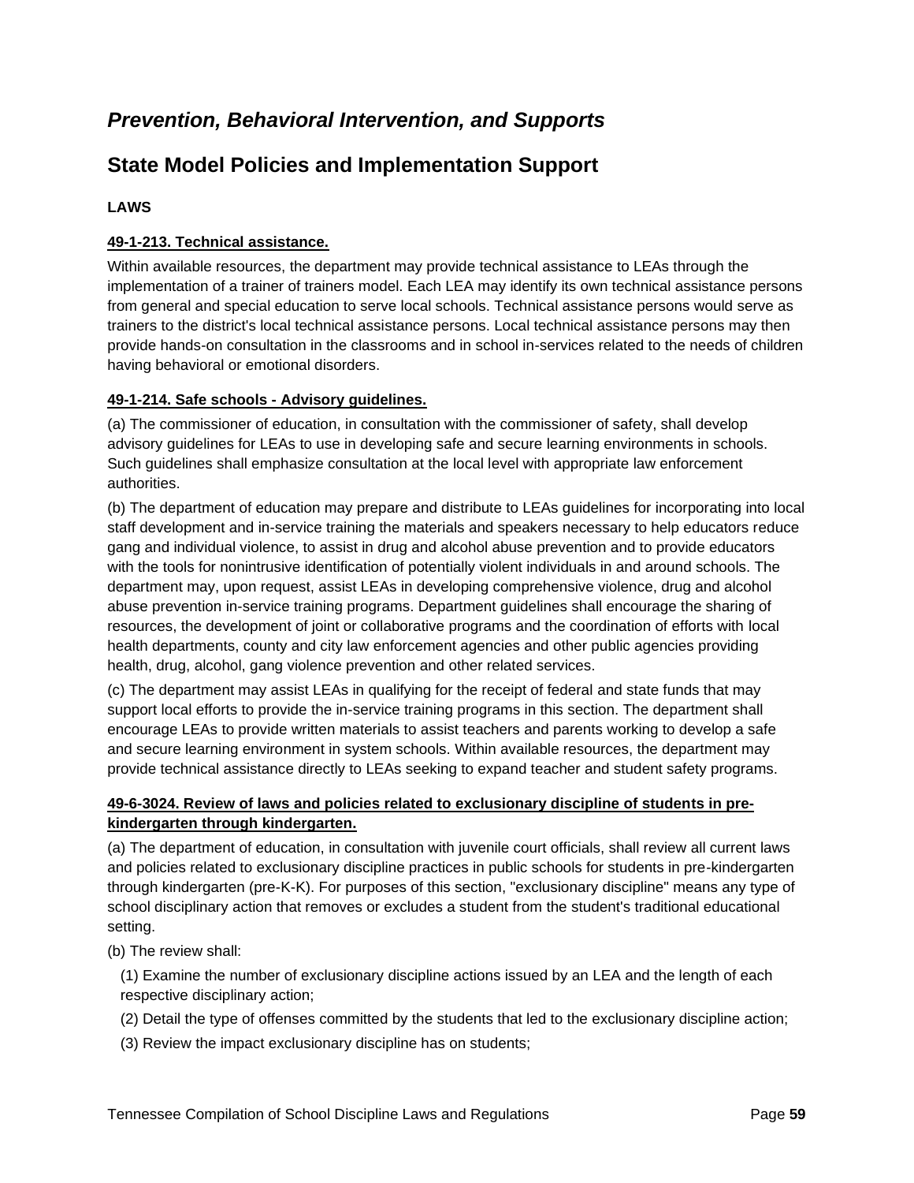## *Prevention, Behavioral Intervention, and Supports*

## State Model Policies and Implementation Support

**LAWS**

**49-1-213. Technical assistance.**

Within available resources, the department may provide technical assistance to LEAs through the implementation of a trainer of trainers model. Each LEA may identify its own technical assistance persons from general and special education to serve local schools. Technical assistance persons would serve as trainers to the district's local technical assistance persons. Local technical assistance persons may then provide hands-on consultation in the classrooms and in school in-services related to the needs of children having behavioral or emotional disorders.

**49-1-214. Safe schools - Advisory guidelines.**

(a) The commissioner of education, in consultation with the commissioner of safety, shall develop advisory guidelines for LEAs to use in developing safe and secure learning environments in schools. Such guidelines shall emphasize consultation at the local level with appropriate law enforcement authorities.

(b) The department of education may prepare and distribute to LEAs guidelines for incorporating into local staff development and in-service training the materials and speakers necessary to help educators reduce gang and individual violence, to assist in drug and alcohol abuse prevention and to provide educators with the tools for nonintrusive identification of potentially violent individuals in and around schools. The department may, upon request, assist LEAs in developing comprehensive violence, drug and alcohol abuse prevention in-service training programs. Department guidelines shall encourage the sharing of resources, the development of joint or collaborative programs and the coordination of efforts with local health departments, county and city law enforcement agencies and other public agencies providing health, drug, alcohol, gang violence prevention and other related services.

(c) The department may assist LEAs in qualifying for the receipt of federal and state funds that may support local efforts to provide the in-service training programs in this section. The department shall encourage LEAs to provide written materials to assist teachers and parents working to develop a safe and secure learning environment in system schools. Within available resources, the department may provide technical assistance directly to LEAs seeking to expand teacher and student safety programs.

**49-6-3024. Review of laws and policies related to exclusionary discipline of students in pre-kindergarten through kindergarten.**

(a) The department of education, in consultation with juvenile court officials, shall review all current laws and policies related to exclusionary discipline practices in public schools for students in pre-kindergarten through kindergarten (pre-K-K). For purposes of this section, "exclusionary discipline" means any type of school disciplinary action that removes or excludes a student from the student's traditional educational setting.

(b) The review shall:

(1) Examine the number of exclusionary discipline actions issued by an LEA and the length of each respective disciplinary action;

(2) Detail the type of offenses committed by the students that led to the exclusionary discipline action;

(3) Review the impact exclusionary discipline has on students;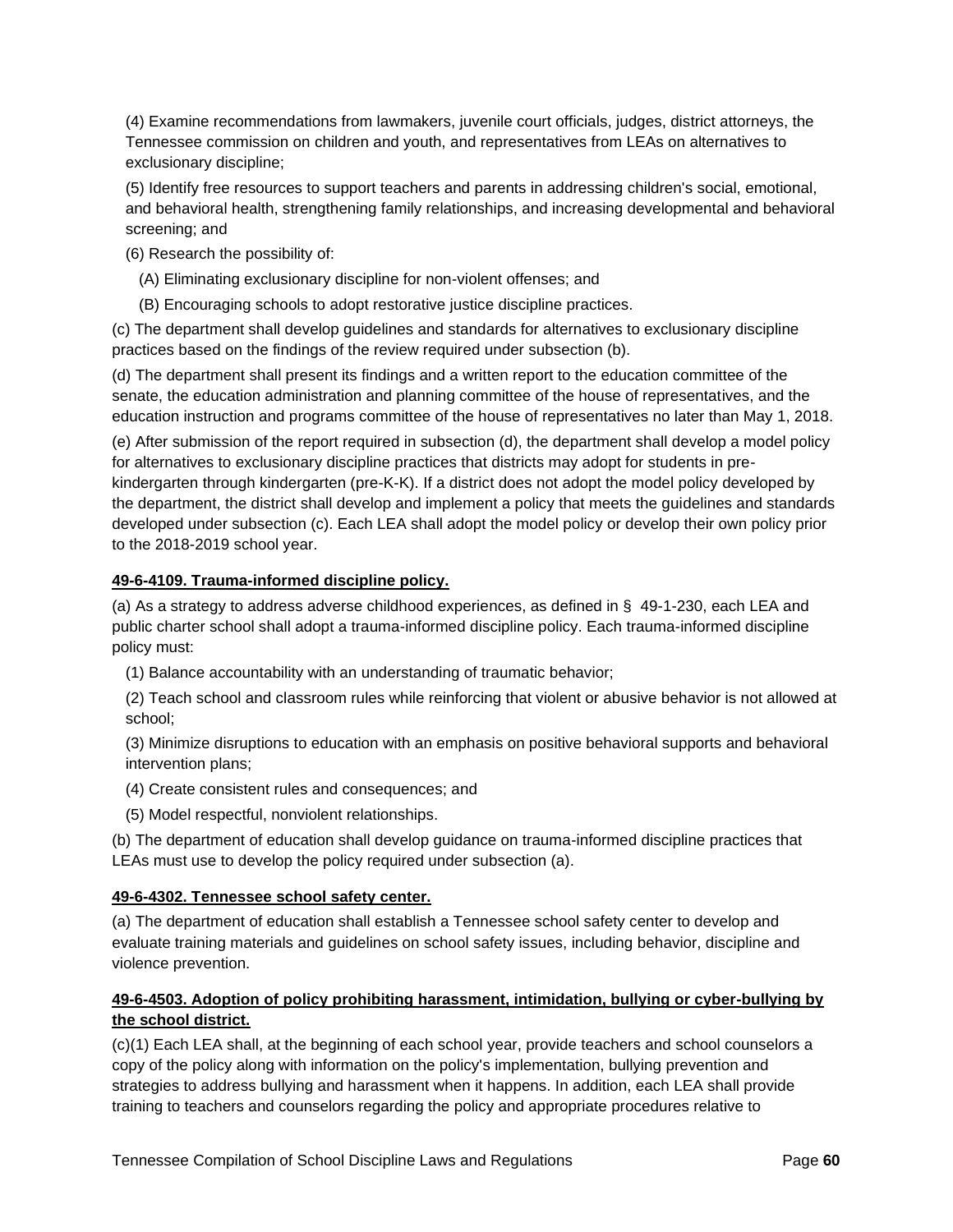(4) Examine recommendations from lawmakers, juvenile court officials, judges, district attorneys, the Tennessee commission on children and youth, and representatives from LEAs on alternatives to exclusionary discipline;

(5) Identify free resources to support teachers and parents in addressing children's social, emotional, and behavioral health, strengthening family relationships, and increasing developmental and behavioral screening; and

(6) Research the possibility of:

(A) Eliminating exclusionary discipline for non-violent offenses; and

(B) Encouraging schools to adopt restorative justice discipline practices.

(c) The department shall develop guidelines and standards for alternatives to exclusionary discipline practices based on the findings of the review required under subsection (b).

(d) The department shall present its findings and a written report to the education committee of the senate, the education administration and planning committee of the house of representatives, and the education instruction and programs committee of the house of representatives no later than May 1, 2018.

(e) After submission of the report required in subsection (d), the department shall develop a model policy for alternatives to exclusionary discipline practices that districts may adopt for students in pre-kindergarten through kindergarten (pre-K-K). If a district does not adopt the model policy developed by the department, the district shall develop and implement a policy that meets the guidelines and standards developed under subsection (c). Each LEA shall adopt the model policy or develop their own policy prior to the 2018-2019 school year.

**49-6-4109. Trauma-informed discipline policy.**

(a) As a strategy to address adverse childhood experiences, as defined in § 49-1-230, each LEA and public charter school shall adopt a trauma-informed discipline policy. Each trauma-informed discipline policy must:

(1) Balance accountability with an understanding of traumatic behavior;

(2) Teach school and classroom rules while reinforcing that violent or abusive behavior is not allowed at school;

(3) Minimize disruptions to education with an emphasis on positive behavioral supports and behavioral intervention plans;

(4) Create consistent rules and consequences; and

(5) Model respectful, nonviolent relationships.

(b) The department of education shall develop guidance on trauma-informed discipline practices that LEAs must use to develop the policy required under subsection (a).

**49-6-4302. Tennessee school safety center.**

(a) The department of education shall establish a Tennessee school safety center to develop and evaluate training materials and guidelines on school safety issues, including behavior, discipline and violence prevention.

**49-6-4503. Adoption of policy prohibiting harassment, intimidation, bullying or cyber-bullying by the school district.**

(c)(1) Each LEA shall, at the beginning of each school year, provide teachers and school counselors a copy of the policy along with information on the policy's implementation, bullying prevention and strategies to address bullying and harassment when it happens. In addition, each LEA shall provide training to teachers and counselors regarding the policy and appropriate procedures relative to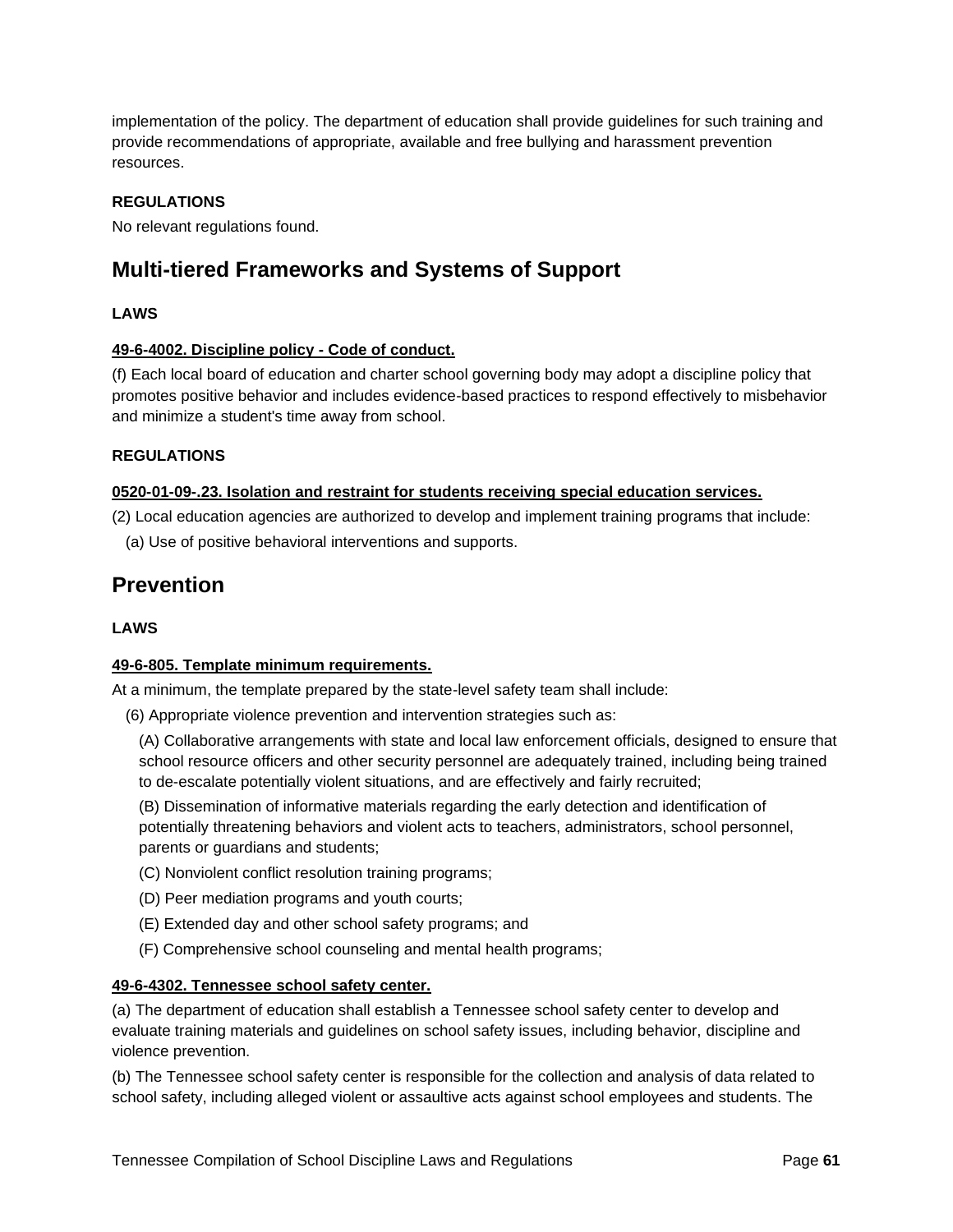implementation of the policy. The department of education shall provide guidelines for such training and provide recommendations of appropriate, available and free bullying and harassment prevention resources.

**REGULATIONS**

No relevant regulations found.

## Multi-tiered Frameworks and Systems of Support

**LAWS**

**49-6-4002. Discipline policy - Code of conduct.**

(f) Each local board of education and charter school governing body may adopt a discipline policy that promotes positive behavior and includes evidence-based practices to respond effectively to misbehavior and minimize a student's time away from school.

**REGULATIONS**

**0520-01-09-.23. Isolation and restraint for students receiving special education services.**

(2) Local education agencies are authorized to develop and implement training programs that include:

(a) Use of positive behavioral interventions and supports.

## Prevention

**LAWS**

**49-6-805. Template minimum requirements.**

At a minimum, the template prepared by the state-level safety team shall include:

(6) Appropriate violence prevention and intervention strategies such as:

(A) Collaborative arrangements with state and local law enforcement officials, designed to ensure that school resource officers and other security personnel are adequately trained, including being trained to de-escalate potentially violent situations, and are effectively and fairly recruited;

(B) Dissemination of informative materials regarding the early detection and identification of potentially threatening behaviors and violent acts to teachers, administrators, school personnel, parents or guardians and students;

(C) Nonviolent conflict resolution training programs;

(D) Peer mediation programs and youth courts;

(E) Extended day and other school safety programs; and

(F) Comprehensive school counseling and mental health programs;

**49-6-4302. Tennessee school safety center.**

(a) The department of education shall establish a Tennessee school safety center to develop and evaluate training materials and guidelines on school safety issues, including behavior, discipline and violence prevention.

(b) The Tennessee school safety center is responsible for the collection and analysis of data related to school safety, including alleged violent or assaultive acts against school employees and students. The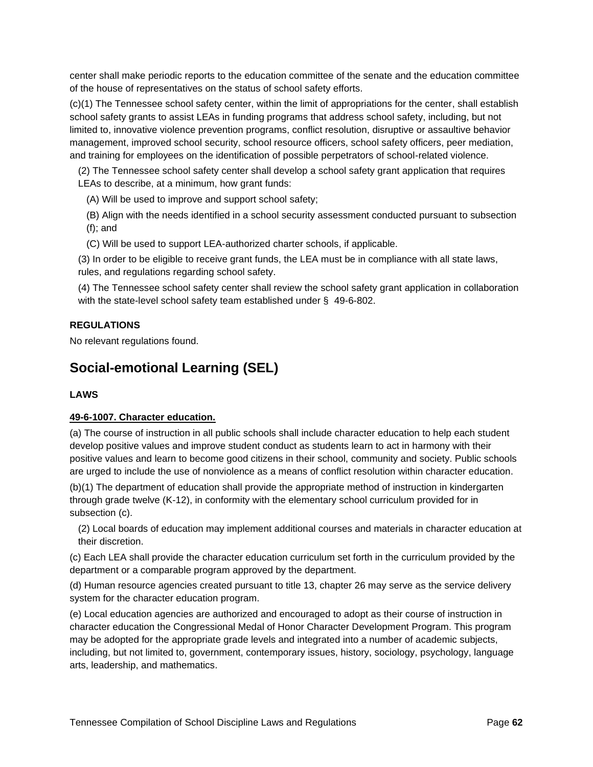center shall make periodic reports to the education committee of the senate and the education committee of the house of representatives on the status of school safety efforts.

(c)(1) The Tennessee school safety center, within the limit of appropriations for the center, shall establish school safety grants to assist LEAs in funding programs that address school safety, including, but not limited to, innovative violence prevention programs, conflict resolution, disruptive or assaultive behavior management, improved school security, school resource officers, school safety officers, peer mediation, and training for employees on the identification of possible perpetrators of school-related violence.

(2) The Tennessee school safety center shall develop a school safety grant application that requires LEAs to describe, at a minimum, how grant funds:

(A) Will be used to improve and support school safety;

(B) Align with the needs identified in a school security assessment conducted pursuant to subsection (f); and

(C) Will be used to support LEA-authorized charter schools, if applicable.

(3) In order to be eligible to receive grant funds, the LEA must be in compliance with all state laws, rules, and regulations regarding school safety.

(4) The Tennessee school safety center shall review the school safety grant application in collaboration with the state-level school safety team established under § 49-6-802.

**REGULATIONS**

No relevant regulations found.

## Social-emotional Learning (SEL)

**LAWS**

**49-6-1007. Character education.**

(a) The course of instruction in all public schools shall include character education to help each student develop positive values and improve student conduct as students learn to act in harmony with their positive values and learn to become good citizens in their school, community and society. Public schools are urged to include the use of nonviolence as a means of conflict resolution within character education.

(b)(1) The department of education shall provide the appropriate method of instruction in kindergarten through grade twelve (K-12), in conformity with the elementary school curriculum provided for in subsection (c).

(2) Local boards of education may implement additional courses and materials in character education at their discretion.

(c) Each LEA shall provide the character education curriculum set forth in the curriculum provided by the department or a comparable program approved by the department.

(d) Human resource agencies created pursuant to title 13, chapter 26 may serve as the service delivery system for the character education program.

(e) Local education agencies are authorized and encouraged to adopt as their course of instruction in character education the Congressional Medal of Honor Character Development Program. This program may be adopted for the appropriate grade levels and integrated into a number of academic subjects, including, but not limited to, government, contemporary issues, history, sociology, psychology, language arts, leadership, and mathematics.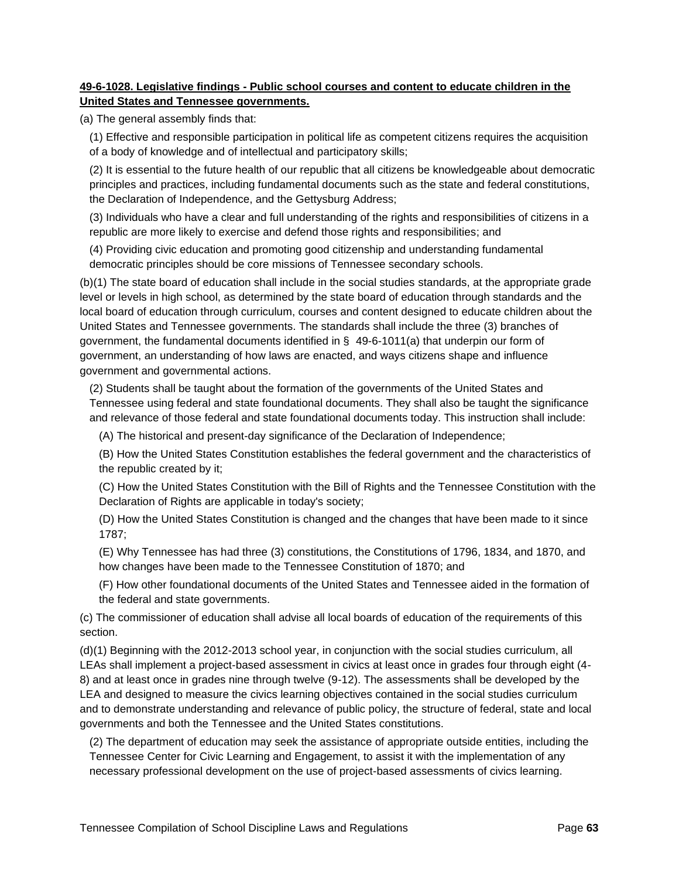**49-6-1028. Legislative findings - Public school courses and content to educate children in the United States and Tennessee governments.**

(a) The general assembly finds that:

(1) Effective and responsible participation in political life as competent citizens requires the acquisition of a body of knowledge and of intellectual and participatory skills;

(2) It is essential to the future health of our republic that all citizens be knowledgeable about democratic principles and practices, including fundamental documents such as the state and federal constitutions, the Declaration of Independence, and the Gettysburg Address;

(3) Individuals who have a clear and full understanding of the rights and responsibilities of citizens in a republic are more likely to exercise and defend those rights and responsibilities; and

(4) Providing civic education and promoting good citizenship and understanding fundamental democratic principles should be core missions of Tennessee secondary schools.

(b)(1) The state board of education shall include in the social studies standards, at the appropriate grade level or levels in high school, as determined by the state board of education through standards and the local board of education through curriculum, courses and content designed to educate children about the United States and Tennessee governments. The standards shall include the three (3) branches of government, the fundamental documents identified in § 49-6-1011(a) that underpin our form of government, an understanding of how laws are enacted, and ways citizens shape and influence government and governmental actions.

(2) Students shall be taught about the formation of the governments of the United States and Tennessee using federal and state foundational documents. They shall also be taught the significance and relevance of those federal and state foundational documents today. This instruction shall include:

(A) The historical and present-day significance of the Declaration of Independence;

(B) How the United States Constitution establishes the federal government and the characteristics of the republic created by it;

(C) How the United States Constitution with the Bill of Rights and the Tennessee Constitution with the Declaration of Rights are applicable in today's society;

(D) How the United States Constitution is changed and the changes that have been made to it since 1787;

(E) Why Tennessee has had three (3) constitutions, the Constitutions of 1796, 1834, and 1870, and how changes have been made to the Tennessee Constitution of 1870; and

(F) How other foundational documents of the United States and Tennessee aided in the formation of the federal and state governments.

(c) The commissioner of education shall advise all local boards of education of the requirements of this section.

(d)(1) Beginning with the 2012-2013 school year, in conjunction with the social studies curriculum, all LEAs shall implement a project-based assessment in civics at least once in grades four through eight (4-8) and at least once in grades nine through twelve (9-12). The assessments shall be developed by the LEA and designed to measure the civics learning objectives contained in the social studies curriculum and to demonstrate understanding and relevance of public policy, the structure of federal, state and local governments and both the Tennessee and the United States constitutions.

(2) The department of education may seek the assistance of appropriate outside entities, including the Tennessee Center for Civic Learning and Engagement, to assist it with the implementation of any necessary professional development on the use of project-based assessments of civics learning.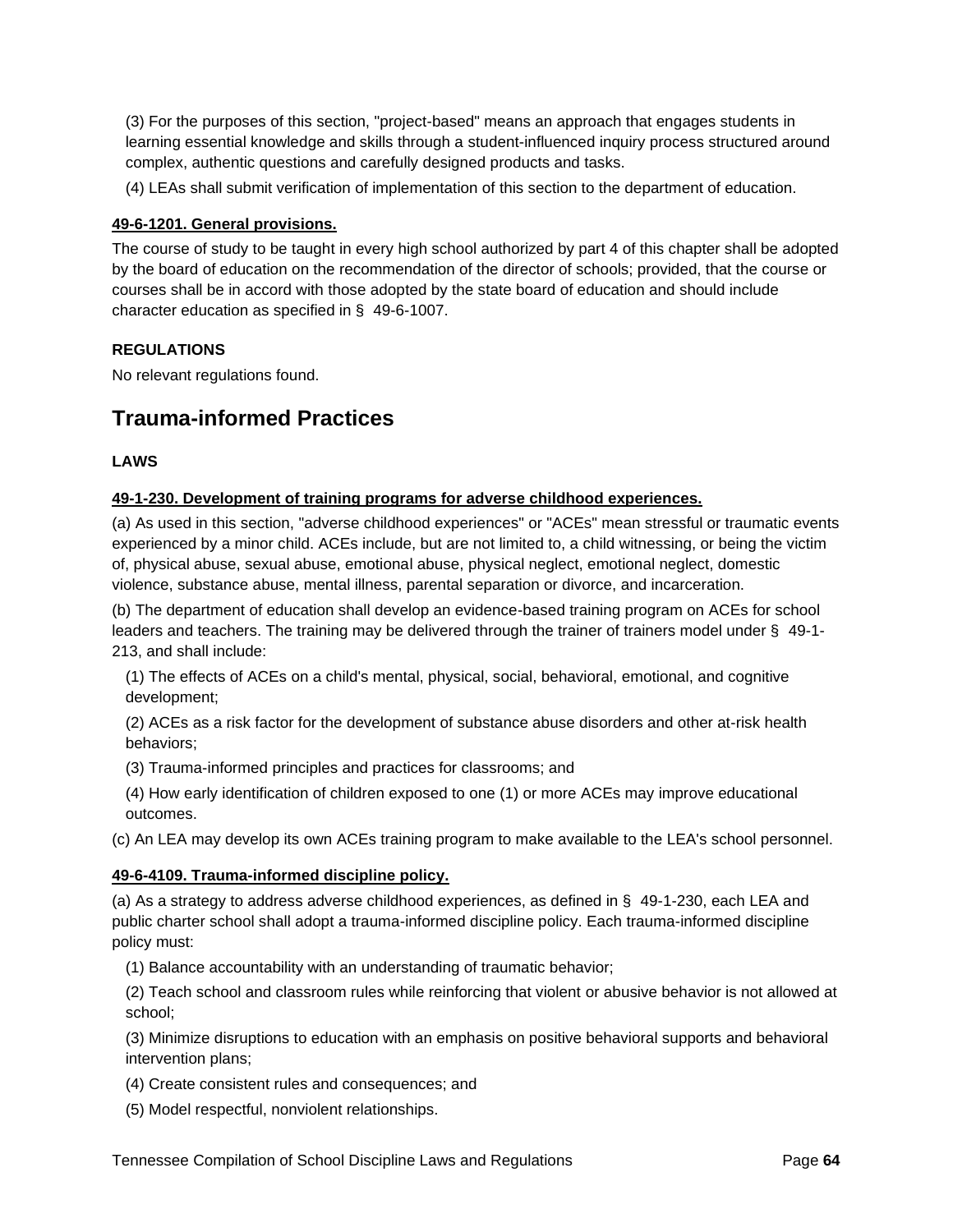(3) For the purposes of this section, "project-based" means an approach that engages students in learning essential knowledge and skills through a student-influenced inquiry process structured around complex, authentic questions and carefully designed products and tasks.

(4) LEAs shall submit verification of implementation of this section to the department of education.

**49-6-1201. General provisions.**

The course of study to be taught in every high school authorized by part 4 of this chapter shall be adopted by the board of education on the recommendation of the director of schools; provided, that the course or courses shall be in accord with those adopted by the state board of education and should include character education as specified in § 49-6-1007.

**REGULATIONS**

No relevant regulations found.

## Trauma-informed Practices

**LAWS**

**49-1-230. Development of training programs for adverse childhood experiences.**

(a) As used in this section, "adverse childhood experiences" or "ACEs" mean stressful or traumatic events experienced by a minor child. ACEs include, but are not limited to, a child witnessing, or being the victim of, physical abuse, sexual abuse, emotional abuse, physical neglect, emotional neglect, domestic violence, substance abuse, mental illness, parental separation or divorce, and incarceration.

(b) The department of education shall develop an evidence-based training program on ACEs for school leaders and teachers. The training may be delivered through the trainer of trainers model under § 49-1-213, and shall include:

(1) The effects of ACEs on a child's mental, physical, social, behavioral, emotional, and cognitive development;

(2) ACEs as a risk factor for the development of substance abuse disorders and other at-risk health behaviors;

(3) Trauma-informed principles and practices for classrooms; and

(4) How early identification of children exposed to one (1) or more ACEs may improve educational outcomes.

(c) An LEA may develop its own ACEs training program to make available to the LEA's school personnel.

**49-6-4109. Trauma-informed discipline policy.**

(a) As a strategy to address adverse childhood experiences, as defined in § 49-1-230, each LEA and public charter school shall adopt a trauma-informed discipline policy. Each trauma-informed discipline policy must:

(1) Balance accountability with an understanding of traumatic behavior;

(2) Teach school and classroom rules while reinforcing that violent or abusive behavior is not allowed at school;

(3) Minimize disruptions to education with an emphasis on positive behavioral supports and behavioral intervention plans;

(4) Create consistent rules and consequences; and

(5) Model respectful, nonviolent relationships.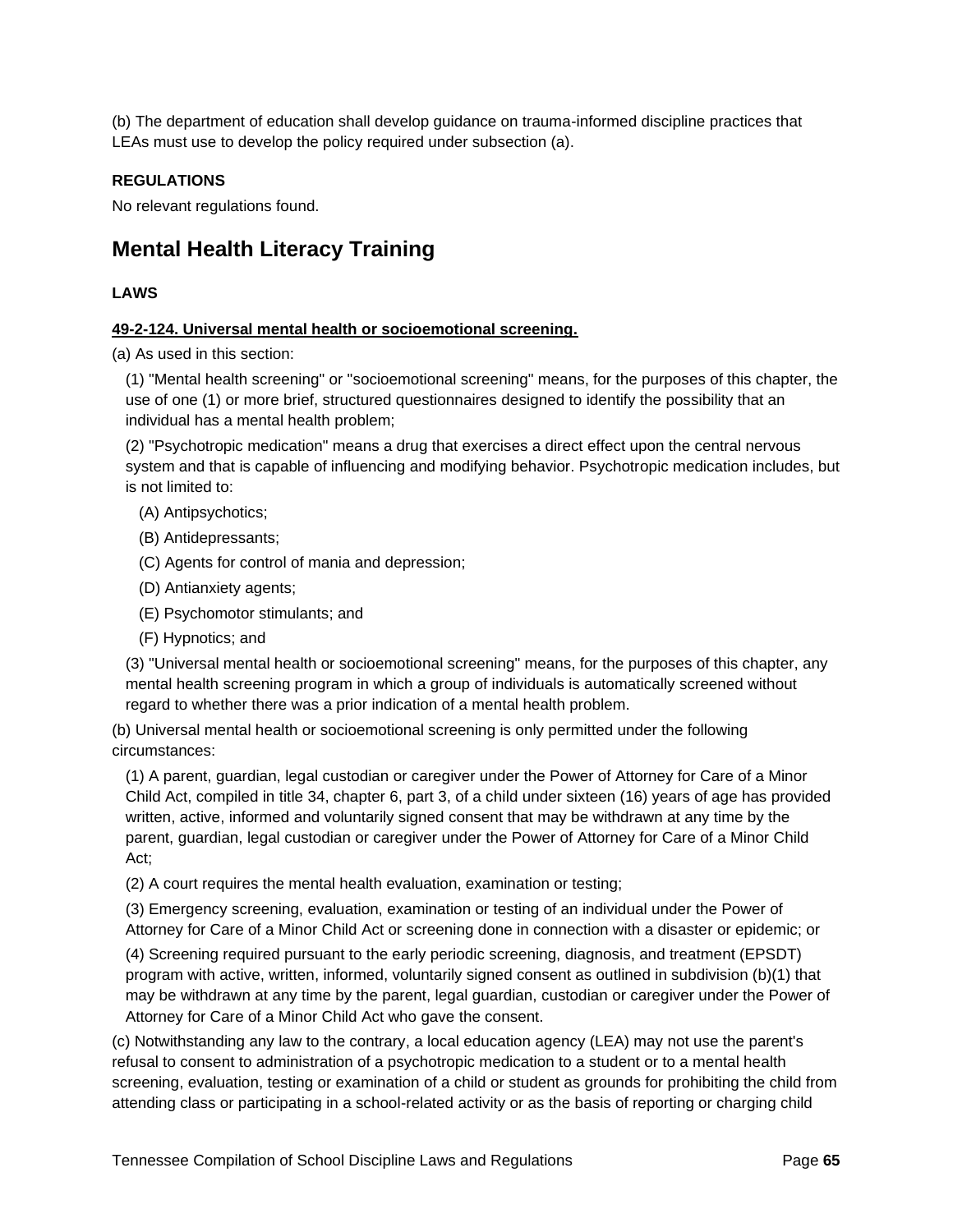(b) The department of education shall develop guidance on trauma-informed discipline practices that LEAs must use to develop the policy required under subsection (a).

**REGULATIONS**

No relevant regulations found.

## Mental Health Literacy Training

**LAWS**

**49-2-124. Universal mental health or socioemotional screening.**

(a) As used in this section:

(1) "Mental health screening" or "socioemotional screening" means, for the purposes of this chapter, the use of one (1) or more brief, structured questionnaires designed to identify the possibility that an individual has a mental health problem;

(2) "Psychotropic medication" means a drug that exercises a direct effect upon the central nervous system and that is capable of influencing and modifying behavior. Psychotropic medication includes, but is not limited to:

(A) Antipsychotics;

(B) Antidepressants;

(C) Agents for control of mania and depression;

(D) Antianxiety agents;

(E) Psychomotor stimulants; and

(F) Hypnotics; and

(3) "Universal mental health or socioemotional screening" means, for the purposes of this chapter, any mental health screening program in which a group of individuals is automatically screened without regard to whether there was a prior indication of a mental health problem.

(b) Universal mental health or socioemotional screening is only permitted under the following circumstances:

(1) A parent, guardian, legal custodian or caregiver under the Power of Attorney for Care of a Minor Child Act, compiled in title 34, chapter 6, part 3, of a child under sixteen (16) years of age has provided written, active, informed and voluntarily signed consent that may be withdrawn at any time by the parent, guardian, legal custodian or caregiver under the Power of Attorney for Care of a Minor Child Act;

(2) A court requires the mental health evaluation, examination or testing;

(3) Emergency screening, evaluation, examination or testing of an individual under the Power of Attorney for Care of a Minor Child Act or screening done in connection with a disaster or epidemic; or

(4) Screening required pursuant to the early periodic screening, diagnosis, and treatment (EPSDT) program with active, written, informed, voluntarily signed consent as outlined in subdivision (b)(1) that may be withdrawn at any time by the parent, legal guardian, custodian or caregiver under the Power of Attorney for Care of a Minor Child Act who gave the consent.

(c) Notwithstanding any law to the contrary, a local education agency (LEA) may not use the parent's refusal to consent to administration of a psychotropic medication to a student or to a mental health screening, evaluation, testing or examination of a child or student as grounds for prohibiting the child from attending class or participating in a school-related activity or as the basis of reporting or charging child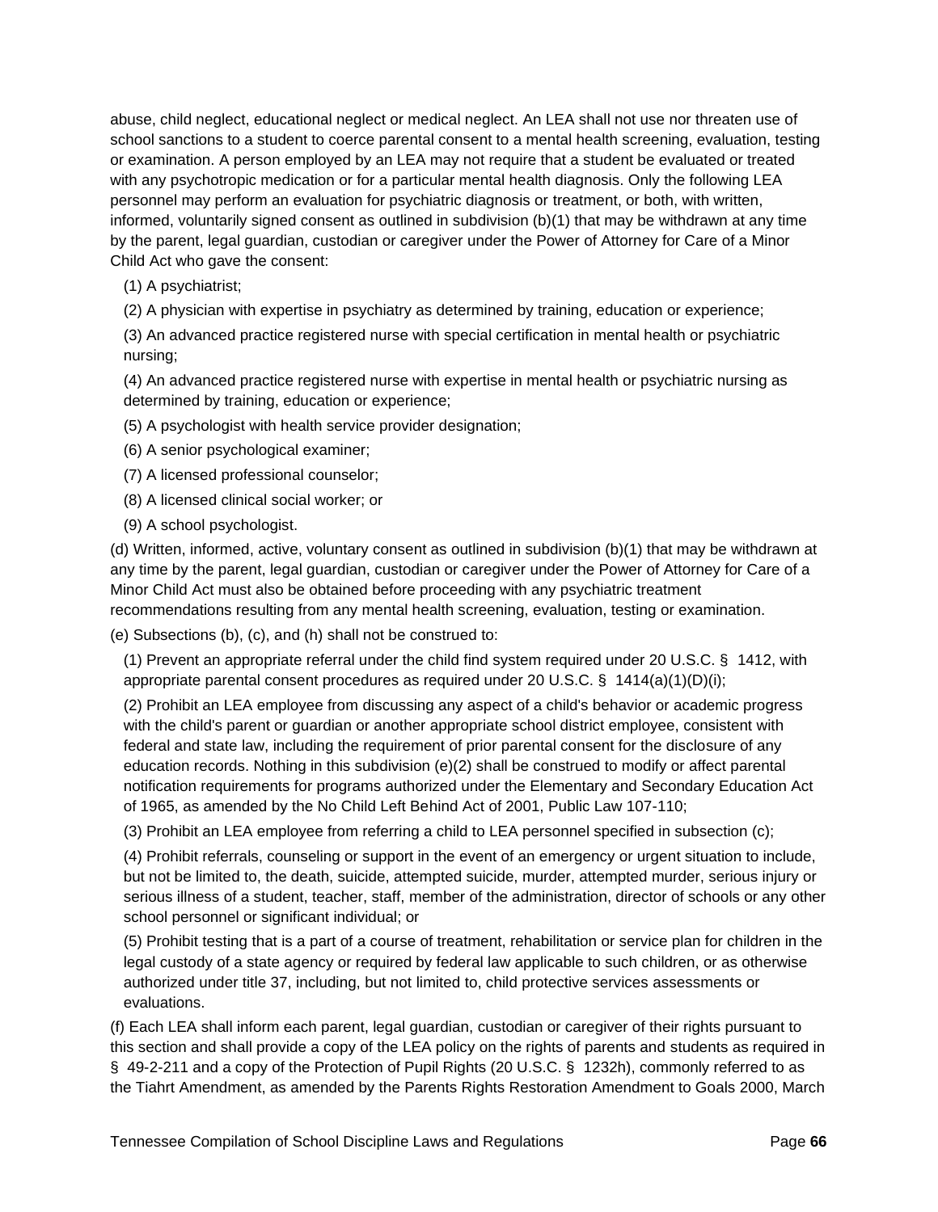abuse, child neglect, educational neglect or medical neglect. An LEA shall not use nor threaten use of school sanctions to a student to coerce parental consent to a mental health screening, evaluation, testing or examination. A person employed by an LEA may not require that a student be evaluated or treated with any psychotropic medication or for a particular mental health diagnosis. Only the following LEA personnel may perform an evaluation for psychiatric diagnosis or treatment, or both, with written, informed, voluntarily signed consent as outlined in subdivision (b)(1) that may be withdrawn at any time by the parent, legal guardian, custodian or caregiver under the Power of Attorney for Care of a Minor Child Act who gave the consent:

(1) A psychiatrist;

(2) A physician with expertise in psychiatry as determined by training, education or experience;

(3) An advanced practice registered nurse with special certification in mental health or psychiatric nursing;

(4) An advanced practice registered nurse with expertise in mental health or psychiatric nursing as determined by training, education or experience;

(5) A psychologist with health service provider designation;

(6) A senior psychological examiner;

(7) A licensed professional counselor;

(8) A licensed clinical social worker; or

(9) A school psychologist.

(d) Written, informed, active, voluntary consent as outlined in subdivision (b)(1) that may be withdrawn at any time by the parent, legal guardian, custodian or caregiver under the Power of Attorney for Care of a Minor Child Act must also be obtained before proceeding with any psychiatric treatment recommendations resulting from any mental health screening, evaluation, testing or examination.

(e) Subsections (b), (c), and (h) shall not be construed to:

(1) Prevent an appropriate referral under the child find system required under 20 U.S.C. § 1412, with appropriate parental consent procedures as required under 20 U.S.C. § 1414(a)(1)(D)(i);

(2) Prohibit an LEA employee from discussing any aspect of a child's behavior or academic progress with the child's parent or guardian or another appropriate school district employee, consistent with federal and state law, including the requirement of prior parental consent for the disclosure of any education records. Nothing in this subdivision (e)(2) shall be construed to modify or affect parental notification requirements for programs authorized under the Elementary and Secondary Education Act of 1965, as amended by the No Child Left Behind Act of 2001, Public Law 107-110;

(3) Prohibit an LEA employee from referring a child to LEA personnel specified in subsection (c);

(4) Prohibit referrals, counseling or support in the event of an emergency or urgent situation to include, but not be limited to, the death, suicide, attempted suicide, murder, attempted murder, serious injury or serious illness of a student, teacher, staff, member of the administration, director of schools or any other school personnel or significant individual; or

(5) Prohibit testing that is a part of a course of treatment, rehabilitation or service plan for children in the legal custody of a state agency or required by federal law applicable to such children, or as otherwise authorized under title 37, including, but not limited to, child protective services assessments or evaluations.

(f) Each LEA shall inform each parent, legal guardian, custodian or caregiver of their rights pursuant to this section and shall provide a copy of the LEA policy on the rights of parents and students as required in § 49-2-211 and a copy of the Protection of Pupil Rights (20 U.S.C. § 1232h), commonly referred to as the Tiahrt Amendment, as amended by the Parents Rights Restoration Amendment to Goals 2000, March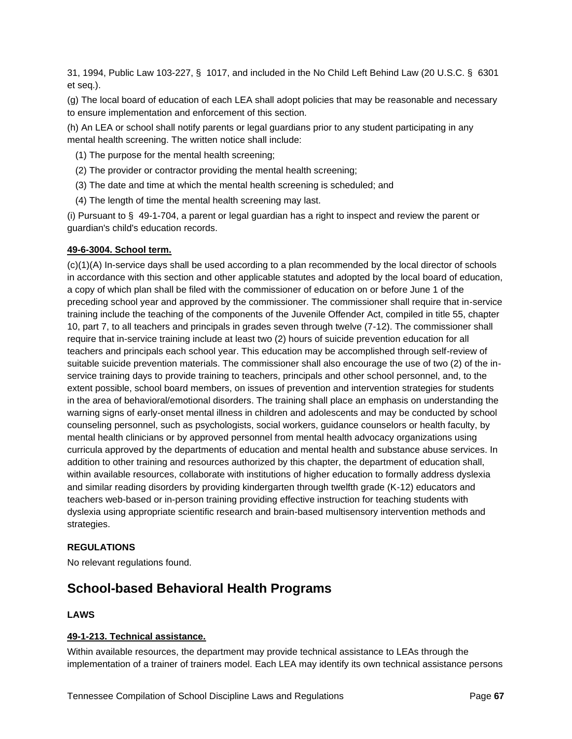31, 1994, Public Law 103-227, § 1017, and included in the No Child Left Behind Law (20 U.S.C. § 6301 et seq.).

(g) The local board of education of each LEA shall adopt policies that may be reasonable and necessary to ensure implementation and enforcement of this section.

(h) An LEA or school shall notify parents or legal guardians prior to any student participating in any mental health screening. The written notice shall include:

(1) The purpose for the mental health screening;

(2) The provider or contractor providing the mental health screening;

(3) The date and time at which the mental health screening is scheduled; and

(4) The length of time the mental health screening may last.

(i) Pursuant to § 49-1-704, a parent or legal guardian has a right to inspect and review the parent or guardian's child's education records.

**49-6-3004. School term.**

(c)(1)(A) In-service days shall be used according to a plan recommended by the local director of schools in accordance with this section and other applicable statutes and adopted by the local board of education, a copy of which plan shall be filed with the commissioner of education on or before June 1 of the preceding school year and approved by the commissioner. The commissioner shall require that in-service training include the teaching of the components of the Juvenile Offender Act, compiled in title 55, chapter 10, part 7, to all teachers and principals in grades seven through twelve (7-12). The commissioner shall require that in-service training include at least two (2) hours of suicide prevention education for all teachers and principals each school year. This education may be accomplished through self-review of suitable suicide prevention materials. The commissioner shall also encourage the use of two (2) of the in-service training days to provide training to teachers, principals and other school personnel, and, to the extent possible, school board members, on issues of prevention and intervention strategies for students in the area of behavioral/emotional disorders. The training shall place an emphasis on understanding the warning signs of early-onset mental illness in children and adolescents and may be conducted by school counseling personnel, such as psychologists, social workers, guidance counselors or health faculty, by mental health clinicians or by approved personnel from mental health advocacy organizations using curricula approved by the departments of education and mental health and substance abuse services. In addition to other training and resources authorized by this chapter, the department of education shall, within available resources, collaborate with institutions of higher education to formally address dyslexia and similar reading disorders by providing kindergarten through twelfth grade (K-12) educators and teachers web-based or in-person training providing effective instruction for teaching students with dyslexia using appropriate scientific research and brain-based multisensory intervention methods and strategies.

**REGULATIONS**

No relevant regulations found.

## School-based Behavioral Health Programs

**LAWS**

**49-1-213. Technical assistance.**

Within available resources, the department may provide technical assistance to LEAs through the implementation of a trainer of trainers model. Each LEA may identify its own technical assistance persons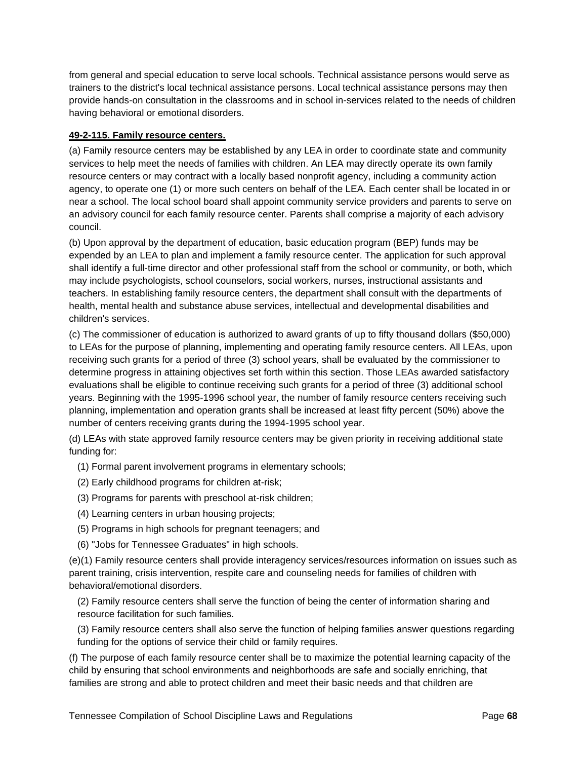from general and special education to serve local schools. Technical assistance persons would serve as trainers to the district's local technical assistance persons. Local technical assistance persons may then provide hands-on consultation in the classrooms and in school in-services related to the needs of children having behavioral or emotional disorders.

**49-2-115. Family resource centers.**

(a) Family resource centers may be established by any LEA in order to coordinate state and community services to help meet the needs of families with children. An LEA may directly operate its own family resource centers or may contract with a locally based nonprofit agency, including a community action agency, to operate one (1) or more such centers on behalf of the LEA. Each center shall be located in or near a school. The local school board shall appoint community service providers and parents to serve on an advisory council for each family resource center. Parents shall comprise a majority of each advisory council.

(b) Upon approval by the department of education, basic education program (BEP) funds may be expended by an LEA to plan and implement a family resource center. The application for such approval shall identify a full-time director and other professional staff from the school or community, or both, which may include psychologists, school counselors, social workers, nurses, instructional assistants and teachers. In establishing family resource centers, the department shall consult with the departments of health, mental health and substance abuse services, intellectual and developmental disabilities and children's services.

(c) The commissioner of education is authorized to award grants of up to fifty thousand dollars ($50,000) to LEAs for the purpose of planning, implementing and operating family resource centers. All LEAs, upon receiving such grants for a period of three (3) school years, shall be evaluated by the commissioner to determine progress in attaining objectives set forth within this section. Those LEAs awarded satisfactory evaluations shall be eligible to continue receiving such grants for a period of three (3) additional school years. Beginning with the 1995-1996 school year, the number of family resource centers receiving such planning, implementation and operation grants shall be increased at least fifty percent (50%) above the number of centers receiving grants during the 1994-1995 school year.

(d) LEAs with state approved family resource centers may be given priority in receiving additional state funding for:

(1) Formal parent involvement programs in elementary schools;

(2) Early childhood programs for children at-risk;

(3) Programs for parents with preschool at-risk children;

(4) Learning centers in urban housing projects;

(5) Programs in high schools for pregnant teenagers; and

(6) "Jobs for Tennessee Graduates" in high schools.

(e)(1) Family resource centers shall provide interagency services/resources information on issues such as parent training, crisis intervention, respite care and counseling needs for families of children with behavioral/emotional disorders.

(2) Family resource centers shall serve the function of being the center of information sharing and resource facilitation for such families.

(3) Family resource centers shall also serve the function of helping families answer questions regarding funding for the options of service their child or family requires.

(f) The purpose of each family resource center shall be to maximize the potential learning capacity of the child by ensuring that school environments and neighborhoods are safe and socially enriching, that families are strong and able to protect children and meet their basic needs and that children are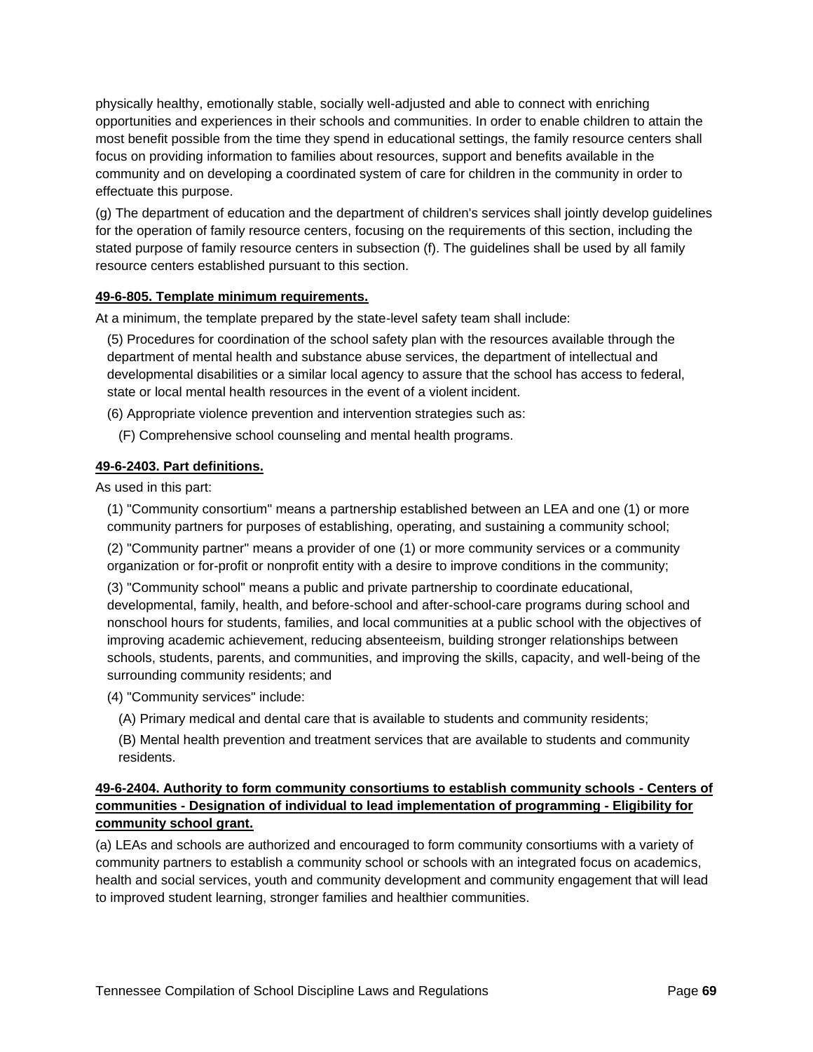physically healthy, emotionally stable, socially well-adjusted and able to connect with enriching opportunities and experiences in their schools and communities. In order to enable children to attain the most benefit possible from the time they spend in educational settings, the family resource centers shall focus on providing information to families about resources, support and benefits available in the community and on developing a coordinated system of care for children in the community in order to effectuate this purpose.

(g) The department of education and the department of children's services shall jointly develop guidelines for the operation of family resource centers, focusing on the requirements of this section, including the stated purpose of family resource centers in subsection (f). The guidelines shall be used by all family resource centers established pursuant to this section.

**49-6-805. Template minimum requirements.**

At a minimum, the template prepared by the state-level safety team shall include:

(5) Procedures for coordination of the school safety plan with the resources available through the department of mental health and substance abuse services, the department of intellectual and developmental disabilities or a similar local agency to assure that the school has access to federal, state or local mental health resources in the event of a violent incident.

(6) Appropriate violence prevention and intervention strategies such as:

(F) Comprehensive school counseling and mental health programs.

**49-6-2403. Part definitions.**

As used in this part:

(1) "Community consortium" means a partnership established between an LEA and one (1) or more community partners for purposes of establishing, operating, and sustaining a community school;

(2) "Community partner" means a provider of one (1) or more community services or a community organization or for-profit or nonprofit entity with a desire to improve conditions in the community;

(3) "Community school" means a public and private partnership to coordinate educational, developmental, family, health, and before-school and after-school-care programs during school and nonschool hours for students, families, and local communities at a public school with the objectives of improving academic achievement, reducing absenteeism, building stronger relationships between schools, students, parents, and communities, and improving the skills, capacity, and well-being of the surrounding community residents; and

(4) "Community services" include:

(A) Primary medical and dental care that is available to students and community residents;

(B) Mental health prevention and treatment services that are available to students and community residents.

**49-6-2404. Authority to form community consortiums to establish community schools - Centers of communities - Designation of individual to lead implementation of programming - Eligibility for community school grant.**

(a) LEAs and schools are authorized and encouraged to form community consortiums with a variety of community partners to establish a community school or schools with an integrated focus on academics, health and social services, youth and community development and community engagement that will lead to improved student learning, stronger families and healthier communities.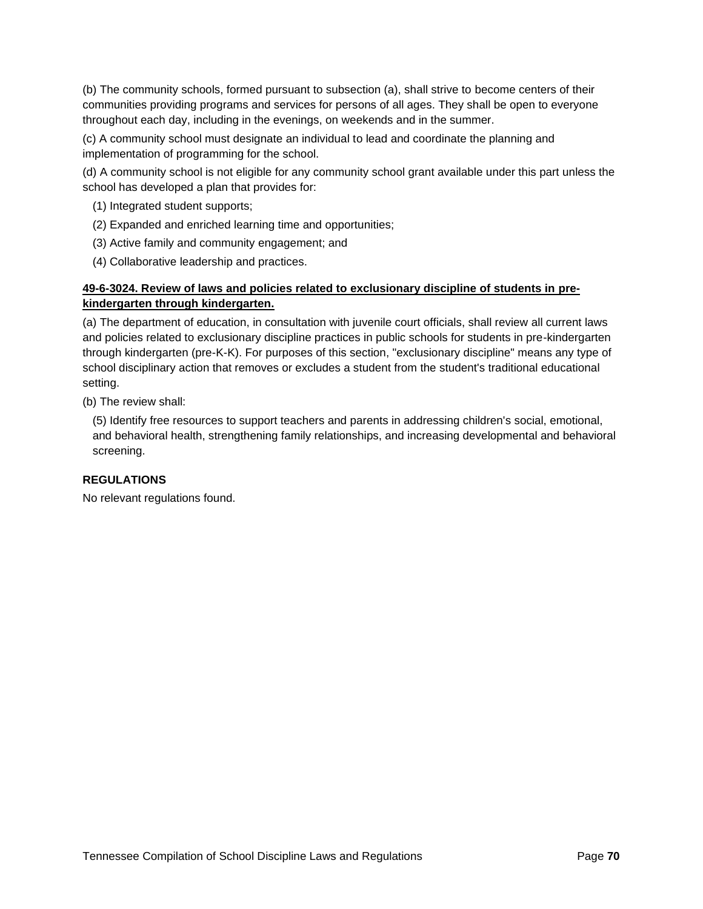(b) The community schools, formed pursuant to subsection (a), shall strive to become centers of their communities providing programs and services for persons of all ages. They shall be open to everyone throughout each day, including in the evenings, on weekends and in the summer.

(c) A community school must designate an individual to lead and coordinate the planning and implementation of programming for the school.

(d) A community school is not eligible for any community school grant available under this part unless the school has developed a plan that provides for:

(1) Integrated student supports;

(2) Expanded and enriched learning time and opportunities;

(3) Active family and community engagement; and

(4) Collaborative leadership and practices.

**49-6-3024. Review of laws and policies related to exclusionary discipline of students in pre-kindergarten through kindergarten.**

(a) The department of education, in consultation with juvenile court officials, shall review all current laws and policies related to exclusionary discipline practices in public schools for students in pre-kindergarten through kindergarten (pre-K-K). For purposes of this section, "exclusionary discipline" means any type of school disciplinary action that removes or excludes a student from the student's traditional educational setting.

(b) The review shall:

(5) Identify free resources to support teachers and parents in addressing children's social, emotional, and behavioral health, strengthening family relationships, and increasing developmental and behavioral screening.

**REGULATIONS**

No relevant regulations found.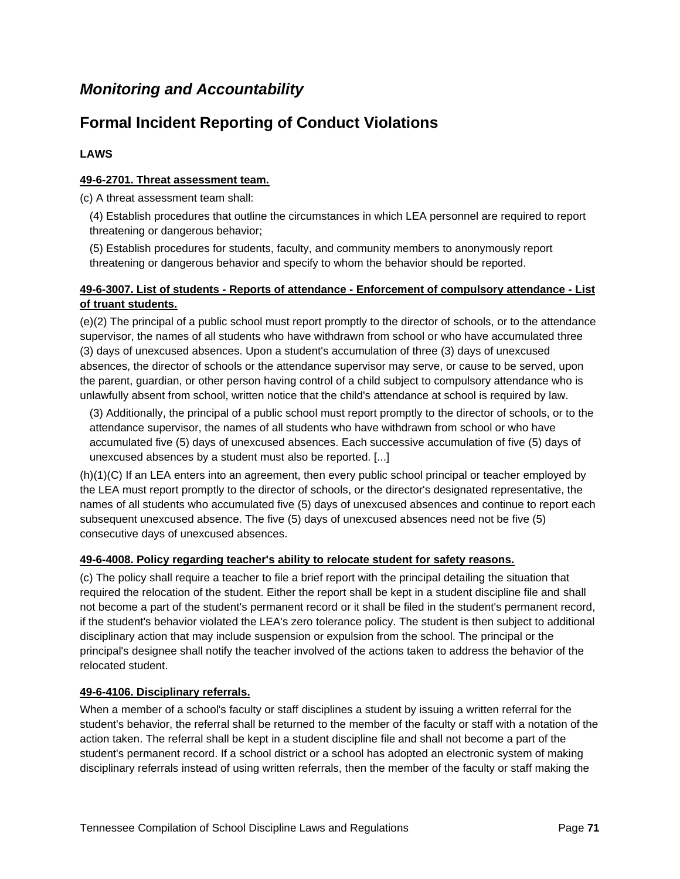## *Monitoring and Accountability*

## Formal Incident Reporting of Conduct Violations

**LAWS**

**49-6-2701. Threat assessment team.**

(c) A threat assessment team shall:

(4) Establish procedures that outline the circumstances in which LEA personnel are required to report threatening or dangerous behavior;

(5) Establish procedures for students, faculty, and community members to anonymously report threatening or dangerous behavior and specify to whom the behavior should be reported.

**49-6-3007. List of students - Reports of attendance - Enforcement of compulsory attendance - List of truant students.**

(e)(2) The principal of a public school must report promptly to the director of schools, or to the attendance supervisor, the names of all students who have withdrawn from school or who have accumulated three (3) days of unexcused absences. Upon a student's accumulation of three (3) days of unexcused absences, the director of schools or the attendance supervisor may serve, or cause to be served, upon the parent, guardian, or other person having control of a child subject to compulsory attendance who is unlawfully absent from school, written notice that the child's attendance at school is required by law.

(3) Additionally, the principal of a public school must report promptly to the director of schools, or to the attendance supervisor, the names of all students who have withdrawn from school or who have accumulated five (5) days of unexcused absences. Each successive accumulation of five (5) days of unexcused absences by a student must also be reported. [...]

(h)(1)(C) If an LEA enters into an agreement, then every public school principal or teacher employed by the LEA must report promptly to the director of schools, or the director's designated representative, the names of all students who accumulated five (5) days of unexcused absences and continue to report each subsequent unexcused absence. The five (5) days of unexcused absences need not be five (5) consecutive days of unexcused absences.

**49-6-4008. Policy regarding teacher's ability to relocate student for safety reasons.**

(c) The policy shall require a teacher to file a brief report with the principal detailing the situation that required the relocation of the student. Either the report shall be kept in a student discipline file and shall not become a part of the student's permanent record or it shall be filed in the student's permanent record, if the student's behavior violated the LEA's zero tolerance policy. The student is then subject to additional disciplinary action that may include suspension or expulsion from the school. The principal or the principal's designee shall notify the teacher involved of the actions taken to address the behavior of the relocated student.

**49-6-4106. Disciplinary referrals.**

When a member of a school's faculty or staff disciplines a student by issuing a written referral for the student's behavior, the referral shall be returned to the member of the faculty or staff with a notation of the action taken. The referral shall be kept in a student discipline file and shall not become a part of the student's permanent record. If a school district or a school has adopted an electronic system of making disciplinary referrals instead of using written referrals, then the member of the faculty or staff making the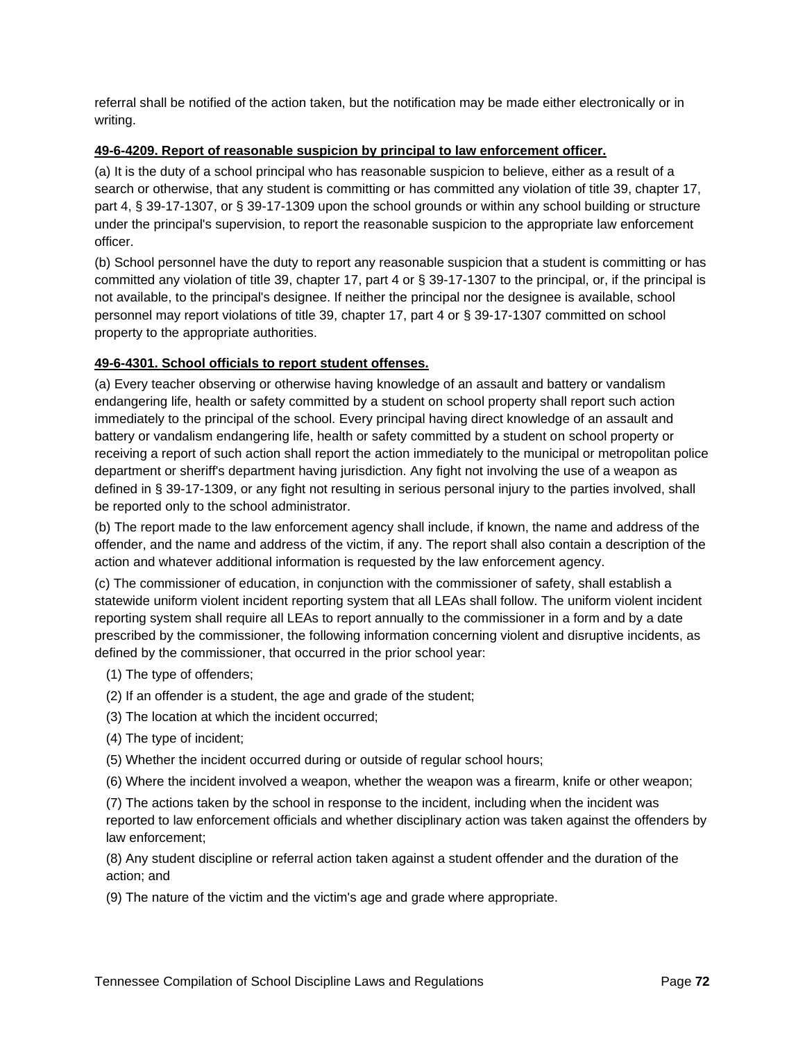referral shall be notified of the action taken, but the notification may be made either electronically or in writing.

**49-6-4209. Report of reasonable suspicion by principal to law enforcement officer.**

(a) It is the duty of a school principal who has reasonable suspicion to believe, either as a result of a search or otherwise, that any student is committing or has committed any violation of title 39, chapter 17, part 4, § 39-17-1307, or § 39-17-1309 upon the school grounds or within any school building or structure under the principal's supervision, to report the reasonable suspicion to the appropriate law enforcement officer.

(b) School personnel have the duty to report any reasonable suspicion that a student is committing or has committed any violation of title 39, chapter 17, part 4 or § 39-17-1307 to the principal, or, if the principal is not available, to the principal's designee. If neither the principal nor the designee is available, school personnel may report violations of title 39, chapter 17, part 4 or § 39-17-1307 committed on school property to the appropriate authorities.

**49-6-4301. School officials to report student offenses.**

(a) Every teacher observing or otherwise having knowledge of an assault and battery or vandalism endangering life, health or safety committed by a student on school property shall report such action immediately to the principal of the school. Every principal having direct knowledge of an assault and battery or vandalism endangering life, health or safety committed by a student on school property or receiving a report of such action shall report the action immediately to the municipal or metropolitan police department or sheriff's department having jurisdiction. Any fight not involving the use of a weapon as defined in § 39-17-1309, or any fight not resulting in serious personal injury to the parties involved, shall be reported only to the school administrator.

(b) The report made to the law enforcement agency shall include, if known, the name and address of the offender, and the name and address of the victim, if any. The report shall also contain a description of the action and whatever additional information is requested by the law enforcement agency.

(c) The commissioner of education, in conjunction with the commissioner of safety, shall establish a statewide uniform violent incident reporting system that all LEAs shall follow. The uniform violent incident reporting system shall require all LEAs to report annually to the commissioner in a form and by a date prescribed by the commissioner, the following information concerning violent and disruptive incidents, as defined by the commissioner, that occurred in the prior school year:

(1) The type of offenders;

(2) If an offender is a student, the age and grade of the student;

(3) The location at which the incident occurred;

(4) The type of incident;

(5) Whether the incident occurred during or outside of regular school hours;

(6) Where the incident involved a weapon, whether the weapon was a firearm, knife or other weapon;

(7) The actions taken by the school in response to the incident, including when the incident was reported to law enforcement officials and whether disciplinary action was taken against the offenders by law enforcement;

(8) Any student discipline or referral action taken against a student offender and the duration of the action; and

(9) The nature of the victim and the victim's age and grade where appropriate.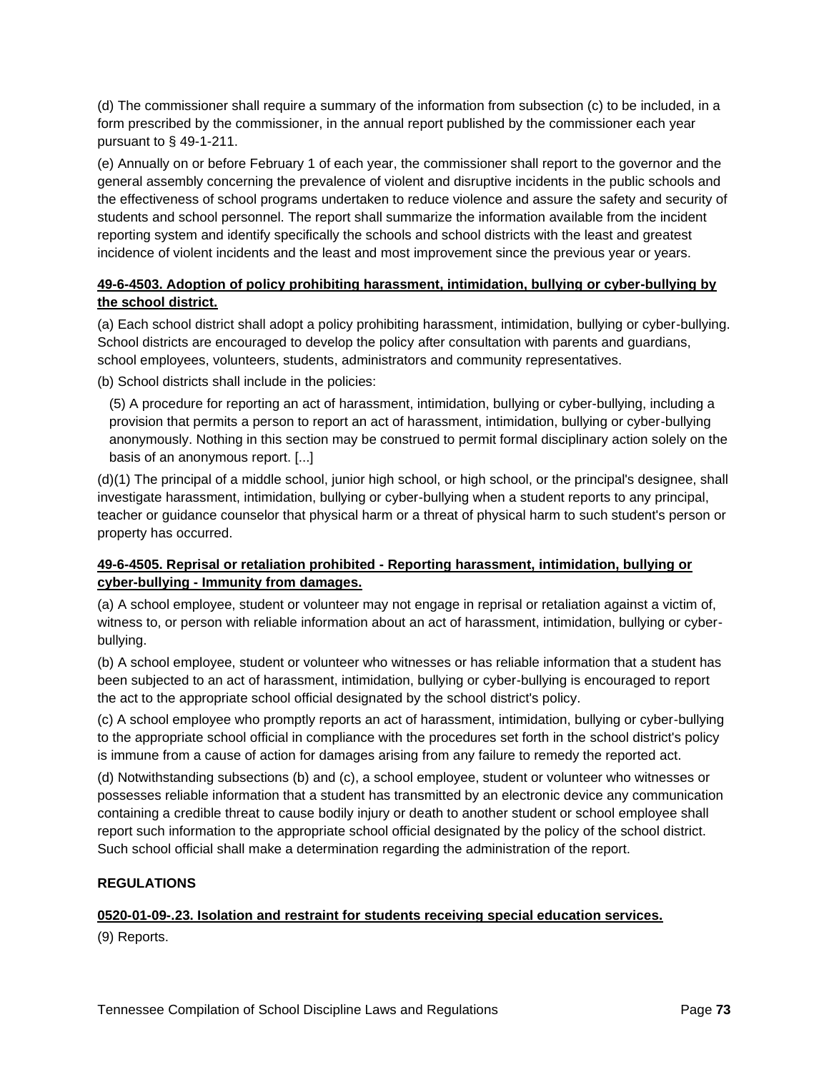(d) The commissioner shall require a summary of the information from subsection (c) to be included, in a form prescribed by the commissioner, in the annual report published by the commissioner each year pursuant to § 49-1-211.

(e) Annually on or before February 1 of each year, the commissioner shall report to the governor and the general assembly concerning the prevalence of violent and disruptive incidents in the public schools and the effectiveness of school programs undertaken to reduce violence and assure the safety and security of students and school personnel. The report shall summarize the information available from the incident reporting system and identify specifically the schools and school districts with the least and greatest incidence of violent incidents and the least and most improvement since the previous year or years.

**49-6-4503. Adoption of policy prohibiting harassment, intimidation, bullying or cyber-bullying by the school district.**

(a) Each school district shall adopt a policy prohibiting harassment, intimidation, bullying or cyber-bullying. School districts are encouraged to develop the policy after consultation with parents and guardians, school employees, volunteers, students, administrators and community representatives.

(b) School districts shall include in the policies:

(5) A procedure for reporting an act of harassment, intimidation, bullying or cyber-bullying, including a provision that permits a person to report an act of harassment, intimidation, bullying or cyber-bullying anonymously. Nothing in this section may be construed to permit formal disciplinary action solely on the basis of an anonymous report. [...]

(d)(1) The principal of a middle school, junior high school, or high school, or the principal's designee, shall investigate harassment, intimidation, bullying or cyber-bullying when a student reports to any principal, teacher or guidance counselor that physical harm or a threat of physical harm to such student's person or property has occurred.

**49-6-4505. Reprisal or retaliation prohibited - Reporting harassment, intimidation, bullying or cyber-bullying - Immunity from damages.**

(a) A school employee, student or volunteer may not engage in reprisal or retaliation against a victim of, witness to, or person with reliable information about an act of harassment, intimidation, bullying or cyber-bullying.

(b) A school employee, student or volunteer who witnesses or has reliable information that a student has been subjected to an act of harassment, intimidation, bullying or cyber-bullying is encouraged to report the act to the appropriate school official designated by the school district's policy.

(c) A school employee who promptly reports an act of harassment, intimidation, bullying or cyber-bullying to the appropriate school official in compliance with the procedures set forth in the school district's policy is immune from a cause of action for damages arising from any failure to remedy the reported act.

(d) Notwithstanding subsections (b) and (c), a school employee, student or volunteer who witnesses or possesses reliable information that a student has transmitted by an electronic device any communication containing a credible threat to cause bodily injury or death to another student or school employee shall report such information to the appropriate school official designated by the policy of the school district. Such school official shall make a determination regarding the administration of the report.

**REGULATIONS**

**0520-01-09-.23. Isolation and restraint for students receiving special education services.**

(9) Reports.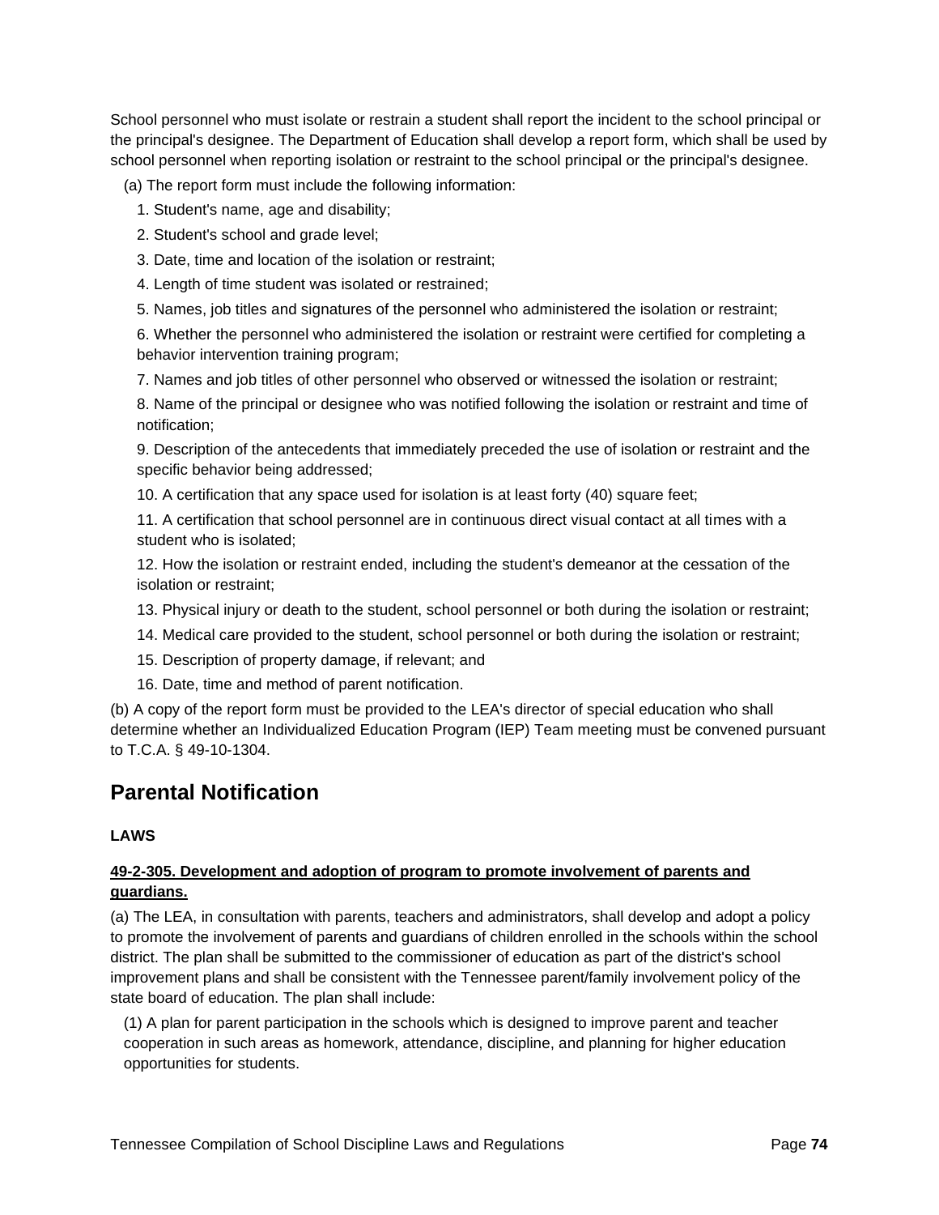School personnel who must isolate or restrain a student shall report the incident to the school principal or the principal's designee. The Department of Education shall develop a report form, which shall be used by school personnel when reporting isolation or restraint to the school principal or the principal's designee.

(a) The report form must include the following information:

1. Student's name, age and disability;
2. Student's school and grade level;
3. Date, time and location of the isolation or restraint;
4. Length of time student was isolated or restrained;
5. Names, job titles and signatures of the personnel who administered the isolation or restraint;
6. Whether the personnel who administered the isolation or restraint were certified for completing a behavior intervention training program;
7. Names and job titles of other personnel who observed or witnessed the isolation or restraint;
8. Name of the principal or designee who was notified following the isolation or restraint and time of notification;
9. Description of the antecedents that immediately preceded the use of isolation or restraint and the specific behavior being addressed;
10. A certification that any space used for isolation is at least forty (40) square feet;
11. A certification that school personnel are in continuous direct visual contact at all times with a student who is isolated;
12. How the isolation or restraint ended, including the student's demeanor at the cessation of the isolation or restraint;
13. Physical injury or death to the student, school personnel or both during the isolation or restraint;
14. Medical care provided to the student, school personnel or both during the isolation or restraint;
15. Description of property damage, if relevant; and
16. Date, time and method of parent notification.

(b) A copy of the report form must be provided to the LEA's director of special education who shall determine whether an Individualized Education Program (IEP) Team meeting must be convened pursuant to T.C.A. § 49-10-1304.

## Parental Notification

**LAWS**

**49-2-305. Development and adoption of program to promote involvement of parents and guardians.**

(a) The LEA, in consultation with parents, teachers and administrators, shall develop and adopt a policy to promote the involvement of parents and guardians of children enrolled in the schools within the school district. The plan shall be submitted to the commissioner of education as part of the district's school improvement plans and shall be consistent with the Tennessee parent/family involvement policy of the state board of education. The plan shall include:

(1) A plan for parent participation in the schools which is designed to improve parent and teacher cooperation in such areas as homework, attendance, discipline, and planning for higher education opportunities for students.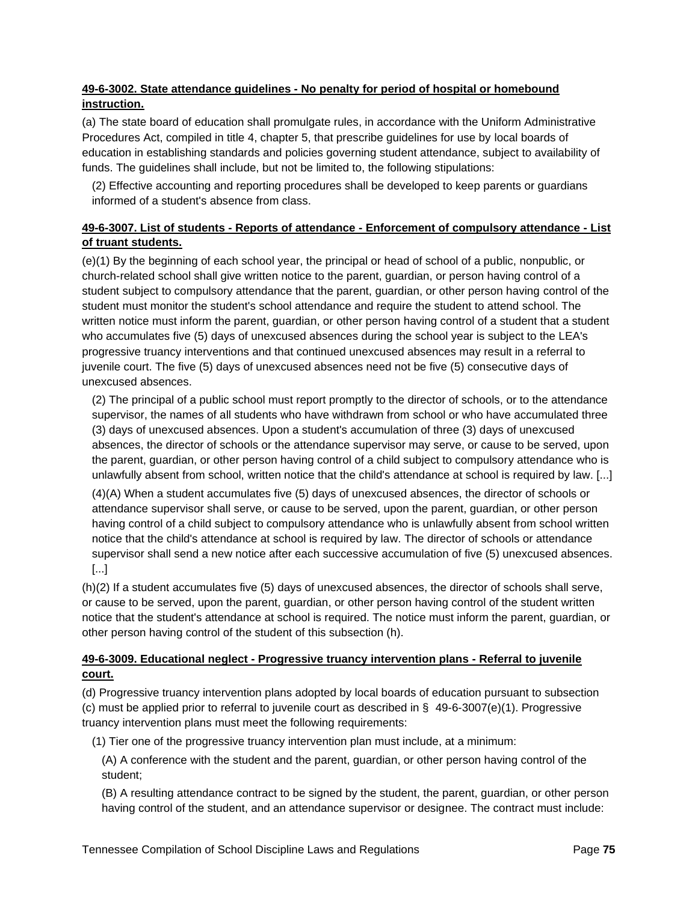**49-6-3002. State attendance guidelines - No penalty for period of hospital or homebound instruction.**

(a) The state board of education shall promulgate rules, in accordance with the Uniform Administrative Procedures Act, compiled in title 4, chapter 5, that prescribe guidelines for use by local boards of education in establishing standards and policies governing student attendance, subject to availability of funds. The guidelines shall include, but not be limited to, the following stipulations:

(2) Effective accounting and reporting procedures shall be developed to keep parents or guardians informed of a student's absence from class.

**49-6-3007. List of students - Reports of attendance - Enforcement of compulsory attendance - List of truant students.**

(e)(1) By the beginning of each school year, the principal or head of school of a public, nonpublic, or church-related school shall give written notice to the parent, guardian, or person having control of a student subject to compulsory attendance that the parent, guardian, or other person having control of the student must monitor the student's school attendance and require the student to attend school. The written notice must inform the parent, guardian, or other person having control of a student that a student who accumulates five (5) days of unexcused absences during the school year is subject to the LEA's progressive truancy interventions and that continued unexcused absences may result in a referral to juvenile court. The five (5) days of unexcused absences need not be five (5) consecutive days of unexcused absences.

(2) The principal of a public school must report promptly to the director of schools, or to the attendance supervisor, the names of all students who have withdrawn from school or who have accumulated three (3) days of unexcused absences. Upon a student's accumulation of three (3) days of unexcused absences, the director of schools or the attendance supervisor may serve, or cause to be served, upon the parent, guardian, or other person having control of a child subject to compulsory attendance who is unlawfully absent from school, written notice that the child's attendance at school is required by law. [...]

(4)(A) When a student accumulates five (5) days of unexcused absences, the director of schools or attendance supervisor shall serve, or cause to be served, upon the parent, guardian, or other person having control of a child subject to compulsory attendance who is unlawfully absent from school written notice that the child's attendance at school is required by law. The director of schools or attendance supervisor shall send a new notice after each successive accumulation of five (5) unexcused absences. [...]

(h)(2) If a student accumulates five (5) days of unexcused absences, the director of schools shall serve, or cause to be served, upon the parent, guardian, or other person having control of the student written notice that the student's attendance at school is required. The notice must inform the parent, guardian, or other person having control of the student of this subsection (h).

**49-6-3009. Educational neglect - Progressive truancy intervention plans - Referral to juvenile court.**

(d) Progressive truancy intervention plans adopted by local boards of education pursuant to subsection (c) must be applied prior to referral to juvenile court as described in § 49-6-3007(e)(1). Progressive truancy intervention plans must meet the following requirements:

(1) Tier one of the progressive truancy intervention plan must include, at a minimum:

(A) A conference with the student and the parent, guardian, or other person having control of the student;

(B) A resulting attendance contract to be signed by the student, the parent, guardian, or other person having control of the student, and an attendance supervisor or designee. The contract must include: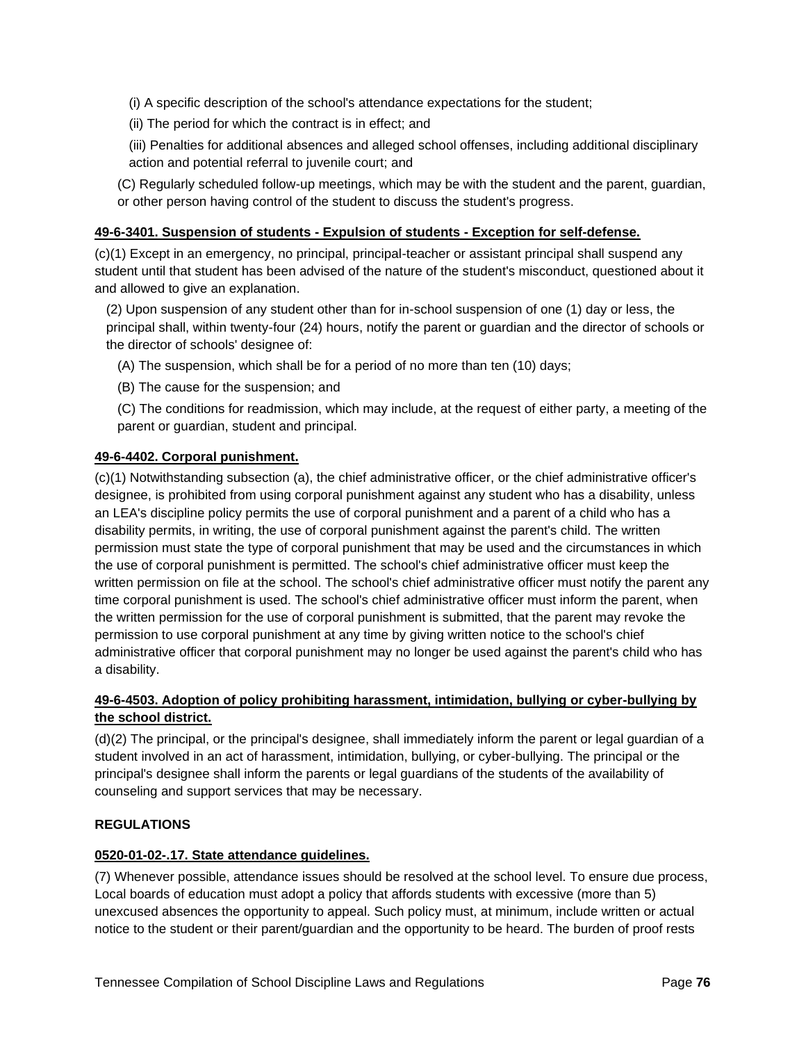(i) A specific description of the school's attendance expectations for the student;

(ii) The period for which the contract is in effect; and

(iii) Penalties for additional absences and alleged school offenses, including additional disciplinary action and potential referral to juvenile court; and

(C) Regularly scheduled follow-up meetings, which may be with the student and the parent, guardian, or other person having control of the student to discuss the student's progress.

**49-6-3401. Suspension of students - Expulsion of students - Exception for self-defense.**

(c)(1) Except in an emergency, no principal, principal-teacher or assistant principal shall suspend any student until that student has been advised of the nature of the student's misconduct, questioned about it and allowed to give an explanation.

(2) Upon suspension of any student other than for in-school suspension of one (1) day or less, the principal shall, within twenty-four (24) hours, notify the parent or guardian and the director of schools or the director of schools' designee of:

(A) The suspension, which shall be for a period of no more than ten (10) days;

(B) The cause for the suspension; and

(C) The conditions for readmission, which may include, at the request of either party, a meeting of the parent or guardian, student and principal.

**49-6-4402. Corporal punishment.**

(c)(1) Notwithstanding subsection (a), the chief administrative officer, or the chief administrative officer's designee, is prohibited from using corporal punishment against any student who has a disability, unless an LEA's discipline policy permits the use of corporal punishment and a parent of a child who has a disability permits, in writing, the use of corporal punishment against the parent's child. The written permission must state the type of corporal punishment that may be used and the circumstances in which the use of corporal punishment is permitted. The school's chief administrative officer must keep the written permission on file at the school. The school's chief administrative officer must notify the parent any time corporal punishment is used. The school's chief administrative officer must inform the parent, when the written permission for the use of corporal punishment is submitted, that the parent may revoke the permission to use corporal punishment at any time by giving written notice to the school's chief administrative officer that corporal punishment may no longer be used against the parent's child who has a disability.

**49-6-4503. Adoption of policy prohibiting harassment, intimidation, bullying or cyber-bullying by the school district.**

(d)(2) The principal, or the principal's designee, shall immediately inform the parent or legal guardian of a student involved in an act of harassment, intimidation, bullying, or cyber-bullying. The principal or the principal's designee shall inform the parents or legal guardians of the students of the availability of counseling and support services that may be necessary.

**REGULATIONS**

**0520-01-02-.17. State attendance guidelines.**

(7) Whenever possible, attendance issues should be resolved at the school level. To ensure due process, Local boards of education must adopt a policy that affords students with excessive (more than 5) unexcused absences the opportunity to appeal. Such policy must, at minimum, include written or actual notice to the student or their parent/guardian and the opportunity to be heard. The burden of proof rests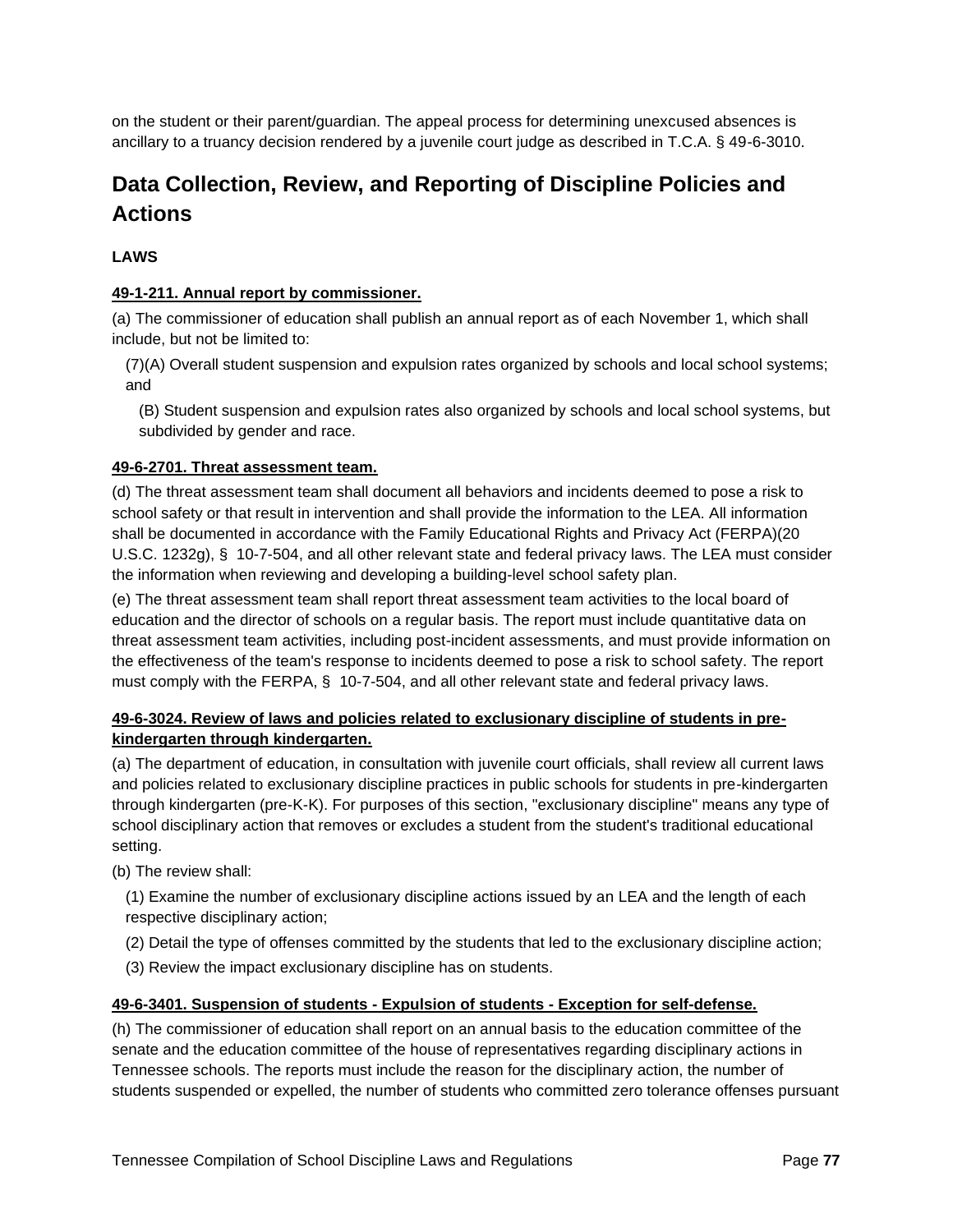on the student or their parent/guardian. The appeal process for determining unexcused absences is ancillary to a truancy decision rendered by a juvenile court judge as described in T.C.A. § 49-6-3010.

## Data Collection, Review, and Reporting of Discipline Policies and Actions

**LAWS**

**49-1-211. Annual report by commissioner.**

(a) The commissioner of education shall publish an annual report as of each November 1, which shall include, but not be limited to:

(7)(A) Overall student suspension and expulsion rates organized by schools and local school systems; and

(B) Student suspension and expulsion rates also organized by schools and local school systems, but subdivided by gender and race.

**49-6-2701. Threat assessment team.**

(d) The threat assessment team shall document all behaviors and incidents deemed to pose a risk to school safety or that result in intervention and shall provide the information to the LEA. All information shall be documented in accordance with the Family Educational Rights and Privacy Act (FERPA)(20 U.S.C. 1232g), § 10-7-504, and all other relevant state and federal privacy laws. The LEA must consider the information when reviewing and developing a building-level school safety plan.

(e) The threat assessment team shall report threat assessment team activities to the local board of education and the director of schools on a regular basis. The report must include quantitative data on threat assessment team activities, including post-incident assessments, and must provide information on the effectiveness of the team's response to incidents deemed to pose a risk to school safety. The report must comply with the FERPA, § 10-7-504, and all other relevant state and federal privacy laws.

**49-6-3024. Review of laws and policies related to exclusionary discipline of students in pre-kindergarten through kindergarten.**

(a) The department of education, in consultation with juvenile court officials, shall review all current laws and policies related to exclusionary discipline practices in public schools for students in pre-kindergarten through kindergarten (pre-K-K). For purposes of this section, "exclusionary discipline" means any type of school disciplinary action that removes or excludes a student from the student's traditional educational setting.

(b) The review shall:

(1) Examine the number of exclusionary discipline actions issued by an LEA and the length of each respective disciplinary action;

(2) Detail the type of offenses committed by the students that led to the exclusionary discipline action;

(3) Review the impact exclusionary discipline has on students.

**49-6-3401. Suspension of students - Expulsion of students - Exception for self-defense.**

(h) The commissioner of education shall report on an annual basis to the education committee of the senate and the education committee of the house of representatives regarding disciplinary actions in Tennessee schools. The reports must include the reason for the disciplinary action, the number of students suspended or expelled, the number of students who committed zero tolerance offenses pursuant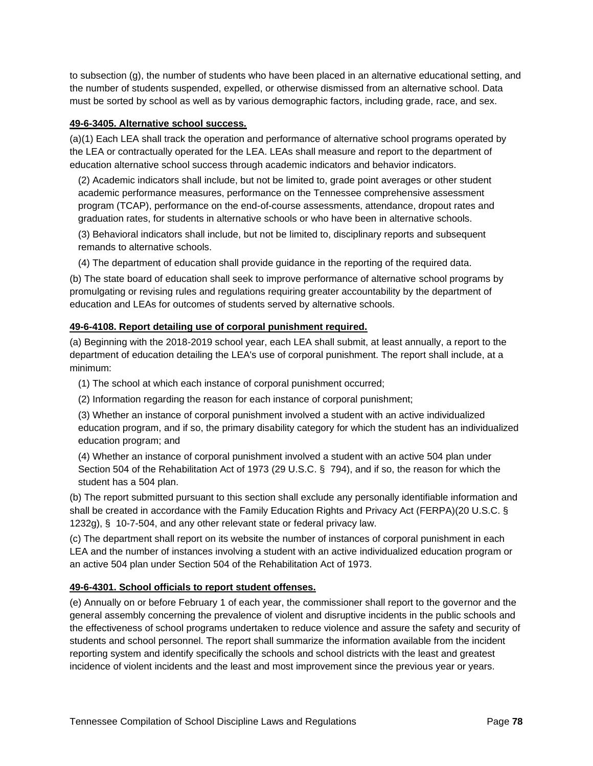to subsection (g), the number of students who have been placed in an alternative educational setting, and the number of students suspended, expelled, or otherwise dismissed from an alternative school. Data must be sorted by school as well as by various demographic factors, including grade, race, and sex.

**49-6-3405. Alternative school success.**

(a)(1) Each LEA shall track the operation and performance of alternative school programs operated by the LEA or contractually operated for the LEA. LEAs shall measure and report to the department of education alternative school success through academic indicators and behavior indicators.

(2) Academic indicators shall include, but not be limited to, grade point averages or other student academic performance measures, performance on the Tennessee comprehensive assessment program (TCAP), performance on the end-of-course assessments, attendance, dropout rates and graduation rates, for students in alternative schools or who have been in alternative schools.

(3) Behavioral indicators shall include, but not be limited to, disciplinary reports and subsequent remands to alternative schools.

(4) The department of education shall provide guidance in the reporting of the required data.

(b) The state board of education shall seek to improve performance of alternative school programs by promulgating or revising rules and regulations requiring greater accountability by the department of education and LEAs for outcomes of students served by alternative schools.

**49-6-4108. Report detailing use of corporal punishment required.**

(a) Beginning with the 2018-2019 school year, each LEA shall submit, at least annually, a report to the department of education detailing the LEA's use of corporal punishment. The report shall include, at a minimum:

(1) The school at which each instance of corporal punishment occurred;

(2) Information regarding the reason for each instance of corporal punishment;

(3) Whether an instance of corporal punishment involved a student with an active individualized education program, and if so, the primary disability category for which the student has an individualized education program; and

(4) Whether an instance of corporal punishment involved a student with an active 504 plan under Section 504 of the Rehabilitation Act of 1973 (29 U.S.C. § 794), and if so, the reason for which the student has a 504 plan.

(b) The report submitted pursuant to this section shall exclude any personally identifiable information and shall be created in accordance with the Family Education Rights and Privacy Act (FERPA)(20 U.S.C. § 1232g), § 10-7-504, and any other relevant state or federal privacy law.

(c) The department shall report on its website the number of instances of corporal punishment in each LEA and the number of instances involving a student with an active individualized education program or an active 504 plan under Section 504 of the Rehabilitation Act of 1973.

**49-6-4301. School officials to report student offenses.**

(e) Annually on or before February 1 of each year, the commissioner shall report to the governor and the general assembly concerning the prevalence of violent and disruptive incidents in the public schools and the effectiveness of school programs undertaken to reduce violence and assure the safety and security of students and school personnel. The report shall summarize the information available from the incident reporting system and identify specifically the schools and school districts with the least and greatest incidence of violent incidents and the least and most improvement since the previous year or years.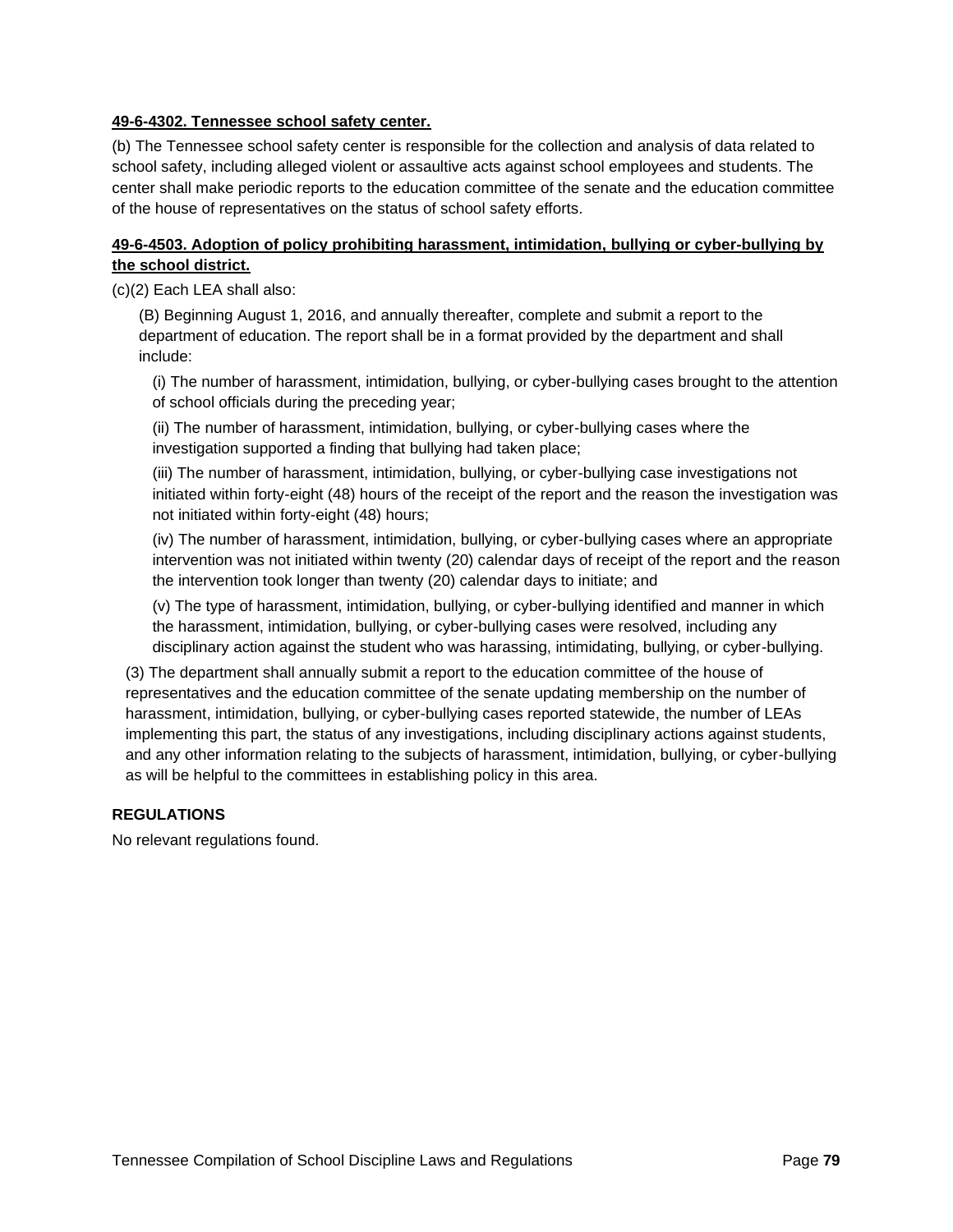**49-6-4302. Tennessee school safety center.**

(b) The Tennessee school safety center is responsible for the collection and analysis of data related to school safety, including alleged violent or assaultive acts against school employees and students. The center shall make periodic reports to the education committee of the senate and the education committee of the house of representatives on the status of school safety efforts.

**49-6-4503. Adoption of policy prohibiting harassment, intimidation, bullying or cyber-bullying by the school district.**

(c)(2) Each LEA shall also:

(B) Beginning August 1, 2016, and annually thereafter, complete and submit a report to the department of education. The report shall be in a format provided by the department and shall include:

(i) The number of harassment, intimidation, bullying, or cyber-bullying cases brought to the attention of school officials during the preceding year;

(ii) The number of harassment, intimidation, bullying, or cyber-bullying cases where the investigation supported a finding that bullying had taken place;

(iii) The number of harassment, intimidation, bullying, or cyber-bullying case investigations not initiated within forty-eight (48) hours of the receipt of the report and the reason the investigation was not initiated within forty-eight (48) hours;

(iv) The number of harassment, intimidation, bullying, or cyber-bullying cases where an appropriate intervention was not initiated within twenty (20) calendar days of receipt of the report and the reason the intervention took longer than twenty (20) calendar days to initiate; and

(v) The type of harassment, intimidation, bullying, or cyber-bullying identified and manner in which the harassment, intimidation, bullying, or cyber-bullying cases were resolved, including any disciplinary action against the student who was harassing, intimidating, bullying, or cyber-bullying.

(3) The department shall annually submit a report to the education committee of the house of representatives and the education committee of the senate updating membership on the number of harassment, intimidation, bullying, or cyber-bullying cases reported statewide, the number of LEAs implementing this part, the status of any investigations, including disciplinary actions against students, and any other information relating to the subjects of harassment, intimidation, bullying, or cyber-bullying as will be helpful to the committees in establishing policy in this area.

**REGULATIONS**

No relevant regulations found.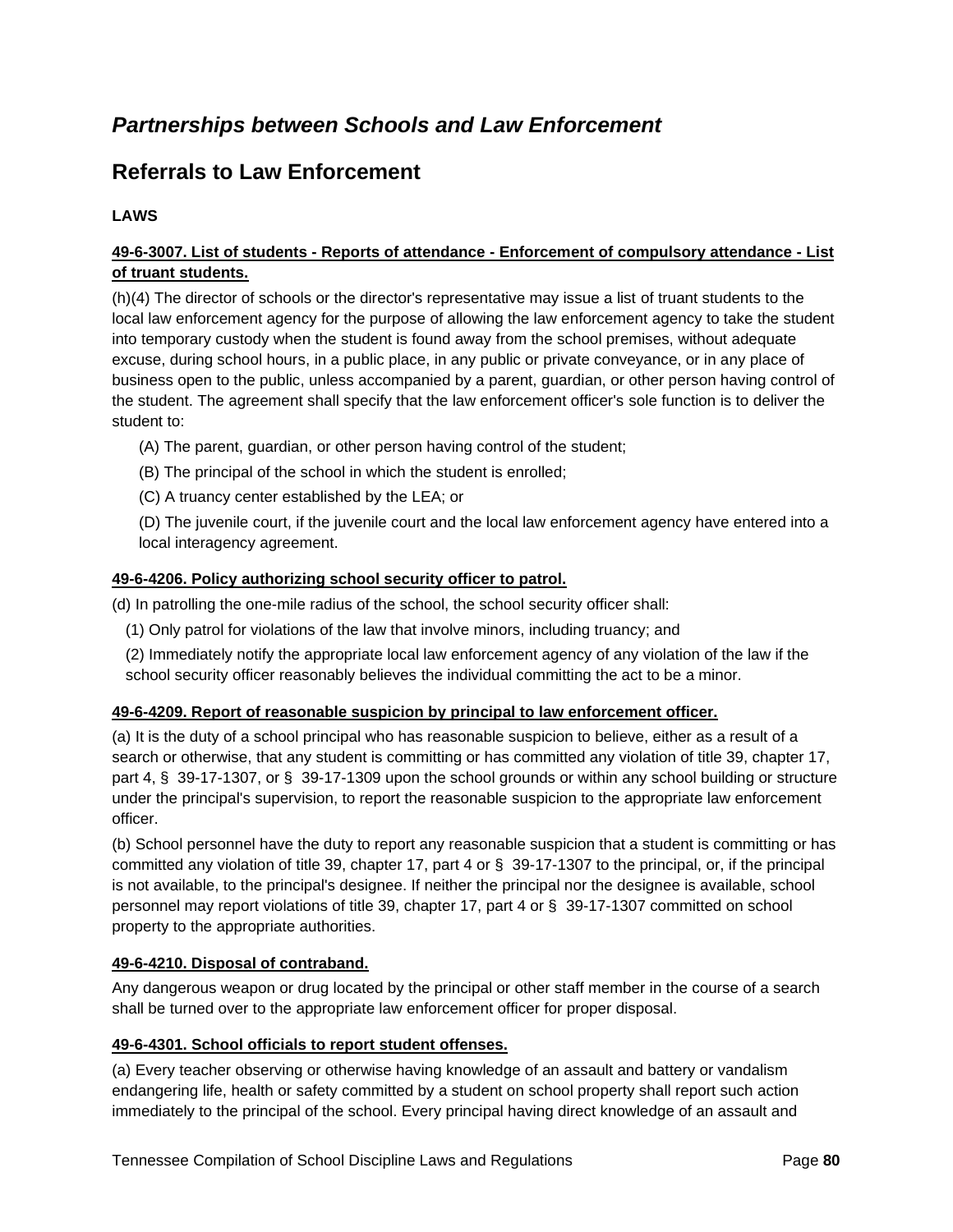## *Partnerships between Schools and Law Enforcement*

## Referrals to Law Enforcement

**LAWS**

**49-6-3007. List of students - Reports of attendance - Enforcement of compulsory attendance - List of truant students.**

(h)(4) The director of schools or the director's representative may issue a list of truant students to the local law enforcement agency for the purpose of allowing the law enforcement agency to take the student into temporary custody when the student is found away from the school premises, without adequate excuse, during school hours, in a public place, in any public or private conveyance, or in any place of business open to the public, unless accompanied by a parent, guardian, or other person having control of the student. The agreement shall specify that the law enforcement officer's sole function is to deliver the student to:

(A) The parent, guardian, or other person having control of the student;

(B) The principal of the school in which the student is enrolled;

(C) A truancy center established by the LEA; or

(D) The juvenile court, if the juvenile court and the local law enforcement agency have entered into a local interagency agreement.

**49-6-4206. Policy authorizing school security officer to patrol.**

(d) In patrolling the one-mile radius of the school, the school security officer shall:

(1) Only patrol for violations of the law that involve minors, including truancy; and

(2) Immediately notify the appropriate local law enforcement agency of any violation of the law if the school security officer reasonably believes the individual committing the act to be a minor.

**49-6-4209. Report of reasonable suspicion by principal to law enforcement officer.**

(a) It is the duty of a school principal who has reasonable suspicion to believe, either as a result of a search or otherwise, that any student is committing or has committed any violation of title 39, chapter 17, part 4, § 39-17-1307, or § 39-17-1309 upon the school grounds or within any school building or structure under the principal's supervision, to report the reasonable suspicion to the appropriate law enforcement officer.

(b) School personnel have the duty to report any reasonable suspicion that a student is committing or has committed any violation of title 39, chapter 17, part 4 or § 39-17-1307 to the principal, or, if the principal is not available, to the principal's designee. If neither the principal nor the designee is available, school personnel may report violations of title 39, chapter 17, part 4 or § 39-17-1307 committed on school property to the appropriate authorities.

**49-6-4210. Disposal of contraband.**

Any dangerous weapon or drug located by the principal or other staff member in the course of a search shall be turned over to the appropriate law enforcement officer for proper disposal.

**49-6-4301. School officials to report student offenses.**

(a) Every teacher observing or otherwise having knowledge of an assault and battery or vandalism endangering life, health or safety committed by a student on school property shall report such action immediately to the principal of the school. Every principal having direct knowledge of an assault and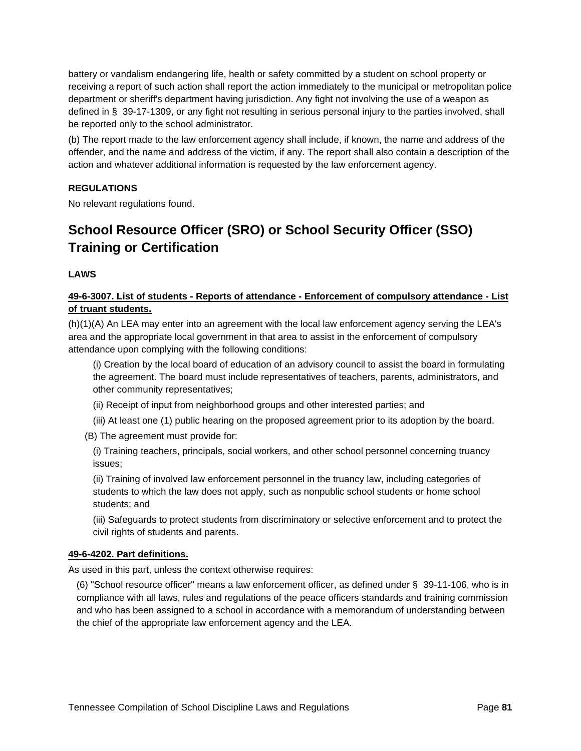battery or vandalism endangering life, health or safety committed by a student on school property or receiving a report of such action shall report the action immediately to the municipal or metropolitan police department or sheriff's department having jurisdiction. Any fight not involving the use of a weapon as defined in § 39-17-1309, or any fight not resulting in serious personal injury to the parties involved, shall be reported only to the school administrator.

(b) The report made to the law enforcement agency shall include, if known, the name and address of the offender, and the name and address of the victim, if any. The report shall also contain a description of the action and whatever additional information is requested by the law enforcement agency.

**REGULATIONS**

No relevant regulations found.

## School Resource Officer (SRO) or School Security Officer (SSO) Training or Certification

**LAWS**

**49-6-3007. List of students - Reports of attendance - Enforcement of compulsory attendance - List of truant students.**

(h)(1)(A) An LEA may enter into an agreement with the local law enforcement agency serving the LEA's area and the appropriate local government in that area to assist in the enforcement of compulsory attendance upon complying with the following conditions:

(i) Creation by the local board of education of an advisory council to assist the board in formulating the agreement. The board must include representatives of teachers, parents, administrators, and other community representatives;

(ii) Receipt of input from neighborhood groups and other interested parties; and

(iii) At least one (1) public hearing on the proposed agreement prior to its adoption by the board.

(B) The agreement must provide for:

(i) Training teachers, principals, social workers, and other school personnel concerning truancy issues;

(ii) Training of involved law enforcement personnel in the truancy law, including categories of students to which the law does not apply, such as nonpublic school students or home school students; and

(iii) Safeguards to protect students from discriminatory or selective enforcement and to protect the civil rights of students and parents.

**49-6-4202. Part definitions.**

As used in this part, unless the context otherwise requires:

(6) "School resource officer" means a law enforcement officer, as defined under § 39-11-106, who is in compliance with all laws, rules and regulations of the peace officers standards and training commission and who has been assigned to a school in accordance with a memorandum of understanding between the chief of the appropriate law enforcement agency and the LEA.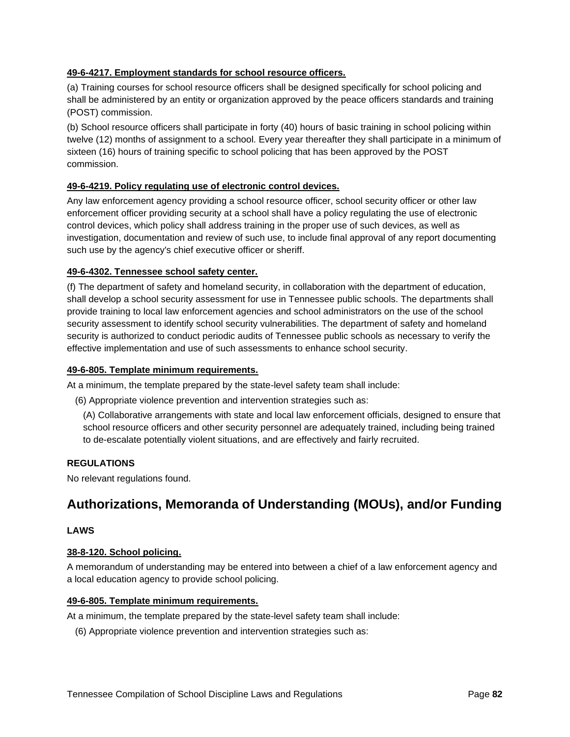**49-6-4217. Employment standards for school resource officers.**

(a) Training courses for school resource officers shall be designed specifically for school policing and shall be administered by an entity or organization approved by the peace officers standards and training (POST) commission.

(b) School resource officers shall participate in forty (40) hours of basic training in school policing within twelve (12) months of assignment to a school. Every year thereafter they shall participate in a minimum of sixteen (16) hours of training specific to school policing that has been approved by the POST commission.

**49-6-4219. Policy regulating use of electronic control devices.**

Any law enforcement agency providing a school resource officer, school security officer or other law enforcement officer providing security at a school shall have a policy regulating the use of electronic control devices, which policy shall address training in the proper use of such devices, as well as investigation, documentation and review of such use, to include final approval of any report documenting such use by the agency's chief executive officer or sheriff.

**49-6-4302. Tennessee school safety center.**

(f) The department of safety and homeland security, in collaboration with the department of education, shall develop a school security assessment for use in Tennessee public schools. The departments shall provide training to local law enforcement agencies and school administrators on the use of the school security assessment to identify school security vulnerabilities. The department of safety and homeland security is authorized to conduct periodic audits of Tennessee public schools as necessary to verify the effective implementation and use of such assessments to enhance school security.

**49-6-805. Template minimum requirements.**

At a minimum, the template prepared by the state-level safety team shall include:

(6) Appropriate violence prevention and intervention strategies such as:

(A) Collaborative arrangements with state and local law enforcement officials, designed to ensure that school resource officers and other security personnel are adequately trained, including being trained to de-escalate potentially violent situations, and are effectively and fairly recruited.

**REGULATIONS**

No relevant regulations found.

## Authorizations, Memoranda of Understanding (MOUs), and/or Funding

**LAWS**

**38-8-120. School policing.**

A memorandum of understanding may be entered into between a chief of a law enforcement agency and a local education agency to provide school policing.

**49-6-805. Template minimum requirements.**

At a minimum, the template prepared by the state-level safety team shall include:

(6) Appropriate violence prevention and intervention strategies such as: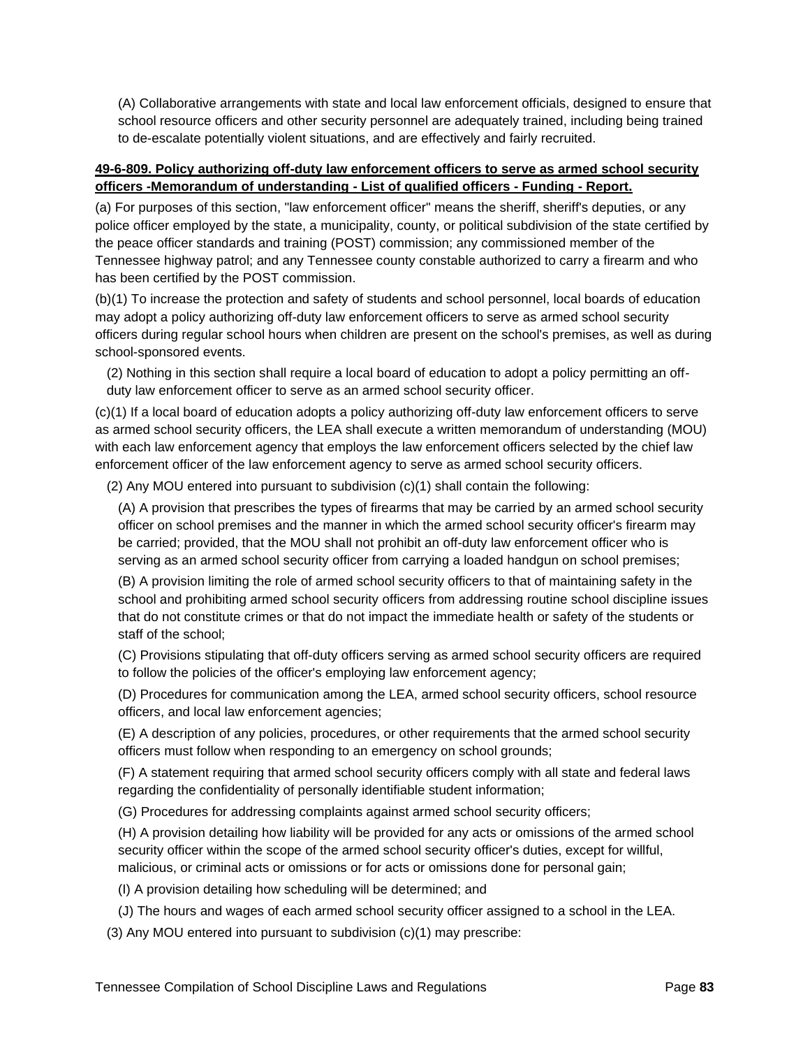(A) Collaborative arrangements with state and local law enforcement officials, designed to ensure that school resource officers and other security personnel are adequately trained, including being trained to de-escalate potentially violent situations, and are effectively and fairly recruited.

**49-6-809. Policy authorizing off-duty law enforcement officers to serve as armed school security officers -Memorandum of understanding - List of qualified officers - Funding - Report.**

(a) For purposes of this section, "law enforcement officer" means the sheriff, sheriff's deputies, or any police officer employed by the state, a municipality, county, or political subdivision of the state certified by the peace officer standards and training (POST) commission; any commissioned member of the Tennessee highway patrol; and any Tennessee county constable authorized to carry a firearm and who has been certified by the POST commission.

(b)(1) To increase the protection and safety of students and school personnel, local boards of education may adopt a policy authorizing off-duty law enforcement officers to serve as armed school security officers during regular school hours when children are present on the school's premises, as well as during school-sponsored events.

(2) Nothing in this section shall require a local board of education to adopt a policy permitting an off-duty law enforcement officer to serve as an armed school security officer.

(c)(1) If a local board of education adopts a policy authorizing off-duty law enforcement officers to serve as armed school security officers, the LEA shall execute a written memorandum of understanding (MOU) with each law enforcement agency that employs the law enforcement officers selected by the chief law enforcement officer of the law enforcement agency to serve as armed school security officers.

(2) Any MOU entered into pursuant to subdivision (c)(1) shall contain the following:

(A) A provision that prescribes the types of firearms that may be carried by an armed school security officer on school premises and the manner in which the armed school security officer's firearm may be carried; provided, that the MOU shall not prohibit an off-duty law enforcement officer who is serving as an armed school security officer from carrying a loaded handgun on school premises;

(B) A provision limiting the role of armed school security officers to that of maintaining safety in the school and prohibiting armed school security officers from addressing routine school discipline issues that do not constitute crimes or that do not impact the immediate health or safety of the students or staff of the school;

(C) Provisions stipulating that off-duty officers serving as armed school security officers are required to follow the policies of the officer's employing law enforcement agency;

(D) Procedures for communication among the LEA, armed school security officers, school resource officers, and local law enforcement agencies;

(E) A description of any policies, procedures, or other requirements that the armed school security officers must follow when responding to an emergency on school grounds;

(F) A statement requiring that armed school security officers comply with all state and federal laws regarding the confidentiality of personally identifiable student information;

(G) Procedures for addressing complaints against armed school security officers;

(H) A provision detailing how liability will be provided for any acts or omissions of the armed school security officer within the scope of the armed school security officer's duties, except for willful, malicious, or criminal acts or omissions or for acts or omissions done for personal gain;

(I) A provision detailing how scheduling will be determined; and

(J) The hours and wages of each armed school security officer assigned to a school in the LEA.

(3) Any MOU entered into pursuant to subdivision (c)(1) may prescribe: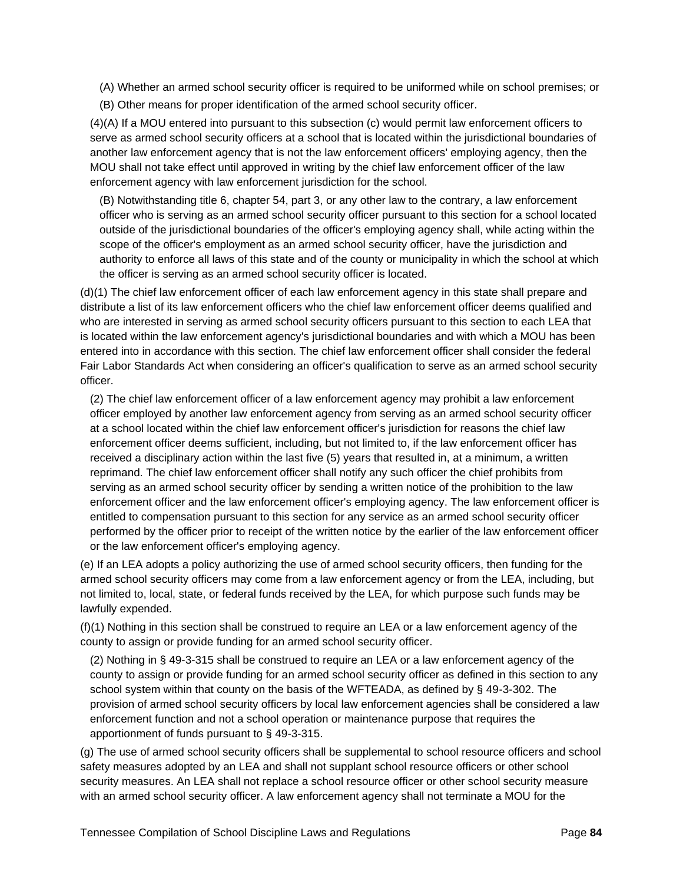(A) Whether an armed school security officer is required to be uniformed while on school premises; or

(B) Other means for proper identification of the armed school security officer.

(4)(A) If a MOU entered into pursuant to this subsection (c) would permit law enforcement officers to serve as armed school security officers at a school that is located within the jurisdictional boundaries of another law enforcement agency that is not the law enforcement officers' employing agency, then the MOU shall not take effect until approved in writing by the chief law enforcement officer of the law enforcement agency with law enforcement jurisdiction for the school.

(B) Notwithstanding title 6, chapter 54, part 3, or any other law to the contrary, a law enforcement officer who is serving as an armed school security officer pursuant to this section for a school located outside of the jurisdictional boundaries of the officer's employing agency shall, while acting within the scope of the officer's employment as an armed school security officer, have the jurisdiction and authority to enforce all laws of this state and of the county or municipality in which the school at which the officer is serving as an armed school security officer is located.

(d)(1) The chief law enforcement officer of each law enforcement agency in this state shall prepare and distribute a list of its law enforcement officers who the chief law enforcement officer deems qualified and who are interested in serving as armed school security officers pursuant to this section to each LEA that is located within the law enforcement agency's jurisdictional boundaries and with which a MOU has been entered into in accordance with this section. The chief law enforcement officer shall consider the federal Fair Labor Standards Act when considering an officer's qualification to serve as an armed school security officer.

(2) The chief law enforcement officer of a law enforcement agency may prohibit a law enforcement officer employed by another law enforcement agency from serving as an armed school security officer at a school located within the chief law enforcement officer's jurisdiction for reasons the chief law enforcement officer deems sufficient, including, but not limited to, if the law enforcement officer has received a disciplinary action within the last five (5) years that resulted in, at a minimum, a written reprimand. The chief law enforcement officer shall notify any such officer the chief prohibits from serving as an armed school security officer by sending a written notice of the prohibition to the law enforcement officer and the law enforcement officer's employing agency. The law enforcement officer is entitled to compensation pursuant to this section for any service as an armed school security officer performed by the officer prior to receipt of the written notice by the earlier of the law enforcement officer or the law enforcement officer's employing agency.

(e) If an LEA adopts a policy authorizing the use of armed school security officers, then funding for the armed school security officers may come from a law enforcement agency or from the LEA, including, but not limited to, local, state, or federal funds received by the LEA, for which purpose such funds may be lawfully expended.

(f)(1) Nothing in this section shall be construed to require an LEA or a law enforcement agency of the county to assign or provide funding for an armed school security officer.

(2) Nothing in § 49-3-315 shall be construed to require an LEA or a law enforcement agency of the county to assign or provide funding for an armed school security officer as defined in this section to any school system within that county on the basis of the WFTEADA, as defined by § 49-3-302. The provision of armed school security officers by local law enforcement agencies shall be considered a law enforcement function and not a school operation or maintenance purpose that requires the apportionment of funds pursuant to § 49-3-315.

(g) The use of armed school security officers shall be supplemental to school resource officers and school safety measures adopted by an LEA and shall not supplant school resource officers or other school security measures. An LEA shall not replace a school resource officer or other school security measure with an armed school security officer. A law enforcement agency shall not terminate a MOU for the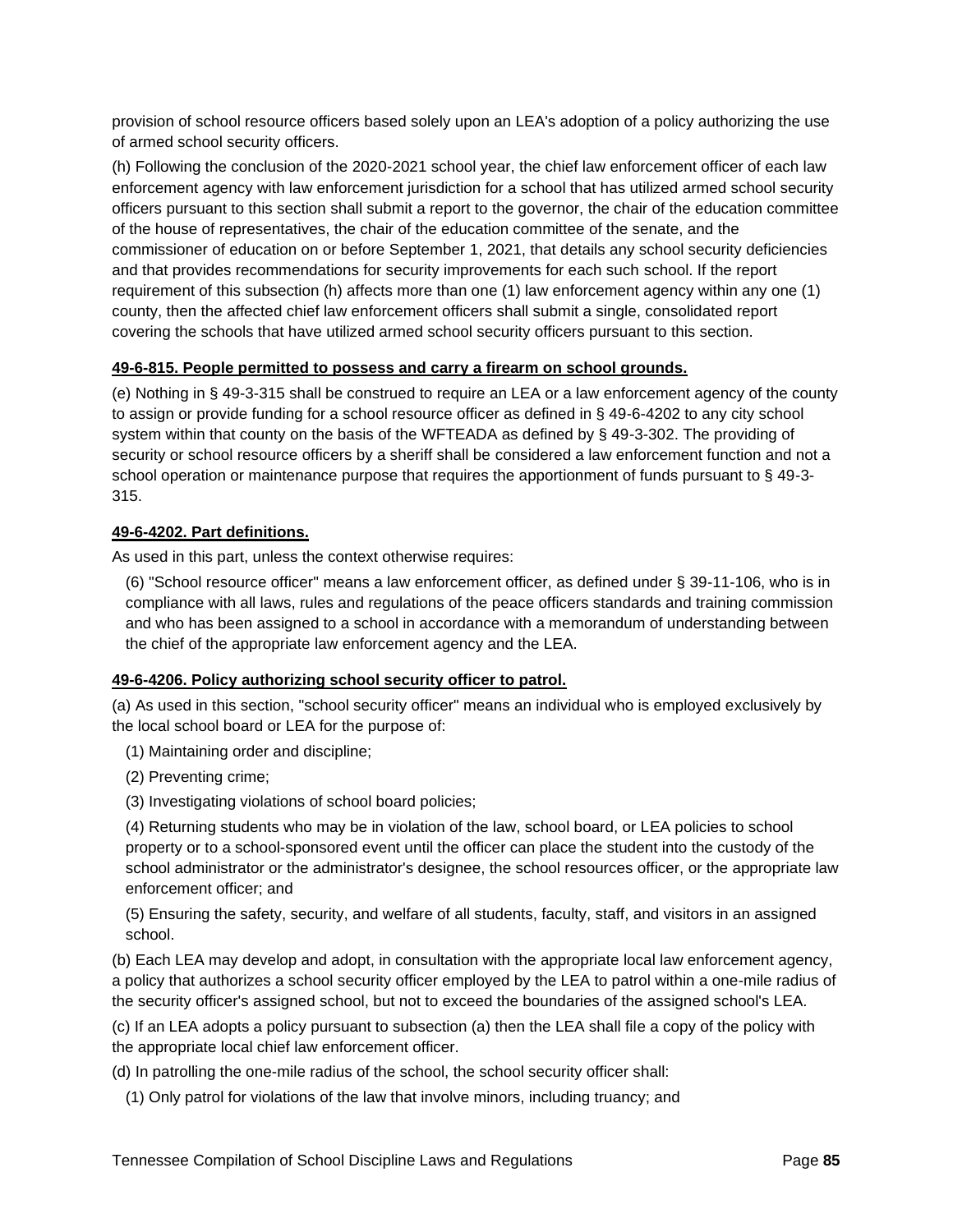provision of school resource officers based solely upon an LEA's adoption of a policy authorizing the use of armed school security officers.

(h) Following the conclusion of the 2020-2021 school year, the chief law enforcement officer of each law enforcement agency with law enforcement jurisdiction for a school that has utilized armed school security officers pursuant to this section shall submit a report to the governor, the chair of the education committee of the house of representatives, the chair of the education committee of the senate, and the commissioner of education on or before September 1, 2021, that details any school security deficiencies and that provides recommendations for security improvements for each such school. If the report requirement of this subsection (h) affects more than one (1) law enforcement agency within any one (1) county, then the affected chief law enforcement officers shall submit a single, consolidated report covering the schools that have utilized armed school security officers pursuant to this section.

**49-6-815. People permitted to possess and carry a firearm on school grounds.**

(e) Nothing in § 49-3-315 shall be construed to require an LEA or a law enforcement agency of the county to assign or provide funding for a school resource officer as defined in § 49-6-4202 to any city school system within that county on the basis of the WFTEADA as defined by § 49-3-302. The providing of security or school resource officers by a sheriff shall be considered a law enforcement function and not a school operation or maintenance purpose that requires the apportionment of funds pursuant to § 49-3-315.

**49-6-4202. Part definitions.**

As used in this part, unless the context otherwise requires:

(6) "School resource officer" means a law enforcement officer, as defined under § 39-11-106, who is in compliance with all laws, rules and regulations of the peace officers standards and training commission and who has been assigned to a school in accordance with a memorandum of understanding between the chief of the appropriate law enforcement agency and the LEA.

**49-6-4206. Policy authorizing school security officer to patrol.**

(a) As used in this section, "school security officer" means an individual who is employed exclusively by the local school board or LEA for the purpose of:

(1) Maintaining order and discipline;

(2) Preventing crime;

(3) Investigating violations of school board policies;

(4) Returning students who may be in violation of the law, school board, or LEA policies to school property or to a school-sponsored event until the officer can place the student into the custody of the school administrator or the administrator's designee, the school resources officer, or the appropriate law enforcement officer; and

(5) Ensuring the safety, security, and welfare of all students, faculty, staff, and visitors in an assigned school.

(b) Each LEA may develop and adopt, in consultation with the appropriate local law enforcement agency, a policy that authorizes a school security officer employed by the LEA to patrol within a one-mile radius of the security officer's assigned school, but not to exceed the boundaries of the assigned school's LEA.

(c) If an LEA adopts a policy pursuant to subsection (a) then the LEA shall file a copy of the policy with the appropriate local chief law enforcement officer.

(d) In patrolling the one-mile radius of the school, the school security officer shall:

(1) Only patrol for violations of the law that involve minors, including truancy; and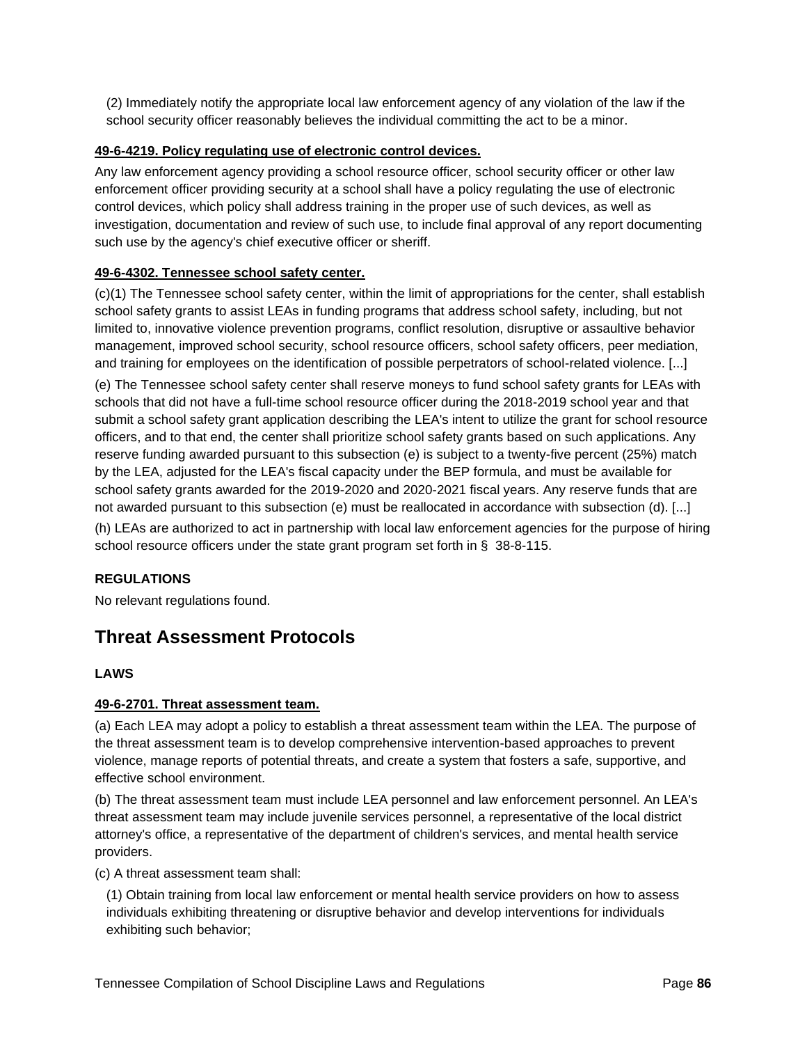(2) Immediately notify the appropriate local law enforcement agency of any violation of the law if the school security officer reasonably believes the individual committing the act to be a minor.

**49-6-4219. Policy regulating use of electronic control devices.**

Any law enforcement agency providing a school resource officer, school security officer or other law enforcement officer providing security at a school shall have a policy regulating the use of electronic control devices, which policy shall address training in the proper use of such devices, as well as investigation, documentation and review of such use, to include final approval of any report documenting such use by the agency's chief executive officer or sheriff.

**49-6-4302. Tennessee school safety center.**

(c)(1) The Tennessee school safety center, within the limit of appropriations for the center, shall establish school safety grants to assist LEAs in funding programs that address school safety, including, but not limited to, innovative violence prevention programs, conflict resolution, disruptive or assaultive behavior management, improved school security, school resource officers, school safety officers, peer mediation, and training for employees on the identification of possible perpetrators of school-related violence. [...]

(e) The Tennessee school safety center shall reserve moneys to fund school safety grants for LEAs with schools that did not have a full-time school resource officer during the 2018-2019 school year and that submit a school safety grant application describing the LEA's intent to utilize the grant for school resource officers, and to that end, the center shall prioritize school safety grants based on such applications. Any reserve funding awarded pursuant to this subsection (e) is subject to a twenty-five percent (25%) match by the LEA, adjusted for the LEA's fiscal capacity under the BEP formula, and must be available for school safety grants awarded for the 2019-2020 and 2020-2021 fiscal years. Any reserve funds that are not awarded pursuant to this subsection (e) must be reallocated in accordance with subsection (d). [...]

(h) LEAs are authorized to act in partnership with local law enforcement agencies for the purpose of hiring school resource officers under the state grant program set forth in § 38-8-115.

**REGULATIONS**

No relevant regulations found.

## Threat Assessment Protocols

**LAWS**

**49-6-2701. Threat assessment team.**

(a) Each LEA may adopt a policy to establish a threat assessment team within the LEA. The purpose of the threat assessment team is to develop comprehensive intervention-based approaches to prevent violence, manage reports of potential threats, and create a system that fosters a safe, supportive, and effective school environment.

(b) The threat assessment team must include LEA personnel and law enforcement personnel. An LEA's threat assessment team may include juvenile services personnel, a representative of the local district attorney's office, a representative of the department of children's services, and mental health service providers.

(c) A threat assessment team shall:

(1) Obtain training from local law enforcement or mental health service providers on how to assess individuals exhibiting threatening or disruptive behavior and develop interventions for individuals exhibiting such behavior;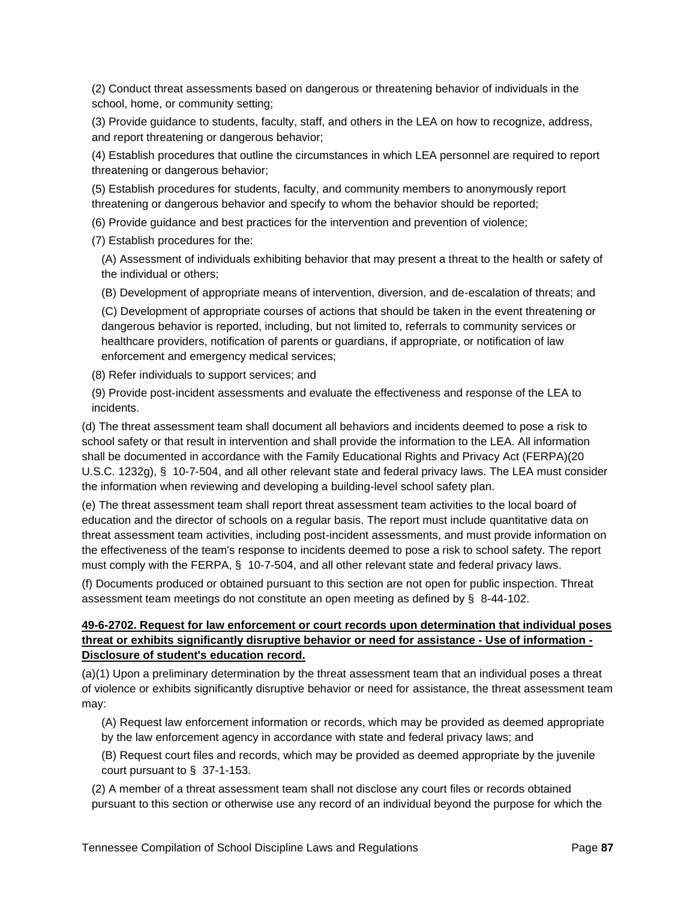(2) Conduct threat assessments based on dangerous or threatening behavior of individuals in the school, home, or community setting;

(3) Provide guidance to students, faculty, staff, and others in the LEA on how to recognize, address, and report threatening or dangerous behavior;

(4) Establish procedures that outline the circumstances in which LEA personnel are required to report threatening or dangerous behavior;

(5) Establish procedures for students, faculty, and community members to anonymously report threatening or dangerous behavior and specify to whom the behavior should be reported;

(6) Provide guidance and best practices for the intervention and prevention of violence;

(7) Establish procedures for the:

(A) Assessment of individuals exhibiting behavior that may present a threat to the health or safety of the individual or others;

(B) Development of appropriate means of intervention, diversion, and de-escalation of threats; and

(C) Development of appropriate courses of actions that should be taken in the event threatening or dangerous behavior is reported, including, but not limited to, referrals to community services or healthcare providers, notification of parents or guardians, if appropriate, or notification of law enforcement and emergency medical services;

(8) Refer individuals to support services; and

(9) Provide post-incident assessments and evaluate the effectiveness and response of the LEA to incidents.

(d) The threat assessment team shall document all behaviors and incidents deemed to pose a risk to school safety or that result in intervention and shall provide the information to the LEA. All information shall be documented in accordance with the Family Educational Rights and Privacy Act (FERPA)(20 U.S.C. 1232g), § 10-7-504, and all other relevant state and federal privacy laws. The LEA must consider the information when reviewing and developing a building-level school safety plan.

(e) The threat assessment team shall report threat assessment team activities to the local board of education and the director of schools on a regular basis. The report must include quantitative data on threat assessment team activities, including post-incident assessments, and must provide information on the effectiveness of the team's response to incidents deemed to pose a risk to school safety. The report must comply with the FERPA, § 10-7-504, and all other relevant state and federal privacy laws.

(f) Documents produced or obtained pursuant to this section are not open for public inspection. Threat assessment team meetings do not constitute an open meeting as defined by § 8-44-102.

**49-6-2702. Request for law enforcement or court records upon determination that individual poses threat or exhibits significantly disruptive behavior or need for assistance - Use of information - Disclosure of student's education record.**

(a)(1) Upon a preliminary determination by the threat assessment team that an individual poses a threat of violence or exhibits significantly disruptive behavior or need for assistance, the threat assessment team may:

(A) Request law enforcement information or records, which may be provided as deemed appropriate by the law enforcement agency in accordance with state and federal privacy laws; and

(B) Request court files and records, which may be provided as deemed appropriate by the juvenile court pursuant to § 37-1-153.

(2) A member of a threat assessment team shall not disclose any court files or records obtained pursuant to this section or otherwise use any record of an individual beyond the purpose for which the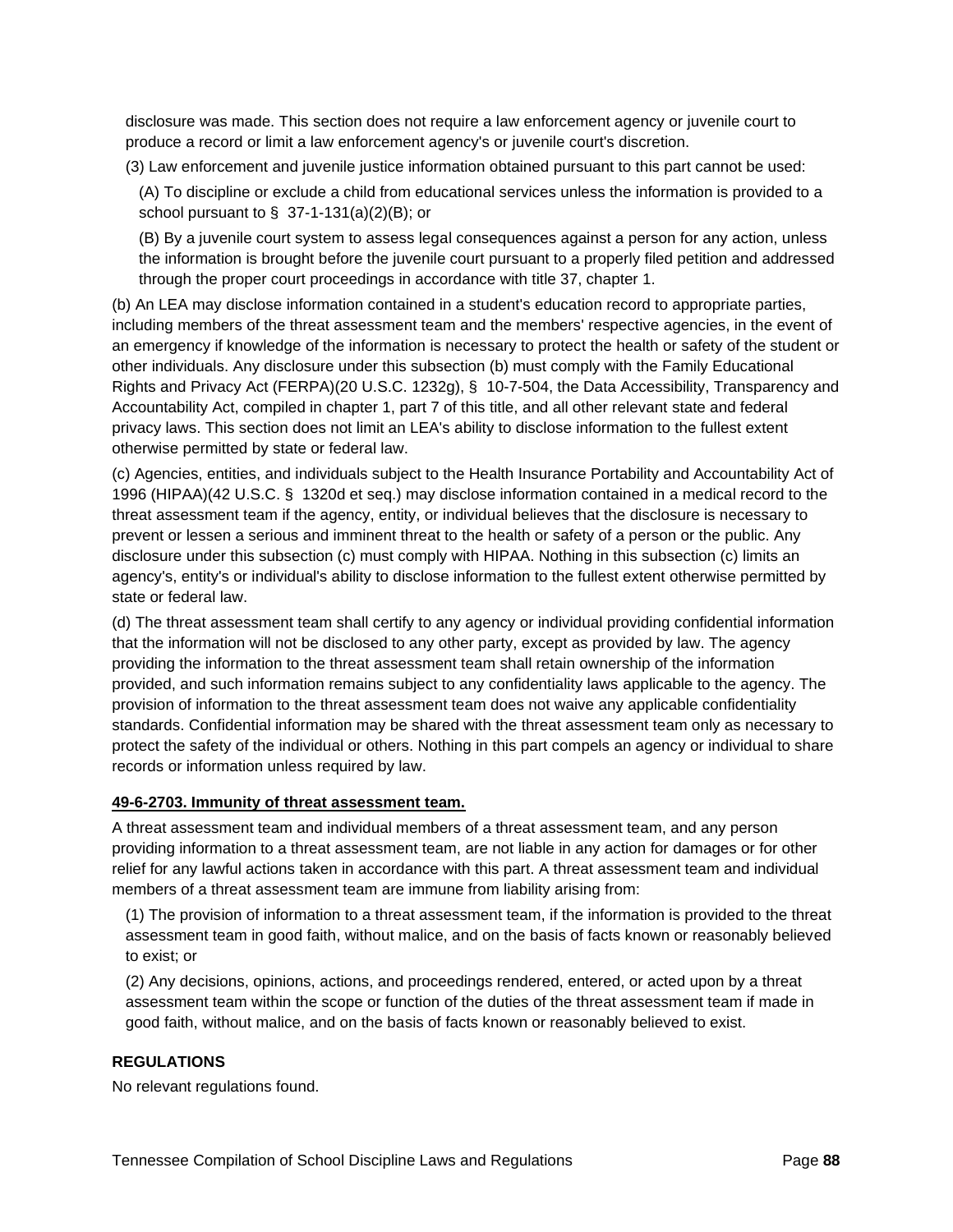disclosure was made. This section does not require a law enforcement agency or juvenile court to produce a record or limit a law enforcement agency's or juvenile court's discretion.

(3) Law enforcement and juvenile justice information obtained pursuant to this part cannot be used:

(A) To discipline or exclude a child from educational services unless the information is provided to a school pursuant to § 37-1-131(a)(2)(B); or

(B) By a juvenile court system to assess legal consequences against a person for any action, unless the information is brought before the juvenile court pursuant to a properly filed petition and addressed through the proper court proceedings in accordance with title 37, chapter 1.

(b) An LEA may disclose information contained in a student's education record to appropriate parties, including members of the threat assessment team and the members' respective agencies, in the event of an emergency if knowledge of the information is necessary to protect the health or safety of the student or other individuals. Any disclosure under this subsection (b) must comply with the Family Educational Rights and Privacy Act (FERPA)(20 U.S.C. 1232g), § 10-7-504, the Data Accessibility, Transparency and Accountability Act, compiled in chapter 1, part 7 of this title, and all other relevant state and federal privacy laws. This section does not limit an LEA's ability to disclose information to the fullest extent otherwise permitted by state or federal law.

(c) Agencies, entities, and individuals subject to the Health Insurance Portability and Accountability Act of 1996 (HIPAA)(42 U.S.C. § 1320d et seq.) may disclose information contained in a medical record to the threat assessment team if the agency, entity, or individual believes that the disclosure is necessary to prevent or lessen a serious and imminent threat to the health or safety of a person or the public. Any disclosure under this subsection (c) must comply with HIPAA. Nothing in this subsection (c) limits an agency's, entity's or individual's ability to disclose information to the fullest extent otherwise permitted by state or federal law.

(d) The threat assessment team shall certify to any agency or individual providing confidential information that the information will not be disclosed to any other party, except as provided by law. The agency providing the information to the threat assessment team shall retain ownership of the information provided, and such information remains subject to any confidentiality laws applicable to the agency. The provision of information to the threat assessment team does not waive any applicable confidentiality standards. Confidential information may be shared with the threat assessment team only as necessary to protect the safety of the individual or others. Nothing in this part compels an agency or individual to share records or information unless required by law.

**49-6-2703. Immunity of threat assessment team.**

A threat assessment team and individual members of a threat assessment team, and any person providing information to a threat assessment team, are not liable in any action for damages or for other relief for any lawful actions taken in accordance with this part. A threat assessment team and individual members of a threat assessment team are immune from liability arising from:

(1) The provision of information to a threat assessment team, if the information is provided to the threat assessment team in good faith, without malice, and on the basis of facts known or reasonably believed to exist; or

(2) Any decisions, opinions, actions, and proceedings rendered, entered, or acted upon by a threat assessment team within the scope or function of the duties of the threat assessment team if made in good faith, without malice, and on the basis of facts known or reasonably believed to exist.

## REGULATIONS

No relevant regulations found.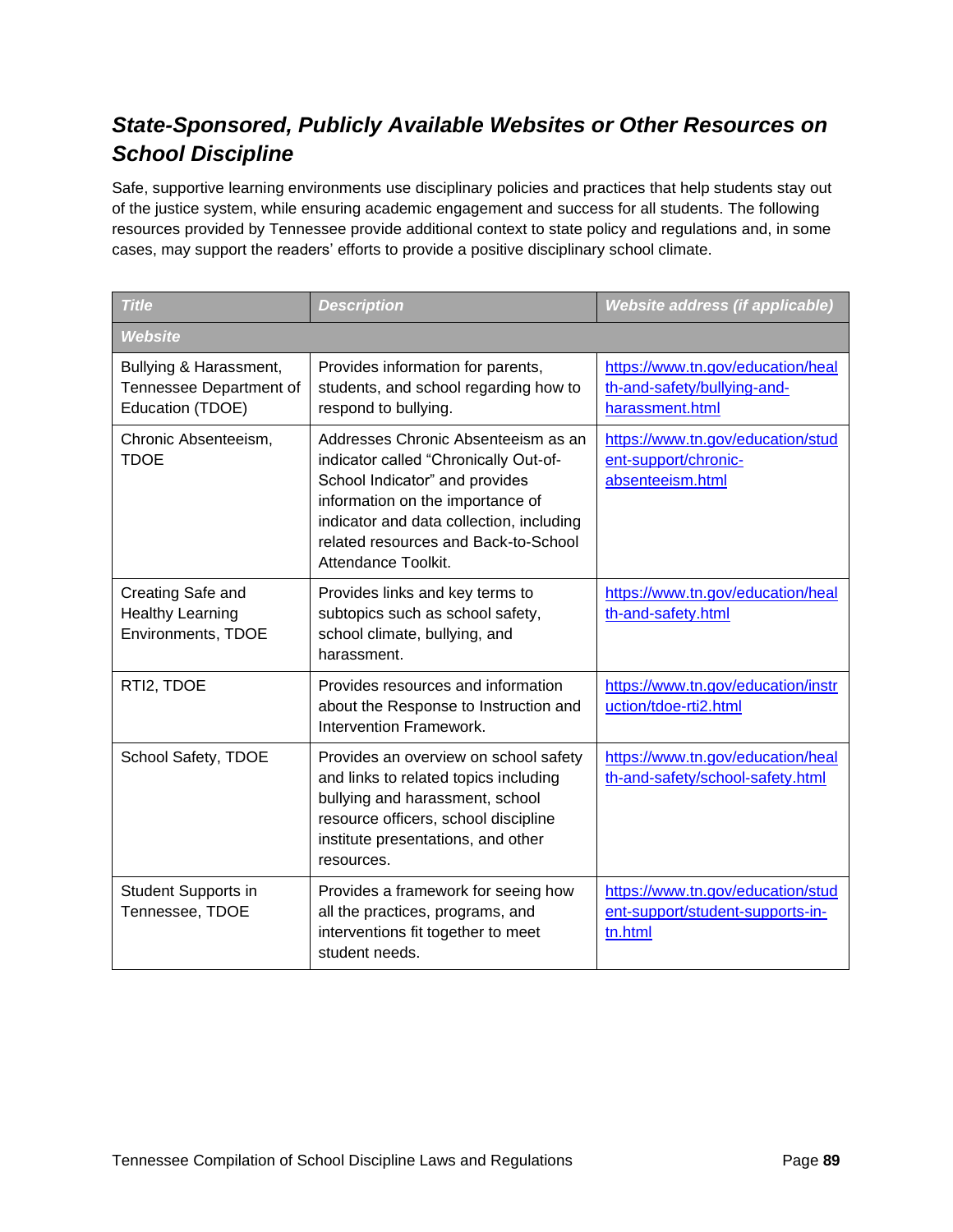## *State-Sponsored, Publicly Available Websites or Other Resources on School Discipline*

Safe, supportive learning environments use disciplinary policies and practices that help students stay out of the justice system, while ensuring academic engagement and success for all students. The following resources provided by Tennessee provide additional context to state policy and regulations and, in some cases, may support the readers' efforts to provide a positive disciplinary school climate.

| *Title* | *Description* | *Website address (if applicable)* |
|---|---|---|
| ***Website*** | | |
| Bullying & Harassment, Tennessee Department of Education (TDOE) | Provides information for parents, students, and school regarding how to respond to bullying. | https://www.tn.gov/education/health-and-safety/bullying-and-harassment.html |
| Chronic Absenteeism, TDOE | Addresses Chronic Absenteeism as an indicator called "Chronically Out-of-School Indicator" and provides information on the importance of indicator and data collection, including related resources and Back-to-School Attendance Toolkit. | https://www.tn.gov/education/student-support/chronic-absenteeism.html |
| Creating Safe and Healthy Learning Environments, TDOE | Provides links and key terms to subtopics such as school safety, school climate, bullying, and harassment. | https://www.tn.gov/education/health-and-safety.html |
| RTI2, TDOE | Provides resources and information about the Response to Instruction and Intervention Framework. | https://www.tn.gov/education/instruction/tdoe-rti2.html |
| School Safety, TDOE | Provides an overview on school safety and links to related topics including bullying and harassment, school resource officers, school discipline institute presentations, and other resources. | https://www.tn.gov/education/health-and-safety/school-safety.html |
| Student Supports in Tennessee, TDOE | Provides a framework for seeing how all the practices, programs, and interventions fit together to meet student needs. | https://www.tn.gov/education/student-support/student-supports-in-tn.html |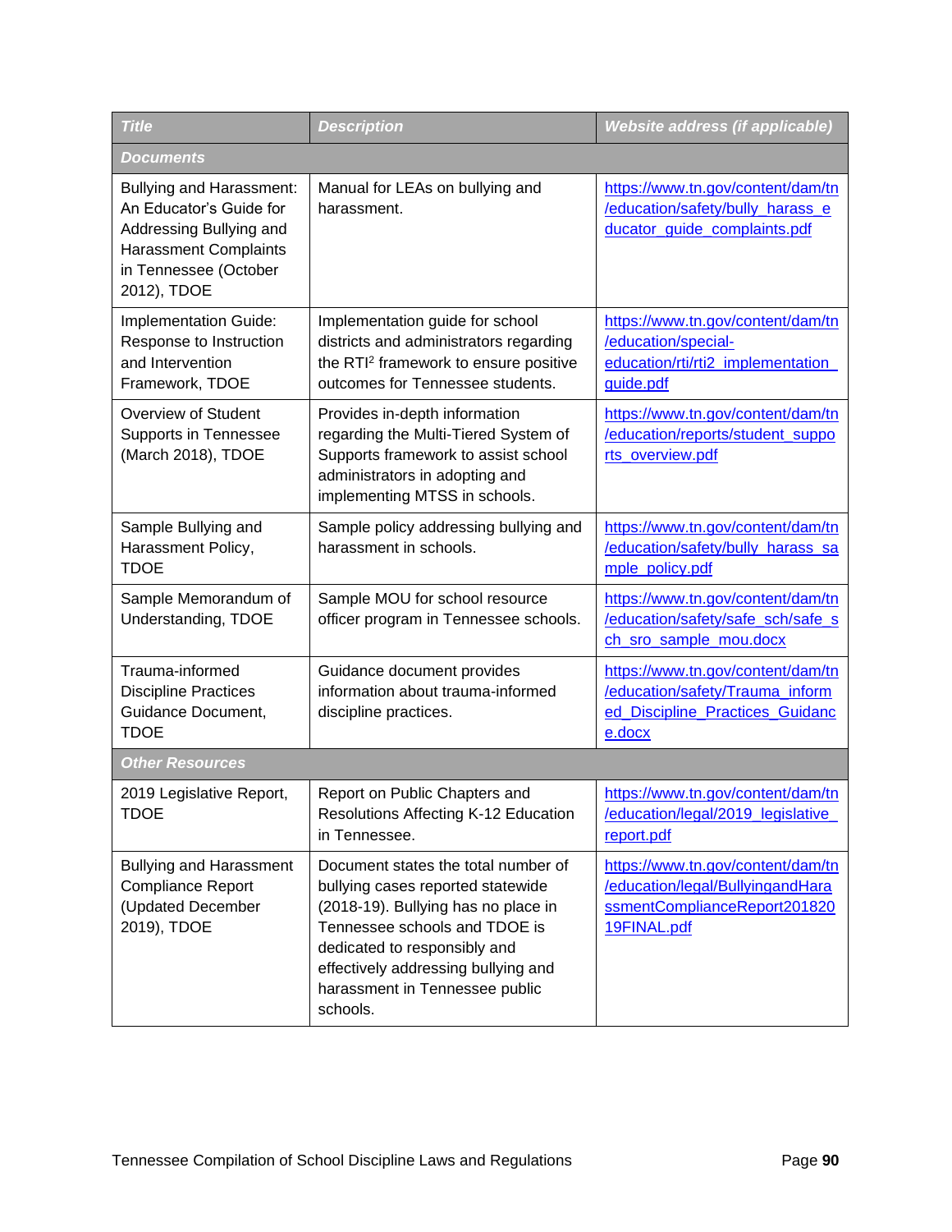| Title | Description | Website address (if applicable) |
|---|---|---|
| **Documents** | | |
| Bullying and Harassment: An Educator's Guide for Addressing Bullying and Harassment Complaints in Tennessee (October 2012), TDOE | Manual for LEAs on bullying and harassment. | https://www.tn.gov/content/dam/tn/education/safety/bully_harass_educator_guide_complaints.pdf |
| Implementation Guide: Response to Instruction and Intervention Framework, TDOE | Implementation guide for school districts and administrators regarding the RTI² framework to ensure positive outcomes for Tennessee students. | https://www.tn.gov/content/dam/tn/education/special-education/rti/rti2_implementation_guide.pdf |
| Overview of Student Supports in Tennessee (March 2018), TDOE | Provides in-depth information regarding the Multi-Tiered System of Supports framework to assist school administrators in adopting and implementing MTSS in schools. | https://www.tn.gov/content/dam/tn/education/reports/student_supports_overview.pdf |
| Sample Bullying and Harassment Policy, TDOE | Sample policy addressing bullying and harassment in schools. | https://www.tn.gov/content/dam/tn/education/safety/bully_harass_sample_policy.pdf |
| Sample Memorandum of Understanding, TDOE | Sample MOU for school resource officer program in Tennessee schools. | https://www.tn.gov/content/dam/tn/education/safety/safe_sch/safe_sch_sro_sample_mou.docx |
| Trauma-informed Discipline Practices Guidance Document, TDOE | Guidance document provides information about trauma-informed discipline practices. | https://www.tn.gov/content/dam/tn/education/safety/Trauma_informed_Discipline_Practices_Guidance.docx |
| **Other Resources** | | |
| 2019 Legislative Report, TDOE | Report on Public Chapters and Resolutions Affecting K-12 Education in Tennessee. | https://www.tn.gov/content/dam/tn/education/legal/2019_legislative_report.pdf |
| Bullying and Harassment Compliance Report (Updated December 2019), TDOE | Document states the total number of bullying cases reported statewide (2018-19). Bullying has no place in Tennessee schools and TDOE is dedicated to responsibly and effectively addressing bullying and harassment in Tennessee public schools. | https://www.tn.gov/content/dam/tn/education/legal/BullyingandHarassmentComplianceReport201820 19FINAL.pdf |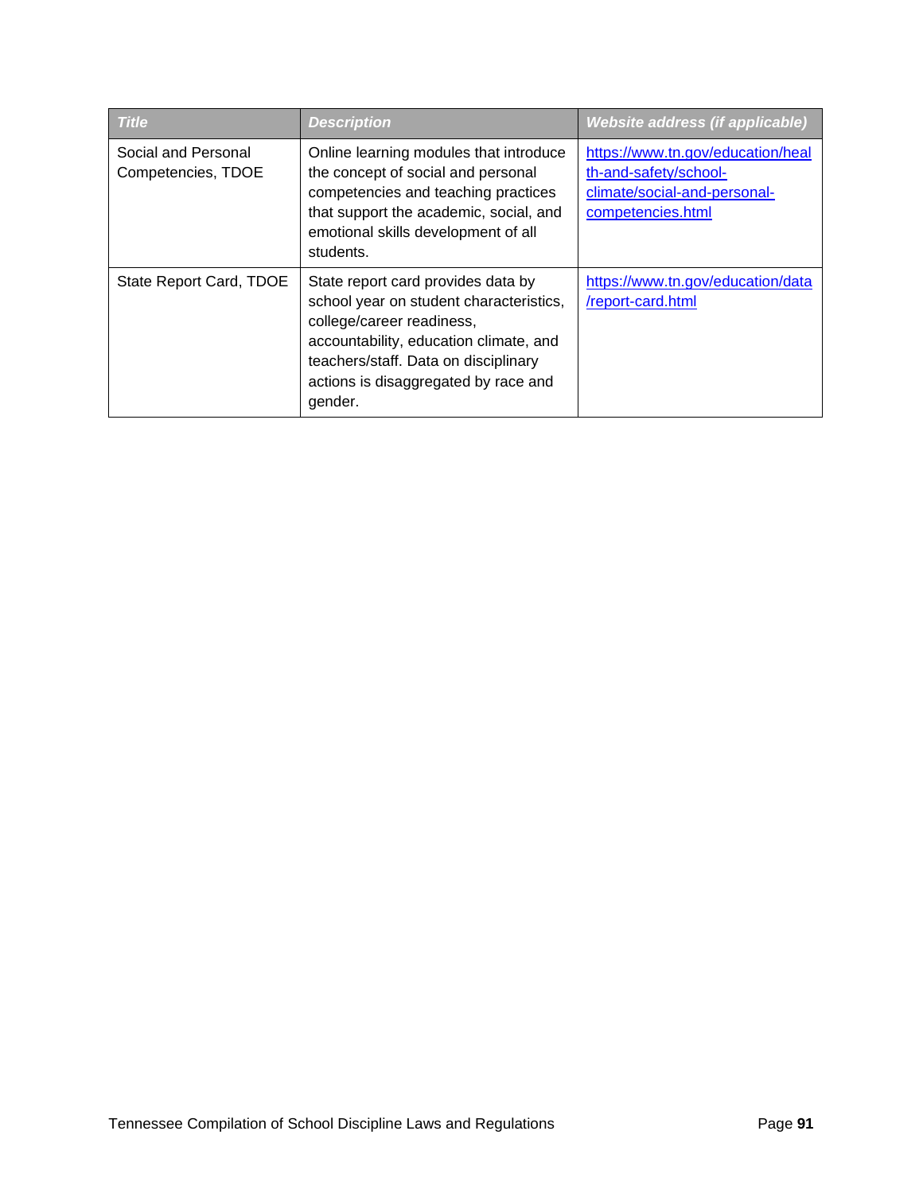| *Title* | *Description* | *Website address (if applicable)* |
| --- | --- | --- |
| Social and Personal Competencies, TDOE | Online learning modules that introduce the concept of social and personal competencies and teaching practices that support the academic, social, and emotional skills development of all students. | https://www.tn.gov/education/health-and-safety/school-climate/social-and-personal-competencies.html |
| State Report Card, TDOE | State report card provides data by school year on student characteristics, college/career readiness, accountability, education climate, and teachers/staff. Data on disciplinary actions is disaggregated by race and gender. | https://www.tn.gov/education/data/report-card.html |